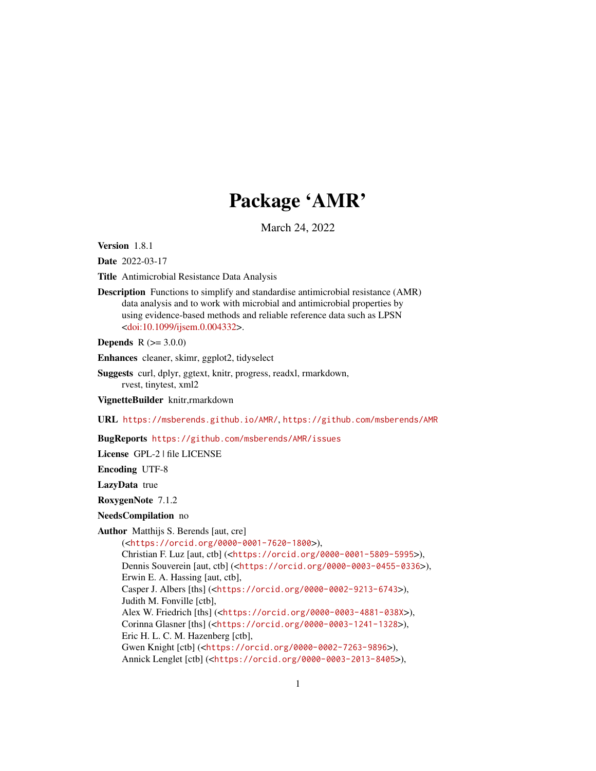# Package 'AMR'

March 24, 2022

**Version** 1.8.1

**Date** 2022-03-17

**Title** Antimicrobial Resistance Data Analysis

**Description** Functions to simplify and standardise antimicrobial resistance (AMR) data analysis and to work with microbial and antimicrobial properties by using evidence-based methods and reliable reference data such as LPSN <doi:10.1099/ijsem.0.004332>.

**Depends** R (>= 3.0.0)

**Enhances** cleaner, skimr, ggplot2, tidyselect

**Suggests** curl, dplyr, ggtext, knitr, progress, readxl, rmarkdown, rvest, tinytest, xml2

**VignetteBuilder** knitr,rmarkdown

**URL** https://msberends.github.io/AMR/, https://github.com/msberends/AMR

**BugReports** https://github.com/msberends/AMR/issues

**License** GPL-2 | file LICENSE

**Encoding** UTF-8

**LazyData** true

**RoxygenNote** 7.1.2

**NeedsCompilation** no

**Author** Matthijs S. Berends [aut, cre] (<https://orcid.org/0000-0001-7620-1800>),
Christian F. Luz [aut, ctb] (<https://orcid.org/0000-0001-5809-5995>),
Dennis Souverein [aut, ctb] (<https://orcid.org/0000-0003-0455-0336>),
Erwin E. A. Hassing [aut, ctb],
Casper J. Albers [ths] (<https://orcid.org/0000-0002-9213-6743>),
Judith M. Fonville [ctb],
Alex W. Friedrich [ths] (<https://orcid.org/0000-0003-4881-038X>),
Corinna Glasner [ths] (<https://orcid.org/0000-0003-1241-1328>),
Eric H. L. C. M. Hazenberg [ctb],
Gwen Knight [ctb] (<https://orcid.org/0000-0002-7263-9896>),
Annick Lenglet [ctb] (<https://orcid.org/0000-0003-2013-8405>),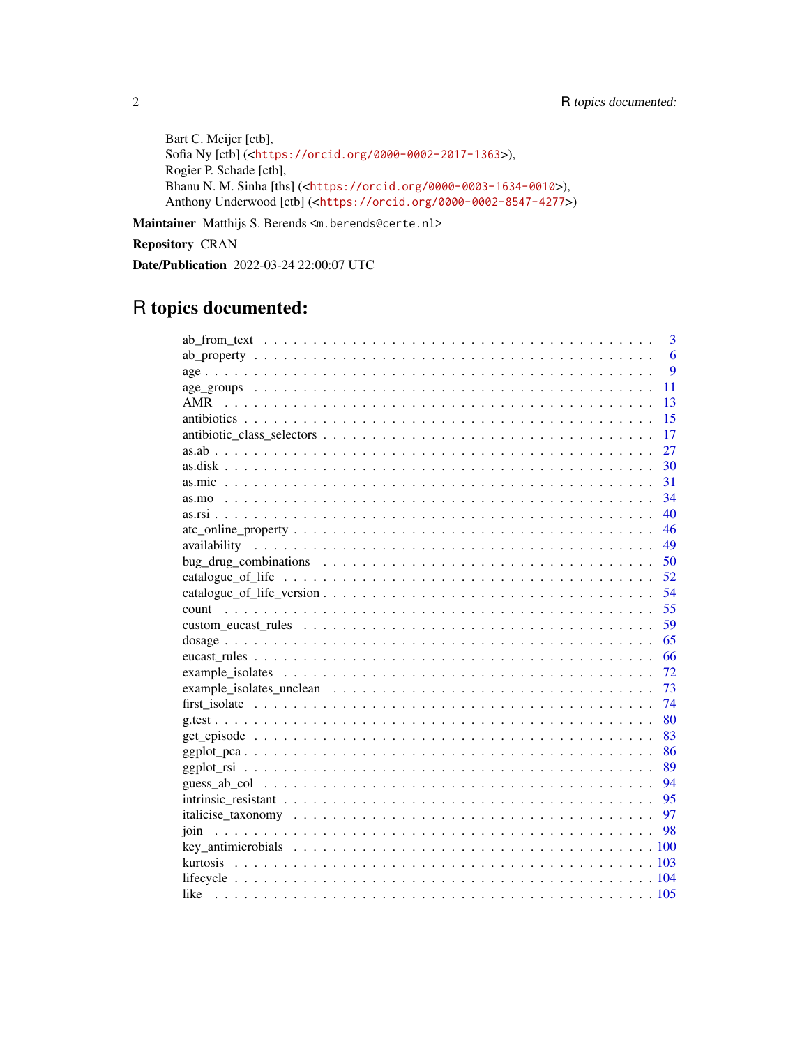Bart C. Meijer [ctb],
Sofia Ny [ctb] (<https://orcid.org/0000-0002-2017-1363>),
Rogier P. Schade [ctb],
Bhanu N. M. Sinha [ths] (<https://orcid.org/0000-0003-1634-0010>),
Anthony Underwood [ctb] (<https://orcid.org/0000-0002-8547-4277>)

**Maintainer** Matthijs S. Berends <m.berends@certe.nl>

**Repository** CRAN

**Date/Publication** 2022-03-24 22:00:07 UTC

# R topics documented:

| | |
|---|---|
| ab_from_text | 3 |
| ab_property | 6 |
| age | 9 |
| age_groups | 11 |
| AMR | 13 |
| antibiotics | 15 |
| antibiotic_class_selectors | 17 |
| as.ab | 27 |
| as.disk | 30 |
| as.mic | 31 |
| as.mo | 34 |
| as.rsi | 40 |
| atc_online_property | 46 |
| availability | 49 |
| bug_drug_combinations | 50 |
| catalogue_of_life | 52 |
| catalogue_of_life_version | 54 |
| count | 55 |
| custom_eucast_rules | 59 |
| dosage | 65 |
| eucast_rules | 66 |
| example_isolates | 72 |
| example_isolates_unclean | 73 |
| first_isolate | 74 |
| g.test | 80 |
| get_episode | 83 |
| ggplot_pca | 86 |
| ggplot_rsi | 89 |
| guess_ab_col | 94 |
| intrinsic_resistant | 95 |
| italicise_taxonomy | 97 |
| join | 98 |
| key_antimicrobials | 100 |
| kurtosis | 103 |
| lifecycle | 104 |
| like | 105 |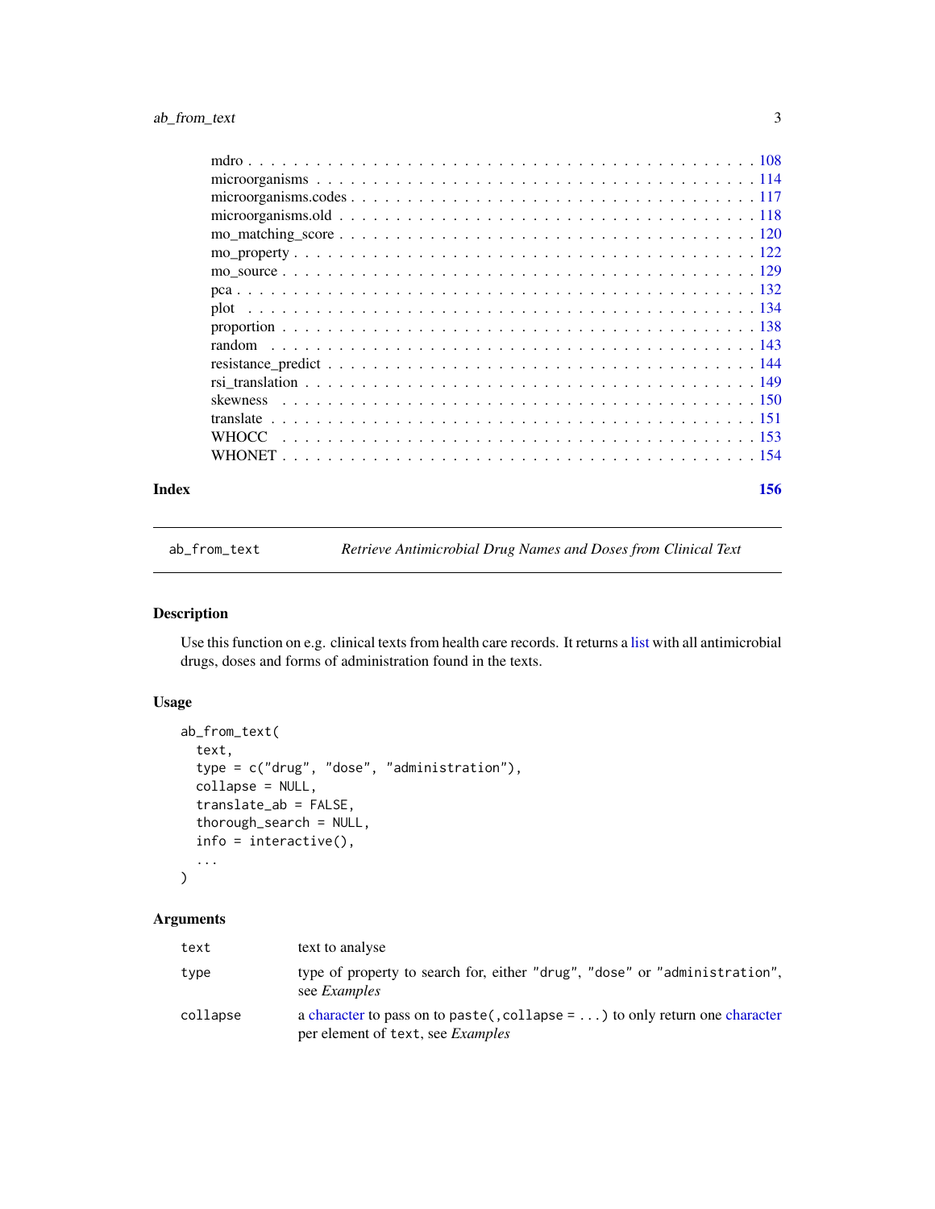mdro . . . . . . . . . . . . . . . . . . . . . . . . . . . . . . . . . . . . . . . 108
microorganisms . . . . . . . . . . . . . . . . . . . . . . . . . . . . . . . . . . 114
microorganisms.codes . . . . . . . . . . . . . . . . . . . . . . . . . . . . . . . 117
microorganisms.old . . . . . . . . . . . . . . . . . . . . . . . . . . . . . . . . 118
mo_matching_score . . . . . . . . . . . . . . . . . . . . . . . . . . . . . . . . 120
mo_property . . . . . . . . . . . . . . . . . . . . . . . . . . . . . . . . . . . . 122
mo_source . . . . . . . . . . . . . . . . . . . . . . . . . . . . . . . . . . . . . 129
pca . . . . . . . . . . . . . . . . . . . . . . . . . . . . . . . . . . . . . . . . 132
plot . . . . . . . . . . . . . . . . . . . . . . . . . . . . . . . . . . . . . . . 134
proportion . . . . . . . . . . . . . . . . . . . . . . . . . . . . . . . . . . . . 138
random . . . . . . . . . . . . . . . . . . . . . . . . . . . . . . . . . . . . . . 143
resistance_predict . . . . . . . . . . . . . . . . . . . . . . . . . . . . . . . . 144
rsi_translation . . . . . . . . . . . . . . . . . . . . . . . . . . . . . . . . . . 149
skewness . . . . . . . . . . . . . . . . . . . . . . . . . . . . . . . . . . . . . 150
translate . . . . . . . . . . . . . . . . . . . . . . . . . . . . . . . . . . . . . 151
WHOCC . . . . . . . . . . . . . . . . . . . . . . . . . . . . . . . . . . . . . . 153
WHONET . . . . . . . . . . . . . . . . . . . . . . . . . . . . . . . . . . . . . 154

**Index** **156**

---

`ab_from_text` *Retrieve Antimicrobial Drug Names and Doses from Clinical Text*

---

## Description

Use this function on e.g. clinical texts from health care records. It returns a list with all antimicrobial drugs, doses and forms of administration found in the texts.

## Usage

```
ab_from_text(
  text,
  type = c("drug", "dose", "administration"),
  collapse = NULL,
  translate_ab = FALSE,
  thorough_search = NULL,
  info = interactive(),
  ...
)
```

## Arguments

| | |
|---|---|
| `text` | text to analyse |
| `type` | type of property to search for, either `"drug"`, `"dose"` or `"administration"`, see *Examples* |
| `collapse` | a character to pass on to `paste(,collapse = ...)` to only return one character per element of `text`, see *Examples* |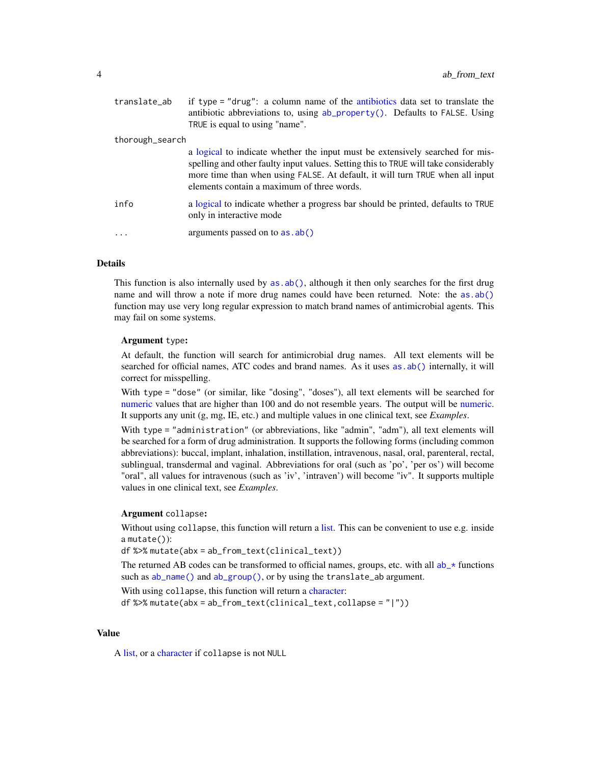| | |
|---|---|
| `translate_ab` | if `type = "drug"`: a column name of the antibiotics data set to translate the antibiotic abbreviations to, using `ab_property()`. Defaults to `FALSE`. Using `TRUE` is equal to using "name". |
| `thorough_search` | a logical to indicate whether the input must be extensively searched for misspelling and other faulty input values. Setting this to `TRUE` will take considerably more time than when using `FALSE`. At default, it will turn `TRUE` when all input elements contain a maximum of three words. |
| `info` | a logical to indicate whether a progress bar should be printed, defaults to `TRUE` only in interactive mode |
| `...` | arguments passed on to `as.ab()` |

## Details

This function is also internally used by `as.ab()`, although it then only searches for the first drug name and will throw a note if more drug names could have been returned. Note: the `as.ab()` function may use very long regular expression to match brand names of antimicrobial agents. This may fail on some systems.

### Argument `type`:

At default, the function will search for antimicrobial drug names. All text elements will be searched for official names, ATC codes and brand names. As it uses `as.ab()` internally, it will correct for misspelling.

With `type = "dose"` (or similar, like "dosing", "doses"), all text elements will be searched for numeric values that are higher than 100 and do not resemble years. The output will be numeric. It supports any unit (g, mg, IE, etc.) and multiple values in one clinical text, see *Examples*.

With `type = "administration"` (or abbreviations, like "admin", "adm"), all text elements will be searched for a form of drug administration. It supports the following forms (including common abbreviations): buccal, implant, inhalation, instillation, intravenous, nasal, oral, parenteral, rectal, sublingual, transdermal and vaginal. Abbreviations for oral (such as 'po', 'per os') will become "oral", all values for intravenous (such as 'iv', 'intraven') will become "iv". It supports multiple values in one clinical text, see *Examples*.

### Argument `collapse`:

Without using `collapse`, this function will return a list. This can be convenient to use e.g. inside a `mutate()`):

`df %>% mutate(abx = ab_from_text(clinical_text))`

The returned AB codes can be transformed to official names, groups, etc. with all `ab_*` functions such as `ab_name()` and `ab_group()`, or by using the `translate_ab` argument.

With using `collapse`, this function will return a character:

`df %>% mutate(abx = ab_from_text(clinical_text,collapse = "|"))`

## Value

A list, or a character if `collapse` is not `NULL`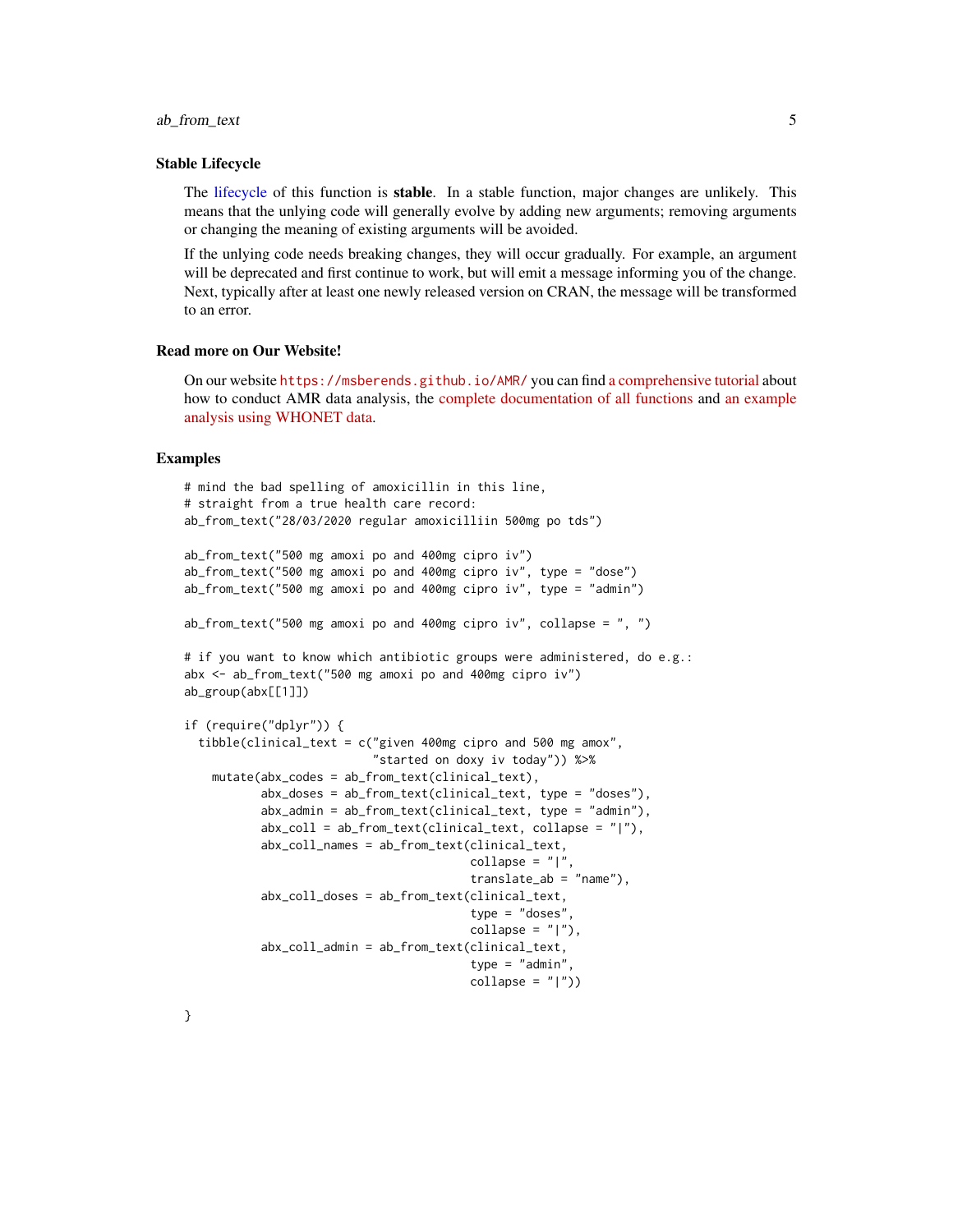## Stable Lifecycle

The lifecycle of this function is **stable**. In a stable function, major changes are unlikely. This means that the unlying code will generally evolve by adding new arguments; removing arguments or changing the meaning of existing arguments will be avoided.

If the unlying code needs breaking changes, they will occur gradually. For example, an argument will be deprecated and first continue to work, but will emit a message informing you of the change. Next, typically after at least one newly released version on CRAN, the message will be transformed to an error.

## Read more on Our Website!

On our website `https://msberends.github.io/AMR/` you can find a comprehensive tutorial about how to conduct AMR data analysis, the complete documentation of all functions and an example analysis using WHONET data.

## Examples

```
# mind the bad spelling of amoxicillin in this line,
# straight from a true health care record:
ab_from_text("28/03/2020 regular amoxicilliin 500mg po tds")

ab_from_text("500 mg amoxi po and 400mg cipro iv")
ab_from_text("500 mg amoxi po and 400mg cipro iv", type = "dose")
ab_from_text("500 mg amoxi po and 400mg cipro iv", type = "admin")

ab_from_text("500 mg amoxi po and 400mg cipro iv", collapse = ", ")

# if you want to know which antibiotic groups were administered, do e.g.:
abx <- ab_from_text("500 mg amoxi po and 400mg cipro iv")
ab_group(abx[[1]])

if (require("dplyr")) {
  tibble(clinical_text = c("given 400mg cipro and 500 mg amox",
                           "started on doxy iv today")) %>%
    mutate(abx_codes = ab_from_text(clinical_text),
           abx_doses = ab_from_text(clinical_text, type = "doses"),
           abx_admin = ab_from_text(clinical_text, type = "admin"),
           abx_coll = ab_from_text(clinical_text, collapse = "|"),
           abx_coll_names = ab_from_text(clinical_text,
                                         collapse = "|",
                                         translate_ab = "name"),
           abx_coll_doses = ab_from_text(clinical_text,
                                         type = "doses",
                                         collapse = "|"),
           abx_coll_admin = ab_from_text(clinical_text,
                                         type = "admin",
                                         collapse = "|"))

}
```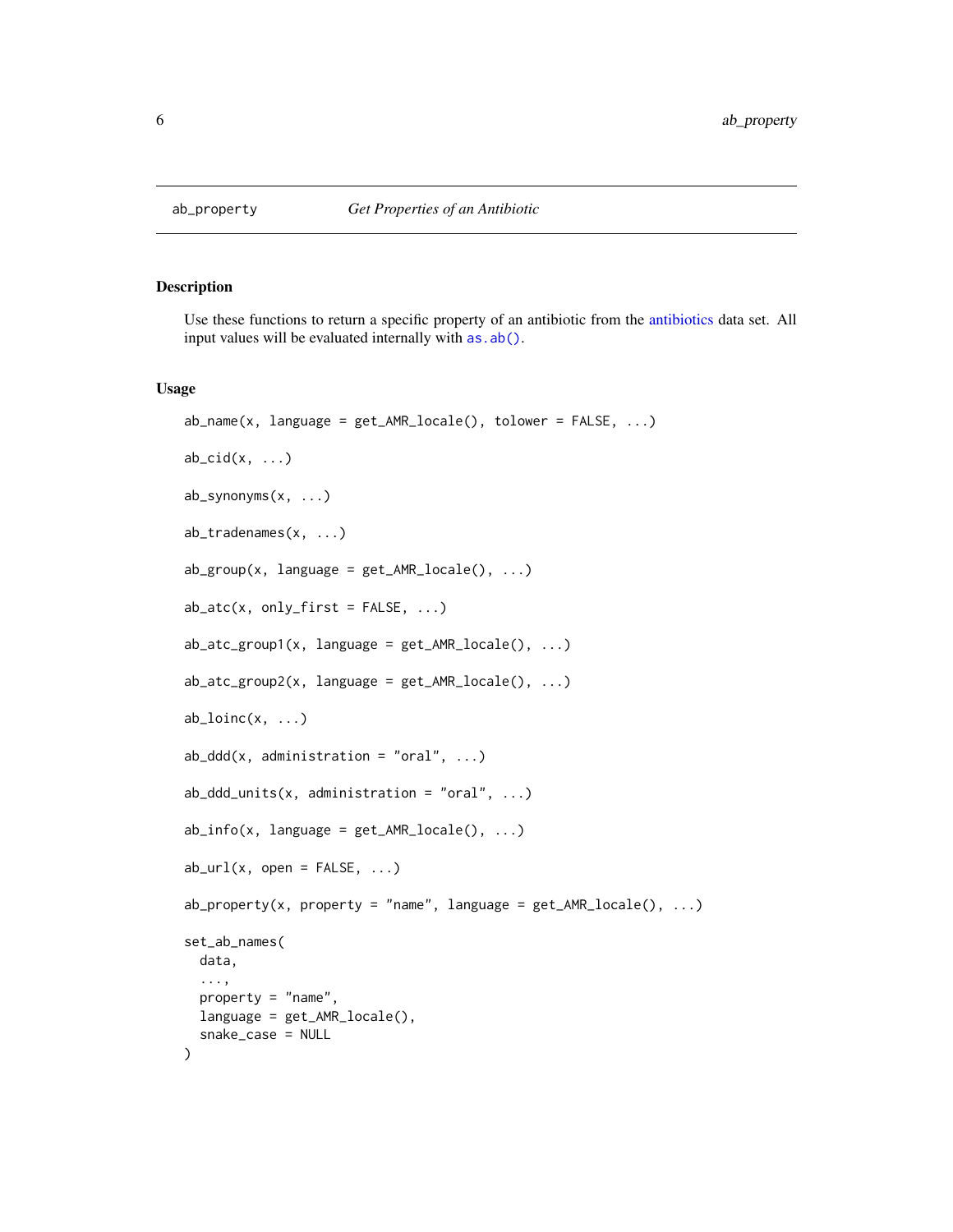# ab_property — *Get Properties of an Antibiotic*

## Description

Use these functions to return a specific property of an antibiotic from the antibiotics data set. All input values will be evaluated internally with `as.ab()`.

## Usage

```
ab_name(x, language = get_AMR_locale(), tolower = FALSE, ...)

ab_cid(x, ...)

ab_synonyms(x, ...)

ab_tradenames(x, ...)

ab_group(x, language = get_AMR_locale(), ...)

ab_atc(x, only_first = FALSE, ...)

ab_atc_group1(x, language = get_AMR_locale(), ...)

ab_atc_group2(x, language = get_AMR_locale(), ...)

ab_loinc(x, ...)

ab_ddd(x, administration = "oral", ...)

ab_ddd_units(x, administration = "oral", ...)

ab_info(x, language = get_AMR_locale(), ...)

ab_url(x, open = FALSE, ...)

ab_property(x, property = "name", language = get_AMR_locale(), ...)

set_ab_names(
  data,
  ...,
  property = "name",
  language = get_AMR_locale(),
  snake_case = NULL
)
```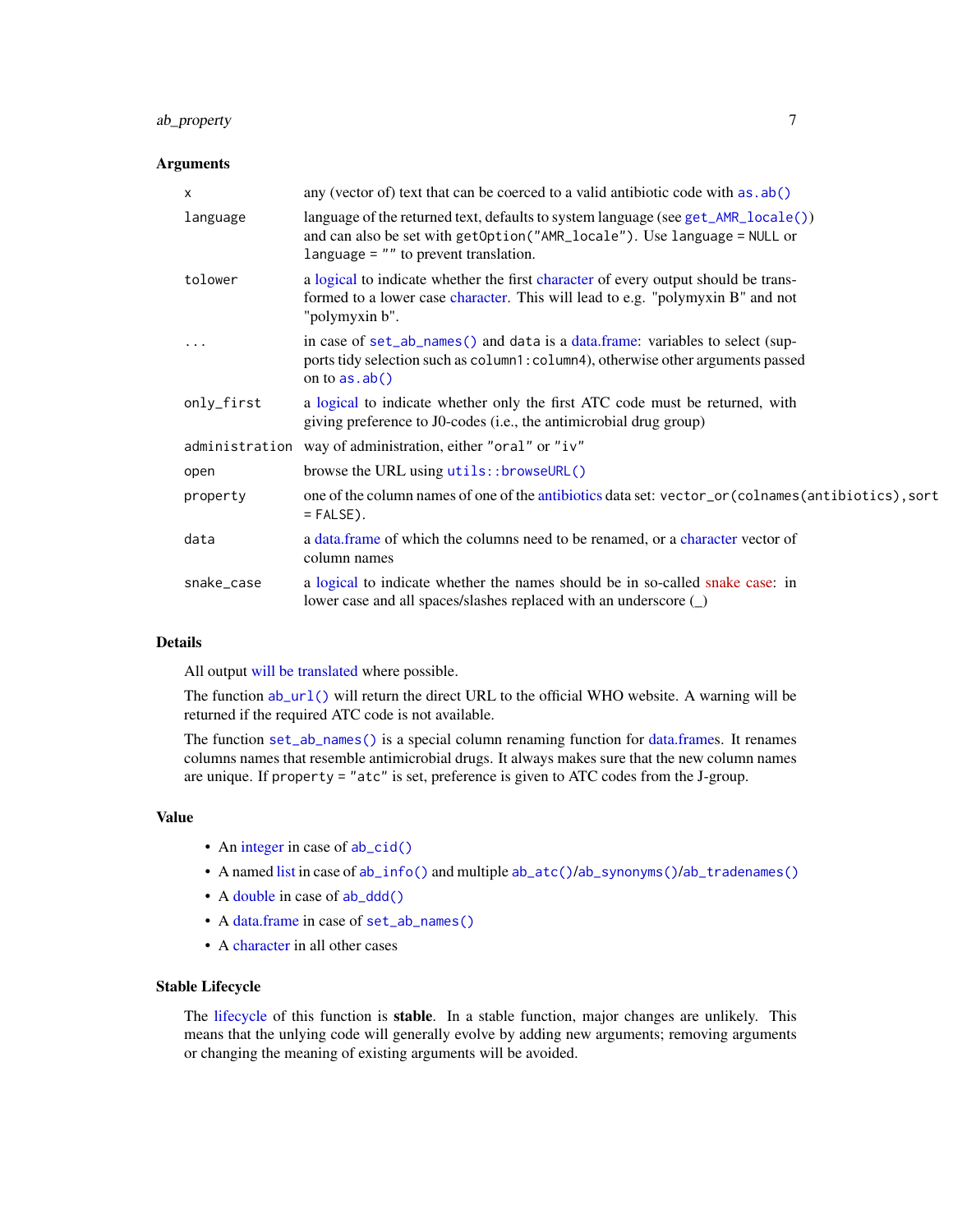## Arguments

| | |
|---|---|
| `x` | any (vector of) text that can be coerced to a valid antibiotic code with `as.ab()` |
| `language` | language of the returned text, defaults to system language (see `get_AMR_locale()`) and can also be set with `getOption("AMR_locale")`. Use `language = NULL` or `language = ""` to prevent translation. |
| `tolower` | a logical to indicate whether the first character of every output should be transformed to a lower case character. This will lead to e.g. "polymyxin B" and not "polymyxin b". |
| `...` | in case of `set_ab_names()` and `data` is a data.frame: variables to select (supports tidy selection such as `column1:column4`), otherwise other arguments passed on to `as.ab()` |
| `only_first` | a logical to indicate whether only the first ATC code must be returned, with giving preference to J0-codes (i.e., the antimicrobial drug group) |
| `administration` | way of administration, either `"oral"` or `"iv"` |
| `open` | browse the URL using `utils::browseURL()` |
| `property` | one of the column names of one of the antibiotics data set: `vector_or(colnames(antibiotics),sort = FALSE)`. |
| `data` | a data.frame of which the columns need to be renamed, or a character vector of column names |
| `snake_case` | a logical to indicate whether the names should be in so-called snake case: in lower case and all spaces/slashes replaced with an underscore (_) |

## Details

All output will be translated where possible.

The function `ab_url()` will return the direct URL to the official WHO website. A warning will be returned if the required ATC code is not available.

The function `set_ab_names()` is a special column renaming function for data.frames. It renames columns names that resemble antimicrobial drugs. It always makes sure that the new column names are unique. If `property = "atc"` is set, preference is given to ATC codes from the J-group.

## Value

- An integer in case of `ab_cid()`
- A named list in case of `ab_info()` and multiple `ab_atc()`/`ab_synonyms()`/`ab_tradenames()`
- A double in case of `ab_ddd()`
- A data.frame in case of `set_ab_names()`
- A character in all other cases

## Stable Lifecycle

The lifecycle of this function is **stable**. In a stable function, major changes are unlikely. This means that the unlying code will generally evolve by adding new arguments; removing arguments or changing the meaning of existing arguments will be avoided.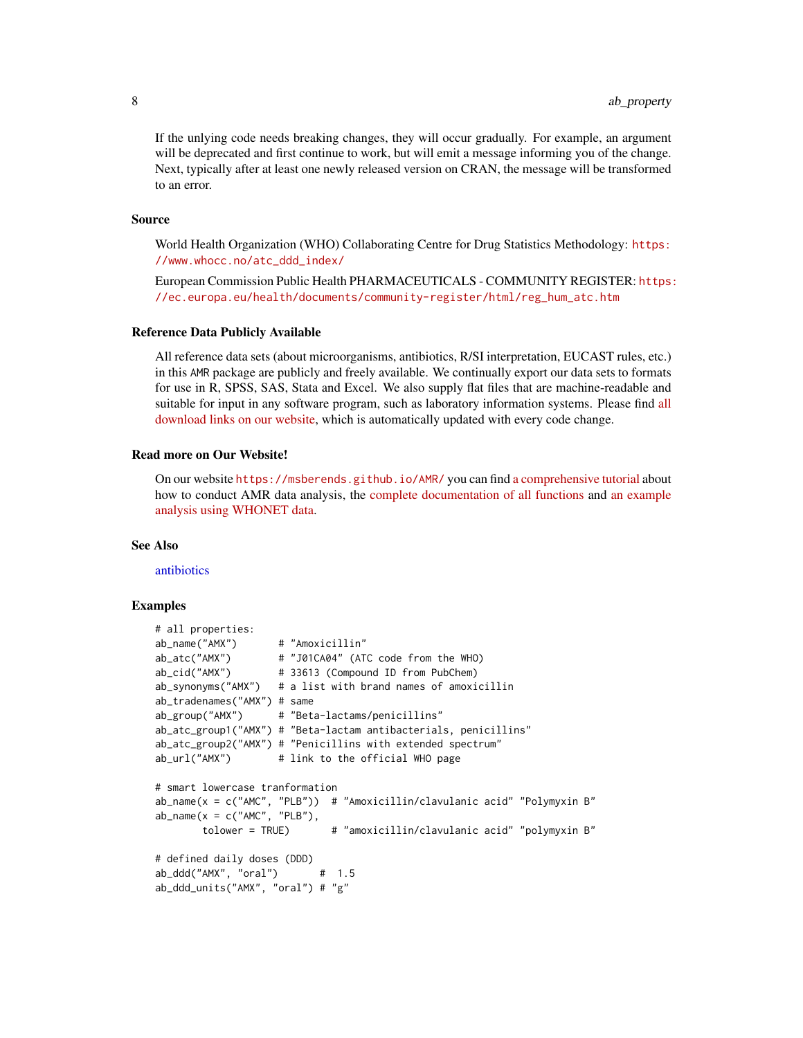If the unlying code needs breaking changes, they will occur gradually. For example, an argument will be deprecated and first continue to work, but will emit a message informing you of the change. Next, typically after at least one newly released version on CRAN, the message will be transformed to an error.

## Source

World Health Organization (WHO) Collaborating Centre for Drug Statistics Methodology: https://www.whocc.no/atc_ddd_index/

European Commission Public Health PHARMACEUTICALS - COMMUNITY REGISTER: https://ec.europa.eu/health/documents/community-register/html/reg_hum_atc.htm

## Reference Data Publicly Available

All reference data sets (about microorganisms, antibiotics, R/SI interpretation, EUCAST rules, etc.) in this AMR package are publicly and freely available. We continually export our data sets to formats for use in R, SPSS, SAS, Stata and Excel. We also supply flat files that are machine-readable and suitable for input in any software program, such as laboratory information systems. Please find all download links on our website, which is automatically updated with every code change.

## Read more on Our Website!

On our website https://msberends.github.io/AMR/ you can find a comprehensive tutorial about how to conduct AMR data analysis, the complete documentation of all functions and an example analysis using WHONET data.

## See Also

antibiotics

## Examples

```
# all properties:
ab_name("AMX")       # "Amoxicillin"
ab_atc("AMX")        # "J01CA04" (ATC code from the WHO)
ab_cid("AMX")        # 33613 (Compound ID from PubChem)
ab_synonyms("AMX")   # a list with brand names of amoxicillin
ab_tradenames("AMX") # same
ab_group("AMX")      # "Beta-lactams/penicillins"
ab_atc_group1("AMX") # "Beta-lactam antibacterials, penicillins"
ab_atc_group2("AMX") # "Penicillins with extended spectrum"
ab_url("AMX")        # link to the official WHO page

# smart lowercase tranformation
ab_name(x = c("AMC", "PLB"))  # "Amoxicillin/clavulanic acid" "Polymyxin B"
ab_name(x = c("AMC", "PLB"),
        tolower = TRUE)       # "amoxicillin/clavulanic acid" "polymyxin B"

# defined daily doses (DDD)
ab_ddd("AMX", "oral")       #  1.5
ab_ddd_units("AMX", "oral") # "g"
```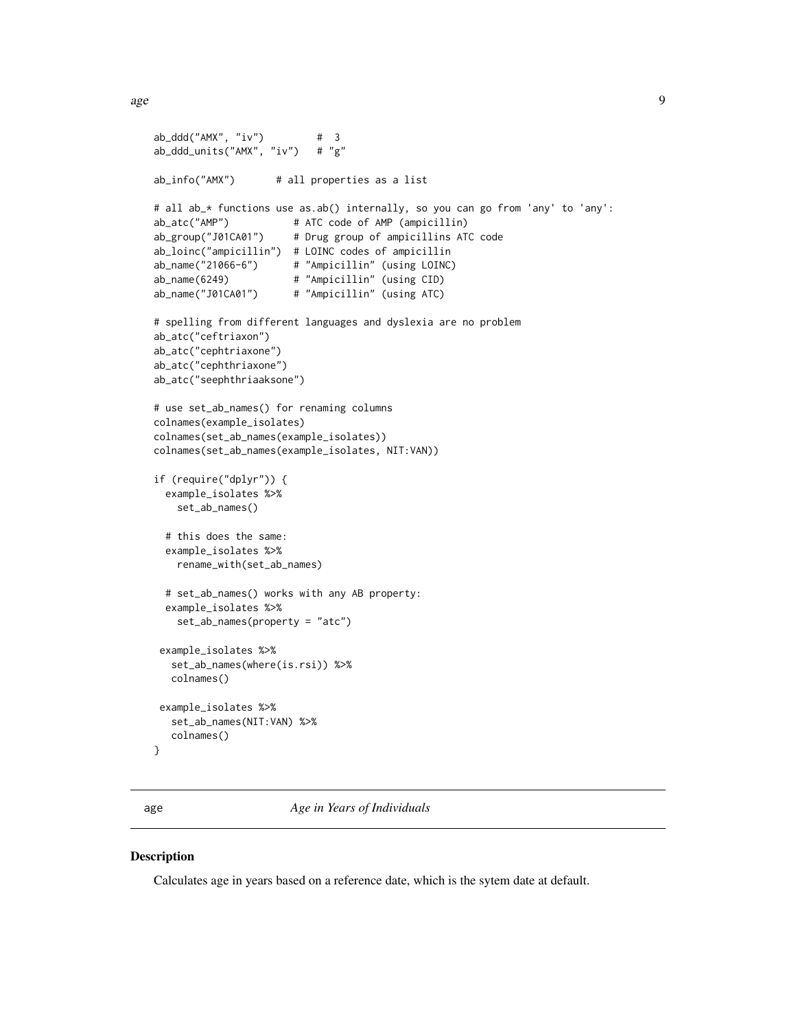```
ab_ddd("AMX", "iv")         #  3
ab_ddd_units("AMX", "iv")   # "g"

ab_info("AMX")       # all properties as a list

# all ab_* functions use as.ab() internally, so you can go from 'any' to 'any':
ab_atc("AMP")           # ATC code of AMP (ampicillin)
ab_group("J01CA01")     # Drug group of ampicillins ATC code
ab_loinc("ampicillin")  # LOINC codes of ampicillin
ab_name("21066-6")      # "Ampicillin" (using LOINC)
ab_name(6249)           # "Ampicillin" (using CID)
ab_name("J01CA01")      # "Ampicillin" (using ATC)

# spelling from different languages and dyslexia are no problem
ab_atc("ceftriaxon")
ab_atc("cephtriaxone")
ab_atc("cephthriaxone")
ab_atc("seephthriaaksone")

# use set_ab_names() for renaming columns
colnames(example_isolates)
colnames(set_ab_names(example_isolates))
colnames(set_ab_names(example_isolates, NIT:VAN))

if (require("dplyr")) {
  example_isolates %>%
    set_ab_names()

  # this does the same:
  example_isolates %>%
    rename_with(set_ab_names)

  # set_ab_names() works with any AB property:
  example_isolates %>%
    set_ab_names(property = "atc")

 example_isolates %>%
   set_ab_names(where(is.rsi)) %>%
   colnames()

 example_isolates %>%
   set_ab_names(NIT:VAN) %>%
   colnames()
}
```

## age — *Age in Years of Individuals*

### Description

Calculates age in years based on a reference date, which is the sytem date at default.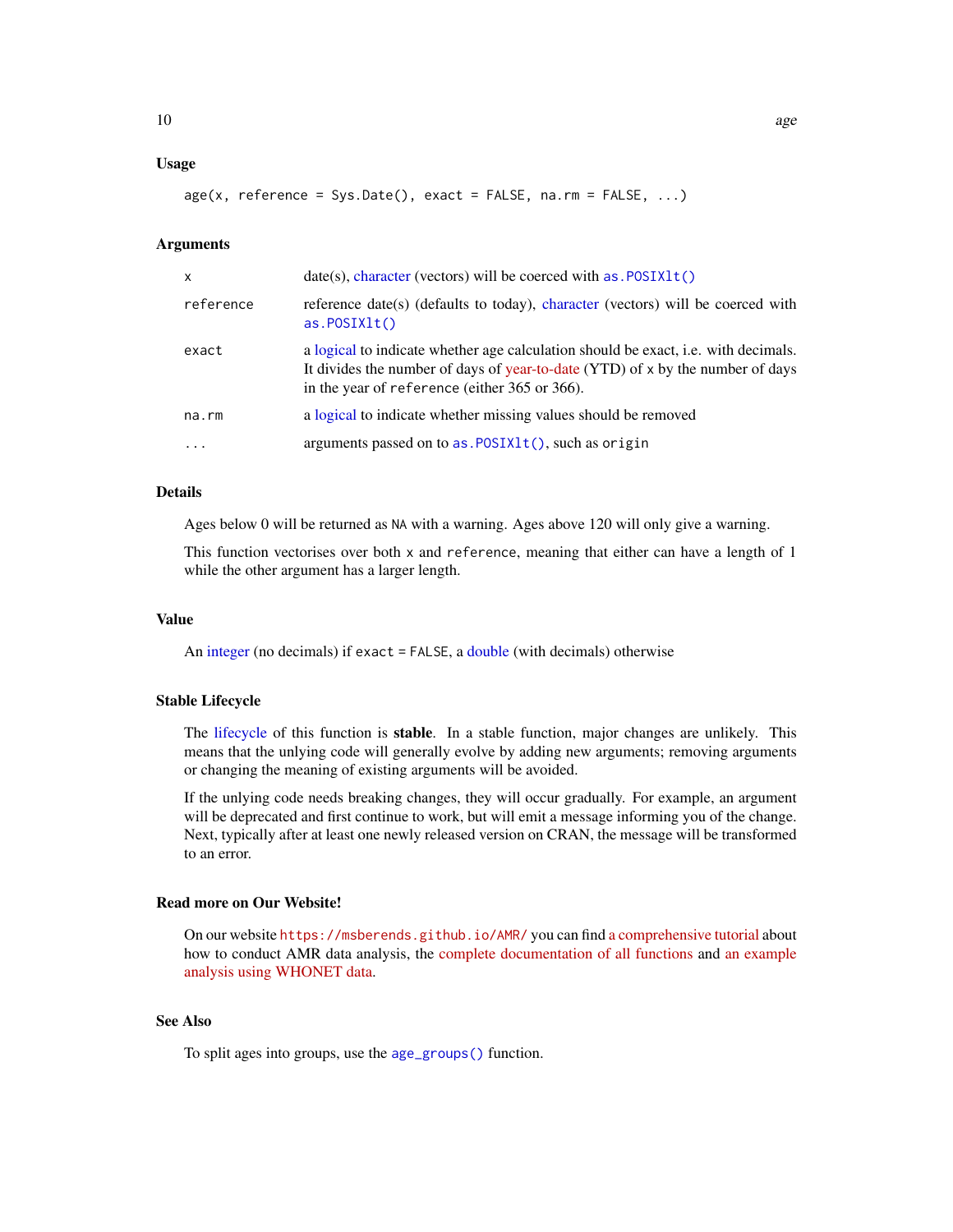## Usage

```
age(x, reference = Sys.Date(), exact = FALSE, na.rm = FALSE, ...)
```

## Arguments

| | |
|---|---|
| `x` | date(s), character (vectors) will be coerced with `as.POSIXlt()` |
| `reference` | reference date(s) (defaults to today), character (vectors) will be coerced with `as.POSIXlt()` |
| `exact` | a logical to indicate whether age calculation should be exact, i.e. with decimals. It divides the number of days of year-to-date (YTD) of `x` by the number of days in the year of `reference` (either 365 or 366). |
| `na.rm` | a logical to indicate whether missing values should be removed |
| `...` | arguments passed on to `as.POSIXlt()`, such as `origin` |

## Details

Ages below 0 will be returned as `NA` with a warning. Ages above 120 will only give a warning.

This function vectorises over both `x` and `reference`, meaning that either can have a length of 1 while the other argument has a larger length.

## Value

An integer (no decimals) if `exact = FALSE`, a double (with decimals) otherwise

## Stable Lifecycle

The lifecycle of this function is **stable**. In a stable function, major changes are unlikely. This means that the unlying code will generally evolve by adding new arguments; removing arguments or changing the meaning of existing arguments will be avoided.

If the unlying code needs breaking changes, they will occur gradually. For example, an argument will be deprecated and first continue to work, but will emit a message informing you of the change. Next, typically after at least one newly released version on CRAN, the message will be transformed to an error.

## Read more on Our Website!

On our website `https://msberends.github.io/AMR/` you can find a comprehensive tutorial about how to conduct AMR data analysis, the complete documentation of all functions and an example analysis using WHONET data.

## See Also

To split ages into groups, use the `age_groups()` function.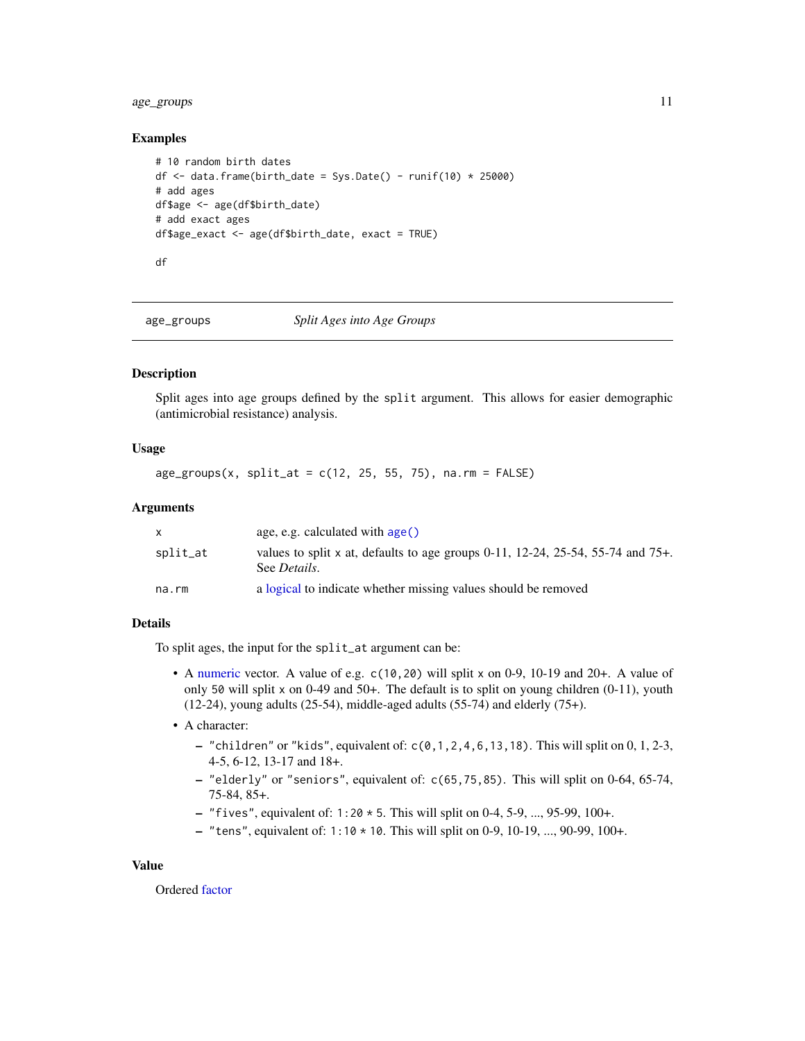## Examples

```
# 10 random birth dates
df <- data.frame(birth_date = Sys.Date() - runif(10) * 25000)
# add ages
df$age <- age(df$birth_date)
# add exact ages
df$age_exact <- age(df$birth_date, exact = TRUE)

df
```

---

# age_groups — *Split Ages into Age Groups*

---

## Description

Split ages into age groups defined by the `split` argument. This allows for easier demographic (antimicrobial resistance) analysis.

## Usage

```
age_groups(x, split_at = c(12, 25, 55, 75), na.rm = FALSE)
```

## Arguments

| | |
|---|---|
| `x` | age, e.g. calculated with `age()` |
| `split_at` | values to split `x` at, defaults to age groups 0-11, 12-24, 25-54, 55-74 and 75+. See *Details*. |
| `na.rm` | a logical to indicate whether missing values should be removed |

## Details

To split ages, the input for the `split_at` argument can be:

- A numeric vector. A value of e.g. `c(10,20)` will split `x` on 0-9, 10-19 and 20+. A value of only `50` will split `x` on 0-49 and 50+. The default is to split on young children (0-11), youth (12-24), young adults (25-54), middle-aged adults (55-74) and elderly (75+).
- A character:
  - `"children"` or `"kids"`, equivalent of: `c(0,1,2,4,6,13,18)`. This will split on 0, 1, 2-3, 4-5, 6-12, 13-17 and 18+.
  - `"elderly"` or `"seniors"`, equivalent of: `c(65,75,85)`. This will split on 0-64, 65-74, 75-84, 85+.
  - `"fives"`, equivalent of: `1:20 * 5`. This will split on 0-4, 5-9, ..., 95-99, 100+.
  - `"tens"`, equivalent of: `1:10 * 10`. This will split on 0-9, 10-19, ..., 90-99, 100+.

## Value

Ordered factor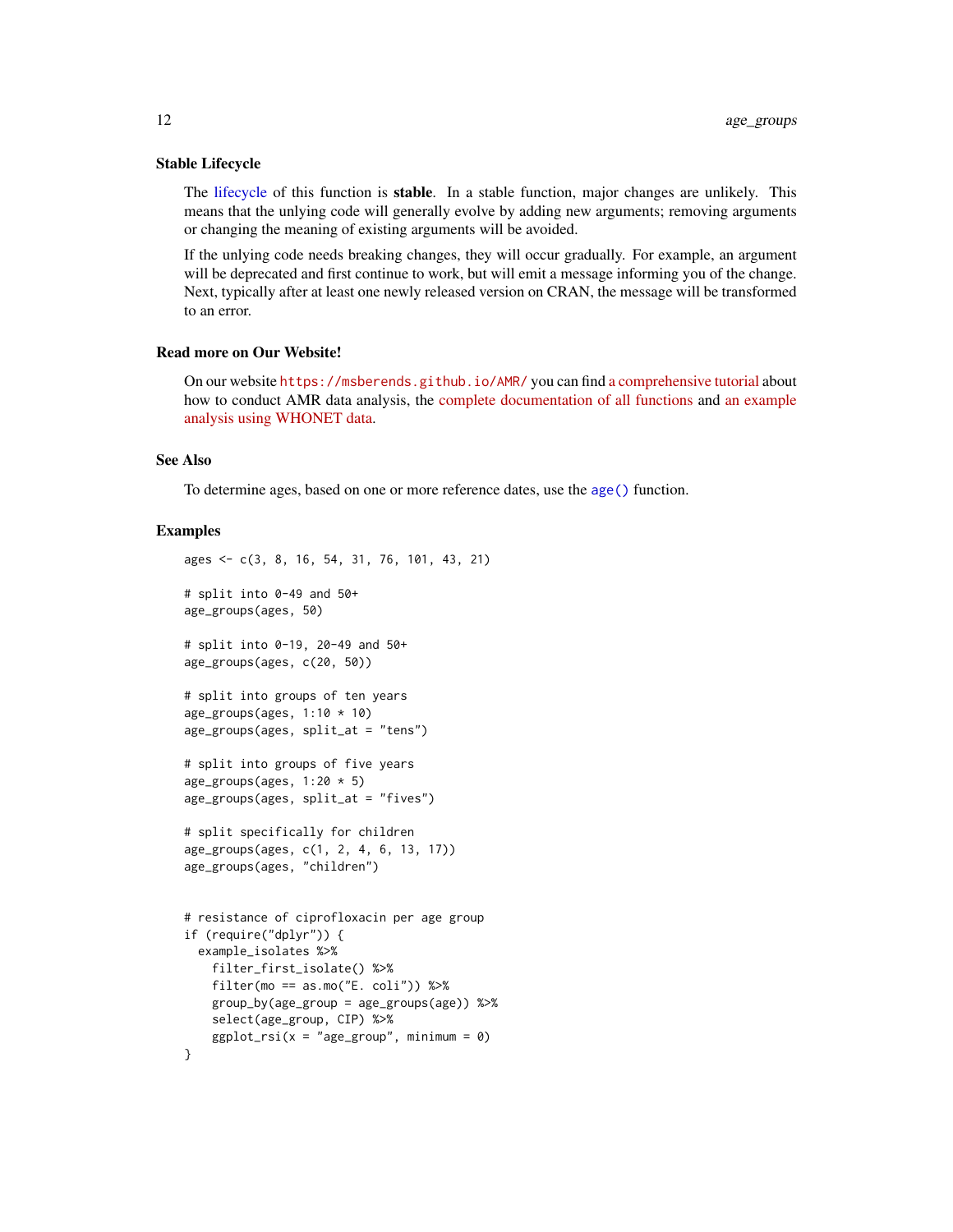### Stable Lifecycle

The lifecycle of this function is **stable**. In a stable function, major changes are unlikely. This means that the unlying code will generally evolve by adding new arguments; removing arguments or changing the meaning of existing arguments will be avoided.

If the unlying code needs breaking changes, they will occur gradually. For example, an argument will be deprecated and first continue to work, but will emit a message informing you of the change. Next, typically after at least one newly released version on CRAN, the message will be transformed to an error.

### Read more on Our Website!

On our website https://msberends.github.io/AMR/ you can find a comprehensive tutorial about how to conduct AMR data analysis, the complete documentation of all functions and an example analysis using WHONET data.

### See Also

To determine ages, based on one or more reference dates, use the `age()` function.

### Examples

```
ages <- c(3, 8, 16, 54, 31, 76, 101, 43, 21)

# split into 0-49 and 50+
age_groups(ages, 50)

# split into 0-19, 20-49 and 50+
age_groups(ages, c(20, 50))

# split into groups of ten years
age_groups(ages, 1:10 * 10)
age_groups(ages, split_at = "tens")

# split into groups of five years
age_groups(ages, 1:20 * 5)
age_groups(ages, split_at = "fives")

# split specifically for children
age_groups(ages, c(1, 2, 4, 6, 13, 17))
age_groups(ages, "children")


# resistance of ciprofloxacin per age group
if (require("dplyr")) {
  example_isolates %>%
    filter_first_isolate() %>%
    filter(mo == as.mo("E. coli")) %>%
    group_by(age_group = age_groups(age)) %>%
    select(age_group, CIP) %>%
    ggplot_rsi(x = "age_group", minimum = 0)
}
```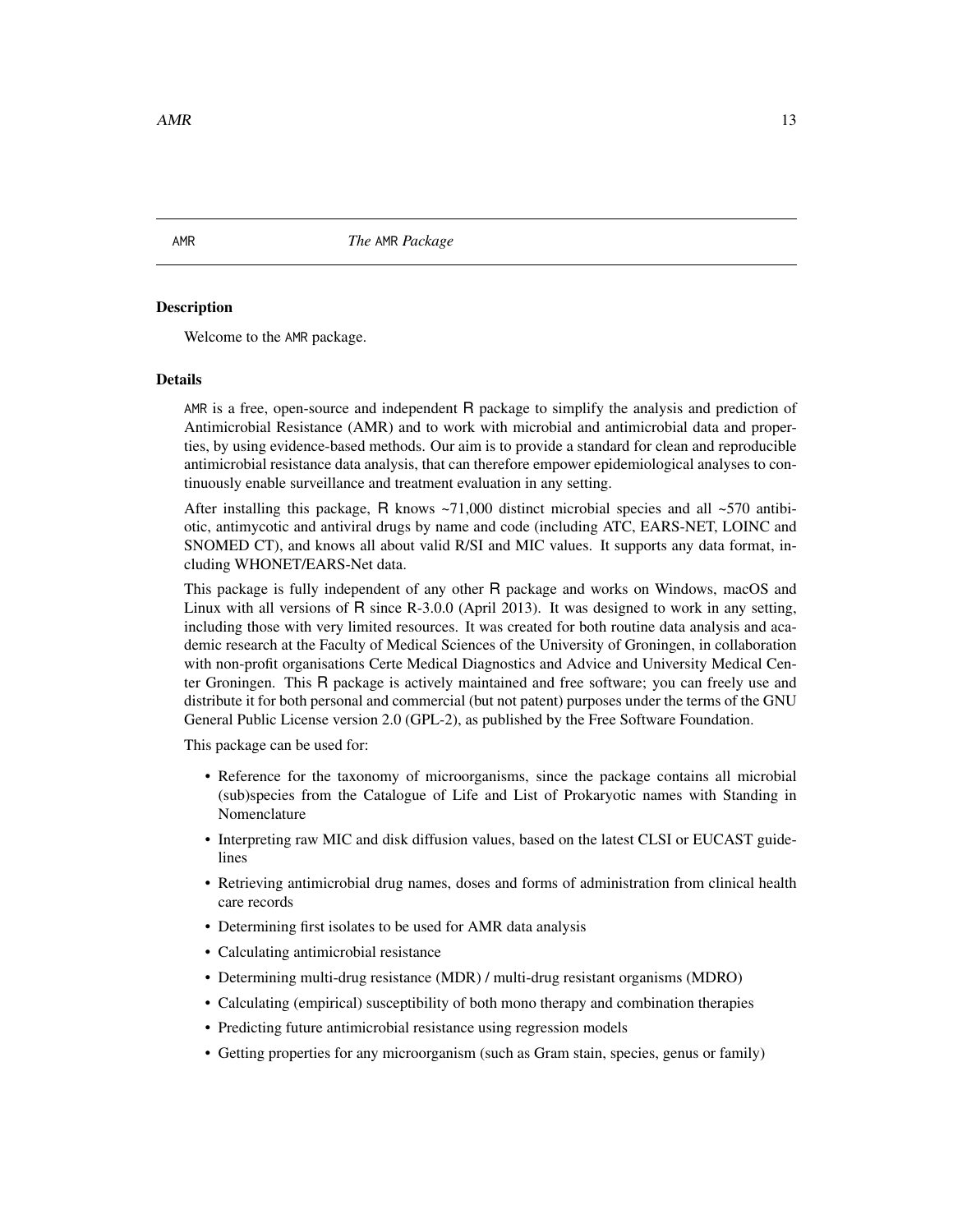AMR *The AMR Package*

### Description

Welcome to the AMR package.

### Details

AMR is a free, open-source and independent R package to simplify the analysis and prediction of Antimicrobial Resistance (AMR) and to work with microbial and antimicrobial data and properties, by using evidence-based methods. Our aim is to provide a standard for clean and reproducible antimicrobial resistance data analysis, that can therefore empower epidemiological analyses to continuously enable surveillance and treatment evaluation in any setting.

After installing this package, R knows ~71,000 distinct microbial species and all ~570 antibiotic, antimycotic and antiviral drugs by name and code (including ATC, EARS-NET, LOINC and SNOMED CT), and knows all about valid R/SI and MIC values. It supports any data format, including WHONET/EARS-Net data.

This package is fully independent of any other R package and works on Windows, macOS and Linux with all versions of R since R-3.0.0 (April 2013). It was designed to work in any setting, including those with very limited resources. It was created for both routine data analysis and academic research at the Faculty of Medical Sciences of the University of Groningen, in collaboration with non-profit organisations Certe Medical Diagnostics and Advice and University Medical Center Groningen. This R package is actively maintained and free software; you can freely use and distribute it for both personal and commercial (but not patent) purposes under the terms of the GNU General Public License version 2.0 (GPL-2), as published by the Free Software Foundation.

This package can be used for:

- Reference for the taxonomy of microorganisms, since the package contains all microbial (sub)species from the Catalogue of Life and List of Prokaryotic names with Standing in Nomenclature
- Interpreting raw MIC and disk diffusion values, based on the latest CLSI or EUCAST guidelines
- Retrieving antimicrobial drug names, doses and forms of administration from clinical health care records
- Determining first isolates to be used for AMR data analysis
- Calculating antimicrobial resistance
- Determining multi-drug resistance (MDR) / multi-drug resistant organisms (MDRO)
- Calculating (empirical) susceptibility of both mono therapy and combination therapies
- Predicting future antimicrobial resistance using regression models
- Getting properties for any microorganism (such as Gram stain, species, genus or family)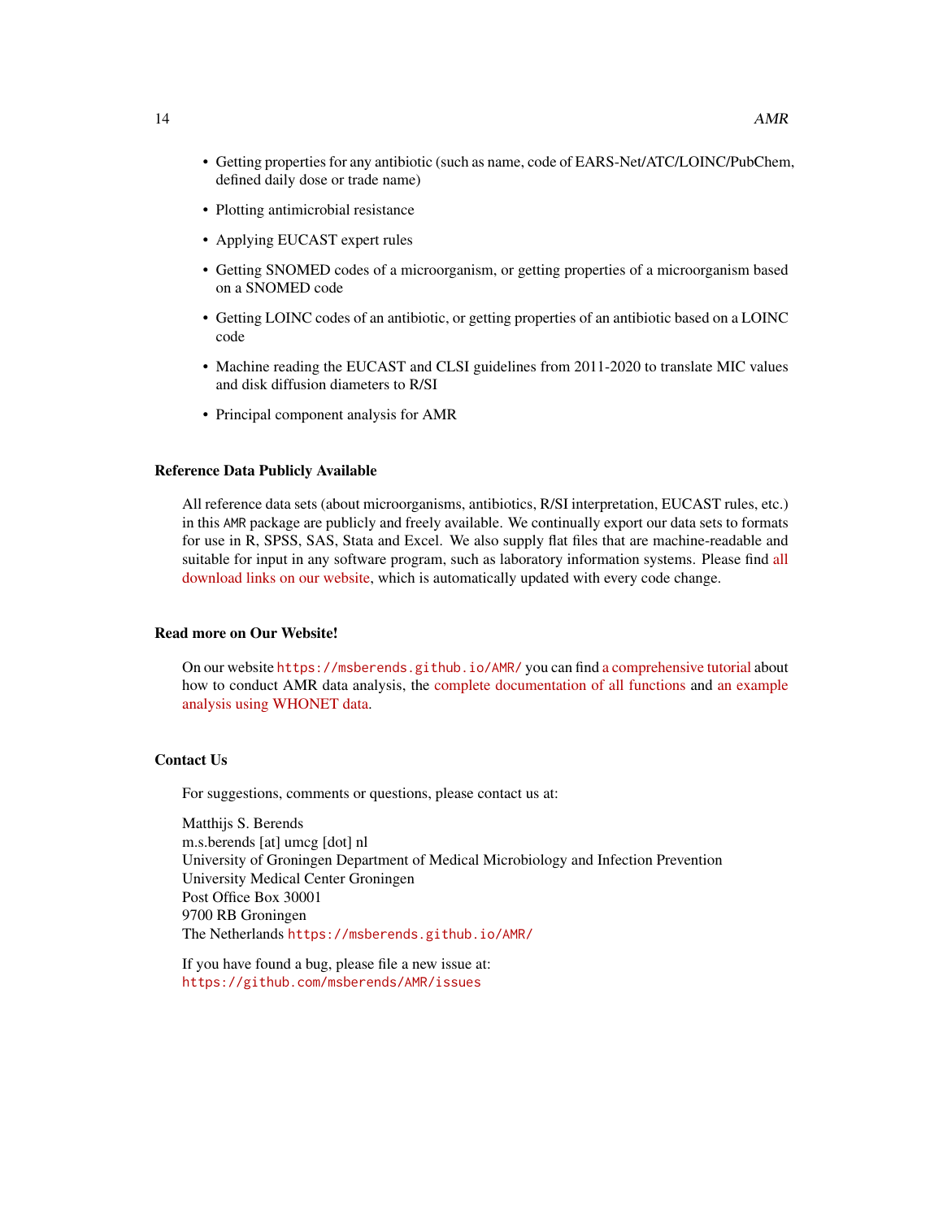- Getting properties for any antibiotic (such as name, code of EARS-Net/ATC/LOINC/PubChem, defined daily dose or trade name)
- Plotting antimicrobial resistance
- Applying EUCAST expert rules
- Getting SNOMED codes of a microorganism, or getting properties of a microorganism based on a SNOMED code
- Getting LOINC codes of an antibiotic, or getting properties of an antibiotic based on a LOINC code
- Machine reading the EUCAST and CLSI guidelines from 2011-2020 to translate MIC values and disk diffusion diameters to R/SI
- Principal component analysis for AMR

### Reference Data Publicly Available

All reference data sets (about microorganisms, antibiotics, R/SI interpretation, EUCAST rules, etc.) in this `AMR` package are publicly and freely available. We continually export our data sets to formats for use in R, SPSS, SAS, Stata and Excel. We also supply flat files that are machine-readable and suitable for input in any software program, such as laboratory information systems. Please find all download links on our website, which is automatically updated with every code change.

### Read more on Our Website!

On our website `https://msberends.github.io/AMR/` you can find a comprehensive tutorial about how to conduct AMR data analysis, the complete documentation of all functions and an example analysis using WHONET data.

### Contact Us

For suggestions, comments or questions, please contact us at:

Matthijs S. Berends
m.s.berends [at] umcg [dot] nl
University of Groningen Department of Medical Microbiology and Infection Prevention
University Medical Center Groningen
Post Office Box 30001
9700 RB Groningen
The Netherlands `https://msberends.github.io/AMR/`

If you have found a bug, please file a new issue at:
`https://github.com/msberends/AMR/issues`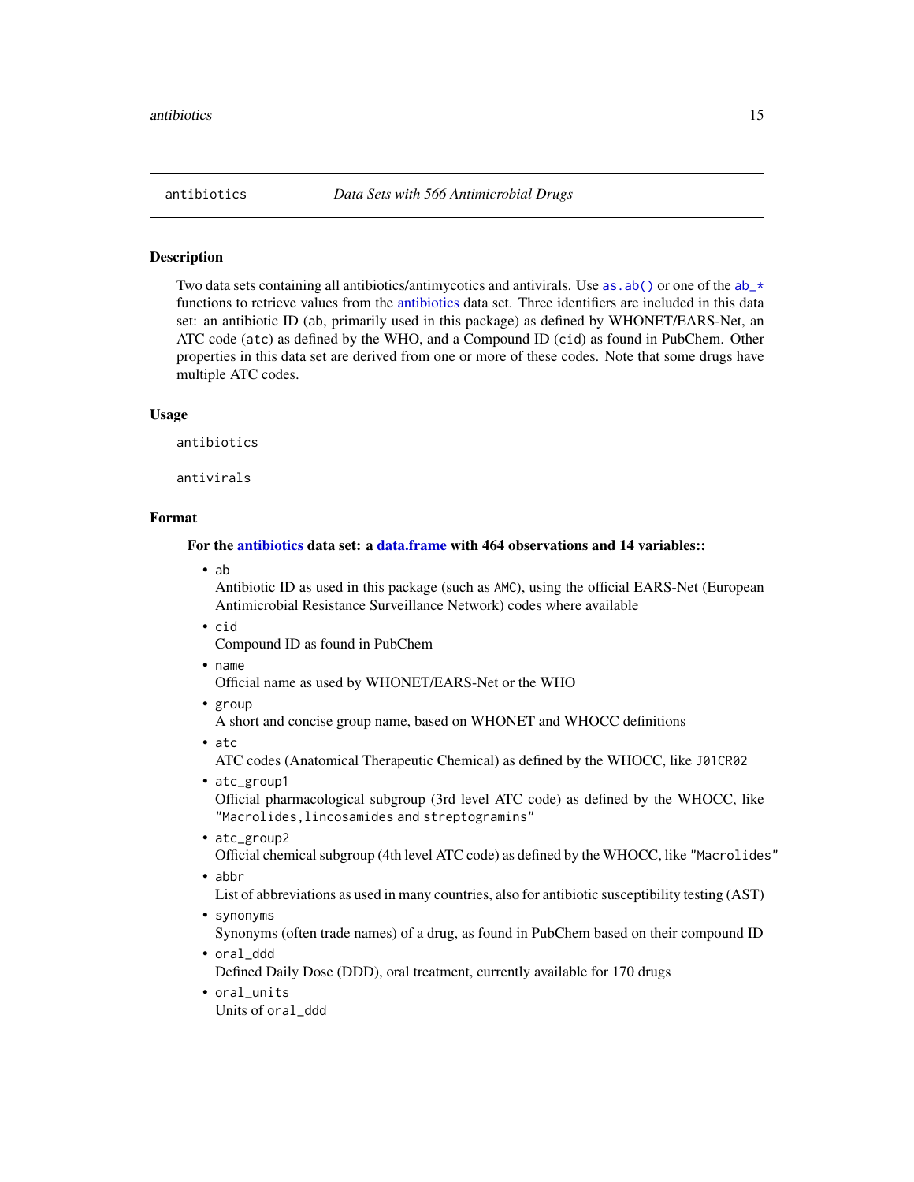antibiotics *Data Sets with 566 Antimicrobial Drugs*

### Description

Two data sets containing all antibiotics/antimycotics and antivirals. Use `as.ab()` or one of the `ab_*` functions to retrieve values from the antibiotics data set. Three identifiers are included in this data set: an antibiotic ID (`ab`, primarily used in this package) as defined by WHONET/EARS-Net, an ATC code (`atc`) as defined by the WHO, and a Compound ID (`cid`) as found in PubChem. Other properties in this data set are derived from one or more of these codes. Note that some drugs have multiple ATC codes.

### Usage

```
antibiotics

antivirals
```

### Format

**For the antibiotics data set: a data.frame with 464 observations and 14 variables::**

- `ab`
  Antibiotic ID as used in this package (such as `AMC`), using the official EARS-Net (European Antimicrobial Resistance Surveillance Network) codes where available
- `cid`
  Compound ID as found in PubChem
- `name`
  Official name as used by WHONET/EARS-Net or the WHO
- `group`
  A short and concise group name, based on WHONET and WHOCC definitions
- `atc`
  ATC codes (Anatomical Therapeutic Chemical) as defined by the WHOCC, like `J01CR02`
- `atc_group1`
  Official pharmacological subgroup (3rd level ATC code) as defined by the WHOCC, like `"Macrolides, lincosamides and streptogramins"`
- `atc_group2`
  Official chemical subgroup (4th level ATC code) as defined by the WHOCC, like `"Macrolides"`
- `abbr`
  List of abbreviations as used in many countries, also for antibiotic susceptibility testing (AST)
- `synonyms`
  Synonyms (often trade names) of a drug, as found in PubChem based on their compound ID
- `oral_ddd`
  Defined Daily Dose (DDD), oral treatment, currently available for 170 drugs
- `oral_units`
  Units of `oral_ddd`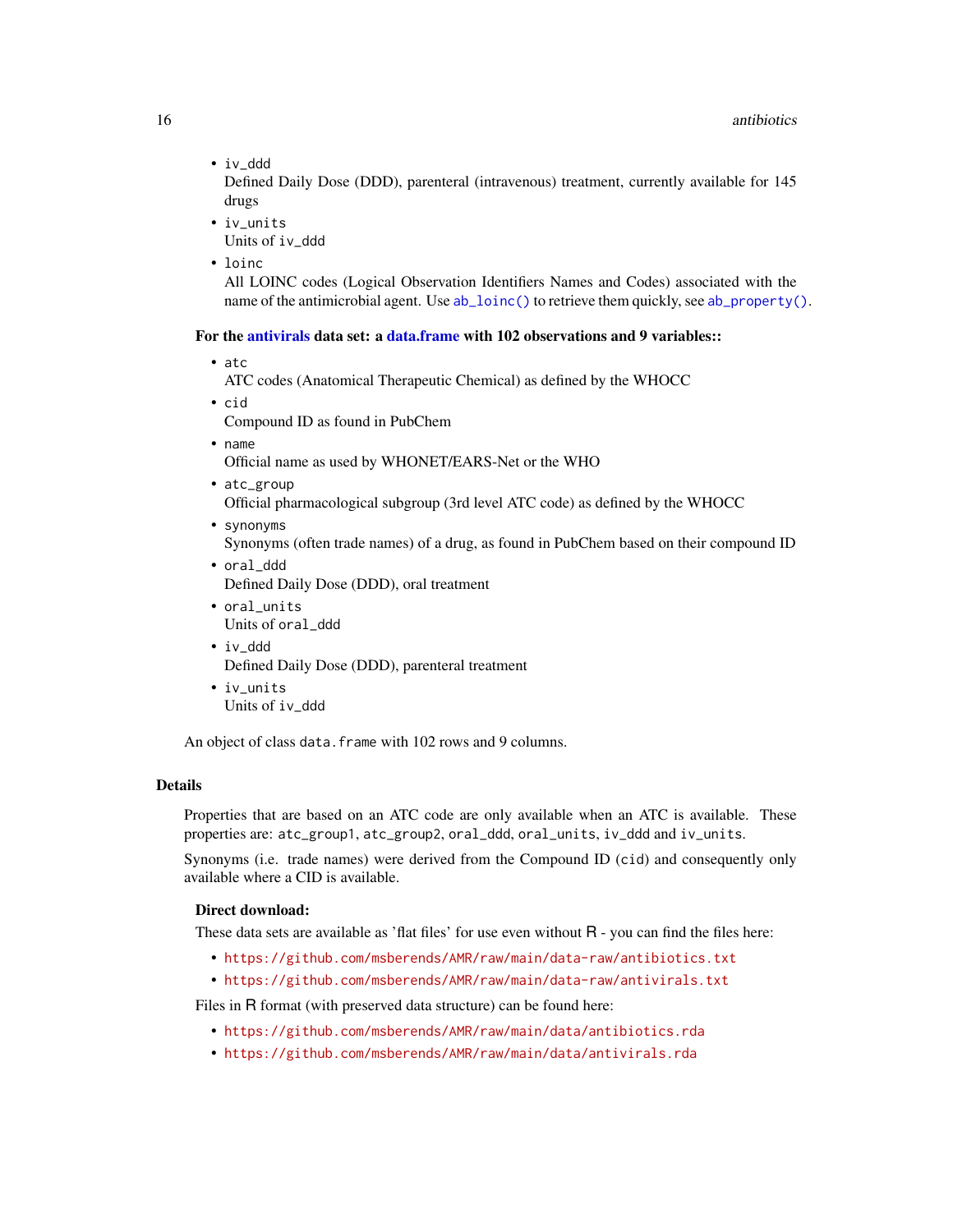- `iv_ddd`
  Defined Daily Dose (DDD), parenteral (intravenous) treatment, currently available for 145 drugs
- `iv_units`
  Units of `iv_ddd`
- `loinc`
  All LOINC codes (Logical Observation Identifiers Names and Codes) associated with the name of the antimicrobial agent. Use `ab_loinc()` to retrieve them quickly, see `ab_property()`.

**For the antivirals data set: a data.frame with 102 observations and 9 variables::**

- `atc`
  ATC codes (Anatomical Therapeutic Chemical) as defined by the WHOCC
- `cid`
  Compound ID as found in PubChem
- `name`
  Official name as used by WHONET/EARS-Net or the WHO
- `atc_group`
  Official pharmacological subgroup (3rd level ATC code) as defined by the WHOCC
- `synonyms`
  Synonyms (often trade names) of a drug, as found in PubChem based on their compound ID
- `oral_ddd`
  Defined Daily Dose (DDD), oral treatment
- `oral_units`
  Units of `oral_ddd`
- `iv_ddd`
  Defined Daily Dose (DDD), parenteral treatment
- `iv_units`
  Units of `iv_ddd`

An object of class `data.frame` with 102 rows and 9 columns.

## Details

Properties that are based on an ATC code are only available when an ATC is available. These properties are: `atc_group1`, `atc_group2`, `oral_ddd`, `oral_units`, `iv_ddd` and `iv_units`.

Synonyms (i.e. trade names) were derived from the Compound ID (`cid`) and consequently only available where a CID is available.

### Direct download:

These data sets are available as 'flat files' for use even without R - you can find the files here:

- https://github.com/msberends/AMR/raw/main/data-raw/antibiotics.txt
- https://github.com/msberends/AMR/raw/main/data-raw/antivirals.txt

Files in R format (with preserved data structure) can be found here:

- https://github.com/msberends/AMR/raw/main/data/antibiotics.rda
- https://github.com/msberends/AMR/raw/main/data/antivirals.rda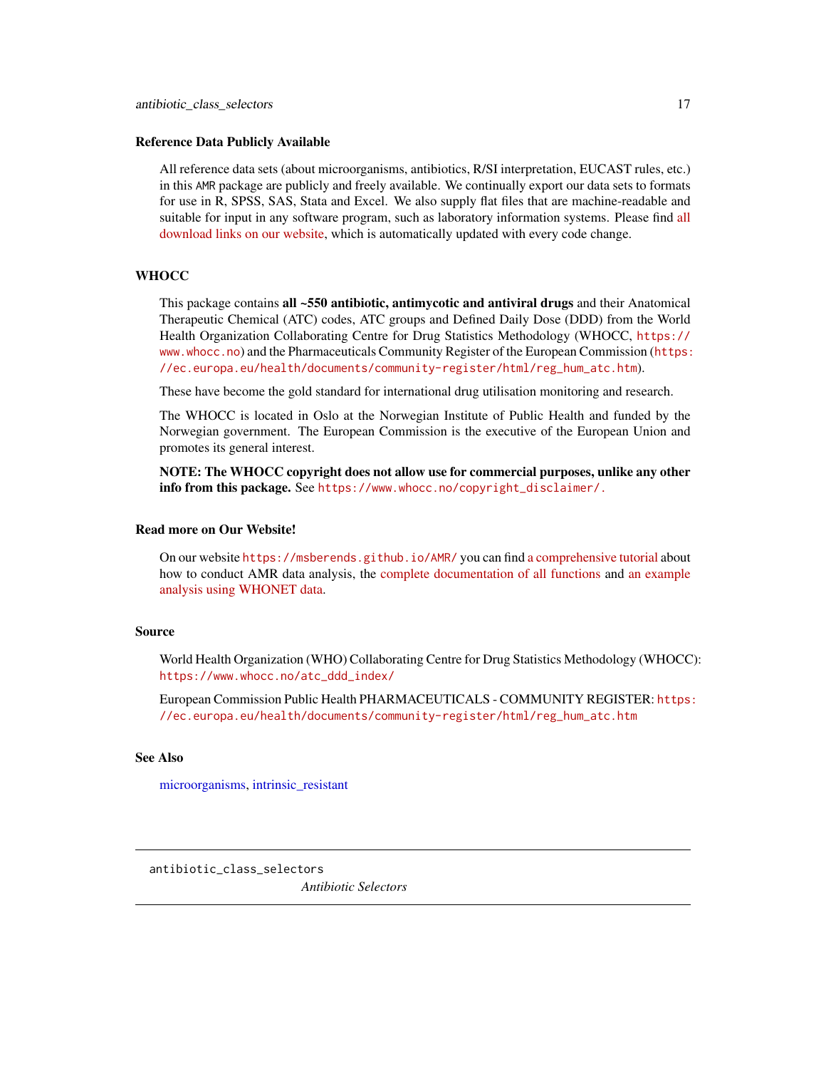### Reference Data Publicly Available

All reference data sets (about microorganisms, antibiotics, R/SI interpretation, EUCAST rules, etc.) in this AMR package are publicly and freely available. We continually export our data sets to formats for use in R, SPSS, SAS, Stata and Excel. We also supply flat files that are machine-readable and suitable for input in any software program, such as laboratory information systems. Please find all download links on our website, which is automatically updated with every code change.

### WHOCC

This package contains **all ~550 antibiotic, antimycotic and antiviral drugs** and their Anatomical Therapeutic Chemical (ATC) codes, ATC groups and Defined Daily Dose (DDD) from the World Health Organization Collaborating Centre for Drug Statistics Methodology (WHOCC, `https://www.whocc.no`) and the Pharmaceuticals Community Register of the European Commission (`https://ec.europa.eu/health/documents/community-register/html/reg_hum_atc.htm`).

These have become the gold standard for international drug utilisation monitoring and research.

The WHOCC is located in Oslo at the Norwegian Institute of Public Health and funded by the Norwegian government. The European Commission is the executive of the European Union and promotes its general interest.

**NOTE: The WHOCC copyright does not allow use for commercial purposes, unlike any other info from this package.** See `https://www.whocc.no/copyright_disclaimer/.`

### Read more on Our Website!

On our website `https://msberends.github.io/AMR/` you can find a comprehensive tutorial about how to conduct AMR data analysis, the complete documentation of all functions and an example analysis using WHONET data.

### Source

World Health Organization (WHO) Collaborating Centre for Drug Statistics Methodology (WHOCC): `https://www.whocc.no/atc_ddd_index/`

European Commission Public Health PHARMACEUTICALS - COMMUNITY REGISTER: `https://ec.europa.eu/health/documents/community-register/html/reg_hum_atc.htm`

### See Also

microorganisms, intrinsic_resistant

---

## antibiotic_class_selectors *Antibiotic Selectors*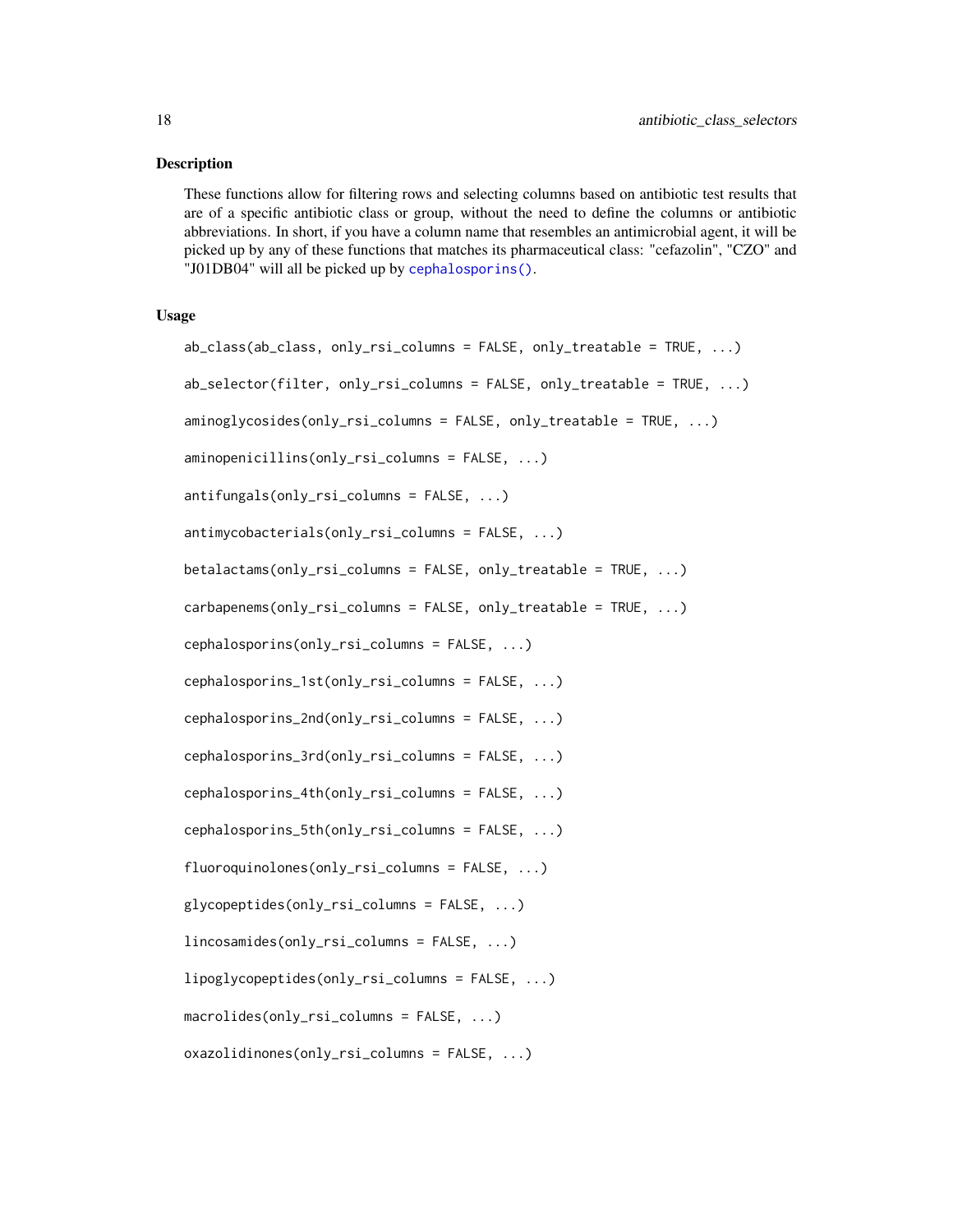## Description

These functions allow for filtering rows and selecting columns based on antibiotic test results that are of a specific antibiotic class or group, without the need to define the columns or antibiotic abbreviations. In short, if you have a column name that resembles an antimicrobial agent, it will be picked up by any of these functions that matches its pharmaceutical class: "cefazolin", "CZO" and "J01DB04" will all be picked up by `cephalosporins()`.

## Usage

```
ab_class(ab_class, only_rsi_columns = FALSE, only_treatable = TRUE, ...)

ab_selector(filter, only_rsi_columns = FALSE, only_treatable = TRUE, ...)

aminoglycosides(only_rsi_columns = FALSE, only_treatable = TRUE, ...)

aminopenicillins(only_rsi_columns = FALSE, ...)

antifungals(only_rsi_columns = FALSE, ...)

antimycobacterials(only_rsi_columns = FALSE, ...)

betalactams(only_rsi_columns = FALSE, only_treatable = TRUE, ...)

carbapenems(only_rsi_columns = FALSE, only_treatable = TRUE, ...)

cephalosporins(only_rsi_columns = FALSE, ...)

cephalosporins_1st(only_rsi_columns = FALSE, ...)

cephalosporins_2nd(only_rsi_columns = FALSE, ...)

cephalosporins_3rd(only_rsi_columns = FALSE, ...)

cephalosporins_4th(only_rsi_columns = FALSE, ...)

cephalosporins_5th(only_rsi_columns = FALSE, ...)

fluoroquinolones(only_rsi_columns = FALSE, ...)

glycopeptides(only_rsi_columns = FALSE, ...)

lincosamides(only_rsi_columns = FALSE, ...)

lipoglycopeptides(only_rsi_columns = FALSE, ...)

macrolides(only_rsi_columns = FALSE, ...)

oxazolidinones(only_rsi_columns = FALSE, ...)
```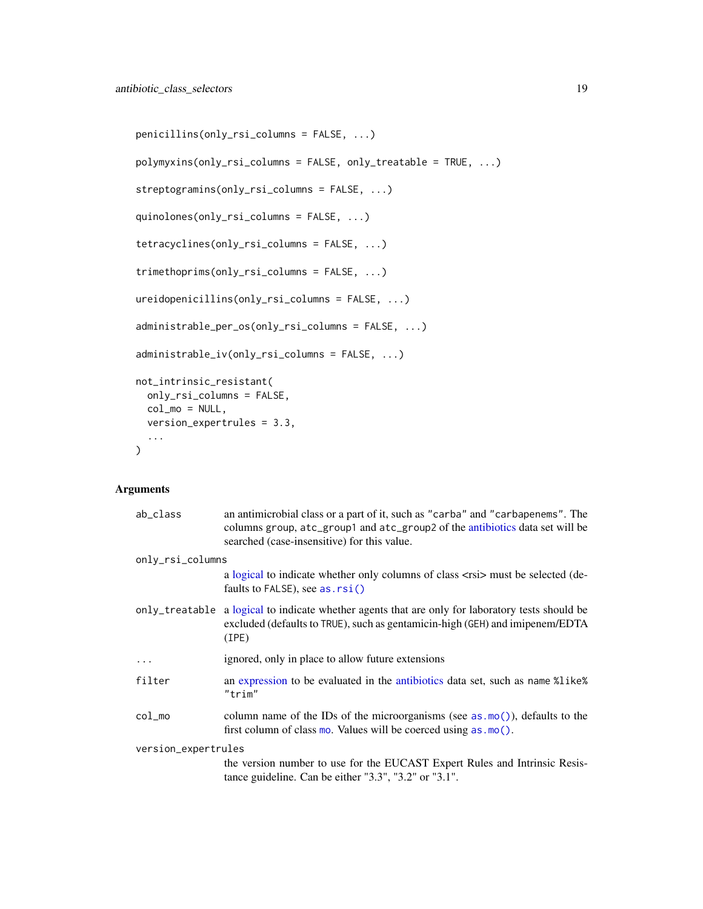```
penicillins(only_rsi_columns = FALSE, ...)

polymyxins(only_rsi_columns = FALSE, only_treatable = TRUE, ...)

streptogramins(only_rsi_columns = FALSE, ...)

quinolones(only_rsi_columns = FALSE, ...)

tetracyclines(only_rsi_columns = FALSE, ...)

trimethoprims(only_rsi_columns = FALSE, ...)

ureidopenicillins(only_rsi_columns = FALSE, ...)

administrable_per_os(only_rsi_columns = FALSE, ...)

administrable_iv(only_rsi_columns = FALSE, ...)

not_intrinsic_resistant(
  only_rsi_columns = FALSE,
  col_mo = NULL,
  version_expertrules = 3.3,
  ...
)
```

## Arguments

| | |
|---|---|
| `ab_class` | an antimicrobial class or a part of it, such as `"carba"` and `"carbapenems"`. The columns `group`, `atc_group1` and `atc_group2` of the antibiotics data set will be searched (case-insensitive) for this value. |
| `only_rsi_columns` | a logical to indicate whether only columns of class <rsi> must be selected (defaults to `FALSE`), see `as.rsi()` |
| `only_treatable` | a logical to indicate whether agents that are only for laboratory tests should be excluded (defaults to `TRUE`), such as gentamicin-high (`GEH`) and imipenem/EDTA (`IPE`) |
| `...` | ignored, only in place to allow future extensions |
| `filter` | an expression to be evaluated in the antibiotics data set, such as `name %like% "trim"` |
| `col_mo` | column name of the IDs of the microorganisms (see `as.mo()`), defaults to the first column of class `mo`. Values will be coerced using `as.mo()`. |
| `version_expertrules` | the version number to use for the EUCAST Expert Rules and Intrinsic Resistance guideline. Can be either "3.3", "3.2" or "3.1". |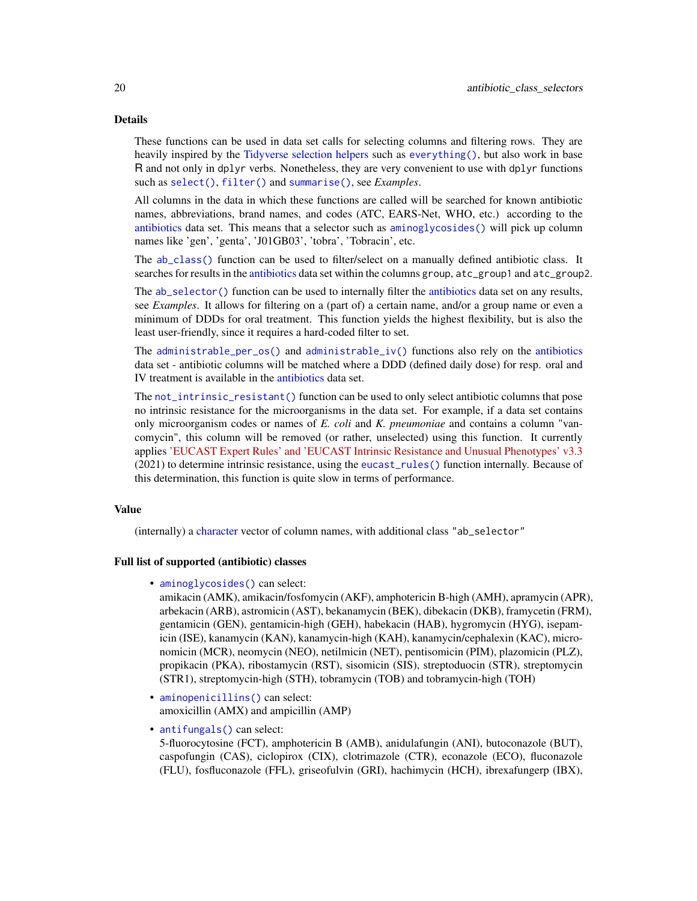## Details

These functions can be used in data set calls for selecting columns and filtering rows. They are heavily inspired by the Tidyverse selection helpers such as `everything()`, but also work in base R and not only in dplyr verbs. Nonetheless, they are very convenient to use with dplyr functions such as `select()`, `filter()` and `summarise()`, see *Examples*.

All columns in the data in which these functions are called will be searched for known antibiotic names, abbreviations, brand names, and codes (ATC, EARS-Net, WHO, etc.) according to the antibiotics data set. This means that a selector such as `aminoglycosides()` will pick up column names like 'gen', 'genta', 'J01GB03', 'tobra', 'Tobracin', etc.

The `ab_class()` function can be used to filter/select on a manually defined antibiotic class. It searches for results in the antibiotics data set within the columns `group`, `atc_group1` and `atc_group2`.

The `ab_selector()` function can be used to internally filter the antibiotics data set on any results, see *Examples*. It allows for filtering on a (part of) a certain name, and/or a group name or even a minimum of DDDs for oral treatment. This function yields the highest flexibility, but is also the least user-friendly, since it requires a hard-coded filter to set.

The `administrable_per_os()` and `administrable_iv()` functions also rely on the antibiotics data set - antibiotic columns will be matched where a DDD (defined daily dose) for resp. oral and IV treatment is available in the antibiotics data set.

The `not_intrinsic_resistant()` function can be used to only select antibiotic columns that pose no intrinsic resistance for the microorganisms in the data set. For example, if a data set contains only microorganism codes or names of *E. coli* and *K. pneumoniae* and contains a column "vancomycin", this column will be removed (or rather, unselected) using this function. It currently applies 'EUCAST Expert Rules' and 'EUCAST Intrinsic Resistance and Unusual Phenotypes' v3.3 (2021) to determine intrinsic resistance, using the `eucast_rules()` function internally. Because of this determination, this function is quite slow in terms of performance.

## Value

(internally) a character vector of column names, with additional class `"ab_selector"`

## Full list of supported (antibiotic) classes

- `aminoglycosides()` can select:
  amikacin (AMK), amikacin/fosfomycin (AKF), amphotericin B-high (AMH), apramycin (APR), arbekacin (ARB), astromicin (AST), bekanamycin (BEK), dibekacin (DKB), framycetin (FRM), gentamicin (GEN), gentamicin-high (GEH), habekacin (HAB), hygromycin (HYG), isepamicin (ISE), kanamycin (KAN), kanamycin-high (KAH), kanamycin/cephalexin (KAC), micronomicin (MCR), neomycin (NEO), netilmicin (NET), pentisomicin (PIM), plazomicin (PLZ), propikacin (PKA), ribostamycin (RST), sisomicin (SIS), streptoduocin (STR), streptomycin (STR1), streptomycin-high (STH), tobramycin (TOB) and tobramycin-high (TOH)
- `aminopenicillins()` can select:
  amoxicillin (AMX) and ampicillin (AMP)
- `antifungals()` can select:
  5-fluorocytosine (FCT), amphotericin B (AMB), anidulafungin (ANI), butoconazole (BUT), caspofungin (CAS), ciclopirox (CIX), clotrimazole (CTR), econazole (ECO), fluconazole (FLU), fosfluconazole (FFL), griseofulvin (GRI), hachimycin (HCH), ibrexafungerp (IBX),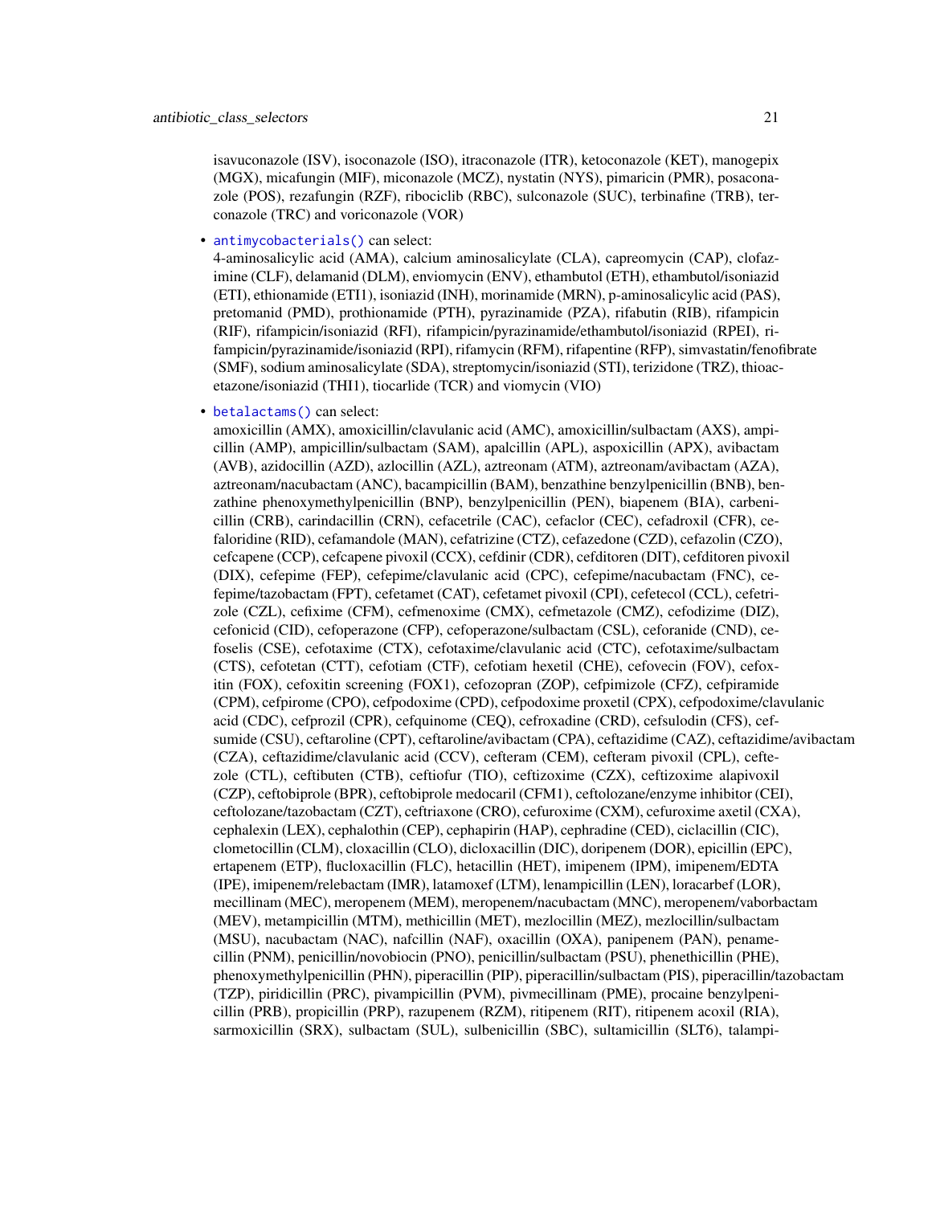isavuconazole (ISV), isoconazole (ISO), itraconazole (ITR), ketoconazole (KET), manogepix (MGX), micafungin (MIF), miconazole (MCZ), nystatin (NYS), pimaricin (PMR), posaconazole (POS), rezafungin (RZF), ribociclib (RBC), sulconazole (SUC), terbinafine (TRB), terconazole (TRC) and voriconazole (VOR)

- `antimycobacterials()` can select:
  4-aminosalicylic acid (AMA), calcium aminosalicylate (CLA), capreomycin (CAP), clofazimine (CLF), delamanid (DLM), enviomycin (ENV), ethambutol (ETH), ethambutol/isoniazid (ETI), ethionamide (ETI1), isoniazid (INH), morinamide (MRN), p-aminosalicylic acid (PAS), pretomanid (PMD), prothionamide (PTH), pyrazinamide (PZA), rifabutin (RIB), rifampicin (RIF), rifampicin/isoniazid (RFI), rifampicin/pyrazinamide/ethambutol/isoniazid (RPEI), rifampicin/pyrazinamide/isoniazid (RPI), rifamycin (RFM), rifapentine (RFP), simvastatin/fenofibrate (SMF), sodium aminosalicylate (SDA), streptomycin/isoniazid (STI), terizidone (TRZ), thioacetazone/isoniazid (THI1), tiocarlide (TCR) and viomycin (VIO)

- `betalactams()` can select:
  amoxicillin (AMX), amoxicillin/clavulanic acid (AMC), amoxicillin/sulbactam (AXS), ampicillin (AMP), ampicillin/sulbactam (SAM), apalcillin (APL), aspoxicillin (APX), avibactam (AVB), azidocillin (AZD), azlocillin (AZL), aztreonam (ATM), aztreonam/avibactam (AZA), aztreonam/nacubactam (ANC), bacampicillin (BAM), benzathine benzylpenicillin (BNB), benzathine phenoxymethylpenicillin (BNP), benzylpenicillin (PEN), biapenem (BIA), carbenicillin (CRB), carindacillin (CRN), cefacetrile (CAC), cefaclor (CEC), cefadroxil (CFR), cefaloridine (RID), cefamandole (MAN), cefatrizine (CTZ), cefazedone (CZD), cefazolin (CZO), cefcapene (CCP), cefcapene pivoxil (CCX), cefdinir (CDR), cefditoren (DIT), cefditoren pivoxil (DIX), cefepime (FEP), cefepime/clavulanic acid (CPC), cefepime/nacubactam (FNC), cefepime/tazobactam (FPT), cefetamet (CAT), cefetamet pivoxil (CPI), cefetecol (CCL), cefetrizole (CZL), cefixime (CFM), cefmenoxime (CMX), cefmetazole (CMZ), cefodizime (DIZ), cefonicid (CID), cefoperazone (CFP), cefoperazone/sulbactam (CSL), ceforanide (CND), cefoselis (CSE), cefotaxime (CTX), cefotaxime/clavulanic acid (CTC), cefotaxime/sulbactam (CTS), cefotetan (CTT), cefotiam (CTF), cefotiam hexetil (CHE), cefovecin (FOV), cefoxitin (FOX), cefoxitin screening (FOX1), cefozopran (ZOP), cefpimizole (CFZ), cefpiramide (CPM), cefpirome (CPO), cefpodoxime (CPD), cefpodoxime proxetil (CPX), cefpodoxime/clavulanic acid (CDC), cefprozil (CPR), cefquinome (CEQ), cefroxadine (CRD), cefsulodin (CFS), cefsumide (CSU), ceftaroline (CPT), ceftaroline/avibactam (CPA), ceftazidime (CAZ), ceftazidime/avibactam (CZA), ceftazidime/clavulanic acid (CCV), cefteram (CEM), cefteram pivoxil (CPL), ceftezole (CTL), ceftibuten (CTB), ceftiofur (TIO), ceftizoxime (CZX), ceftizoxime alapivoxil (CZP), ceftobiprole (BPR), ceftobiprole medocaril (CFM1), ceftolozane/enzyme inhibitor (CEI), ceftolozane/tazobactam (CZT), ceftriaxone (CRO), cefuroxime (CXM), cefuroxime axetil (CXA), cephalexin (LEX), cephalothin (CEP), cephapirin (HAP), cephradine (CED), ciclacillin (CIC), clometocillin (CLM), cloxacillin (CLO), dicloxacillin (DIC), doripenem (DOR), epicillin (EPC), ertapenem (ETP), flucloxacillin (FLC), hetacillin (HET), imipenem (IPM), imipenem/EDTA (IPE), imipenem/relebactam (IMR), latamoxef (LTM), lenampicillin (LEN), loracarbef (LOR), mecillinam (MEC), meropenem (MEM), meropenem/nacubactam (MNC), meropenem/vaborbactam (MEV), metampicillin (MTM), methicillin (MET), mezlocillin (MEZ), mezlocillin/sulbactam (MSU), nacubactam (NAC), nafcillin (NAF), oxacillin (OXA), panipenem (PAN), penamecillin (PNM), penicillin/novobiocin (PNO), penicillin/sulbactam (PSU), phenethicillin (PHE), phenoxymethylpenicillin (PHN), piperacillin (PIP), piperacillin/sulbactam (PIS), piperacillin/tazobactam (TZP), piridicillin (PRC), pivampicillin (PVM), pivmecillinam (PME), procaine benzylpenicillin (PRB), propicillin (PRP), razupenem (RZM), ritipenem (RIT), ritipenem acoxil (RIA), sarmoxicillin (SRX), sulbactam (SUL), sulbenicillin (SBC), sultamicillin (SLT6), talampi-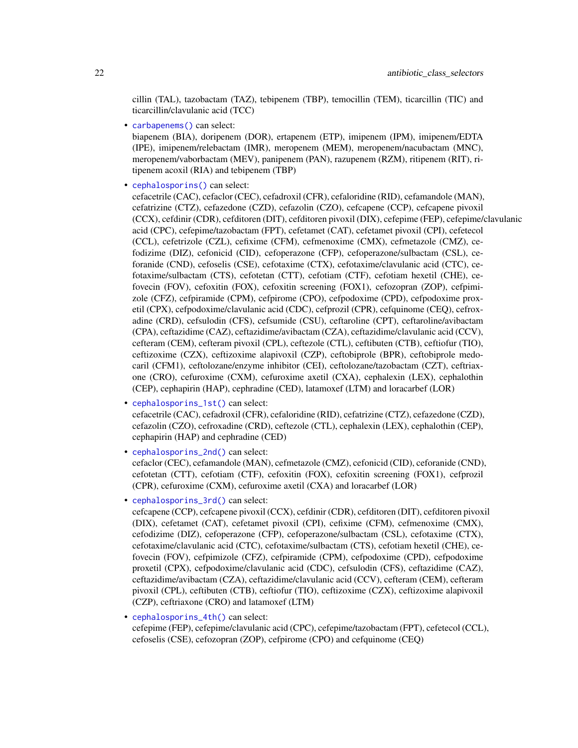cillin (TAL), tazobactam (TAZ), tebipenem (TBP), temocillin (TEM), ticarcillin (TIC) and ticarcillin/clavulanic acid (TCC)

- `carbapenems()` can select:
  biapenem (BIA), doripenem (DOR), ertapenem (ETP), imipenem (IPM), imipenem/EDTA (IPE), imipenem/relebactam (IMR), meropenem (MEM), meropenem/nacubactam (MNC), meropenem/vaborbactam (MEV), panipenem (PAN), razupenem (RZM), ritipenem (RIT), ritipenem acoxil (RIA) and tebipenem (TBP)
- `cephalosporins()` can select:
  cefacetrile (CAC), cefaclor (CEC), cefadroxil (CFR), cefaloridine (RID), cefamandole (MAN), cefatrizine (CTZ), cefazedone (CZD), cefazolin (CZO), cefcapene (CCP), cefcapene pivoxil (CCX), cefdinir (CDR), cefditoren (DIT), cefditoren pivoxil (DIX), cefepime (FEP), cefepime/clavulanic acid (CPC), cefepime/tazobactam (FPT), cefetamet (CAT), cefetamet pivoxil (CPI), cefetecol (CCL), cefetrizole (CZL), cefixime (CFM), cefmenoxime (CMX), cefmetazole (CMZ), cefodizime (DIZ), cefonicid (CID), cefoperazone (CFP), cefoperazone/sulbactam (CSL), ceforanide (CND), cefoselis (CSE), cefotaxime (CTX), cefotaxime/clavulanic acid (CTC), cefotaxime/sulbactam (CTS), cefotetan (CTT), cefotiam (CTF), cefotiam hexetil (CHE), cefovecin (FOV), cefoxitin (FOX), cefoxitin screening (FOX1), cefozopran (ZOP), cefpimizole (CFZ), cefpiramide (CPM), cefpirome (CPO), cefpodoxime (CPD), cefpodoxime proxetil (CPX), cefpodoxime/clavulanic acid (CDC), cefprozil (CPR), cefquinome (CEQ), cefroxadine (CRD), cefsulodin (CFS), cefsumide (CSU), ceftaroline (CPT), ceftaroline/avibactam (CPA), ceftazidime (CAZ), ceftazidime/avibactam (CZA), ceftazidime/clavulanic acid (CCV), cefteram (CEM), cefteram pivoxil (CPL), ceftezole (CTL), ceftibuten (CTB), ceftiofur (TIO), ceftizoxime (CZX), ceftizoxime alapivoxil (CZP), ceftobiprole (BPR), ceftobiprole medocaril (CFM1), ceftolozane/enzyme inhibitor (CEI), ceftolozane/tazobactam (CZT), ceftriaxone (CRO), cefuroxime (CXM), cefuroxime axetil (CXA), cephalexin (LEX), cephalothin (CEP), cephapirin (HAP), cephradine (CED), latamoxef (LTM) and loracarbef (LOR)
- `cephalosporins_1st()` can select:
  cefacetrile (CAC), cefadroxil (CFR), cefaloridine (RID), cefatrizine (CTZ), cefazedone (CZD), cefazolin (CZO), cefroxadine (CRD), ceftezole (CTL), cephalexin (LEX), cephalothin (CEP), cephapirin (HAP) and cephradine (CED)
- `cephalosporins_2nd()` can select:
  cefaclor (CEC), cefamandole (MAN), cefmetazole (CMZ), cefonicid (CID), ceforanide (CND), cefotetan (CTT), cefotiam (CTF), cefoxitin (FOX), cefoxitin screening (FOX1), cefprozil (CPR), cefuroxime (CXM), cefuroxime axetil (CXA) and loracarbef (LOR)
- `cephalosporins_3rd()` can select:
  cefcapene (CCP), cefcapene pivoxil (CCX), cefdinir (CDR), cefditoren (DIT), cefditoren pivoxil (DIX), cefetamet (CAT), cefetamet pivoxil (CPI), cefixime (CFM), cefmenoxime (CMX), cefodizime (DIZ), cefoperazone (CFP), cefoperazone/sulbactam (CSL), cefotaxime (CTX), cefotaxime/clavulanic acid (CTC), cefotaxime/sulbactam (CTS), cefotiam hexetil (CHE), cefovecin (FOV), cefpimizole (CFZ), cefpiramide (CPM), cefpodoxime (CPD), cefpodoxime proxetil (CPX), cefpodoxime/clavulanic acid (CDC), cefsulodin (CFS), ceftazidime (CAZ), ceftazidime/avibactam (CZA), ceftazidime/clavulanic acid (CCV), cefteram (CEM), cefteram pivoxil (CPL), ceftibuten (CTB), ceftiofur (TIO), ceftizoxime (CZX), ceftizoxime alapivoxil (CZP), ceftriaxone (CRO) and latamoxef (LTM)
- `cephalosporins_4th()` can select:
  cefepime (FEP), cefepime/clavulanic acid (CPC), cefepime/tazobactam (FPT), cefetecol (CCL), cefoselis (CSE), cefozopran (ZOP), cefpirome (CPO) and cefquinome (CEQ)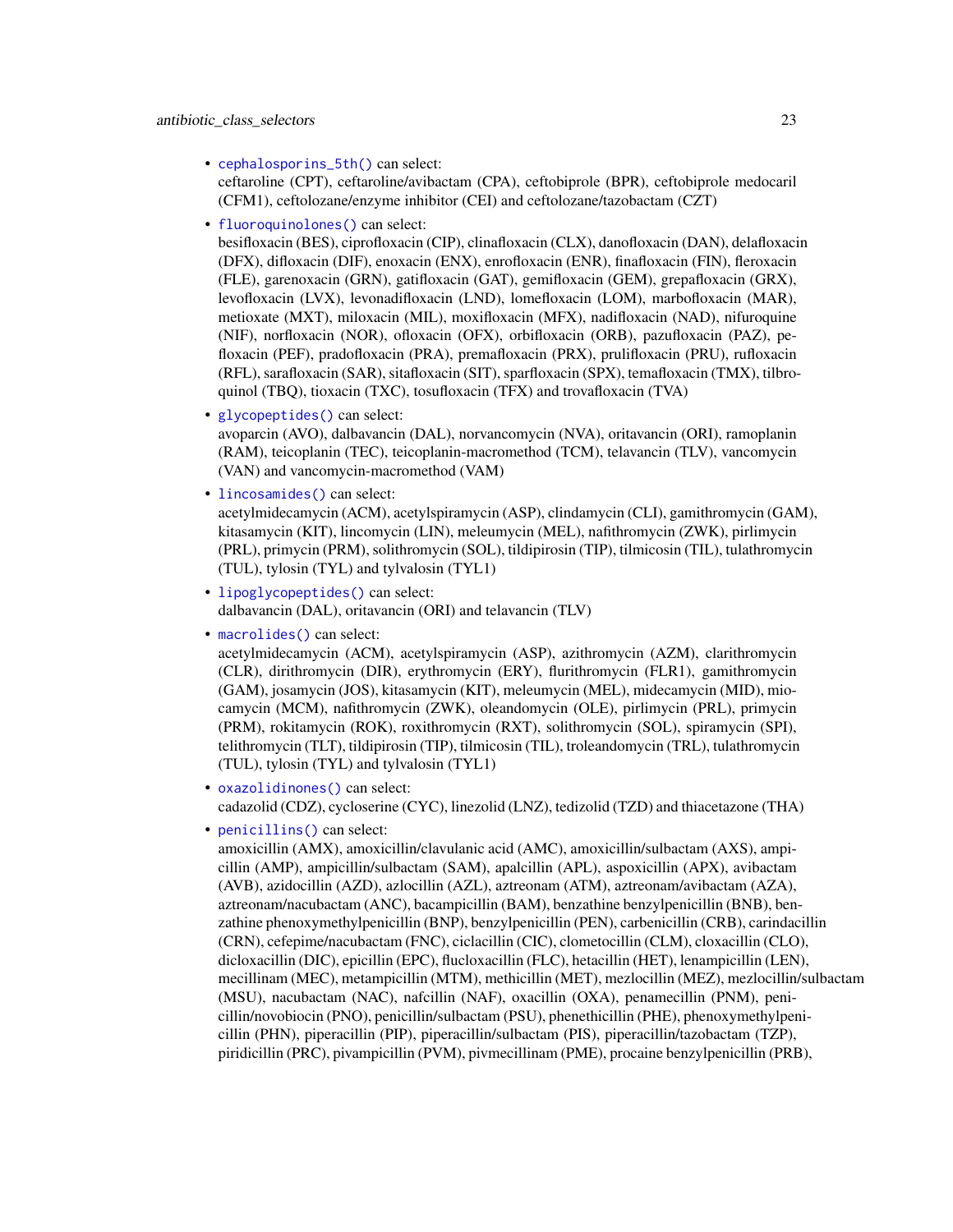- `cephalosporins_5th()` can select:
  ceftaroline (CPT), ceftaroline/avibactam (CPA), ceftobiprole (BPR), ceftobiprole medocaril (CFM1), ceftolozane/enzyme inhibitor (CEI) and ceftolozane/tazobactam (CZT)
- `fluoroquinolones()` can select:
  besifloxacin (BES), ciprofloxacin (CIP), clinafloxacin (CLX), danofloxacin (DAN), delafloxacin (DFX), difloxacin (DIF), enoxacin (ENX), enrofloxacin (ENR), finafloxacin (FIN), fleroxacin (FLE), garenoxacin (GRN), gatifloxacin (GAT), gemifloxacin (GEM), grepafloxacin (GRX), levofloxacin (LVX), levonadifloxacin (LND), lomefloxacin (LOM), marbofloxacin (MAR), metioxate (MXT), miloxacin (MIL), moxifloxacin (MFX), nadifloxacin (NAD), nifuroquine (NIF), norfloxacin (NOR), ofloxacin (OFX), orbifloxacin (ORB), pazufloxacin (PAZ), pefloxacin (PEF), pradofloxacin (PRA), premafloxacin (PRX), prulifloxacin (PRU), rufloxacin (RFL), sarafloxacin (SAR), sitafloxacin (SIT), sparfloxacin (SPX), temafloxacin (TMX), tilbroquinol (TBQ), tioxacin (TXC), tosufloxacin (TFX) and trovafloxacin (TVA)
- `glycopeptides()` can select:
  avoparcin (AVO), dalbavancin (DAL), norvancomycin (NVA), oritavancin (ORI), ramoplanin (RAM), teicoplanin (TEC), teicoplanin-macromethod (TCM), telavancin (TLV), vancomycin (VAN) and vancomycin-macromethod (VAM)
- `lincosamides()` can select:
  acetylmidecamycin (ACM), acetylspiramycin (ASP), clindamycin (CLI), gamithromycin (GAM), kitasamycin (KIT), lincomycin (LIN), meleumycin (MEL), nafithromycin (ZWK), pirlimycin (PRL), primycin (PRM), solithromycin (SOL), tildipirosin (TIP), tilmicosin (TIL), tulathromycin (TUL), tylosin (TYL) and tylvalosin (TYL1)
- `lipoglycopeptides()` can select:
  dalbavancin (DAL), oritavancin (ORI) and telavancin (TLV)
- `macrolides()` can select:
  acetylmidecamycin (ACM), acetylspiramycin (ASP), azithromycin (AZM), clarithromycin (CLR), dirithromycin (DIR), erythromycin (ERY), flurithromycin (FLR1), gamithromycin (GAM), josamycin (JOS), kitasamycin (KIT), meleumycin (MEL), midecamycin (MID), miocamycin (MCM), nafithromycin (ZWK), oleandomycin (OLE), pirlimycin (PRL), primycin (PRM), rokitamycin (ROK), roxithromycin (RXT), solithromycin (SOL), spiramycin (SPI), telithromycin (TLT), tildipirosin (TIP), tilmicosin (TIL), troleandomycin (TRL), tulathromycin (TUL), tylosin (TYL) and tylvalosin (TYL1)
- `oxazolidinones()` can select:
  cadazolid (CDZ), cycloserine (CYC), linezolid (LNZ), tedizolid (TZD) and thiacetazone (THA)
- `penicillins()` can select:
  amoxicillin (AMX), amoxicillin/clavulanic acid (AMC), amoxicillin/sulbactam (AXS), ampicillin (AMP), ampicillin/sulbactam (SAM), apalcillin (APL), aspoxicillin (APX), avibactam (AVB), azidocillin (AZD), azlocillin (AZL), aztreonam (ATM), aztreonam/avibactam (AZA), aztreonam/nacubactam (ANC), bacampicillin (BAM), benzathine benzylpenicillin (BNB), benzathine phenoxymethylpenicillin (BNP), benzylpenicillin (PEN), carbenicillin (CRB), carindacillin (CRN), cefepime/nacubactam (FNC), ciclacillin (CIC), clometocillin (CLM), cloxacillin (CLO), dicloxacillin (DIC), epicillin (EPC), flucloxacillin (FLC), hetacillin (HET), lenampicillin (LEN), mecillinam (MEC), metampicillin (MTM), methicillin (MET), mezlocillin (MEZ), mezlocillin/sulbactam (MSU), nacubactam (NAC), nafcillin (NAF), oxacillin (OXA), penamecillin (PNM), penicillin/novobiocin (PNO), penicillin/sulbactam (PSU), phenethicillin (PHE), phenoxymethylpenicillin (PHN), piperacillin (PIP), piperacillin/sulbactam (PIS), piperacillin/tazobactam (TZP), piridicillin (PRC), pivampicillin (PVM), pivmecillinam (PME), procaine benzylpenicillin (PRB),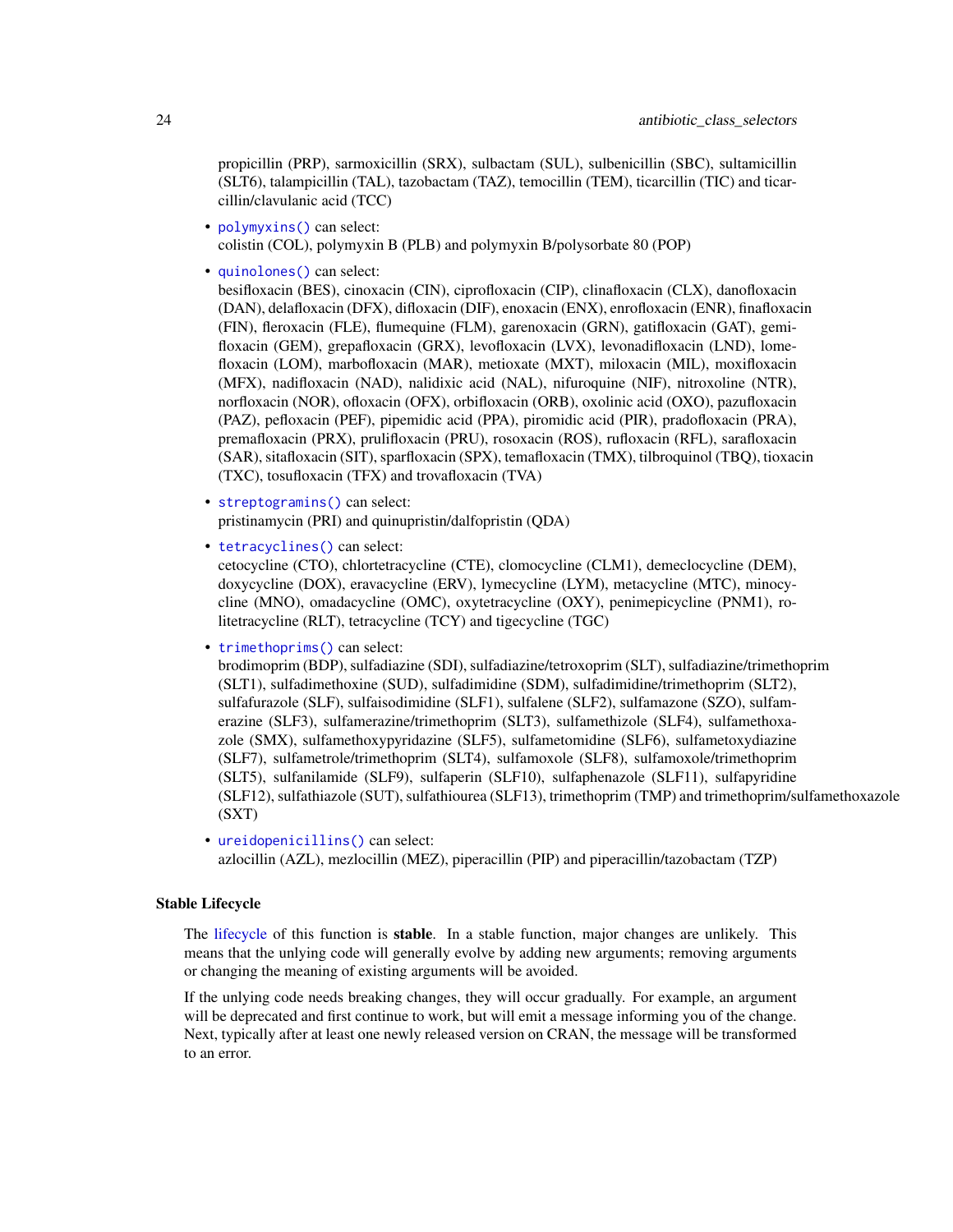propicillin (PRP), sarmoxicillin (SRX), sulbactam (SUL), sulbenicillin (SBC), sultamicillin (SLT6), talampicillin (TAL), tazobactam (TAZ), temocillin (TEM), ticarcillin (TIC) and ticarcillin/clavulanic acid (TCC)

- `polymyxins()` can select:
  colistin (COL), polymyxin B (PLB) and polymyxin B/polysorbate 80 (POP)
- `quinolones()` can select:
  besifloxacin (BES), cinoxacin (CIN), ciprofloxacin (CIP), clinafloxacin (CLX), danofloxacin (DAN), delafloxacin (DFX), difloxacin (DIF), enoxacin (ENX), enrofloxacin (ENR), finafloxacin (FIN), fleroxacin (FLE), flumequine (FLM), garenoxacin (GRN), gatifloxacin (GAT), gemifloxacin (GEM), grepafloxacin (GRX), levofloxacin (LVX), levonadifloxacin (LND), lomefloxacin (LOM), marbofloxacin (MAR), metioxate (MXT), miloxacin (MIL), moxifloxacin (MFX), nadifloxacin (NAD), nalidixic acid (NAL), nifuroquine (NIF), nitroxoline (NTR), norfloxacin (NOR), ofloxacin (OFX), orbifloxacin (ORB), oxolinic acid (OXO), pazufloxacin (PAZ), pefloxacin (PEF), pipemidic acid (PPA), piromidic acid (PIR), pradofloxacin (PRA), premafloxacin (PRX), prulifloxacin (PRU), rosoxacin (ROS), rufloxacin (RFL), sarafloxacin (SAR), sitafloxacin (SIT), sparfloxacin (SPX), temafloxacin (TMX), tilbroquinol (TBQ), tioxacin (TXC), tosufloxacin (TFX) and trovafloxacin (TVA)
- `streptogramins()` can select:
  pristinamycin (PRI) and quinupristin/dalfopristin (QDA)
- `tetracyclines()` can select:
  cetocycline (CTO), chlortetracycline (CTE), clomocycline (CLM1), demeclocycline (DEM), doxycycline (DOX), eravacycline (ERV), lymecycline (LYM), metacycline (MTC), minocycline (MNO), omadacycline (OMC), oxytetracycline (OXY), penimepicycline (PNM1), rolitetracycline (RLT), tetracycline (TCY) and tigecycline (TGC)
- `trimethoprims()` can select:
  brodimoprim (BDP), sulfadiazine (SDI), sulfadiazine/tetroxoprim (SLT), sulfadiazine/trimethoprim (SLT1), sulfadimethoxine (SUD), sulfadimidine (SDM), sulfadimidine/trimethoprim (SLT2), sulfafurazole (SLF), sulfaisodimidine (SLF1), sulfalene (SLF2), sulfamazone (SZO), sulfamerazine (SLF3), sulfamerazine/trimethoprim (SLT3), sulfamethizole (SLF4), sulfamethoxazole (SMX), sulfamethoxypyridazine (SLF5), sulfametomidine (SLF6), sulfametoxydiazine (SLF7), sulfametrole/trimethoprim (SLT4), sulfamoxole (SLF8), sulfamoxole/trimethoprim (SLT5), sulfanilamide (SLF9), sulfaperin (SLF10), sulfaphenazole (SLF11), sulfapyridine (SLF12), sulfathiazole (SUT), sulfathiourea (SLF13), trimethoprim (TMP) and trimethoprim/sulfamethoxazole (SXT)
- `ureidopenicillins()` can select:
  azlocillin (AZL), mezlocillin (MEZ), piperacillin (PIP) and piperacillin/tazobactam (TZP)

### Stable Lifecycle

The lifecycle of this function is **stable**. In a stable function, major changes are unlikely. This means that the unlying code will generally evolve by adding new arguments; removing arguments or changing the meaning of existing arguments will be avoided.

If the unlying code needs breaking changes, they will occur gradually. For example, an argument will be deprecated and first continue to work, but will emit a message informing you of the change. Next, typically after at least one newly released version on CRAN, the message will be transformed to an error.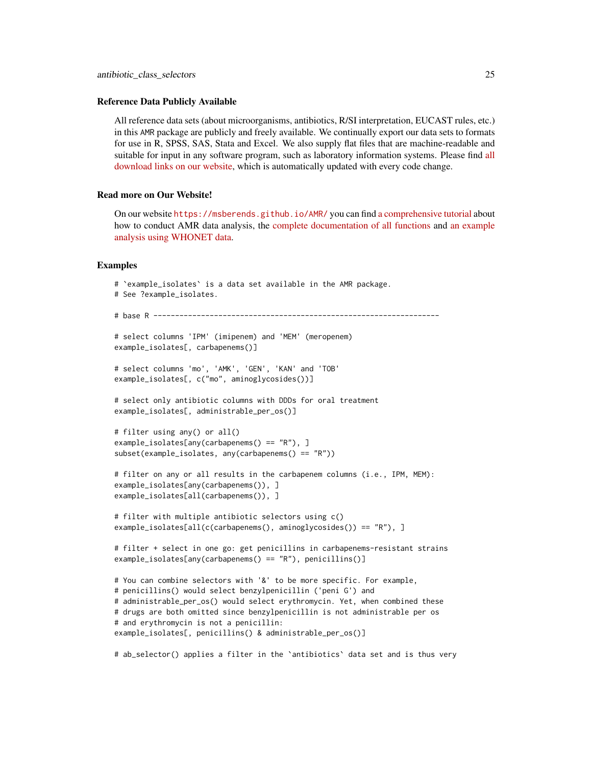### Reference Data Publicly Available

All reference data sets (about microorganisms, antibiotics, R/SI interpretation, EUCAST rules, etc.) in this AMR package are publicly and freely available. We continually export our data sets to formats for use in R, SPSS, SAS, Stata and Excel. We also supply flat files that are machine-readable and suitable for input in any software program, such as laboratory information systems. Please find all download links on our website, which is automatically updated with every code change.

### Read more on Our Website!

On our website https://msberends.github.io/AMR/ you can find a comprehensive tutorial about how to conduct AMR data analysis, the complete documentation of all functions and an example analysis using WHONET data.

### Examples

```
# `example_isolates` is a data set available in the AMR package.
# See ?example_isolates.

# base R ------------------------------------------------------------------

# select columns 'IPM' (imipenem) and 'MEM' (meropenem)
example_isolates[, carbapenems()]

# select columns 'mo', 'AMK', 'GEN', 'KAN' and 'TOB'
example_isolates[, c("mo", aminoglycosides())]

# select only antibiotic columns with DDDs for oral treatment
example_isolates[, administrable_per_os()]

# filter using any() or all()
example_isolates[any(carbapenems() == "R"), ]
subset(example_isolates, any(carbapenems() == "R"))

# filter on any or all results in the carbapenem columns (i.e., IPM, MEM):
example_isolates[any(carbapenems()), ]
example_isolates[all(carbapenems()), ]

# filter with multiple antibiotic selectors using c()
example_isolates[all(c(carbapenems(), aminoglycosides()) == "R"), ]

# filter + select in one go: get penicillins in carbapenems-resistant strains
example_isolates[any(carbapenems() == "R"), penicillins()]

# You can combine selectors with '&' to be more specific. For example,
# penicillins() would select benzylpenicillin ('peni G') and
# administrable_per_os() would select erythromycin. Yet, when combined these
# drugs are both omitted since benzylpenicillin is not administrable per os
# and erythromycin is not a penicillin:
example_isolates[, penicillins() & administrable_per_os()]

# ab_selector() applies a filter in the `antibiotics` data set and is thus very
```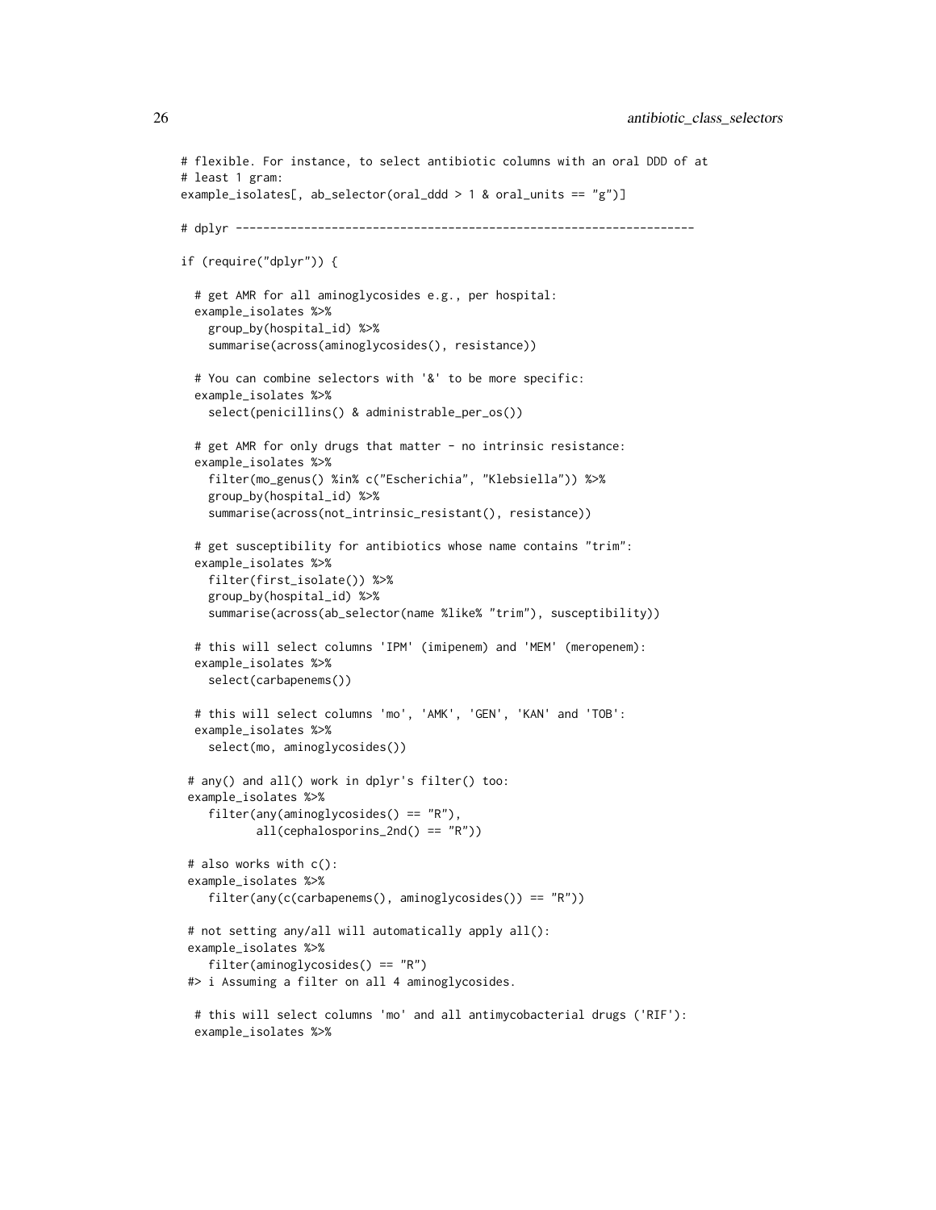```
# flexible. For instance, to select antibiotic columns with an oral DDD of at
# least 1 gram:
example_isolates[, ab_selector(oral_ddd > 1 & oral_units == "g")]

# dplyr -------------------------------------------------------------------

if (require("dplyr")) {

  # get AMR for all aminoglycosides e.g., per hospital:
  example_isolates %>%
    group_by(hospital_id) %>%
    summarise(across(aminoglycosides(), resistance))

  # You can combine selectors with '&' to be more specific:
  example_isolates %>%
    select(penicillins() & administrable_per_os())

  # get AMR for only drugs that matter - no intrinsic resistance:
  example_isolates %>%
    filter(mo_genus() %in% c("Escherichia", "Klebsiella")) %>%
    group_by(hospital_id) %>%
    summarise(across(not_intrinsic_resistant(), resistance))

  # get susceptibility for antibiotics whose name contains "trim":
  example_isolates %>%
    filter(first_isolate()) %>%
    group_by(hospital_id) %>%
    summarise(across(ab_selector(name %like% "trim"), susceptibility))

  # this will select columns 'IPM' (imipenem) and 'MEM' (meropenem):
  example_isolates %>%
    select(carbapenems())

  # this will select columns 'mo', 'AMK', 'GEN', 'KAN' and 'TOB':
  example_isolates %>%
    select(mo, aminoglycosides())

 # any() and all() work in dplyr's filter() too:
 example_isolates %>%
    filter(any(aminoglycosides() == "R"),
           all(cephalosporins_2nd() == "R"))

 # also works with c():
 example_isolates %>%
    filter(any(c(carbapenems(), aminoglycosides()) == "R"))

 # not setting any/all will automatically apply all():
 example_isolates %>%
    filter(aminoglycosides() == "R")
 #> i Assuming a filter on all 4 aminoglycosides.

  # this will select columns 'mo' and all antimycobacterial drugs ('RIF'):
  example_isolates %>%
```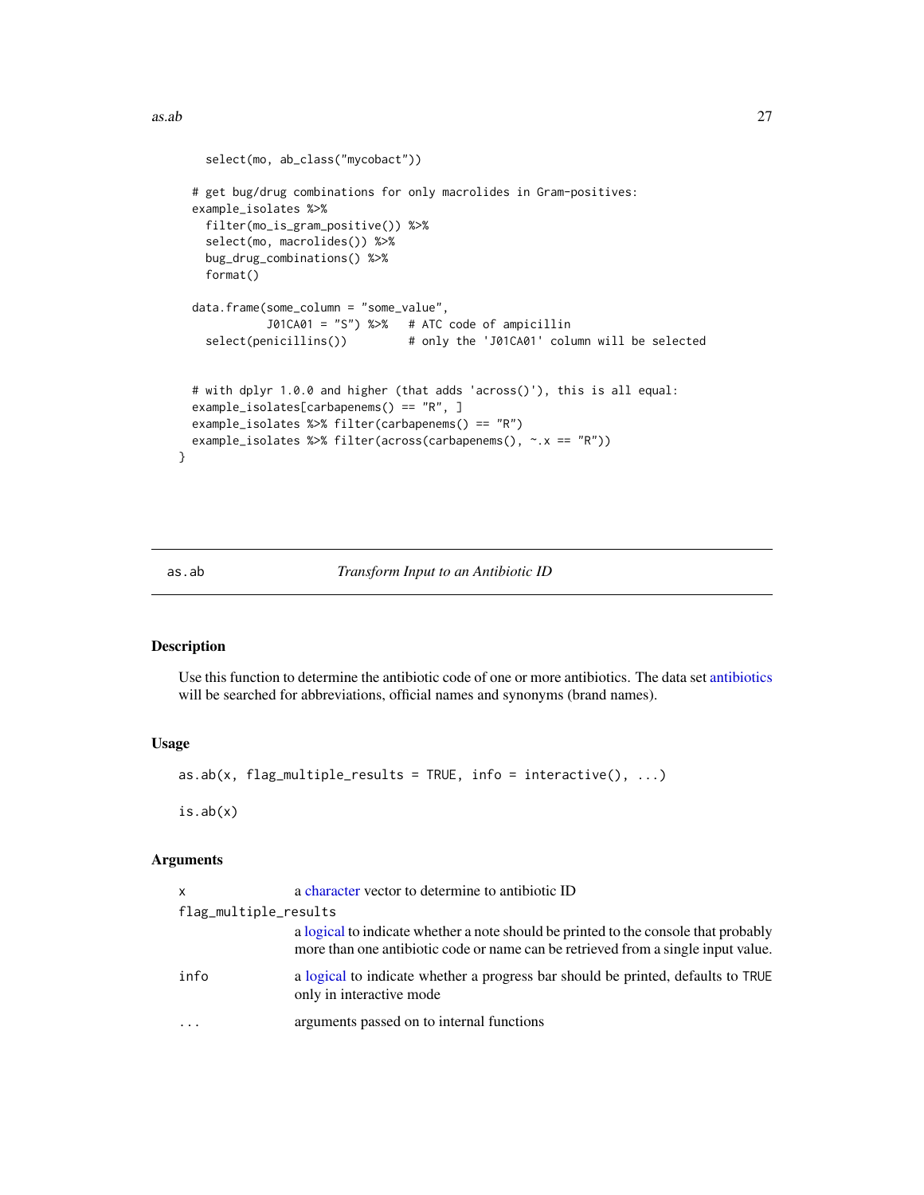```
    select(mo, ab_class("mycobact"))

  # get bug/drug combinations for only macrolides in Gram-positives:
  example_isolates %>%
    filter(mo_is_gram_positive()) %>%
    select(mo, macrolides()) %>%
    bug_drug_combinations() %>%
    format()

  data.frame(some_column = "some_value",
             J01CA01 = "S") %>%   # ATC code of ampicillin
    select(penicillins())         # only the 'J01CA01' column will be selected


  # with dplyr 1.0.0 and higher (that adds 'across()'), this is all equal:
  example_isolates[carbapenems() == "R", ]
  example_isolates %>% filter(carbapenems() == "R")
  example_isolates %>% filter(across(carbapenems(), ~.x == "R"))
}
```

---

## as.ab — *Transform Input to an Antibiotic ID*

### Description

Use this function to determine the antibiotic code of one or more antibiotics. The data set antibiotics will be searched for abbreviations, official names and synonyms (brand names).

### Usage

```
as.ab(x, flag_multiple_results = TRUE, info = interactive(), ...)

is.ab(x)
```

### Arguments

| | |
|---|---|
| `x` | a character vector to determine to antibiotic ID |
| `flag_multiple_results` | a logical to indicate whether a note should be printed to the console that probably more than one antibiotic code or name can be retrieved from a single input value. |
| `info` | a logical to indicate whether a progress bar should be printed, defaults to `TRUE` only in interactive mode |
| `...` | arguments passed on to internal functions |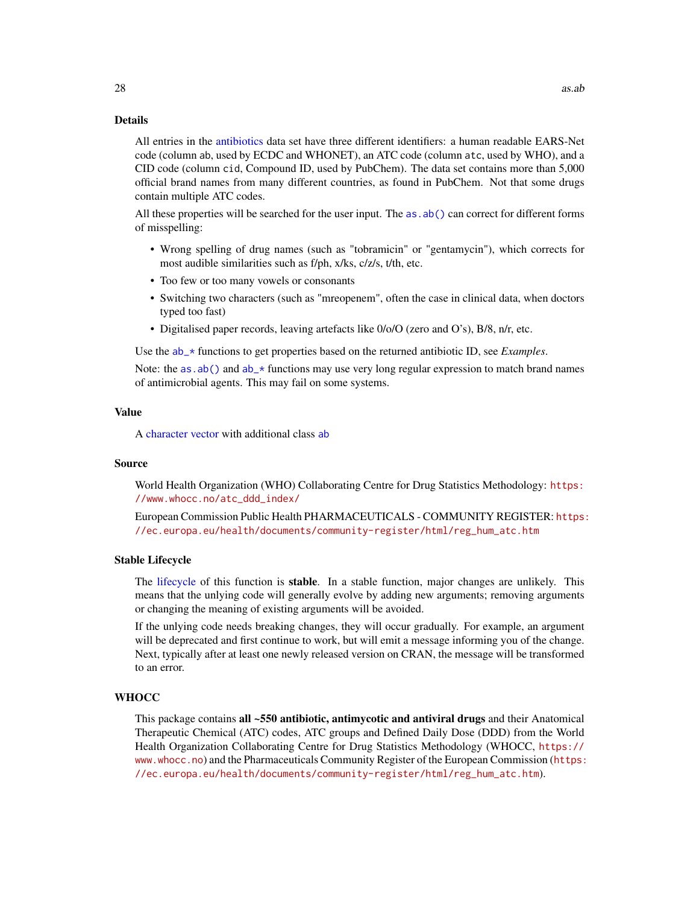## Details

All entries in the antibiotics data set have three different identifiers: a human readable EARS-Net code (column `ab`, used by ECDC and WHONET), an ATC code (column `atc`, used by WHO), and a CID code (column `cid`, Compound ID, used by PubChem). The data set contains more than 5,000 official brand names from many different countries, as found in PubChem. Not that some drugs contain multiple ATC codes.

All these properties will be searched for the user input. The `as.ab()` can correct for different forms of misspelling:

- Wrong spelling of drug names (such as "tobramicin" or "gentamycin"), which corrects for most audible similarities such as f/ph, x/ks, c/z/s, t/th, etc.
- Too few or too many vowels or consonants
- Switching two characters (such as "mreopenem", often the case in clinical data, when doctors typed too fast)
- Digitalised paper records, leaving artefacts like 0/o/O (zero and O's), B/8, n/r, etc.

Use the `ab_*` functions to get properties based on the returned antibiotic ID, see *Examples*.

Note: the `as.ab()` and `ab_*` functions may use very long regular expression to match brand names of antimicrobial agents. This may fail on some systems.

## Value

A character vector with additional class `ab`

## Source

World Health Organization (WHO) Collaborating Centre for Drug Statistics Methodology: https://www.whocc.no/atc_ddd_index/

European Commission Public Health PHARMACEUTICALS - COMMUNITY REGISTER: https://ec.europa.eu/health/documents/community-register/html/reg_hum_atc.htm

## Stable Lifecycle

The lifecycle of this function is **stable**. In a stable function, major changes are unlikely. This means that the unlying code will generally evolve by adding new arguments; removing arguments or changing the meaning of existing arguments will be avoided.

If the unlying code needs breaking changes, they will occur gradually. For example, an argument will be deprecated and first continue to work, but will emit a message informing you of the change. Next, typically after at least one newly released version on CRAN, the message will be transformed to an error.

## WHOCC

This package contains **all ~550 antibiotic, antimycotic and antiviral drugs** and their Anatomical Therapeutic Chemical (ATC) codes, ATC groups and Defined Daily Dose (DDD) from the World Health Organization Collaborating Centre for Drug Statistics Methodology (WHOCC, https://www.whocc.no) and the Pharmaceuticals Community Register of the European Commission (https://ec.europa.eu/health/documents/community-register/html/reg_hum_atc.htm).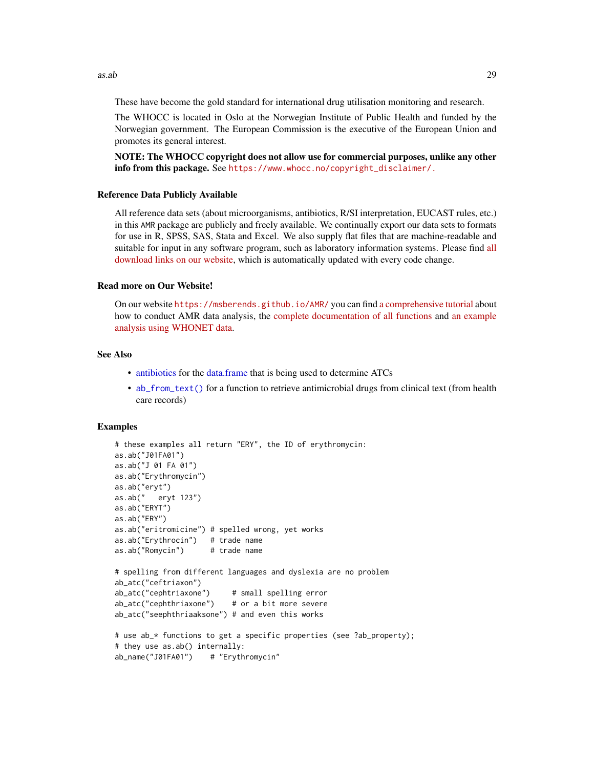These have become the gold standard for international drug utilisation monitoring and research.

The WHOCC is located in Oslo at the Norwegian Institute of Public Health and funded by the Norwegian government. The European Commission is the executive of the European Union and promotes its general interest.

**NOTE: The WHOCC copyright does not allow use for commercial purposes, unlike any other info from this package.** See `https://www.whocc.no/copyright_disclaimer/`.

### Reference Data Publicly Available

All reference data sets (about microorganisms, antibiotics, R/SI interpretation, EUCAST rules, etc.) in this AMR package are publicly and freely available. We continually export our data sets to formats for use in R, SPSS, SAS, Stata and Excel. We also supply flat files that are machine-readable and suitable for input in any software program, such as laboratory information systems. Please find all download links on our website, which is automatically updated with every code change.

### Read more on Our Website!

On our website `https://msberends.github.io/AMR/` you can find a comprehensive tutorial about how to conduct AMR data analysis, the complete documentation of all functions and an example analysis using WHONET data.

## See Also

- antibiotics for the data.frame that is being used to determine ATCs
- `ab_from_text()` for a function to retrieve antimicrobial drugs from clinical text (from health care records)

## Examples

```
# these examples all return "ERY", the ID of erythromycin:
as.ab("J01FA01")
as.ab("J 01 FA 01")
as.ab("Erythromycin")
as.ab("eryt")
as.ab("   eryt 123")
as.ab("ERYT")
as.ab("ERY")
as.ab("eritromicine") # spelled wrong, yet works
as.ab("Erythrocin")   # trade name
as.ab("Romycin")      # trade name

# spelling from different languages and dyslexia are no problem
ab_atc("ceftriaxon")
ab_atc("cephtriaxone")     # small spelling error
ab_atc("cephthriaxone")    # or a bit more severe
ab_atc("seephthriaaksone") # and even this works

# use ab_* functions to get a specific properties (see ?ab_property);
# they use as.ab() internally:
ab_name("J01FA01")    # "Erythromycin"
```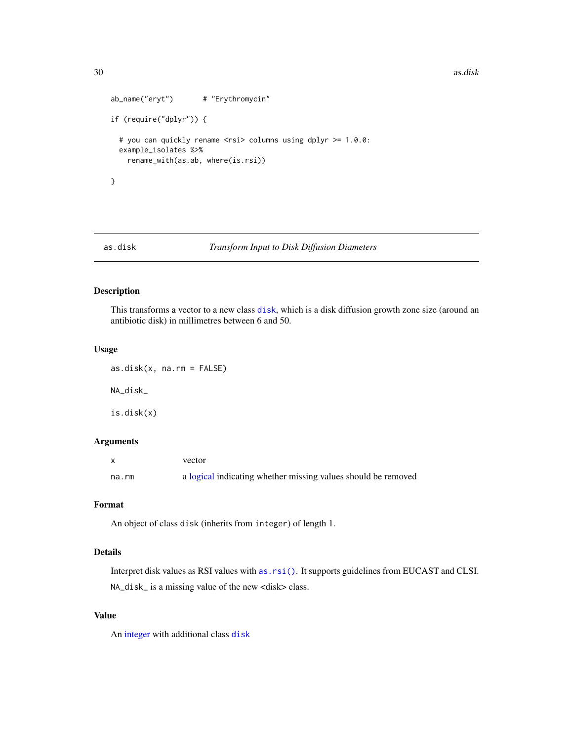```
ab_name("eryt")        # "Erythromycin"

if (require("dplyr")) {

  # you can quickly rename <rsi> columns using dplyr >= 1.0.0:
  example_isolates %>%
    rename_with(as.ab, where(is.rsi))

}
```

---

## as.disk — *Transform Input to Disk Diffusion Diameters*

### Description

This transforms a vector to a new class `disk`, which is a disk diffusion growth zone size (around an antibiotic disk) in millimetres between 6 and 50.

### Usage

```
as.disk(x, na.rm = FALSE)

NA_disk_

is.disk(x)
```

### Arguments

| | |
|---|---|
| `x` | vector |
| `na.rm` | a logical indicating whether missing values should be removed |

### Format

An object of class `disk` (inherits from `integer`) of length 1.

### Details

Interpret disk values as RSI values with `as.rsi()`. It supports guidelines from EUCAST and CLSI.

`NA_disk_` is a missing value of the new <disk> class.

### Value

An integer with additional class `disk`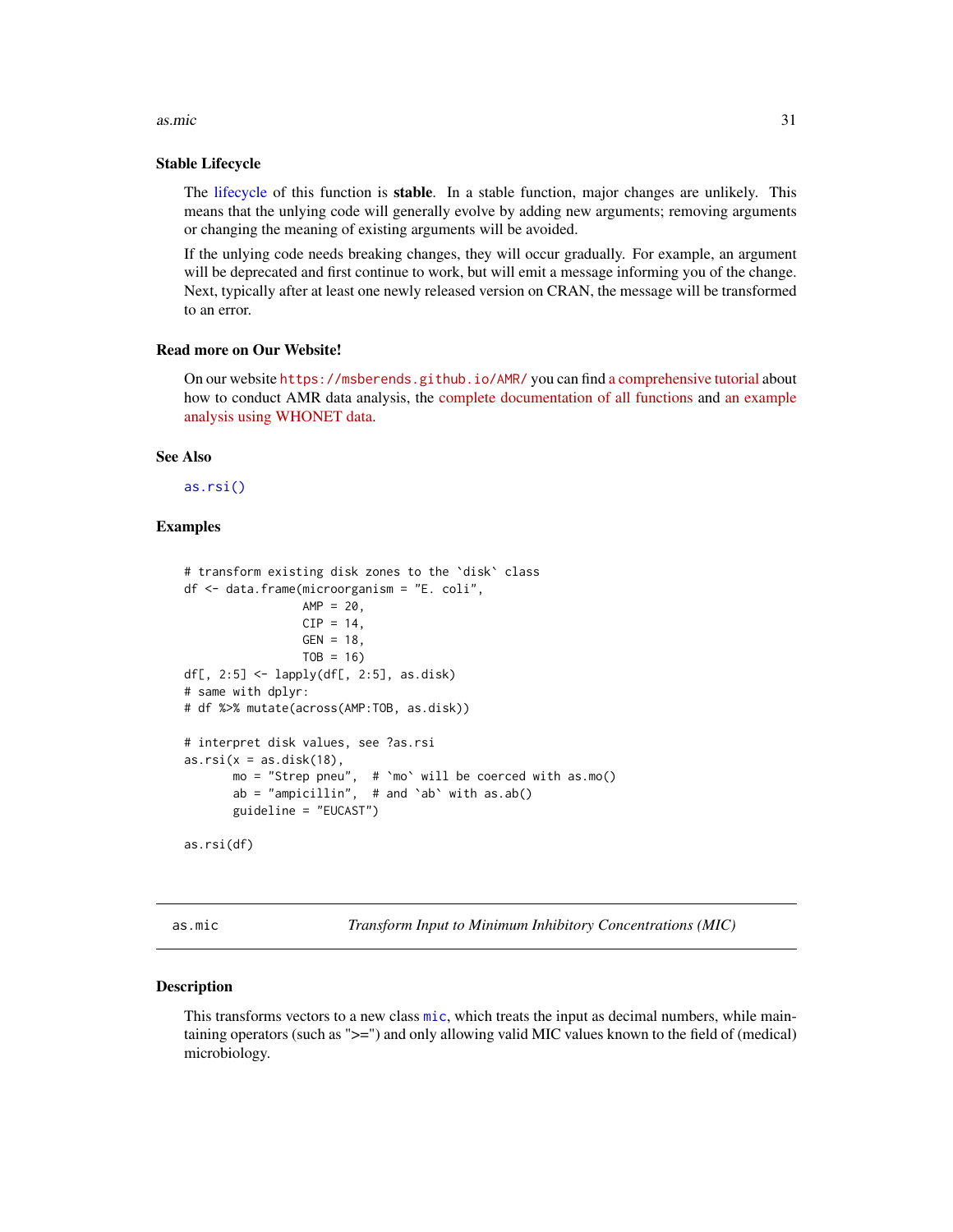### Stable Lifecycle

The lifecycle of this function is **stable**. In a stable function, major changes are unlikely. This means that the unlying code will generally evolve by adding new arguments; removing arguments or changing the meaning of existing arguments will be avoided.

If the unlying code needs breaking changes, they will occur gradually. For example, an argument will be deprecated and first continue to work, but will emit a message informing you of the change. Next, typically after at least one newly released version on CRAN, the message will be transformed to an error.

### Read more on Our Website!

On our website `https://msberends.github.io/AMR/` you can find a comprehensive tutorial about how to conduct AMR data analysis, the complete documentation of all functions and an example analysis using WHONET data.

### See Also

`as.rsi()`

### Examples

```
# transform existing disk zones to the `disk` class
df <- data.frame(microorganism = "E. coli",
                 AMP = 20,
                 CIP = 14,
                 GEN = 18,
                 TOB = 16)
df[, 2:5] <- lapply(df[, 2:5], as.disk)
# same with dplyr:
# df %>% mutate(across(AMP:TOB, as.disk))

# interpret disk values, see ?as.rsi
as.rsi(x = as.disk(18),
       mo = "Strep pneu",  # `mo` will be coerced with as.mo()
       ab = "ampicillin",  # and `ab` with as.ab()
       guideline = "EUCAST")

as.rsi(df)
```

---

## as.mic — *Transform Input to Minimum Inhibitory Concentrations (MIC)*

---

### Description

This transforms vectors to a new class `mic`, which treats the input as decimal numbers, while maintaining operators (such as ">=") and only allowing valid MIC values known to the field of (medical) microbiology.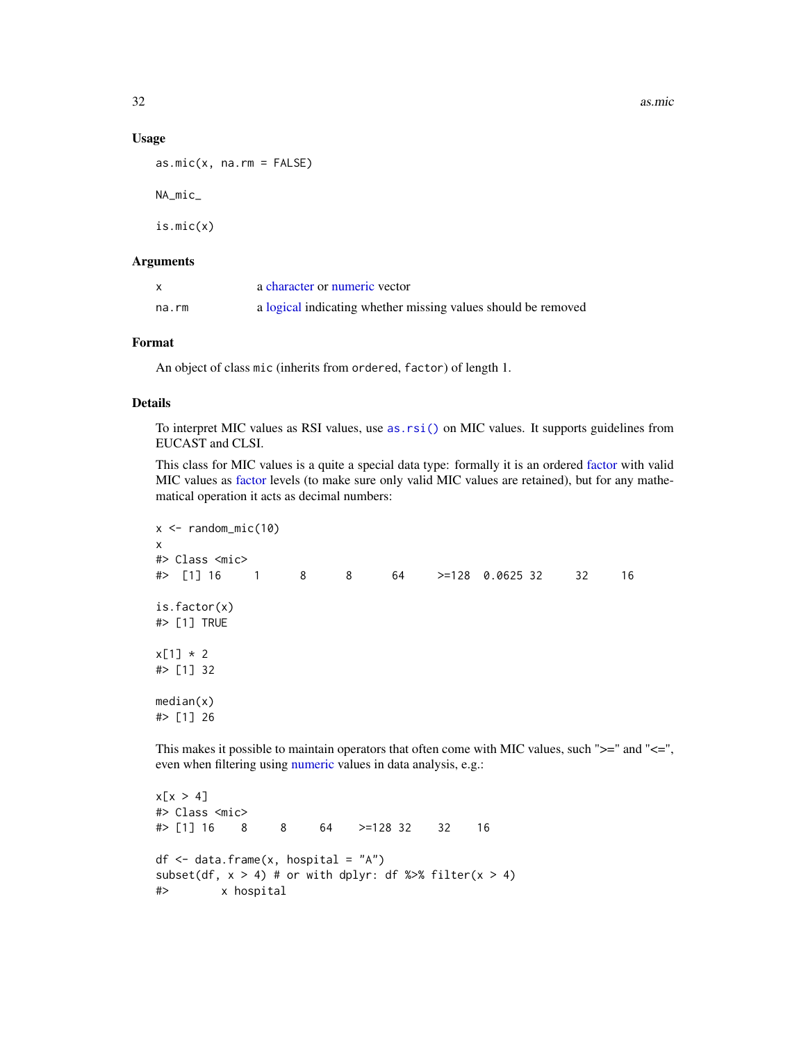### Usage

```
as.mic(x, na.rm = FALSE)

NA_mic_

is.mic(x)
```

### Arguments

| | |
|---|---|
| x | a character or numeric vector |
| na.rm | a logical indicating whether missing values should be removed |

### Format

An object of class `mic` (inherits from `ordered`, `factor`) of length 1.

### Details

To interpret MIC values as RSI values, use `as.rsi()` on MIC values. It supports guidelines from EUCAST and CLSI.

This class for MIC values is a quite a special data type: formally it is an ordered factor with valid MIC values as factor levels (to make sure only valid MIC values are retained), but for any mathematical operation it acts as decimal numbers:

```
x <- random_mic(10)
x
#> Class <mic>
#>  [1] 16     1      8      8      64     >=128  0.0625 32     32     16

is.factor(x)
#> [1] TRUE

x[1] * 2
#> [1] 32

median(x)
#> [1] 26
```

This makes it possible to maintain operators that often come with MIC values, such ">=" and "<=", even when filtering using numeric values in data analysis, e.g.:

```
x[x > 4]
#> Class <mic>
#> [1] 16    8     8     64    >=128 32    32    16

df <- data.frame(x, hospital = "A")
subset(df, x > 4) # or with dplyr: df %>% filter(x > 4)
#>        x hospital
```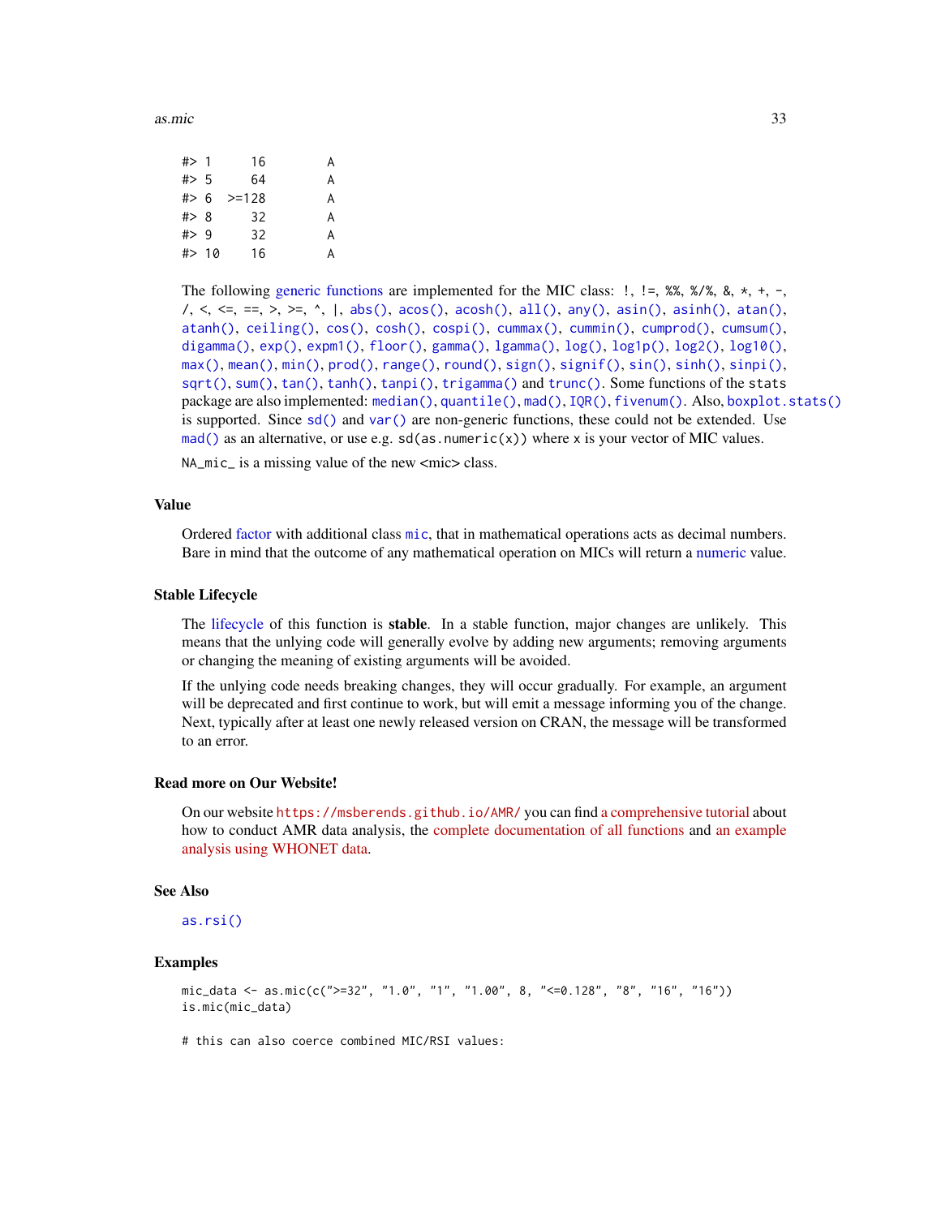```
#> 1      16         A
#> 5      64         A
#> 6  >=128         A
#> 8      32         A
#> 9      32         A
#> 10     16         A
```

The following generic functions are implemented for the MIC class: `!`, `!=`, `%%`, `%/%`, `&`, `*`, `+`, `-`, `/`, `<`, `<=`, `==`, `>`, `>=`, `^`, `|`, `abs()`, `acos()`, `acosh()`, `all()`, `any()`, `asin()`, `asinh()`, `atan()`, `atanh()`, `ceiling()`, `cos()`, `cosh()`, `cospi()`, `cummax()`, `cummin()`, `cumprod()`, `cumsum()`, `digamma()`, `exp()`, `expm1()`, `floor()`, `gamma()`, `lgamma()`, `log()`, `log1p()`, `log2()`, `log10()`, `max()`, `mean()`, `min()`, `prod()`, `range()`, `round()`, `sign()`, `signif()`, `sin()`, `sinh()`, `sinpi()`, `sqrt()`, `sum()`, `tan()`, `tanh()`, `tanpi()`, `trigamma()` and `trunc()`. Some functions of the `stats` package are also implemented: `median()`, `quantile()`, `mad()`, `IQR()`, `fivenum()`. Also, `boxplot.stats()` is supported. Since `sd()` and `var()` are non-generic functions, these could not be extended. Use `mad()` as an alternative, or use e.g. `sd(as.numeric(x))` where `x` is your vector of MIC values.

`NA_mic_` is a missing value of the new <mic> class.

### Value

Ordered factor with additional class `mic`, that in mathematical operations acts as decimal numbers. Bare in mind that the outcome of any mathematical operation on MICs will return a numeric value.

### Stable Lifecycle

The lifecycle of this function is **stable**. In a stable function, major changes are unlikely. This means that the unlying code will generally evolve by adding new arguments; removing arguments or changing the meaning of existing arguments will be avoided.

If the unlying code needs breaking changes, they will occur gradually. For example, an argument will be deprecated and first continue to work, but will emit a message informing you of the change. Next, typically after at least one newly released version on CRAN, the message will be transformed to an error.

### Read more on Our Website!

On our website `https://msberends.github.io/AMR/` you can find a comprehensive tutorial about how to conduct AMR data analysis, the complete documentation of all functions and an example analysis using WHONET data.

### See Also

`as.rsi()`

### Examples

```
mic_data <- as.mic(c(">=32", "1.0", "1", "1.00", 8, "<=0.128", "8", "16", "16"))
is.mic(mic_data)

# this can also coerce combined MIC/RSI values:
```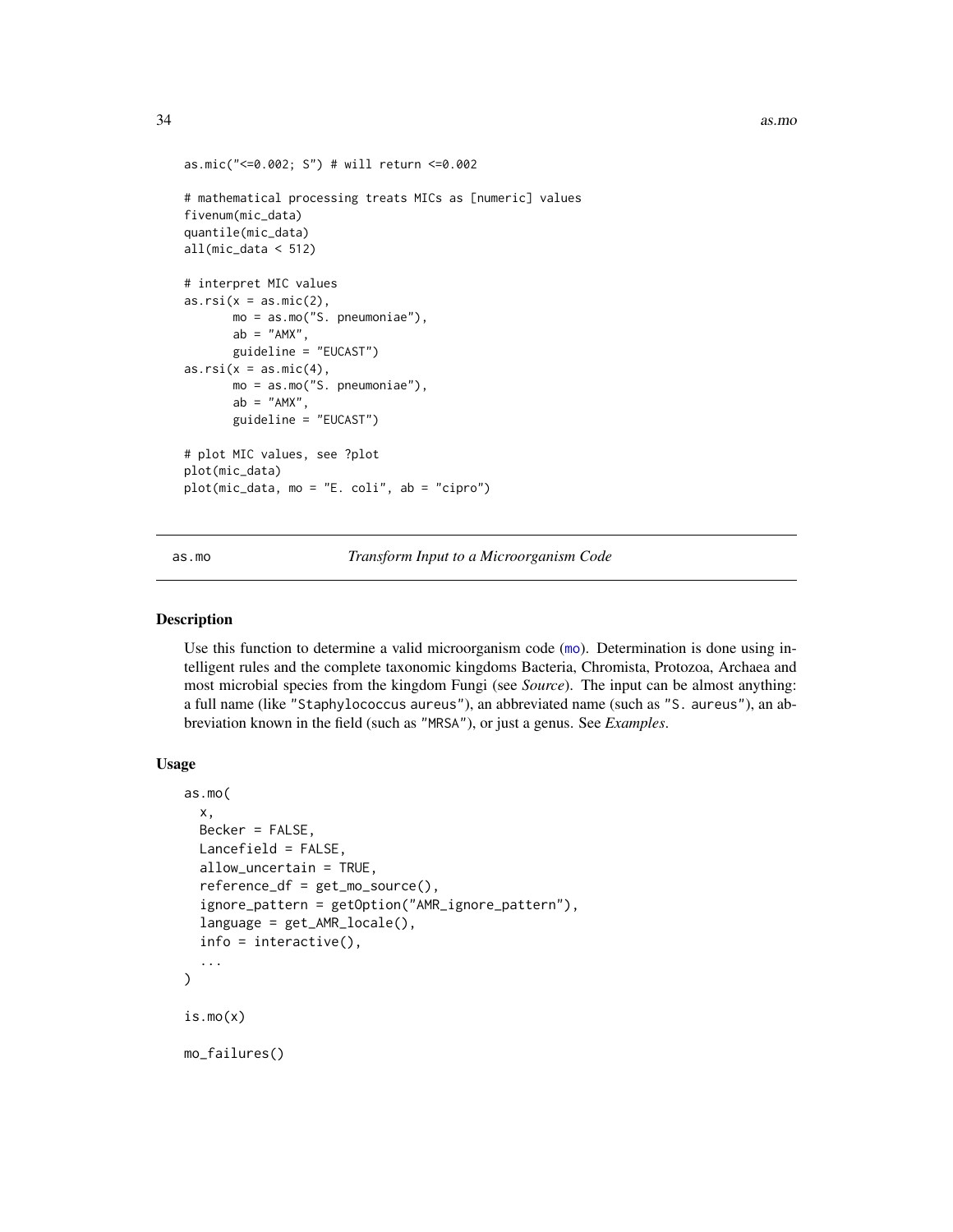```
as.mic("<=0.002; S") # will return <=0.002

# mathematical processing treats MICs as [numeric] values
fivenum(mic_data)
quantile(mic_data)
all(mic_data < 512)

# interpret MIC values
as.rsi(x = as.mic(2),
       mo = as.mo("S. pneumoniae"),
       ab = "AMX",
       guideline = "EUCAST")
as.rsi(x = as.mic(4),
       mo = as.mo("S. pneumoniae"),
       ab = "AMX",
       guideline = "EUCAST")

# plot MIC values, see ?plot
plot(mic_data)
plot(mic_data, mo = "E. coli", ab = "cipro")
```

---

## as.mo — *Transform Input to a Microorganism Code*

### Description

Use this function to determine a valid microorganism code (mo). Determination is done using intelligent rules and the complete taxonomic kingdoms Bacteria, Chromista, Protozoa, Archaea and most microbial species from the kingdom Fungi (see *Source*). The input can be almost anything: a full name (like "Staphylococcus aureus"), an abbreviated name (such as "S. aureus"), an abbreviation known in the field (such as "MRSA"), or just a genus. See *Examples*.

### Usage

```
as.mo(
  x,
  Becker = FALSE,
  Lancefield = FALSE,
  allow_uncertain = TRUE,
  reference_df = get_mo_source(),
  ignore_pattern = getOption("AMR_ignore_pattern"),
  language = get_AMR_locale(),
  info = interactive(),
  ...
)

is.mo(x)

mo_failures()
```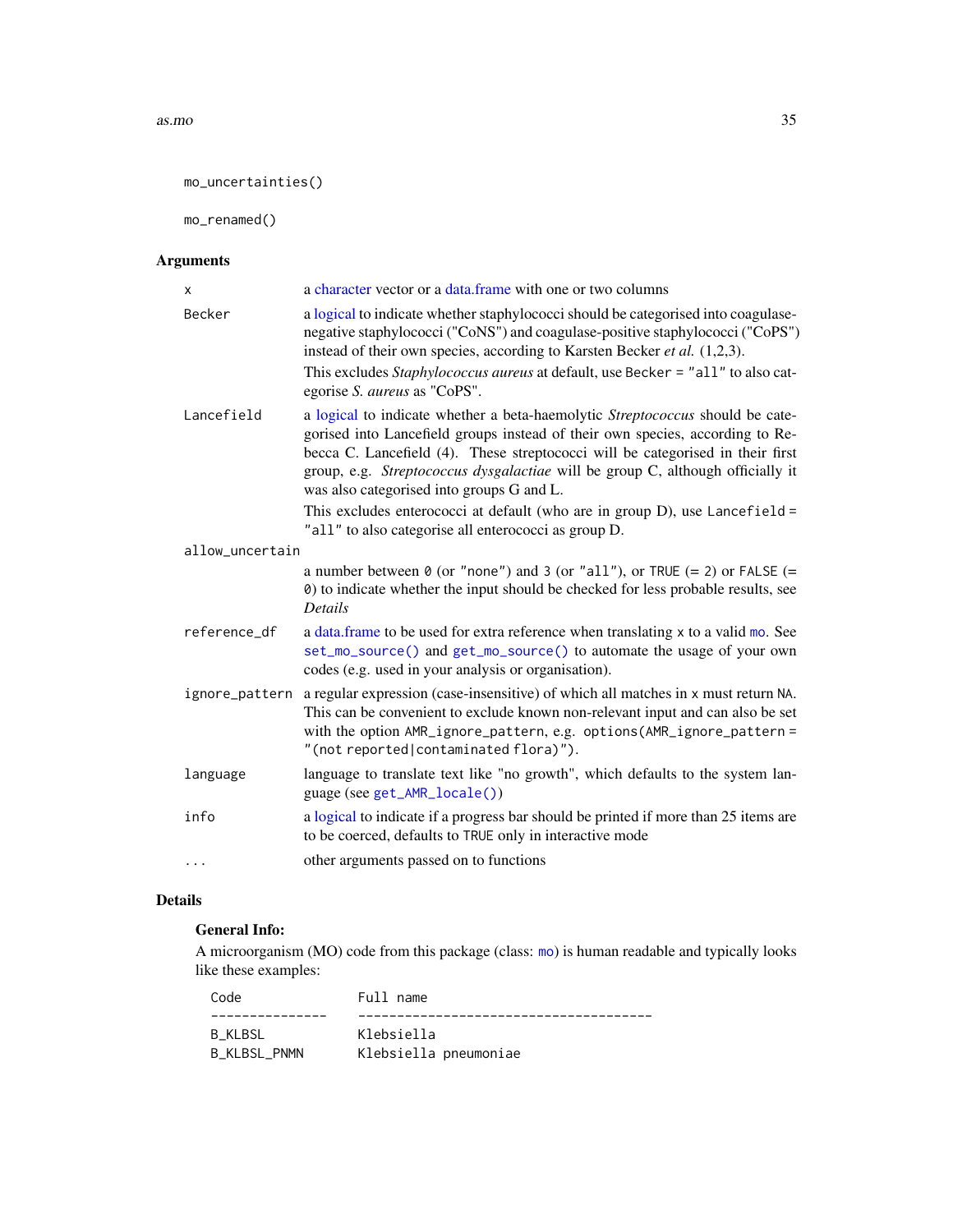```
mo_uncertainties()

mo_renamed()
```

## Arguments

- `x` — a character vector or a data.frame with one or two columns
- `Becker` — a logical to indicate whether staphylococci should be categorised into coagulase-negative staphylococci ("CoNS") and coagulase-positive staphylococci ("CoPS") instead of their own species, according to Karsten Becker *et al.* (1,2,3).

  This excludes *Staphylococcus aureus* at default, use `Becker = "all"` to also categorise *S. aureus* as "CoPS".
- `Lancefield` — a logical to indicate whether a beta-haemolytic *Streptococcus* should be categorised into Lancefield groups instead of their own species, according to Rebecca C. Lancefield (4). These streptococci will be categorised in their first group, e.g. *Streptococcus dysgalactiae* will be group C, although officially it was also categorised into groups G and L.

  This excludes enterococci at default (who are in group D), use `Lancefield = "all"` to also categorise all enterococci as group D.
- `allow_uncertain` — a number between `0` (or `"none"`) and `3` (or `"all"`), or `TRUE` (= `2`) or `FALSE` (= `0`) to indicate whether the input should be checked for less probable results, see *Details*
- `reference_df` — a data.frame to be used for extra reference when translating `x` to a valid `mo`. See `set_mo_source()` and `get_mo_source()` to automate the usage of your own codes (e.g. used in your analysis or organisation).
- `ignore_pattern` — a regular expression (case-insensitive) of which all matches in `x` must return `NA`. This can be convenient to exclude known non-relevant input and can also be set with the option `AMR_ignore_pattern`, e.g. `options(AMR_ignore_pattern = "(not reported|contaminated flora)")`.
- `language` — language to translate text like "no growth", which defaults to the system language (see `get_AMR_locale()`)
- `info` — a logical to indicate if a progress bar should be printed if more than 25 items are to be coerced, defaults to `TRUE` only in interactive mode
- `...` — other arguments passed on to functions

## Details

### General Info:

A microorganism (MO) code from this package (class: `mo`) is human readable and typically looks like these examples:

```
Code              Full name
---------------   --------------------------------------
B_KLBSL           Klebsiella
B_KLBSL_PNMN      Klebsiella pneumoniae
```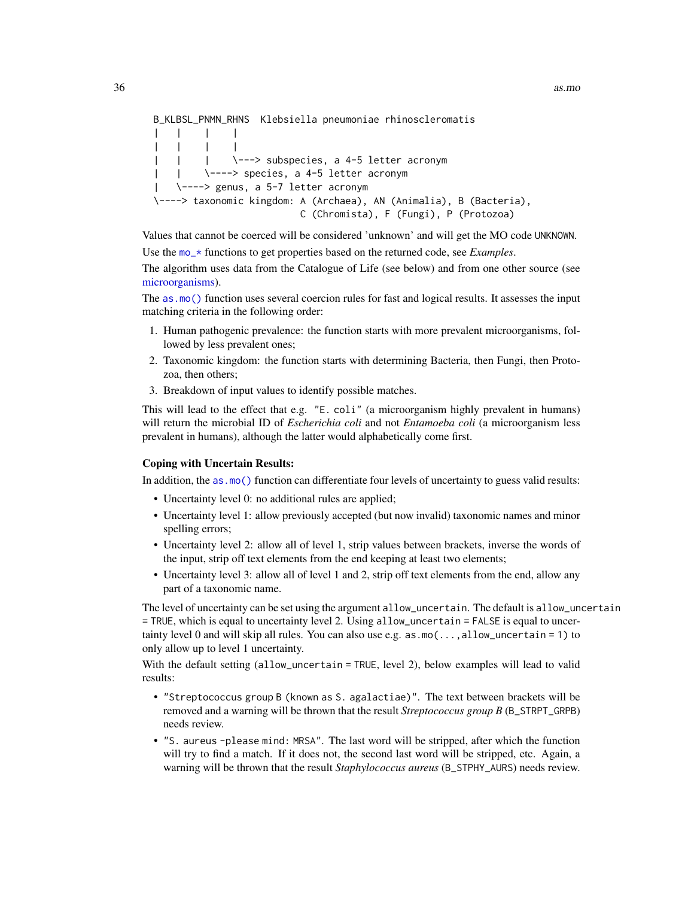```
B_KLBSL_PNMN_RHNS  Klebsiella pneumoniae rhinoscleromatis
|   |    |    |
|   |    |    |
|   |    |    \---> subspecies, a 4-5 letter acronym
|   |    \----> species, a 4-5 letter acronym
|   \----> genus, a 5-7 letter acronym
\----> taxonomic kingdom: A (Archaea), AN (Animalia), B (Bacteria),
                          C (Chromista), F (Fungi), P (Protozoa)
```

Values that cannot be coerced will be considered 'unknown' and will get the MO code `UNKNOWN`.

Use the `mo_*` functions to get properties based on the returned code, see *Examples*.

The algorithm uses data from the Catalogue of Life (see below) and from one other source (see microorganisms).

The `as.mo()` function uses several coercion rules for fast and logical results. It assesses the input matching criteria in the following order:

1. Human pathogenic prevalence: the function starts with more prevalent microorganisms, followed by less prevalent ones;
2. Taxonomic kingdom: the function starts with determining Bacteria, then Fungi, then Protozoa, then others;
3. Breakdown of input values to identify possible matches.

This will lead to the effect that e.g. `"E. coli"` (a microorganism highly prevalent in humans) will return the microbial ID of *Escherichia coli* and not *Entamoeba coli* (a microorganism less prevalent in humans), although the latter would alphabetically come first.

**Coping with Uncertain Results:**

In addition, the `as.mo()` function can differentiate four levels of uncertainty to guess valid results:

- Uncertainty level 0: no additional rules are applied;
- Uncertainty level 1: allow previously accepted (but now invalid) taxonomic names and minor spelling errors;
- Uncertainty level 2: allow all of level 1, strip values between brackets, inverse the words of the input, strip off text elements from the end keeping at least two elements;
- Uncertainty level 3: allow all of level 1 and 2, strip off text elements from the end, allow any part of a taxonomic name.

The level of uncertainty can be set using the argument `allow_uncertain`. The default is `allow_uncertain = TRUE`, which is equal to uncertainty level 2. Using `allow_uncertain = FALSE` is equal to uncertainty level 0 and will skip all rules. You can also use e.g. `as.mo(..., allow_uncertain = 1)` to only allow up to level 1 uncertainty.

With the default setting (`allow_uncertain = TRUE`, level 2), below examples will lead to valid results:

- `"Streptococcus group B (known as S. agalactiae)"`. The text between brackets will be removed and a warning will be thrown that the result *Streptococcus group B* (`B_STRPT_GRPB`) needs review.
- `"S. aureus - please mind: MRSA"`. The last word will be stripped, after which the function will try to find a match. If it does not, the second last word will be stripped, etc. Again, a warning will be thrown that the result *Staphylococcus aureus* (`B_STPHY_AURS`) needs review.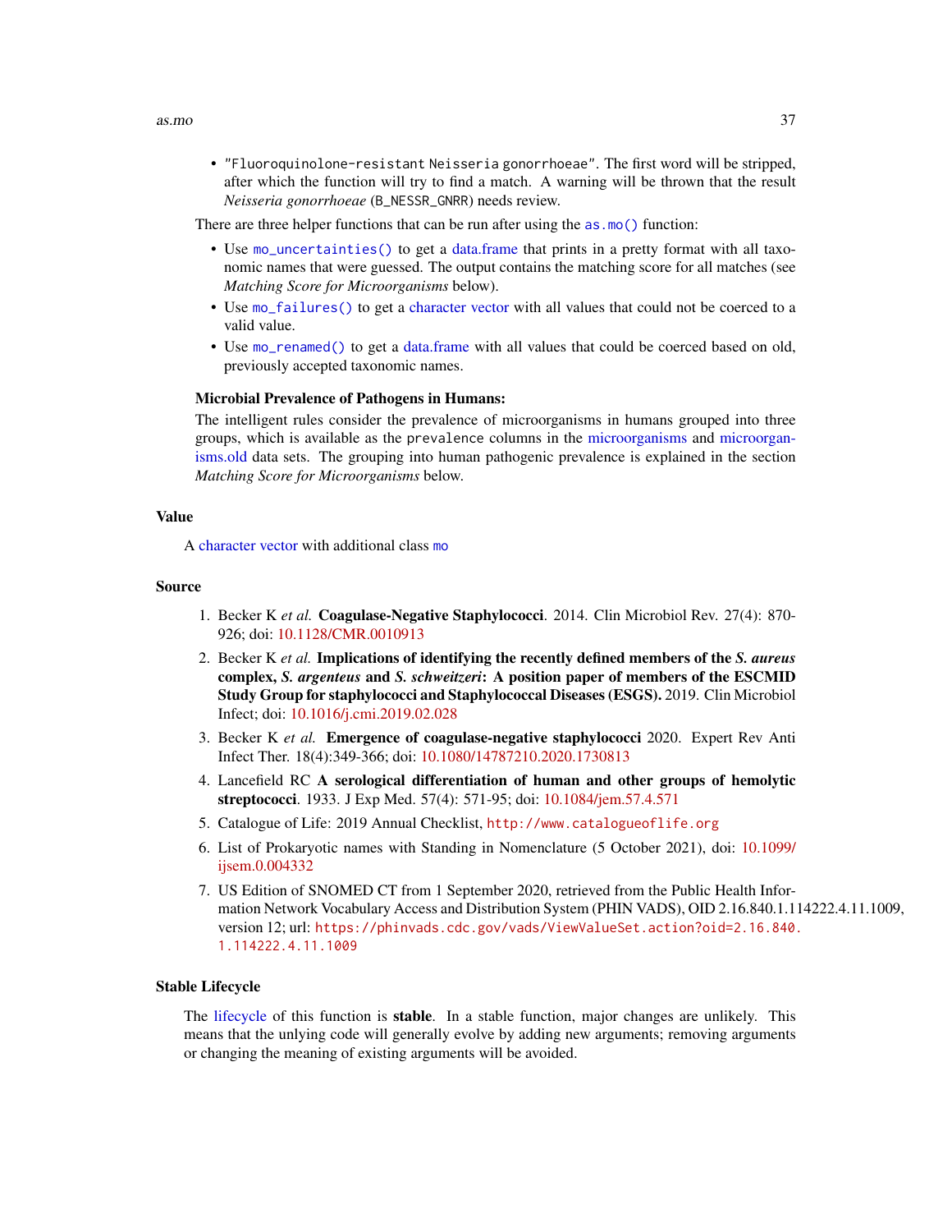- "Fluoroquinolone-resistant Neisseria gonorrhoeae". The first word will be stripped, after which the function will try to find a match. A warning will be thrown that the result *Neisseria gonorrhoeae* (B_NESSR_GNRR) needs review.

There are three helper functions that can be run after using the `as.mo()` function:

- Use `mo_uncertainties()` to get a data.frame that prints in a pretty format with all taxonomic names that were guessed. The output contains the matching score for all matches (see *Matching Score for Microorganisms* below).
- Use `mo_failures()` to get a character vector with all values that could not be coerced to a valid value.
- Use `mo_renamed()` to get a data.frame with all values that could be coerced based on old, previously accepted taxonomic names.

**Microbial Prevalence of Pathogens in Humans:**

The intelligent rules consider the prevalence of microorganisms in humans grouped into three groups, which is available as the `prevalence` columns in the microorganisms and microorganisms.old data sets. The grouping into human pathogenic prevalence is explained in the section *Matching Score for Microorganisms* below.

## Value

A character vector with additional class `mo`

## Source

1. Becker K *et al.* **Coagulase-Negative Staphylococci**. 2014. Clin Microbiol Rev. 27(4): 870-926; doi: 10.1128/CMR.0010913
2. Becker K *et al.* **Implications of identifying the recently defined members of the *S. aureus* complex, *S. argenteus* and *S. schweitzeri*: A position paper of members of the ESCMID Study Group for staphylococci and Staphylococcal Diseases (ESGS).** 2019. Clin Microbiol Infect; doi: 10.1016/j.cmi.2019.02.028
3. Becker K *et al.* **Emergence of coagulase-negative staphylococci** 2020. Expert Rev Anti Infect Ther. 18(4):349-366; doi: 10.1080/14787210.2020.1730813
4. Lancefield RC **A serological differentiation of human and other groups of hemolytic streptococci**. 1933. J Exp Med. 57(4): 571-95; doi: 10.1084/jem.57.4.571
5. Catalogue of Life: 2019 Annual Checklist, `http://www.catalogueoflife.org`
6. List of Prokaryotic names with Standing in Nomenclature (5 October 2021), doi: 10.1099/ijsem.0.004332
7. US Edition of SNOMED CT from 1 September 2020, retrieved from the Public Health Information Network Vocabulary Access and Distribution System (PHIN VADS), OID 2.16.840.1.114222.4.11.1009, version 12; url: `https://phinvads.cdc.gov/vads/ViewValueSet.action?oid=2.16.840.1.114222.4.11.1009`

## Stable Lifecycle

The lifecycle of this function is **stable**. In a stable function, major changes are unlikely. This means that the unlying code will generally evolve by adding new arguments; removing arguments or changing the meaning of existing arguments will be avoided.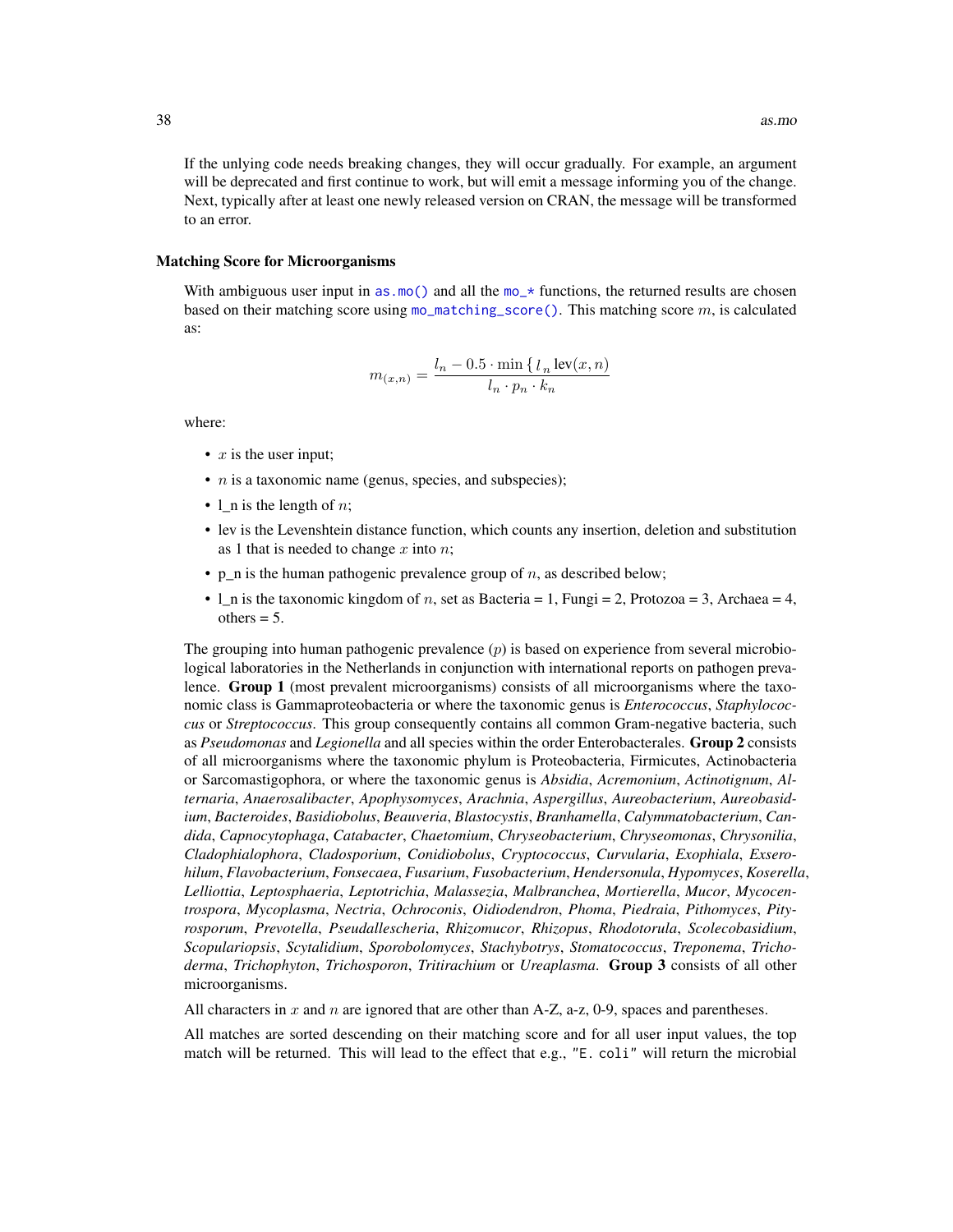If the unlying code needs breaking changes, they will occur gradually. For example, an argument will be deprecated and first continue to work, but will emit a message informing you of the change. Next, typically after at least one newly released version on CRAN, the message will be transformed to an error.

### Matching Score for Microorganisms

With ambiguous user input in `as.mo()` and all the `mo_*` functions, the returned results are chosen based on their matching score using `mo_matching_score()`. This matching score $m$, is calculated as:

$$m_{(x,n)} = \frac{l_n - 0.5 \cdot \min \{ \, l_n \, \text{lev}(x, n)}{l_n \cdot p_n \cdot k_n}$$

where:

- $x$ is the user input;
- $n$ is a taxonomic name (genus, species, and subspecies);
- l_n is the length of $n$;
- lev is the Levenshtein distance function, which counts any insertion, deletion and substitution as 1 that is needed to change $x$ into $n$;
- p_n is the human pathogenic prevalence group of $n$, as described below;
- l_n is the taxonomic kingdom of $n$, set as Bacteria = 1, Fungi = 2, Protozoa = 3, Archaea = 4, others = 5.

The grouping into human pathogenic prevalence ($p$) is based on experience from several microbiological laboratories in the Netherlands in conjunction with international reports on pathogen prevalence. **Group 1** (most prevalent microorganisms) consists of all microorganisms where the taxonomic class is Gammaproteobacteria or where the taxonomic genus is *Enterococcus*, *Staphylococcus* or *Streptococcus*. This group consequently contains all common Gram-negative bacteria, such as *Pseudomonas* and *Legionella* and all species within the order Enterobacterales. **Group 2** consists of all microorganisms where the taxonomic phylum is Proteobacteria, Firmicutes, Actinobacteria or Sarcomastigophora, or where the taxonomic genus is *Absidia*, *Acremonium*, *Actinotignum*, *Alternaria*, *Anaerosalibacter*, *Apophysomyces*, *Arachnia*, *Aspergillus*, *Aureobacterium*, *Aureobasidium*, *Bacteroides*, *Basidiobolus*, *Beauveria*, *Blastocystis*, *Branhamella*, *Calymmatobacterium*, *Candida*, *Capnocytophaga*, *Catabacter*, *Chaetomium*, *Chryseobacterium*, *Chryseomonas*, *Chrysonilia*, *Cladophialophora*, *Cladosporium*, *Conidiobolus*, *Cryptococcus*, *Curvularia*, *Exophiala*, *Exserohilum*, *Flavobacterium*, *Fonsecaea*, *Fusarium*, *Fusobacterium*, *Hendersonula*, *Hypomyces*, *Koserella*, *Lelliottia*, *Leptosphaeria*, *Leptotrichia*, *Malassezia*, *Malbranchea*, *Mortierella*, *Mucor*, *Mycocentrospora*, *Mycoplasma*, *Nectria*, *Ochroconis*, *Oidiodendron*, *Phoma*, *Piedraia*, *Pithomyces*, *Pityrosporum*, *Prevotella*, *Pseudallescheria*, *Rhizomucor*, *Rhizopus*, *Rhodotorula*, *Scolecobasidium*, *Scopulariopsis*, *Scytalidium*, *Sporobolomyces*, *Stachybotrys*, *Stomatococcus*, *Treponema*, *Trichoderma*, *Trichophyton*, *Trichosporon*, *Tritirachium* or *Ureaplasma*. **Group 3** consists of all other microorganisms.

All characters in $x$ and $n$ are ignored that are other than A-Z, a-z, 0-9, spaces and parentheses.

All matches are sorted descending on their matching score and for all user input values, the top match will be returned. This will lead to the effect that e.g., `"E. coli"` will return the microbial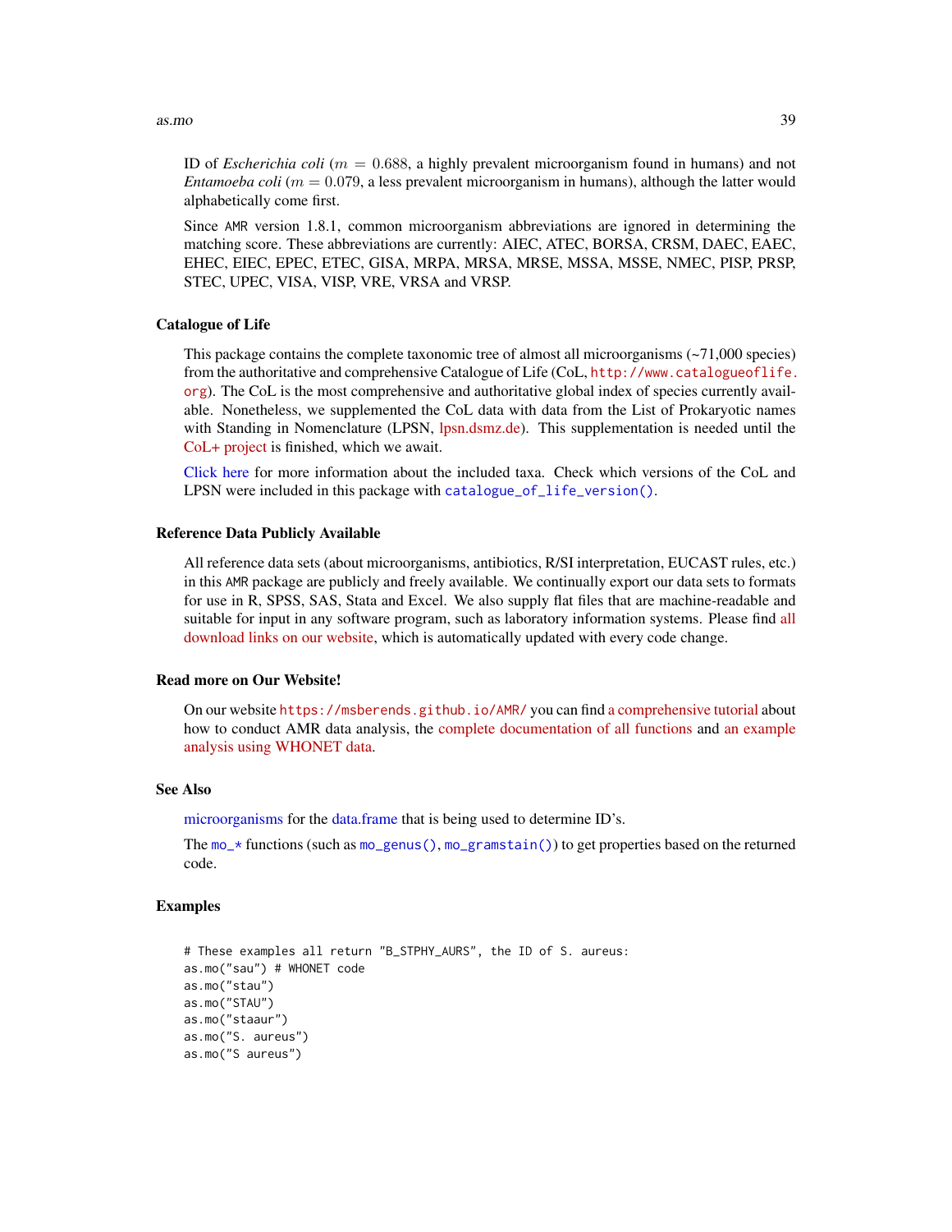ID of *Escherichia coli* ($m = 0.688$, a highly prevalent microorganism found in humans) and not *Entamoeba coli* ($m = 0.079$, a less prevalent microorganism in humans), although the latter would alphabetically come first.

Since AMR version 1.8.1, common microorganism abbreviations are ignored in determining the matching score. These abbreviations are currently: AIEC, ATEC, BORSA, CRSM, DAEC, EAEC, EHEC, EIEC, EPEC, ETEC, GISA, MRPA, MRSA, MRSE, MSSA, MSSE, NMEC, PISP, PRSP, STEC, UPEC, VISA, VISP, VRE, VRSA and VRSP.

## Catalogue of Life

This package contains the complete taxonomic tree of almost all microorganisms (~71,000 species) from the authoritative and comprehensive Catalogue of Life (CoL, `http://www.catalogueoflife.org`). The CoL is the most comprehensive and authoritative global index of species currently available. Nonetheless, we supplemented the CoL data with data from the List of Prokaryotic names with Standing in Nomenclature (LPSN, lpsn.dsmz.de). This supplementation is needed until the CoL+ project is finished, which we await.

Click here for more information about the included taxa. Check which versions of the CoL and LPSN were included in this package with `catalogue_of_life_version()`.

## Reference Data Publicly Available

All reference data sets (about microorganisms, antibiotics, R/SI interpretation, EUCAST rules, etc.) in this AMR package are publicly and freely available. We continually export our data sets to formats for use in R, SPSS, SAS, Stata and Excel. We also supply flat files that are machine-readable and suitable for input in any software program, such as laboratory information systems. Please find all download links on our website, which is automatically updated with every code change.

## Read more on Our Website!

On our website `https://msberends.github.io/AMR/` you can find a comprehensive tutorial about how to conduct AMR data analysis, the complete documentation of all functions and an example analysis using WHONET data.

## See Also

microorganisms for the data.frame that is being used to determine ID's.

The `mo_*` functions (such as `mo_genus()`, `mo_gramstain()`) to get properties based on the returned code.

## Examples

```
# These examples all return "B_STPHY_AURS", the ID of S. aureus:
as.mo("sau") # WHONET code
as.mo("stau")
as.mo("STAU")
as.mo("staaur")
as.mo("S. aureus")
as.mo("S aureus")
```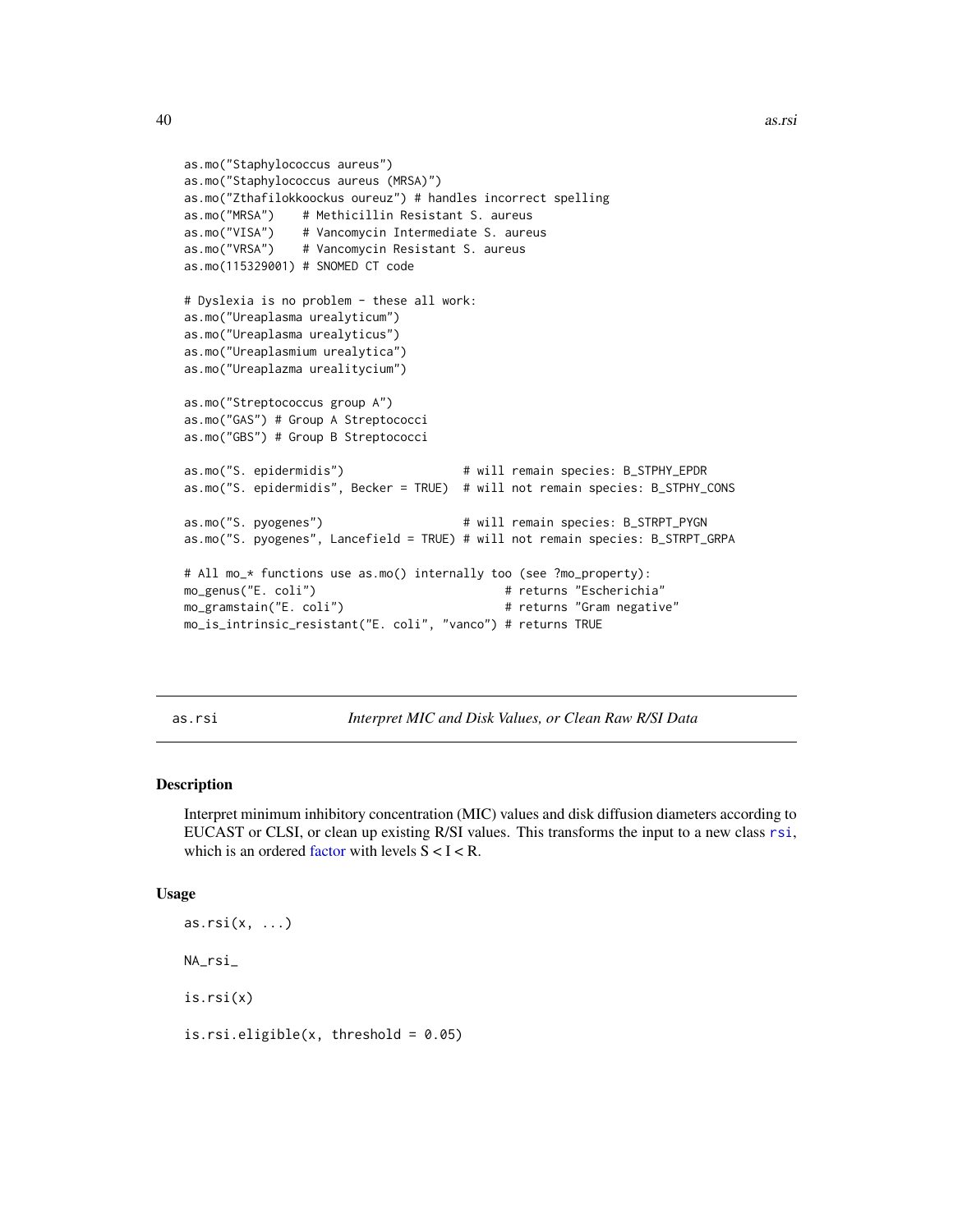```
as.mo("Staphylococcus aureus")
as.mo("Staphylococcus aureus (MRSA)")
as.mo("Zthafilokkoockus oureuz") # handles incorrect spelling
as.mo("MRSA")    # Methicillin Resistant S. aureus
as.mo("VISA")    # Vancomycin Intermediate S. aureus
as.mo("VRSA")    # Vancomycin Resistant S. aureus
as.mo(115329001) # SNOMED CT code

# Dyslexia is no problem - these all work:
as.mo("Ureaplasma urealyticum")
as.mo("Ureaplasma urealyticus")
as.mo("Ureaplasmium urealytica")
as.mo("Ureaplazma urealitycium")

as.mo("Streptococcus group A")
as.mo("GAS") # Group A Streptococci
as.mo("GBS") # Group B Streptococci

as.mo("S. epidermidis")                 # will remain species: B_STPHY_EPDR
as.mo("S. epidermidis", Becker = TRUE)  # will not remain species: B_STPHY_CONS

as.mo("S. pyogenes")                    # will remain species: B_STRPT_PYGN
as.mo("S. pyogenes", Lancefield = TRUE) # will not remain species: B_STRPT_GRPA

# All mo_* functions use as.mo() internally too (see ?mo_property):
mo_genus("E. coli")                          # returns "Escherichia"
mo_gramstain("E. coli")                      # returns "Gram negative"
mo_is_intrinsic_resistant("E. coli", "vanco") # returns TRUE
```

---

# as.rsi — *Interpret MIC and Disk Values, or Clean Raw R/SI Data*

## Description

Interpret minimum inhibitory concentration (MIC) values and disk diffusion diameters according to EUCAST or CLSI, or clean up existing R/SI values. This transforms the input to a new class `rsi`, which is an ordered factor with levels S < I < R.

## Usage

```
as.rsi(x, ...)

NA_rsi_

is.rsi(x)

is.rsi.eligible(x, threshold = 0.05)
```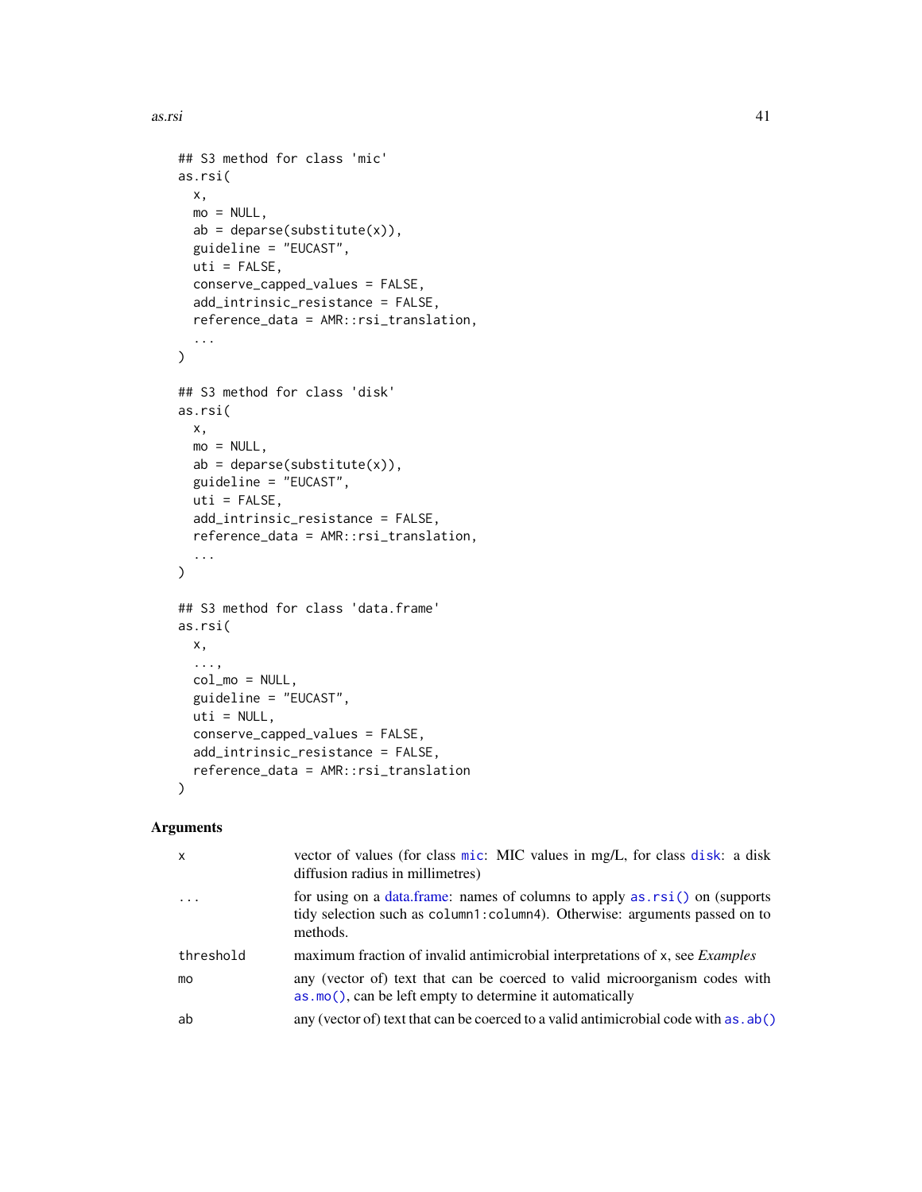```
## S3 method for class 'mic'
as.rsi(
  x,
  mo = NULL,
  ab = deparse(substitute(x)),
  guideline = "EUCAST",
  uti = FALSE,
  conserve_capped_values = FALSE,
  add_intrinsic_resistance = FALSE,
  reference_data = AMR::rsi_translation,
  ...
)

## S3 method for class 'disk'
as.rsi(
  x,
  mo = NULL,
  ab = deparse(substitute(x)),
  guideline = "EUCAST",
  uti = FALSE,
  add_intrinsic_resistance = FALSE,
  reference_data = AMR::rsi_translation,
  ...
)

## S3 method for class 'data.frame'
as.rsi(
  x,
  ...,
  col_mo = NULL,
  guideline = "EUCAST",
  uti = NULL,
  conserve_capped_values = FALSE,
  add_intrinsic_resistance = FALSE,
  reference_data = AMR::rsi_translation
)
```

## Arguments

| | |
|---|---|
| `x` | vector of values (for class `mic`: MIC values in mg/L, for class `disk`: a disk diffusion radius in millimetres) |
| `...` | for using on a data.frame: names of columns to apply `as.rsi()` on (supports tidy selection such as `column1:column4`). Otherwise: arguments passed on to methods. |
| `threshold` | maximum fraction of invalid antimicrobial interpretations of `x`, see *Examples* |
| `mo` | any (vector of) text that can be coerced to valid microorganism codes with `as.mo()`, can be left empty to determine it automatically |
| `ab` | any (vector of) text that can be coerced to a valid antimicrobial code with `as.ab()` |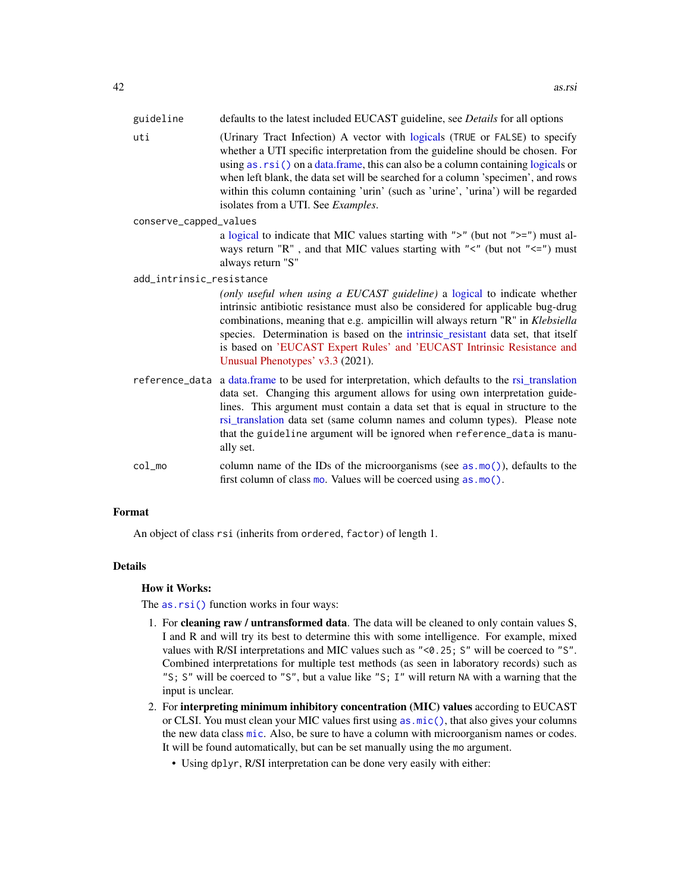`guideline`
: defaults to the latest included EUCAST guideline, see *Details* for all options

`uti`
: (Urinary Tract Infection) A vector with logicals (`TRUE` or `FALSE`) to specify whether a UTI specific interpretation from the guideline should be chosen. For using `as.rsi()` on a data.frame, this can also be a column containing logicals or when left blank, the data set will be searched for a column 'specimen', and rows within this column containing 'urin' (such as 'urine', 'urina') will be regarded isolates from a UTI. See *Examples*.

`conserve_capped_values`
: a logical to indicate that MIC values starting with `">"` (but not `">="`) must always return "R" , and that MIC values starting with `"<"` (but not `"<="`) must always return "S"

`add_intrinsic_resistance`
: *(only useful when using a EUCAST guideline)* a logical to indicate whether intrinsic antibiotic resistance must also be considered for applicable bug-drug combinations, meaning that e.g. ampicillin will always return "R" in *Klebsiella* species. Determination is based on the intrinsic_resistant data set, that itself is based on 'EUCAST Expert Rules' and 'EUCAST Intrinsic Resistance and Unusual Phenotypes' v3.3 (2021).

`reference_data`
: a data.frame to be used for interpretation, which defaults to the rsi_translation data set. Changing this argument allows for using own interpretation guidelines. This argument must contain a data set that is equal in structure to the rsi_translation data set (same column names and column types). Please note that the `guideline` argument will be ignored when `reference_data` is manually set.

`col_mo`
: column name of the IDs of the microorganisms (see `as.mo()`), defaults to the first column of class `mo`. Values will be coerced using `as.mo()`.

## Format

An object of class `rsi` (inherits from `ordered`, `factor`) of length 1.

## Details

### How it Works:

The `as.rsi()` function works in four ways:

1. For **cleaning raw / untransformed data**. The data will be cleaned to only contain values S, I and R and will try its best to determine this with some intelligence. For example, mixed values with R/SI interpretations and MIC values such as `"<0.25; S"` will be coerced to `"S"`. Combined interpretations for multiple test methods (as seen in laboratory records) such as `"S; S"` will be coerced to `"S"`, but a value like `"S; I"` will return `NA` with a warning that the input is unclear.
2. For **interpreting minimum inhibitory concentration (MIC) values** according to EUCAST or CLSI. You must clean your MIC values first using `as.mic()`, that also gives your columns the new data class `mic`. Also, be sure to have a column with microorganism names or codes. It will be found automatically, but can be set manually using the `mo` argument.
   - Using `dplyr`, R/SI interpretation can be done very easily with either: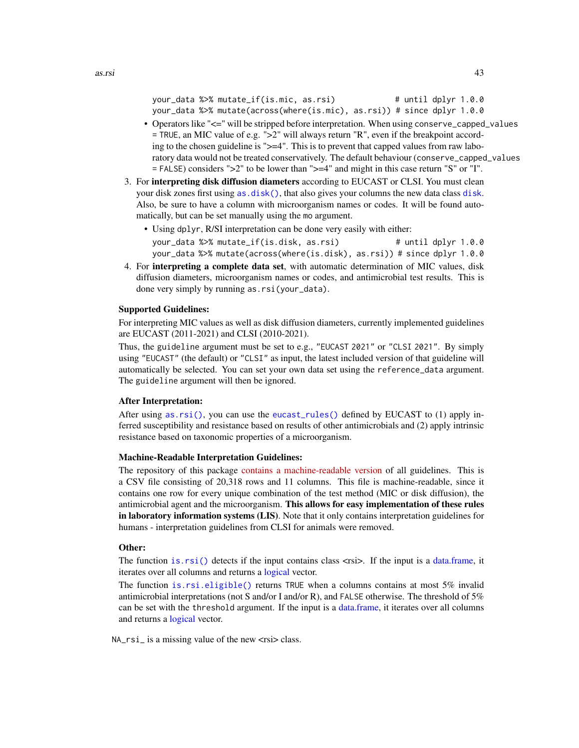```
your_data %>% mutate_if(is.mic, as.rsi)            # until dplyr 1.0.0
your_data %>% mutate(across(where(is.mic), as.rsi)) # since dplyr 1.0.0
```

- Operators like "<=" will be stripped before interpretation. When using `conserve_capped_values = TRUE`, an MIC value of e.g. ">2" will always return "R", even if the breakpoint according to the chosen guideline is ">=4". This is to prevent that capped values from raw laboratory data would not be treated conservatively. The default behaviour (`conserve_capped_values = FALSE`) considers ">2" to be lower than ">=4" and might in this case return "S" or "I".

3. For **interpreting disk diffusion diameters** according to EUCAST or CLSI. You must clean your disk zones first using `as.disk()`, that also gives your columns the new data class `disk`. Also, be sure to have a column with microorganism names or codes. It will be found automatically, but can be set manually using the `mo` argument.
   - Using `dplyr`, R/SI interpretation can be done very easily with either:

   ```
   your_data %>% mutate_if(is.disk, as.rsi)            # until dplyr 1.0.0
   your_data %>% mutate(across(where(is.disk), as.rsi)) # since dplyr 1.0.0
   ```

4. For **interpreting a complete data set**, with automatic determination of MIC values, disk diffusion diameters, microorganism names or codes, and antimicrobial test results. This is done very simply by running `as.rsi(your_data)`.

**Supported Guidelines:**

For interpreting MIC values as well as disk diffusion diameters, currently implemented guidelines are EUCAST (2011-2021) and CLSI (2010-2021).

Thus, the `guideline` argument must be set to e.g., `"EUCAST 2021"` or `"CLSI 2021"`. By simply using `"EUCAST"` (the default) or `"CLSI"` as input, the latest included version of that guideline will automatically be selected. You can set your own data set using the `reference_data` argument. The `guideline` argument will then be ignored.

**After Interpretation:**

After using `as.rsi()`, you can use the `eucast_rules()` defined by EUCAST to (1) apply inferred susceptibility and resistance based on results of other antimicrobials and (2) apply intrinsic resistance based on taxonomic properties of a microorganism.

**Machine-Readable Interpretation Guidelines:**

The repository of this package contains a machine-readable version of all guidelines. This is a CSV file consisting of 20,318 rows and 11 columns. This file is machine-readable, since it contains one row for every unique combination of the test method (MIC or disk diffusion), the antimicrobial agent and the microorganism. **This allows for easy implementation of these rules in laboratory information systems (LIS)**. Note that it only contains interpretation guidelines for humans - interpretation guidelines from CLSI for animals were removed.

**Other:**

The function `is.rsi()` detects if the input contains class <rsi>. If the input is a data.frame, it iterates over all columns and returns a logical vector.

The function `is.rsi.eligible()` returns `TRUE` when a columns contains at most 5% invalid antimicrobial interpretations (not S and/or I and/or R), and `FALSE` otherwise. The threshold of 5% can be set with the `threshold` argument. If the input is a data.frame, it iterates over all columns and returns a logical vector.

`NA_rsi_` is a missing value of the new <rsi> class.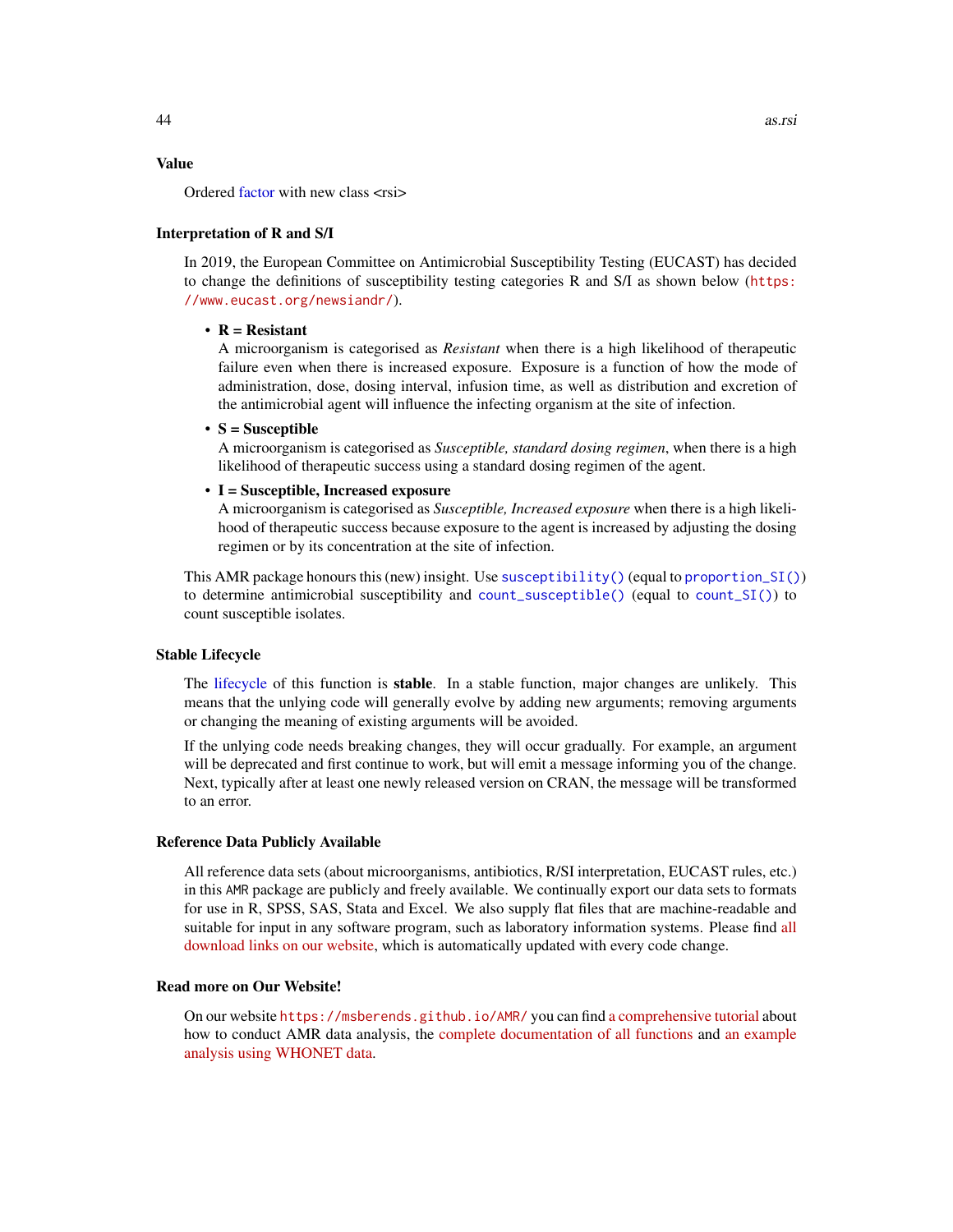## Value

Ordered factor with new class <rsi>

## Interpretation of R and S/I

In 2019, the European Committee on Antimicrobial Susceptibility Testing (EUCAST) has decided to change the definitions of susceptibility testing categories R and S/I as shown below (https://www.eucast.org/newsiandr/).

- **R = Resistant**
  A microorganism is categorised as *Resistant* when there is a high likelihood of therapeutic failure even when there is increased exposure. Exposure is a function of how the mode of administration, dose, dosing interval, infusion time, as well as distribution and excretion of the antimicrobial agent will influence the infecting organism at the site of infection.
- **S = Susceptible**
  A microorganism is categorised as *Susceptible, standard dosing regimen*, when there is a high likelihood of therapeutic success using a standard dosing regimen of the agent.
- **I = Susceptible, Increased exposure**
  A microorganism is categorised as *Susceptible, Increased exposure* when there is a high likelihood of therapeutic success because exposure to the agent is increased by adjusting the dosing regimen or by its concentration at the site of infection.

This AMR package honours this (new) insight. Use `susceptibility()` (equal to `proportion_SI()`) to determine antimicrobial susceptibility and `count_susceptible()` (equal to `count_SI()`) to count susceptible isolates.

## Stable Lifecycle

The lifecycle of this function is **stable**. In a stable function, major changes are unlikely. This means that the unlying code will generally evolve by adding new arguments; removing arguments or changing the meaning of existing arguments will be avoided.

If the unlying code needs breaking changes, they will occur gradually. For example, an argument will be deprecated and first continue to work, but will emit a message informing you of the change. Next, typically after at least one newly released version on CRAN, the message will be transformed to an error.

## Reference Data Publicly Available

All reference data sets (about microorganisms, antibiotics, R/SI interpretation, EUCAST rules, etc.) in this `AMR` package are publicly and freely available. We continually export our data sets to formats for use in R, SPSS, SAS, Stata and Excel. We also supply flat files that are machine-readable and suitable for input in any software program, such as laboratory information systems. Please find all download links on our website, which is automatically updated with every code change.

## Read more on Our Website!

On our website https://msberends.github.io/AMR/ you can find a comprehensive tutorial about how to conduct AMR data analysis, the complete documentation of all functions and an example analysis using WHONET data.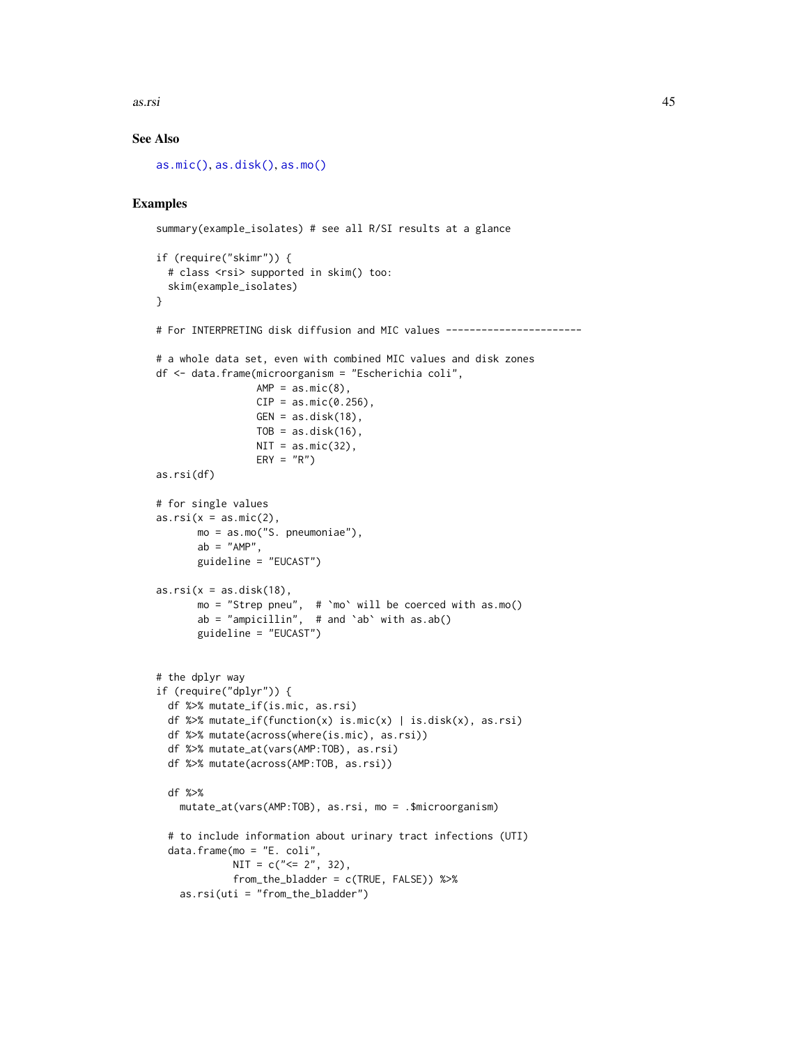## See Also

as.mic(), as.disk(), as.mo()

## Examples

```
summary(example_isolates) # see all R/SI results at a glance

if (require("skimr")) {
  # class <rsi> supported in skim() too:
  skim(example_isolates)
}

# For INTERPRETING disk diffusion and MIC values -----------------------

# a whole data set, even with combined MIC values and disk zones
df <- data.frame(microorganism = "Escherichia coli",
                 AMP = as.mic(8),
                 CIP = as.mic(0.256),
                 GEN = as.disk(18),
                 TOB = as.disk(16),
                 NIT = as.mic(32),
                 ERY = "R")
as.rsi(df)

# for single values
as.rsi(x = as.mic(2),
       mo = as.mo("S. pneumoniae"),
       ab = "AMP",
       guideline = "EUCAST")

as.rsi(x = as.disk(18),
       mo = "Strep pneu",  # `mo` will be coerced with as.mo()
       ab = "ampicillin",  # and `ab` with as.ab()
       guideline = "EUCAST")


# the dplyr way
if (require("dplyr")) {
  df %>% mutate_if(is.mic, as.rsi)
  df %>% mutate_if(function(x) is.mic(x) | is.disk(x), as.rsi)
  df %>% mutate(across(where(is.mic), as.rsi))
  df %>% mutate_at(vars(AMP:TOB), as.rsi)
  df %>% mutate(across(AMP:TOB, as.rsi))

  df %>%
    mutate_at(vars(AMP:TOB), as.rsi, mo = .$microorganism)

  # to include information about urinary tract infections (UTI)
  data.frame(mo = "E. coli",
             NIT = c("<= 2", 32),
             from_the_bladder = c(TRUE, FALSE)) %>%
    as.rsi(uti = "from_the_bladder")
```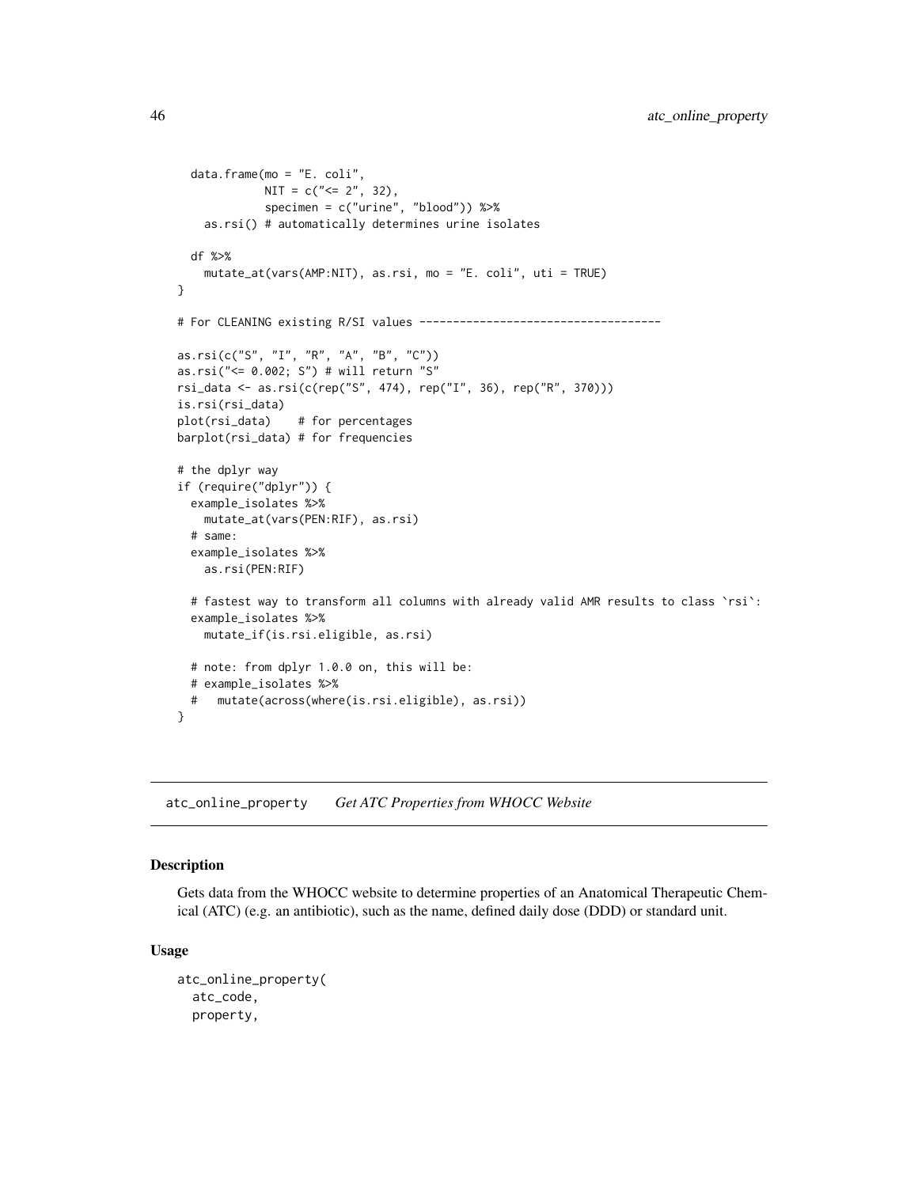```
  data.frame(mo = "E. coli",
             NIT = c("<= 2", 32),
             specimen = c("urine", "blood")) %>%
    as.rsi() # automatically determines urine isolates

  df %>%
    mutate_at(vars(AMP:NIT), as.rsi, mo = "E. coli", uti = TRUE)
}

# For CLEANING existing R/SI values ------------------------------------

as.rsi(c("S", "I", "R", "A", "B", "C"))
as.rsi("<= 0.002; S") # will return "S"
rsi_data <- as.rsi(c(rep("S", 474), rep("I", 36), rep("R", 370)))
is.rsi(rsi_data)
plot(rsi_data)    # for percentages
barplot(rsi_data) # for frequencies

# the dplyr way
if (require("dplyr")) {
  example_isolates %>%
    mutate_at(vars(PEN:RIF), as.rsi)
  # same:
  example_isolates %>%
    as.rsi(PEN:RIF)

  # fastest way to transform all columns with already valid AMR results to class `rsi`:
  example_isolates %>%
    mutate_if(is.rsi.eligible, as.rsi)

  # note: from dplyr 1.0.0 on, this will be:
  # example_isolates %>%
  #   mutate(across(where(is.rsi.eligible), as.rsi))
}
```

## atc_online_property *Get ATC Properties from WHOCC Website*

### Description

Gets data from the WHOCC website to determine properties of an Anatomical Therapeutic Chemical (ATC) (e.g. an antibiotic), such as the name, defined daily dose (DDD) or standard unit.

### Usage

```
atc_online_property(
  atc_code,
  property,
```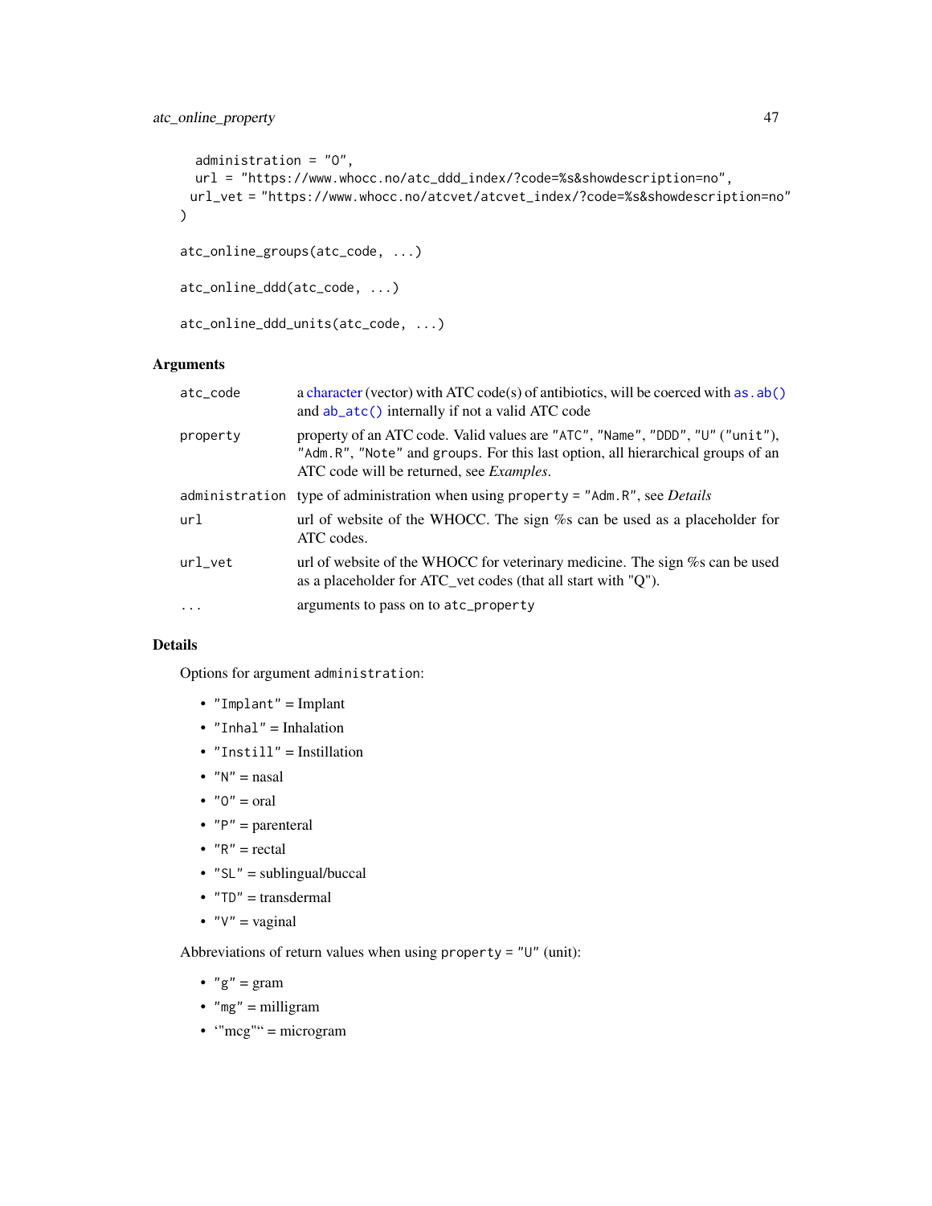```
  administration = "O",
  url = "https://www.whocc.no/atc_ddd_index/?code=%s&showdescription=no",
  url_vet = "https://www.whocc.no/atcvet/atcvet_index/?code=%s&showdescription=no"
)

atc_online_groups(atc_code, ...)

atc_online_ddd(atc_code, ...)

atc_online_ddd_units(atc_code, ...)
```

## Arguments

| | |
|---|---|
| `atc_code` | a character (vector) with ATC code(s) of antibiotics, will be coerced with `as.ab()` and `ab_atc()` internally if not a valid ATC code |
| `property` | property of an ATC code. Valid values are `"ATC"`, `"Name"`, `"DDD"`, `"U"` (`"unit"`), `"Adm.R"`, `"Note"` and `groups`. For this last option, all hierarchical groups of an ATC code will be returned, see *Examples*. |
| `administration` | type of administration when using `property = "Adm.R"`, see *Details* |
| `url` | url of website of the WHOCC. The sign %s can be used as a placeholder for ATC codes. |
| `url_vet` | url of website of the WHOCC for veterinary medicine. The sign %s can be used as a placeholder for ATC_vet codes (that all start with "Q"). |
| `...` | arguments to pass on to `atc_property` |

## Details

Options for argument `administration`:

- `"Implant"` = Implant
- `"Inhal"` = Inhalation
- `"Instill"` = Instillation
- `"N"` = nasal
- `"O"` = oral
- `"P"` = parenteral
- `"R"` = rectal
- `"SL"` = sublingual/buccal
- `"TD"` = transdermal
- `"V"` = vaginal

Abbreviations of return values when using `property = "U"` (unit):

- `"g"` = gram
- `"mg"` = milligram
- `"mcg"` = microgram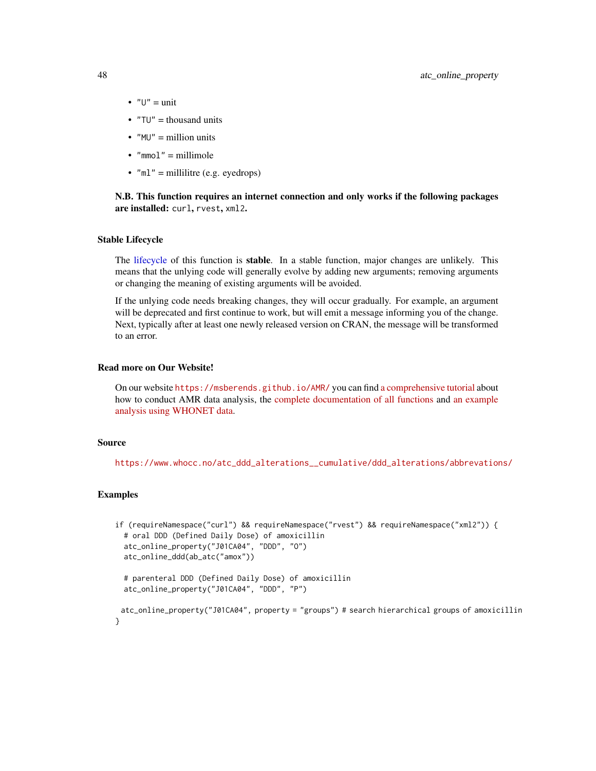- "U" = unit
- "TU" = thousand units
- "MU" = million units
- "mmol" = millimole
- "ml" = millilitre (e.g. eyedrops)

**N.B. This function requires an internet connection and only works if the following packages are installed:** `curl`**,** `rvest`**,** `xml2`**.**

## Stable Lifecycle

The lifecycle of this function is **stable**. In a stable function, major changes are unlikely. This means that the unlying code will generally evolve by adding new arguments; removing arguments or changing the meaning of existing arguments will be avoided.

If the unlying code needs breaking changes, they will occur gradually. For example, an argument will be deprecated and first continue to work, but will emit a message informing you of the change. Next, typically after at least one newly released version on CRAN, the message will be transformed to an error.

## Read more on Our Website!

On our website https://msberends.github.io/AMR/ you can find a comprehensive tutorial about how to conduct AMR data analysis, the complete documentation of all functions and an example analysis using WHONET data.

## Source

https://www.whocc.no/atc_ddd_alterations__cumulative/ddd_alterations/abbrevations/

## Examples

```
if (requireNamespace("curl") && requireNamespace("rvest") && requireNamespace("xml2")) {
  # oral DDD (Defined Daily Dose) of amoxicillin
  atc_online_property("J01CA04", "DDD", "O")
  atc_online_ddd(ab_atc("amox"))

  # parenteral DDD (Defined Daily Dose) of amoxicillin
  atc_online_property("J01CA04", "DDD", "P")

 atc_online_property("J01CA04", property = "groups") # search hierarchical groups of amoxicillin
}
```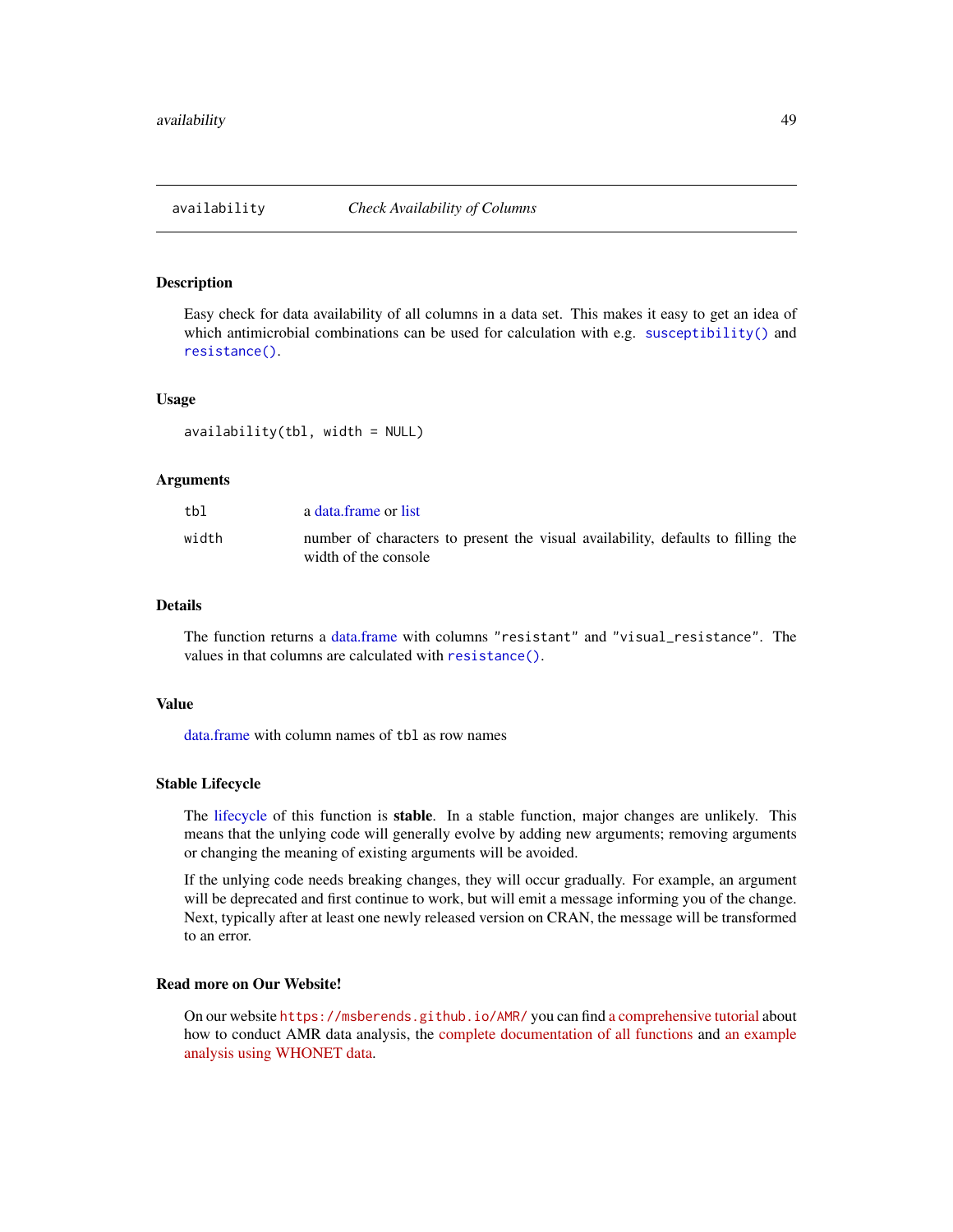## availability — *Check Availability of Columns*

### Description

Easy check for data availability of all columns in a data set. This makes it easy to get an idea of which antimicrobial combinations can be used for calculation with e.g. `susceptibility()` and `resistance()`.

### Usage

```
availability(tbl, width = NULL)
```

### Arguments

| | |
|---|---|
| `tbl` | a data.frame or list |
| `width` | number of characters to present the visual availability, defaults to filling the width of the console |

### Details

The function returns a data.frame with columns `"resistant"` and `"visual_resistance"`. The values in that columns are calculated with `resistance()`.

### Value

data.frame with column names of `tbl` as row names

### Stable Lifecycle

The lifecycle of this function is **stable**. In a stable function, major changes are unlikely. This means that the unlying code will generally evolve by adding new arguments; removing arguments or changing the meaning of existing arguments will be avoided.

If the unlying code needs breaking changes, they will occur gradually. For example, an argument will be deprecated and first continue to work, but will emit a message informing you of the change. Next, typically after at least one newly released version on CRAN, the message will be transformed to an error.

### Read more on Our Website!

On our website `https://msberends.github.io/AMR/` you can find a comprehensive tutorial about how to conduct AMR data analysis, the complete documentation of all functions and an example analysis using WHONET data.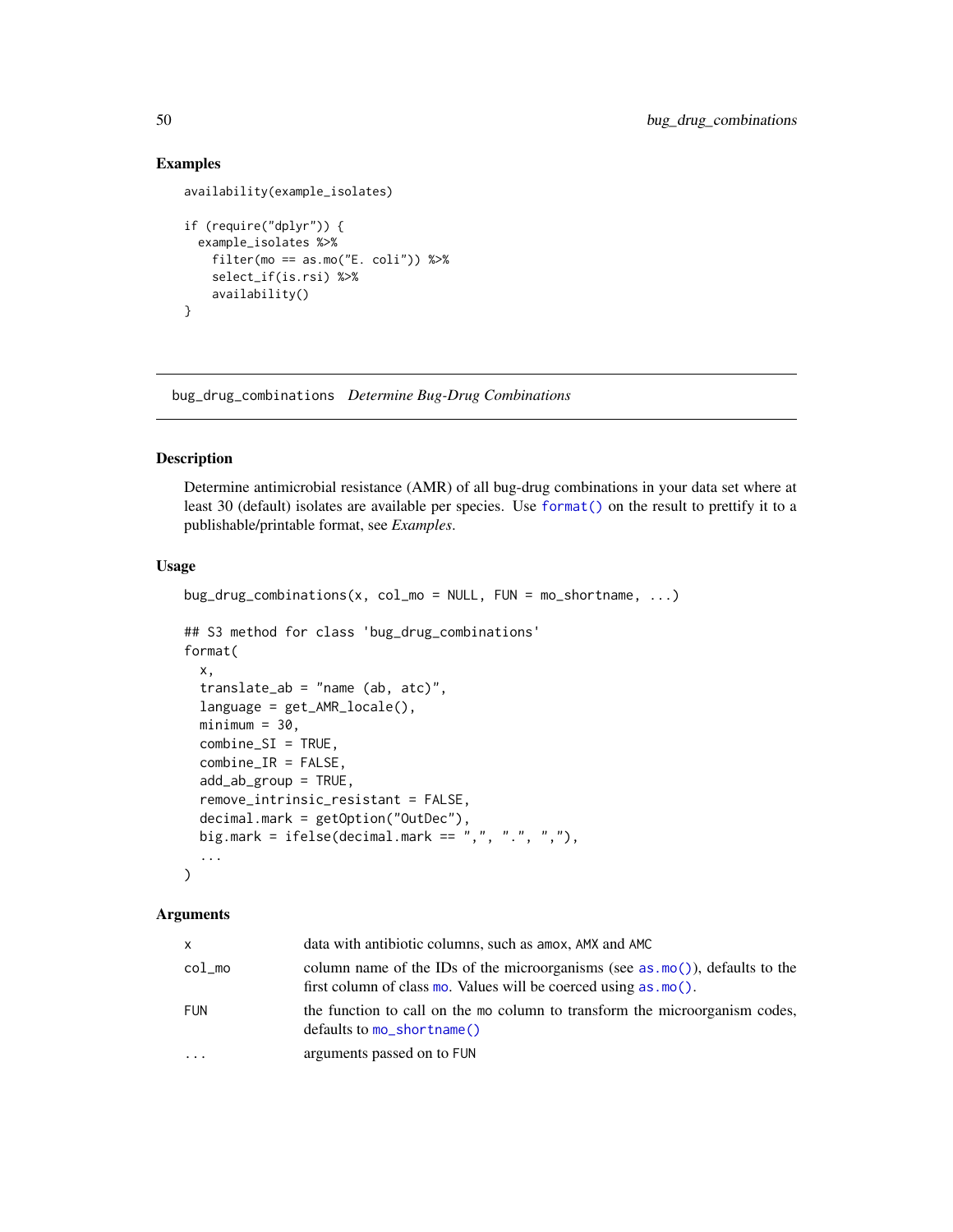## Examples

```
availability(example_isolates)

if (require("dplyr")) {
  example_isolates %>%
    filter(mo == as.mo("E. coli")) %>%
    select_if(is.rsi) %>%
    availability()
}
```

---

# bug_drug_combinations    *Determine Bug-Drug Combinations*

---

## Description

Determine antimicrobial resistance (AMR) of all bug-drug combinations in your data set where at least 30 (default) isolates are available per species. Use `format()` on the result to prettify it to a publishable/printable format, see *Examples*.

## Usage

```
bug_drug_combinations(x, col_mo = NULL, FUN = mo_shortname, ...)

## S3 method for class 'bug_drug_combinations'
format(
  x,
  translate_ab = "name (ab, atc)",
  language = get_AMR_locale(),
  minimum = 30,
  combine_SI = TRUE,
  combine_IR = FALSE,
  add_ab_group = TRUE,
  remove_intrinsic_resistant = FALSE,
  decimal.mark = getOption("OutDec"),
  big.mark = ifelse(decimal.mark == ",", ".", ","),
  ...
)
```

## Arguments

| | |
|---|---|
| `x` | data with antibiotic columns, such as `amox`, `AMX` and `AMC` |
| `col_mo` | column name of the IDs of the microorganisms (see `as.mo()`), defaults to the first column of class `mo`. Values will be coerced using `as.mo()`. |
| `FUN` | the function to call on the `mo` column to transform the microorganism codes, defaults to `mo_shortname()` |
| `...` | arguments passed on to `FUN` |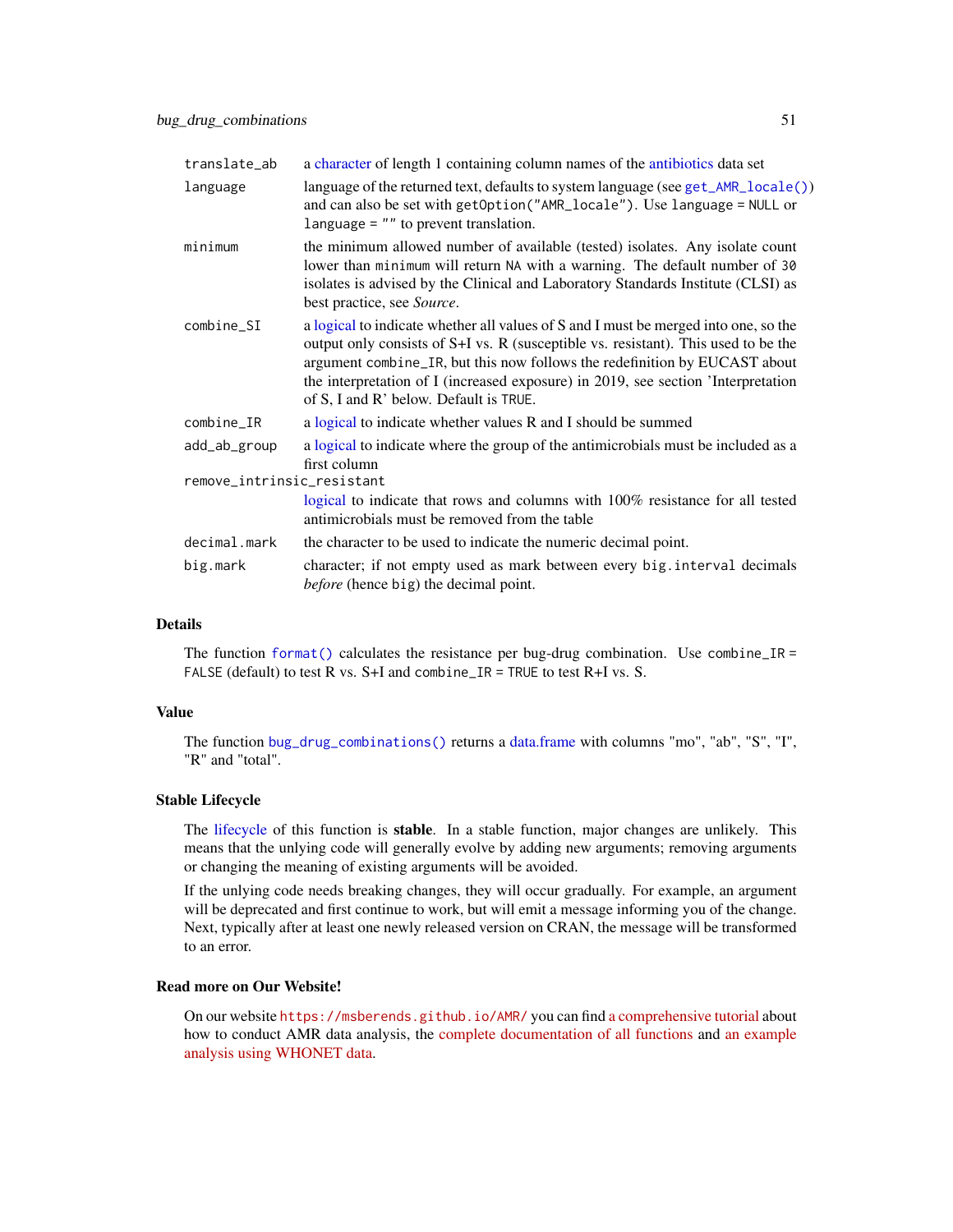| | |
|---|---|
| `translate_ab` | a character of length 1 containing column names of the antibiotics data set |
| `language` | language of the returned text, defaults to system language (see `get_AMR_locale()`) and can also be set with `getOption("AMR_locale")`. Use `language = NULL` or `language = ""` to prevent translation. |
| `minimum` | the minimum allowed number of available (tested) isolates. Any isolate count lower than `minimum` will return `NA` with a warning. The default number of `30` isolates is advised by the Clinical and Laboratory Standards Institute (CLSI) as best practice, see *Source*. |
| `combine_SI` | a logical to indicate whether all values of S and I must be merged into one, so the output only consists of S+I vs. R (susceptible vs. resistant). This used to be the argument `combine_IR`, but this now follows the redefinition by EUCAST about the interpretation of I (increased exposure) in 2019, see section 'Interpretation of S, I and R' below. Default is `TRUE`. |
| `combine_IR` | a logical to indicate whether values R and I should be summed |
| `add_ab_group` | a logical to indicate where the group of the antimicrobials must be included as a first column |
| `remove_intrinsic_resistant` | logical to indicate that rows and columns with 100% resistance for all tested antimicrobials must be removed from the table |
| `decimal.mark` | the character to be used to indicate the numeric decimal point. |
| `big.mark` | character; if not empty used as mark between every `big.interval` decimals *before* (hence `big`) the decimal point. |

## Details

The function `format()` calculates the resistance per bug-drug combination. Use `combine_IR = FALSE` (default) to test R vs. S+I and `combine_IR = TRUE` to test R+I vs. S.

## Value

The function `bug_drug_combinations()` returns a data.frame with columns "mo", "ab", "S", "I", "R" and "total".

## Stable Lifecycle

The lifecycle of this function is **stable**. In a stable function, major changes are unlikely. This means that the unlying code will generally evolve by adding new arguments; removing arguments or changing the meaning of existing arguments will be avoided.

If the unlying code needs breaking changes, they will occur gradually. For example, an argument will be deprecated and first continue to work, but will emit a message informing you of the change. Next, typically after at least one newly released version on CRAN, the message will be transformed to an error.

## Read more on Our Website!

On our website `https://msberends.github.io/AMR/` you can find a comprehensive tutorial about how to conduct AMR data analysis, the complete documentation of all functions and an example analysis using WHONET data.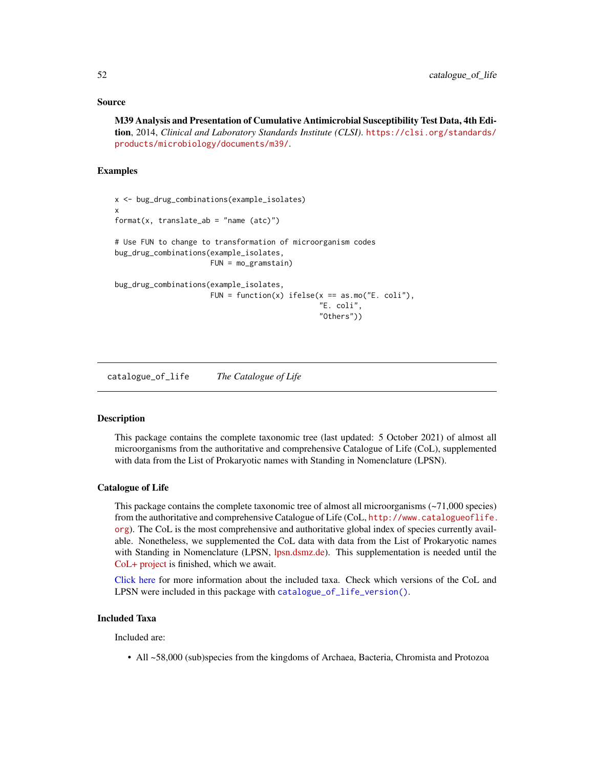### Source

**M39 Analysis and Presentation of Cumulative Antimicrobial Susceptibility Test Data, 4th Edition**, 2014, *Clinical and Laboratory Standards Institute (CLSI)*. https://clsi.org/standards/products/microbiology/documents/m39/.

### Examples

```
x <- bug_drug_combinations(example_isolates)
x
format(x, translate_ab = "name (atc)")

# Use FUN to change to transformation of microorganism codes
bug_drug_combinations(example_isolates,
                      FUN = mo_gramstain)

bug_drug_combinations(example_isolates,
                      FUN = function(x) ifelse(x == as.mo("E. coli"),
                                               "E. coli",
                                               "Others"))
```

---

## catalogue_of_life    *The Catalogue of Life*

### Description

This package contains the complete taxonomic tree (last updated: 5 October 2021) of almost all microorganisms from the authoritative and comprehensive Catalogue of Life (CoL), supplemented with data from the List of Prokaryotic names with Standing in Nomenclature (LPSN).

### Catalogue of Life

This package contains the complete taxonomic tree of almost all microorganisms (~71,000 species) from the authoritative and comprehensive Catalogue of Life (CoL, http://www.catalogueoflife.org). The CoL is the most comprehensive and authoritative global index of species currently available. Nonetheless, we supplemented the CoL data with data from the List of Prokaryotic names with Standing in Nomenclature (LPSN, lpsn.dsmz.de). This supplementation is needed until the CoL+ project is finished, which we await.

Click here for more information about the included taxa. Check which versions of the CoL and LPSN were included in this package with `catalogue_of_life_version()`.

### Included Taxa

Included are:

- All ~58,000 (sub)species from the kingdoms of Archaea, Bacteria, Chromista and Protozoa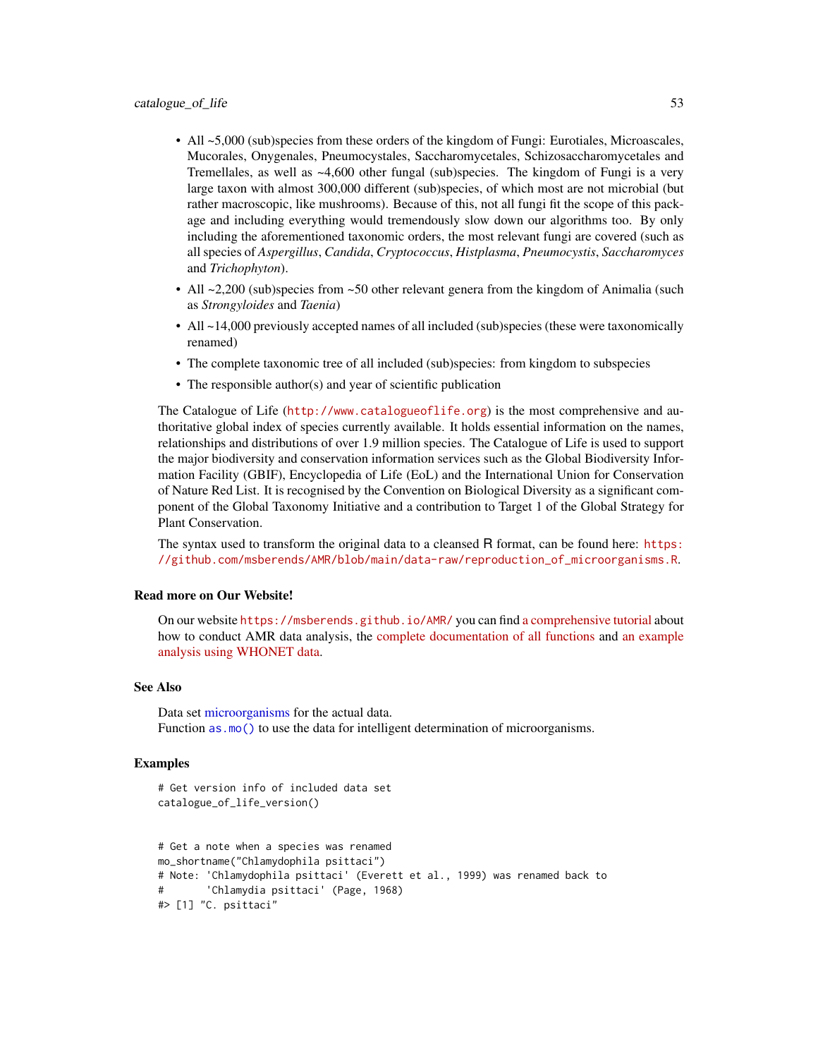- All ~5,000 (sub)species from these orders of the kingdom of Fungi: Eurotiales, Microascales, Mucorales, Onygenales, Pneumocystales, Saccharomycetales, Schizosaccharomycetales and Tremellales, as well as ~4,600 other fungal (sub)species. The kingdom of Fungi is a very large taxon with almost 300,000 different (sub)species, of which most are not microbial (but rather macroscopic, like mushrooms). Because of this, not all fungi fit the scope of this package and including everything would tremendously slow down our algorithms too. By only including the aforementioned taxonomic orders, the most relevant fungi are covered (such as all species of *Aspergillus*, *Candida*, *Cryptococcus*, *Histplasma*, *Pneumocystis*, *Saccharomyces* and *Trichophyton*).
- All ~2,200 (sub)species from ~50 other relevant genera from the kingdom of Animalia (such as *Strongyloides* and *Taenia*)
- All ~14,000 previously accepted names of all included (sub)species (these were taxonomically renamed)
- The complete taxonomic tree of all included (sub)species: from kingdom to subspecies
- The responsible author(s) and year of scientific publication

The Catalogue of Life (http://www.catalogueoflife.org) is the most comprehensive and authoritative global index of species currently available. It holds essential information on the names, relationships and distributions of over 1.9 million species. The Catalogue of Life is used to support the major biodiversity and conservation information services such as the Global Biodiversity Information Facility (GBIF), Encyclopedia of Life (EoL) and the International Union for Conservation of Nature Red List. It is recognised by the Convention on Biological Diversity as a significant component of the Global Taxonomy Initiative and a contribution to Target 1 of the Global Strategy for Plant Conservation.

The syntax used to transform the original data to a cleansed R format, can be found here: https://github.com/msberends/AMR/blob/main/data-raw/reproduction_of_microorganisms.R.

### Read more on Our Website!

On our website https://msberends.github.io/AMR/ you can find a comprehensive tutorial about how to conduct AMR data analysis, the complete documentation of all functions and an example analysis using WHONET data.

### See Also

Data set microorganisms for the actual data.
Function `as.mo()` to use the data for intelligent determination of microorganisms.

### Examples

```
# Get version info of included data set
catalogue_of_life_version()


# Get a note when a species was renamed
mo_shortname("Chlamydophila psittaci")
# Note: 'Chlamydophila psittaci' (Everett et al., 1999) was renamed back to
#       'Chlamydia psittaci' (Page, 1968)
#> [1] "C. psittaci"
```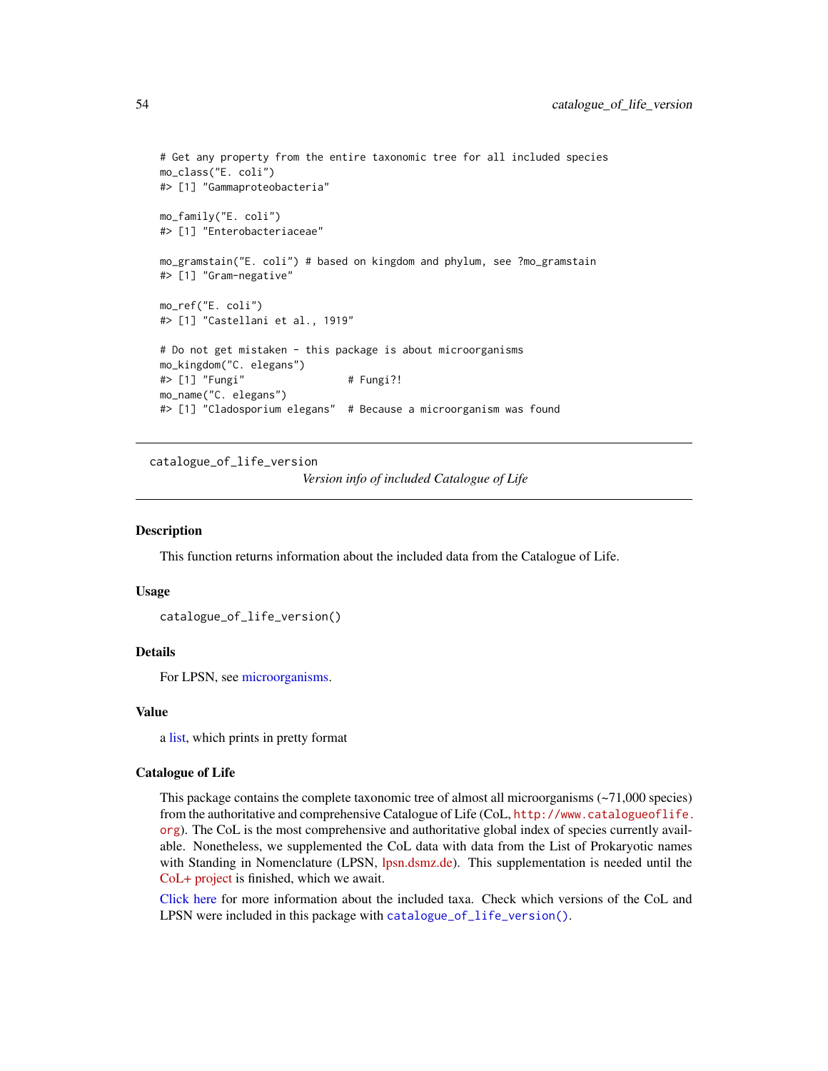```
# Get any property from the entire taxonomic tree for all included species
mo_class("E. coli")
#> [1] "Gammaproteobacteria"

mo_family("E. coli")
#> [1] "Enterobacteriaceae"

mo_gramstain("E. coli") # based on kingdom and phylum, see ?mo_gramstain
#> [1] "Gram-negative"

mo_ref("E. coli")
#> [1] "Castellani et al., 1919"

# Do not get mistaken - this package is about microorganisms
mo_kingdom("C. elegans")
#> [1] "Fungi"                # Fungi?!
mo_name("C. elegans")
#> [1] "Cladosporium elegans"  # Because a microorganism was found
```

---

## catalogue_of_life_version

*Version info of included Catalogue of Life*

### Description

This function returns information about the included data from the Catalogue of Life.

### Usage

```
catalogue_of_life_version()
```

### Details

For LPSN, see microorganisms.

### Value

a list, which prints in pretty format

### Catalogue of Life

This package contains the complete taxonomic tree of almost all microorganisms (~71,000 species) from the authoritative and comprehensive Catalogue of Life (CoL, `http://www.catalogueoflife.org`). The CoL is the most comprehensive and authoritative global index of species currently available. Nonetheless, we supplemented the CoL data with data from the List of Prokaryotic names with Standing in Nomenclature (LPSN, lpsn.dsmz.de). This supplementation is needed until the CoL+ project is finished, which we await.

Click here for more information about the included taxa. Check which versions of the CoL and LPSN were included in this package with `catalogue_of_life_version()`.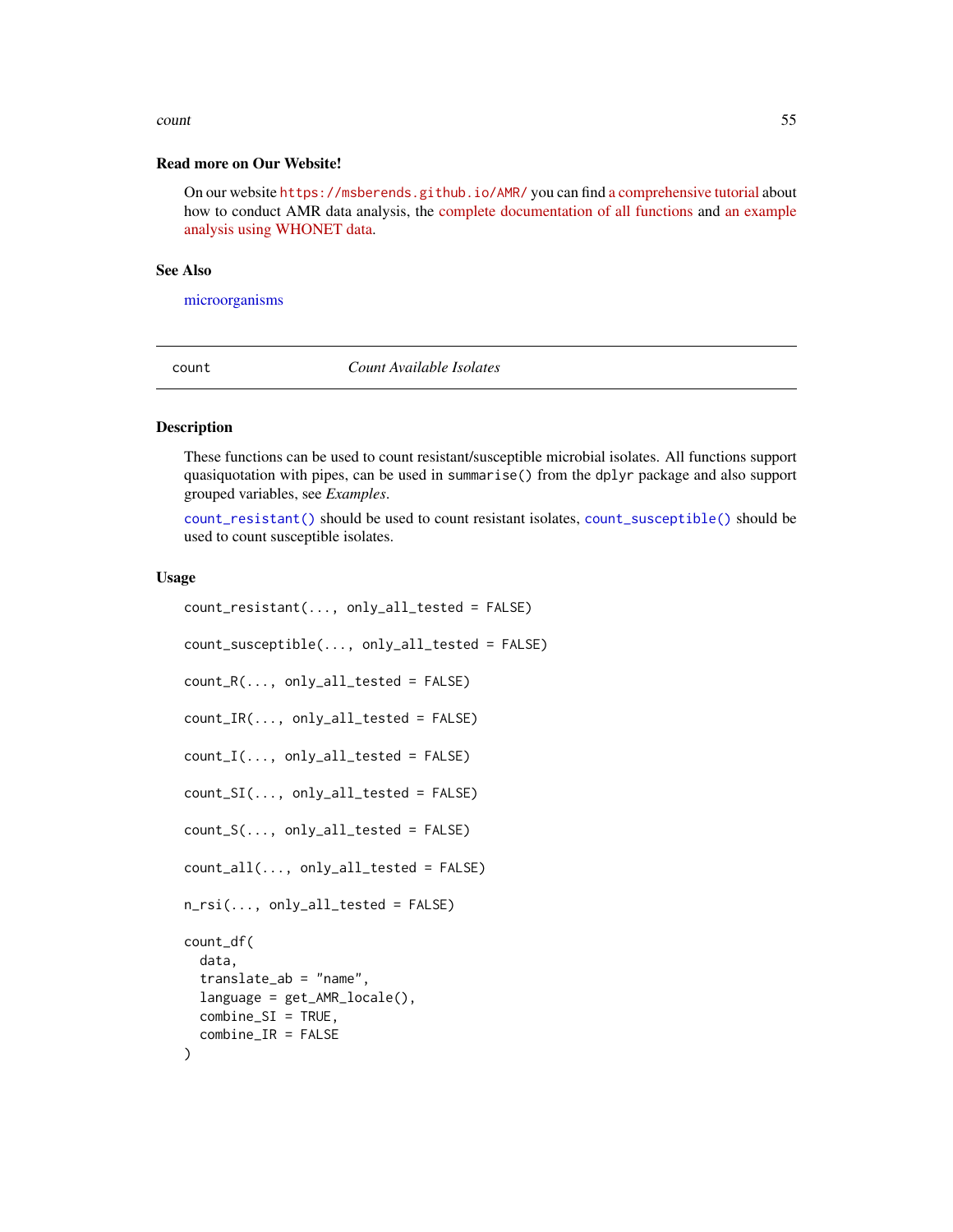### Read more on Our Website!

On our website https://msberends.github.io/AMR/ you can find a comprehensive tutorial about how to conduct AMR data analysis, the complete documentation of all functions and an example analysis using WHONET data.

### See Also

microorganisms

---

## count — *Count Available Isolates*

---

### Description

These functions can be used to count resistant/susceptible microbial isolates. All functions support quasiquotation with pipes, can be used in `summarise()` from the `dplyr` package and also support grouped variables, see *Examples*.

`count_resistant()` should be used to count resistant isolates, `count_susceptible()` should be used to count susceptible isolates.

### Usage

```
count_resistant(..., only_all_tested = FALSE)

count_susceptible(..., only_all_tested = FALSE)

count_R(..., only_all_tested = FALSE)

count_IR(..., only_all_tested = FALSE)

count_I(..., only_all_tested = FALSE)

count_SI(..., only_all_tested = FALSE)

count_S(..., only_all_tested = FALSE)

count_all(..., only_all_tested = FALSE)

n_rsi(..., only_all_tested = FALSE)

count_df(
  data,
  translate_ab = "name",
  language = get_AMR_locale(),
  combine_SI = TRUE,
  combine_IR = FALSE
)
```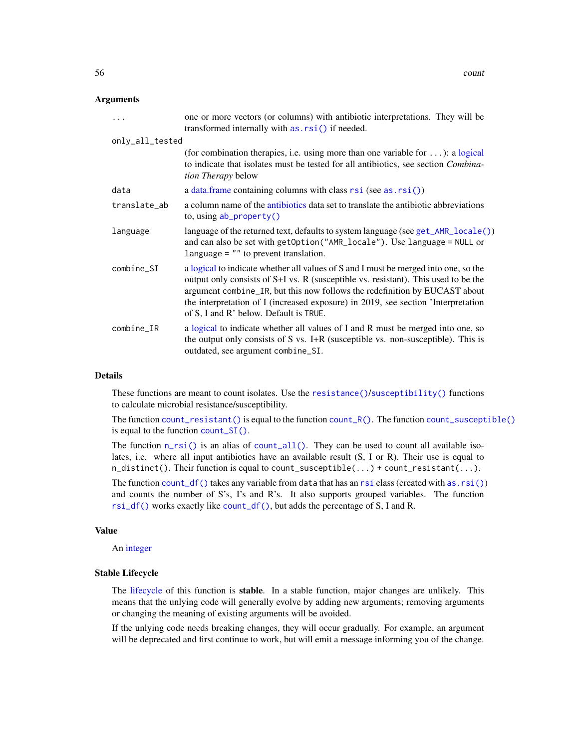### Arguments

| | |
|---|---|
| `...` | one or more vectors (or columns) with antibiotic interpretations. They will be transformed internally with `as.rsi()` if needed. |
| `only_all_tested` | (for combination therapies, i.e. using more than one variable for `...`): a logical to indicate that isolates must be tested for all antibiotics, see section *Combination Therapy* below |
| `data` | a data.frame containing columns with class `rsi` (see `as.rsi()`) |
| `translate_ab` | a column name of the antibiotics data set to translate the antibiotic abbreviations to, using `ab_property()` |
| `language` | language of the returned text, defaults to system language (see `get_AMR_locale()`) and can also be set with `getOption("AMR_locale")`. Use `language = NULL` or `language = ""` to prevent translation. |
| `combine_SI` | a logical to indicate whether all values of S and I must be merged into one, so the output only consists of S+I vs. R (susceptible vs. resistant). This used to be the argument `combine_IR`, but this now follows the redefinition by EUCAST about the interpretation of I (increased exposure) in 2019, see section 'Interpretation of S, I and R' below. Default is `TRUE`. |
| `combine_IR` | a logical to indicate whether all values of I and R must be merged into one, so the output only consists of S vs. I+R (susceptible vs. non-susceptible). This is outdated, see argument `combine_SI`. |

### Details

These functions are meant to count isolates. Use the `resistance()`/`susceptibility()` functions to calculate microbial resistance/susceptibility.

The function `count_resistant()` is equal to the function `count_R()`. The function `count_susceptible()` is equal to the function `count_SI()`.

The function `n_rsi()` is an alias of `count_all()`. They can be used to count all available isolates, i.e. where all input antibiotics have an available result (S, I or R). Their use is equal to `n_distinct()`. Their function is equal to `count_susceptible(...) + count_resistant(...)`.

The function `count_df()` takes any variable from `data` that has an `rsi` class (created with `as.rsi()`) and counts the number of S's, I's and R's. It also supports grouped variables. The function `rsi_df()` works exactly like `count_df()`, but adds the percentage of S, I and R.

### Value

An integer

### Stable Lifecycle

The lifecycle of this function is **stable**. In a stable function, major changes are unlikely. This means that the unlying code will generally evolve by adding new arguments; removing arguments or changing the meaning of existing arguments will be avoided.

If the unlying code needs breaking changes, they will occur gradually. For example, an argument will be deprecated and first continue to work, but will emit a message informing you of the change.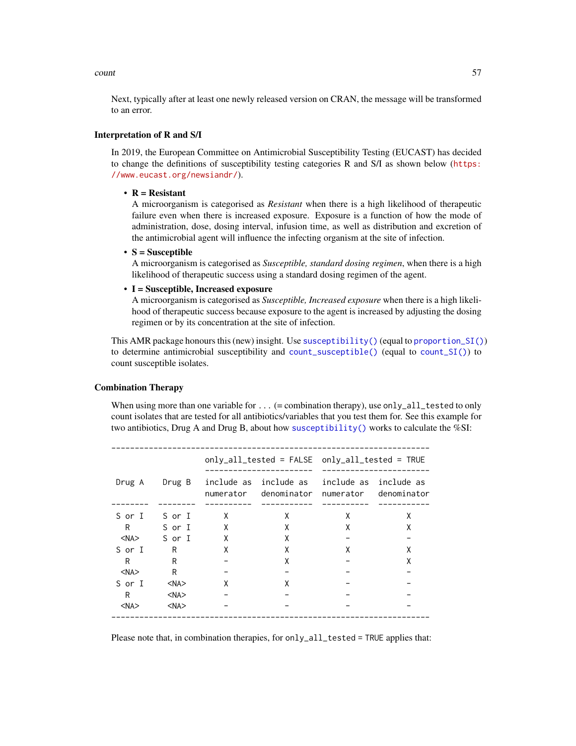Next, typically after at least one newly released version on CRAN, the message will be transformed to an error.

### Interpretation of R and S/I

In 2019, the European Committee on Antimicrobial Susceptibility Testing (EUCAST) has decided to change the definitions of susceptibility testing categories R and S/I as shown below (https://www.eucast.org/newsiandr/).

- **R = Resistant**
  A microorganism is categorised as *Resistant* when there is a high likelihood of therapeutic failure even when there is increased exposure. Exposure is a function of how the mode of administration, dose, dosing interval, infusion time, as well as distribution and excretion of the antimicrobial agent will influence the infecting organism at the site of infection.
- **S = Susceptible**
  A microorganism is categorised as *Susceptible, standard dosing regimen*, when there is a high likelihood of therapeutic success using a standard dosing regimen of the agent.
- **I = Susceptible, Increased exposure**
  A microorganism is categorised as *Susceptible, Increased exposure* when there is a high likelihood of therapeutic success because exposure to the agent is increased by adjusting the dosing regimen or by its concentration at the site of infection.

This AMR package honours this (new) insight. Use `susceptibility()` (equal to `proportion_SI()`) to determine antimicrobial susceptibility and `count_susceptible()` (equal to `count_SI()`) to count susceptible isolates.

### Combination Therapy

When using more than one variable for `...` (= combination therapy), use `only_all_tested` to only count isolates that are tested for all antibiotics/variables that you test them for. See this example for two antibiotics, Drug A and Drug B, about how `susceptibility()` works to calculate the %SI:

```
--------------------------------------------------------------------
                    only_all_tested = FALSE  only_all_tested = TRUE
                    -----------------------  -----------------------
 Drug A    Drug B   include as  include as   include as  include as
                    numerator   denominator  numerator   denominator
--------  --------  ----------  -----------  ----------  -----------
 S or I    S or I       X            X           X            X
   R       S or I       X            X           X            X
  <NA>     S or I       X            X           -            -
 S or I      R          X            X           X            X
   R         R          -            X           -            X
  <NA>       R          -            -           -            -
 S or I     <NA>        X            X           -            -
   R        <NA>        -            -           -            -
  <NA>      <NA>        -            -           -            -
--------------------------------------------------------------------
```

Please note that, in combination therapies, for `only_all_tested = TRUE` applies that: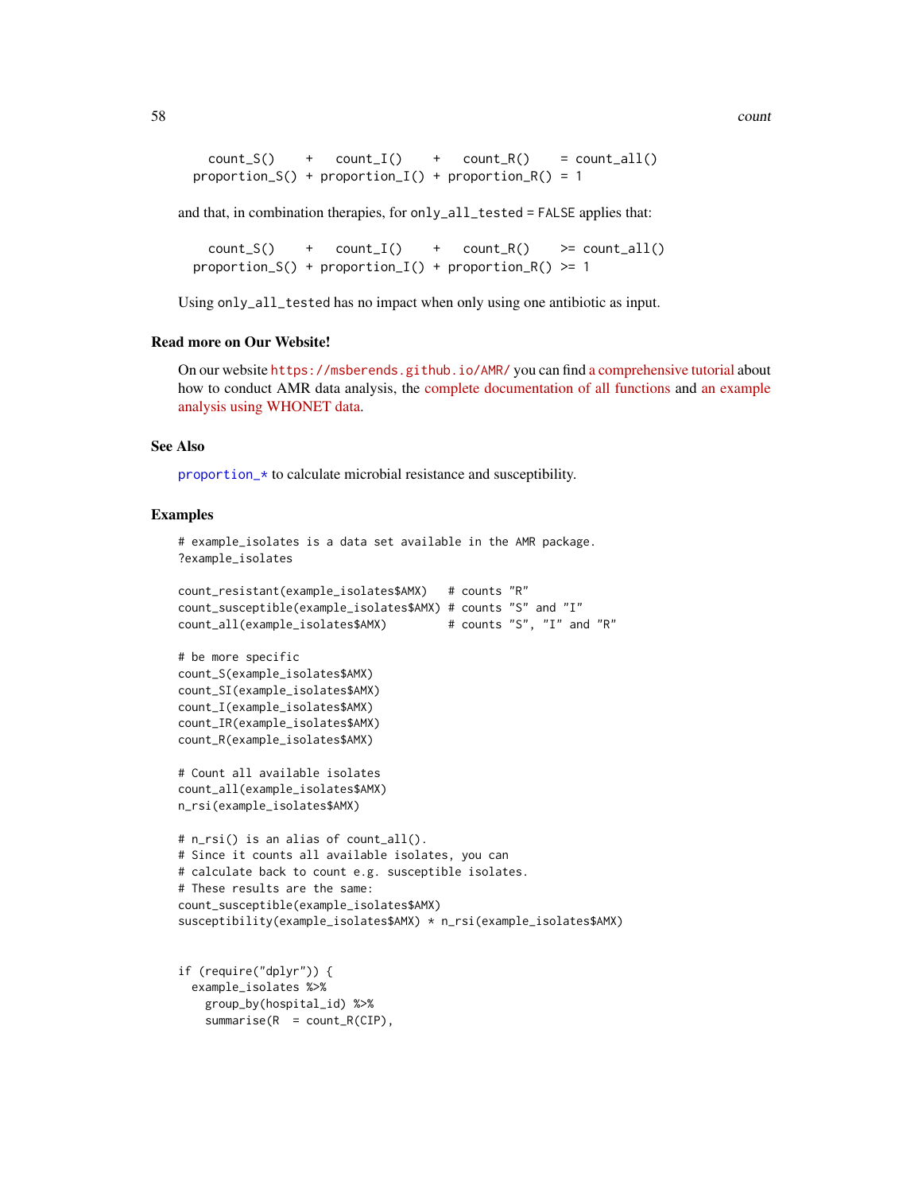```
   count_S()    +   count_I()    +   count_R()    = count_all()
proportion_S() + proportion_I() + proportion_R() = 1
```

and that, in combination therapies, for `only_all_tested = FALSE` applies that:

```
   count_S()    +   count_I()    +   count_R()    >= count_all()
proportion_S() + proportion_I() + proportion_R() >= 1
```

Using `only_all_tested` has no impact when only using one antibiotic as input.

## Read more on Our Website!

On our website https://msberends.github.io/AMR/ you can find a comprehensive tutorial about how to conduct AMR data analysis, the complete documentation of all functions and an example analysis using WHONET data.

## See Also

`proportion_*` to calculate microbial resistance and susceptibility.

## Examples

```
# example_isolates is a data set available in the AMR package.
?example_isolates

count_resistant(example_isolates$AMX)   # counts "R"
count_susceptible(example_isolates$AMX) # counts "S" and "I"
count_all(example_isolates$AMX)         # counts "S", "I" and "R"

# be more specific
count_S(example_isolates$AMX)
count_SI(example_isolates$AMX)
count_I(example_isolates$AMX)
count_IR(example_isolates$AMX)
count_R(example_isolates$AMX)

# Count all available isolates
count_all(example_isolates$AMX)
n_rsi(example_isolates$AMX)

# n_rsi() is an alias of count_all().
# Since it counts all available isolates, you can
# calculate back to count e.g. susceptible isolates.
# These results are the same:
count_susceptible(example_isolates$AMX)
susceptibility(example_isolates$AMX) * n_rsi(example_isolates$AMX)


if (require("dplyr")) {
  example_isolates %>%
    group_by(hospital_id) %>%
    summarise(R  = count_R(CIP),
```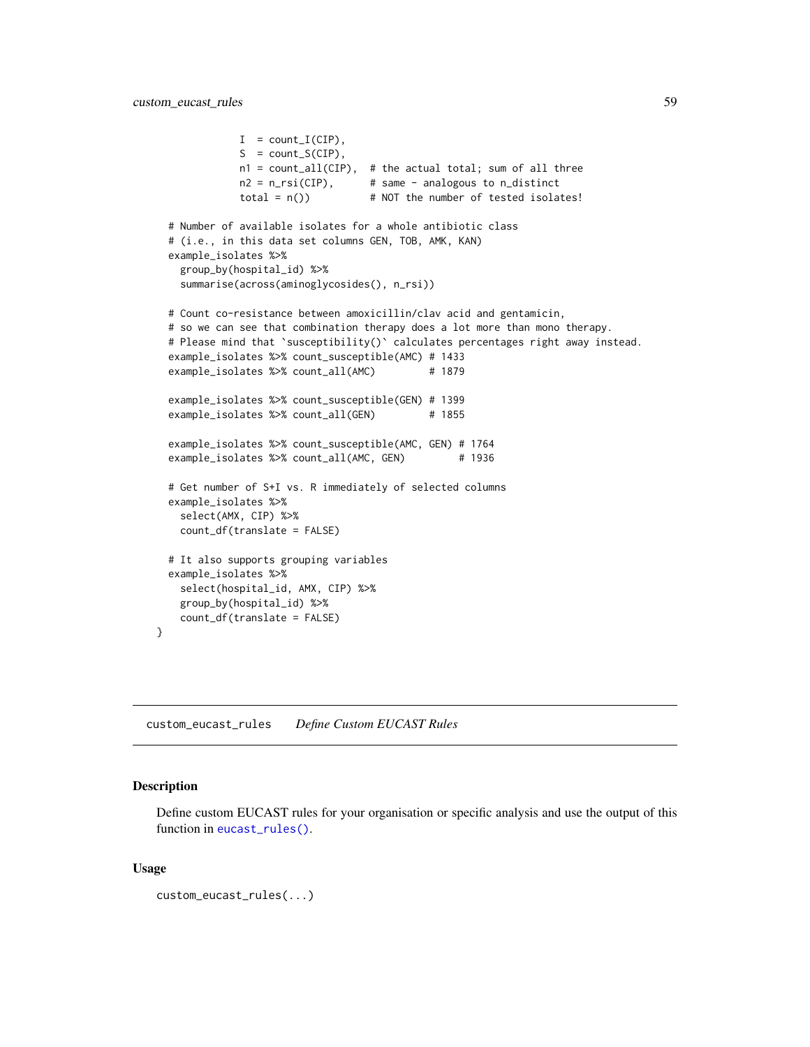```
              I  = count_I(CIP),
              S  = count_S(CIP),
              n1 = count_all(CIP),  # the actual total; sum of all three
              n2 = n_rsi(CIP),      # same - analogous to n_distinct
              total = n())          # NOT the number of tested isolates!

  # Number of available isolates for a whole antibiotic class
  # (i.e., in this data set columns GEN, TOB, AMK, KAN)
  example_isolates %>%
    group_by(hospital_id) %>%
    summarise(across(aminoglycosides(), n_rsi))

  # Count co-resistance between amoxicillin/clav acid and gentamicin,
  # so we can see that combination therapy does a lot more than mono therapy.
  # Please mind that `susceptibility()` calculates percentages right away instead.
  example_isolates %>% count_susceptible(AMC) # 1433
  example_isolates %>% count_all(AMC)         # 1879

  example_isolates %>% count_susceptible(GEN) # 1399
  example_isolates %>% count_all(GEN)         # 1855

  example_isolates %>% count_susceptible(AMC, GEN) # 1764
  example_isolates %>% count_all(AMC, GEN)         # 1936

  # Get number of S+I vs. R immediately of selected columns
  example_isolates %>%
    select(AMX, CIP) %>%
    count_df(translate = FALSE)

  # It also supports grouping variables
  example_isolates %>%
    select(hospital_id, AMX, CIP) %>%
    group_by(hospital_id) %>%
    count_df(translate = FALSE)
}
```

---

## `custom_eucast_rules` *Define Custom EUCAST Rules*

### Description

Define custom EUCAST rules for your organisation or specific analysis and use the output of this function in `eucast_rules()`.

### Usage

```
custom_eucast_rules(...)
```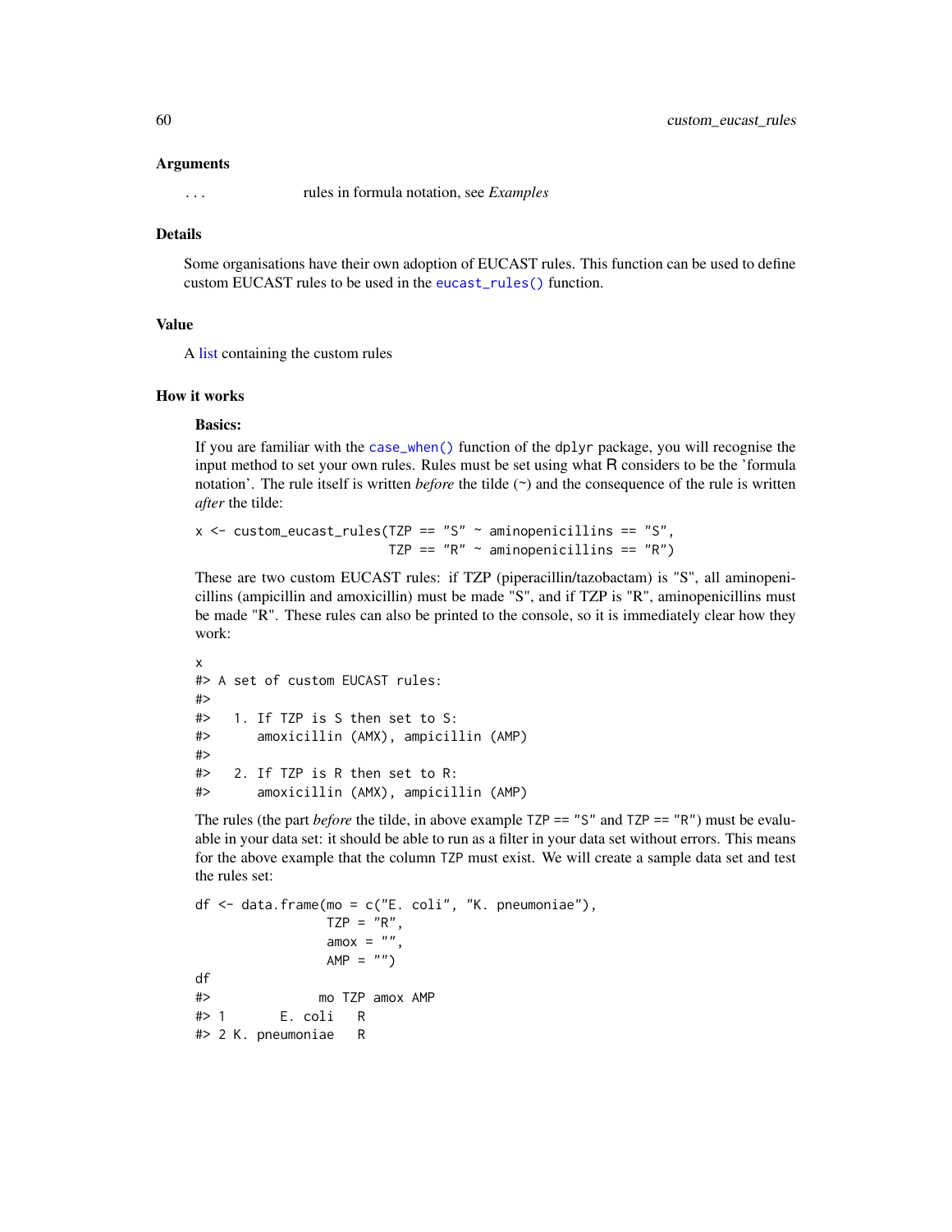## Arguments

`...` rules in formula notation, see *Examples*

## Details

Some organisations have their own adoption of EUCAST rules. This function can be used to define custom EUCAST rules to be used in the `eucast_rules()` function.

## Value

A list containing the custom rules

## How it works

### Basics:

If you are familiar with the `case_when()` function of the dplyr package, you will recognise the input method to set your own rules. Rules must be set using what R considers to be the 'formula notation'. The rule itself is written *before* the tilde (~) and the consequence of the rule is written *after* the tilde:

```
x <- custom_eucast_rules(TZP == "S" ~ aminopenicillins == "S",
                         TZP == "R" ~ aminopenicillins == "R")
```

These are two custom EUCAST rules: if TZP (piperacillin/tazobactam) is "S", all aminopenicillins (ampicillin and amoxicillin) must be made "S", and if TZP is "R", aminopenicillins must be made "R". These rules can also be printed to the console, so it is immediately clear how they work:

```
x
#> A set of custom EUCAST rules:
#>
#>   1. If TZP is S then set to S:
#>      amoxicillin (AMX), ampicillin (AMP)
#>
#>   2. If TZP is R then set to R:
#>      amoxicillin (AMX), ampicillin (AMP)
```

The rules (the part *before* the tilde, in above example `TZP == "S"` and `TZP == "R"`) must be evaluable in your data set: it should be able to run as a filter in your data set without errors. This means for the above example that the column `TZP` must exist. We will create a sample data set and test the rules set:

```
df <- data.frame(mo = c("E. coli", "K. pneumoniae"),
                 TZP = "R",
                 amox = "",
                 AMP = "")
df
#>              mo TZP amox AMP
#> 1       E. coli   R
#> 2 K. pneumoniae   R
```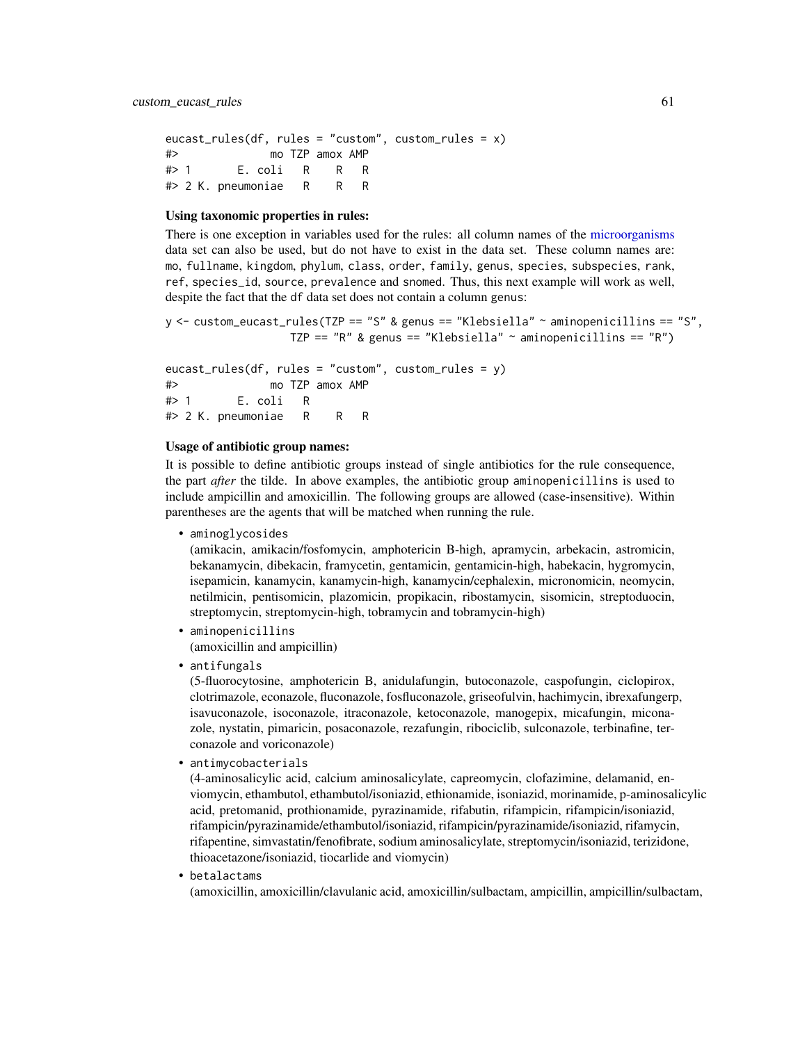```
eucast_rules(df, rules = "custom", custom_rules = x)
#>              mo TZP amox AMP
#> 1       E. coli   R    R   R
#> 2 K. pneumoniae   R    R   R
```

**Using taxonomic properties in rules:**

There is one exception in variables used for the rules: all column names of the microorganisms data set can also be used, but do not have to exist in the data set. These column names are: `mo`, `fullname`, `kingdom`, `phylum`, `class`, `order`, `family`, `genus`, `species`, `subspecies`, `rank`, `ref`, `species_id`, `source`, `prevalence` and `snomed`. Thus, this next example will work as well, despite the fact that the `df` data set does not contain a column `genus`:

```
y <- custom_eucast_rules(TZP == "S" & genus == "Klebsiella" ~ aminopenicillins == "S",
                         TZP == "R" & genus == "Klebsiella" ~ aminopenicillins == "R")

eucast_rules(df, rules = "custom", custom_rules = y)
#>              mo TZP amox AMP
#> 1       E. coli   R
#> 2 K. pneumoniae   R    R   R
```

**Usage of antibiotic group names:**

It is possible to define antibiotic groups instead of single antibiotics for the rule consequence, the part *after* the tilde. In above examples, the antibiotic group `aminopenicillins` is used to include ampicillin and amoxicillin. The following groups are allowed (case-insensitive). Within parentheses are the agents that will be matched when running the rule.

- `aminoglycosides`
  (amikacin, amikacin/fosfomycin, amphotericin B-high, apramycin, arbekacin, astromicin, bekanamycin, dibekacin, framycetin, gentamicin, gentamicin-high, habekacin, hygromycin, isepamicin, kanamycin, kanamycin-high, kanamycin/cephalexin, micronomicin, neomycin, netilmicin, pentisomicin, plazomicin, propikacin, ribostamycin, sisomicin, streptoduocin, streptomycin, streptomycin-high, tobramycin and tobramycin-high)
- `aminopenicillins`
  (amoxicillin and ampicillin)
- `antifungals`
  (5-fluorocytosine, amphotericin B, anidulafungin, butoconazole, caspofungin, ciclopirox, clotrimazole, econazole, fluconazole, fosfluconazole, griseofulvin, hachimycin, ibrexafungerp, isavuconazole, isoconazole, itraconazole, ketoconazole, manogepix, micafungin, miconazole, nystatin, pimaricin, posaconazole, rezafungin, ribociclib, sulconazole, terbinafine, terconazole and voriconazole)
- `antimycobacterials`
  (4-aminosalicylic acid, calcium aminosalicylate, capreomycin, clofazimine, delamanid, enviomycin, ethambutol, ethambutol/isoniazid, ethionamide, isoniazid, morinamide, p-aminosalicylic acid, pretomanid, prothionamide, pyrazinamide, rifabutin, rifampicin, rifampicin/isoniazid, rifampicin/pyrazinamide/ethambutol/isoniazid, rifampicin/pyrazinamide/isoniazid, rifamycin, rifapentine, simvastatin/fenofibrate, sodium aminosalicylate, streptomycin/isoniazid, terizidone, thioacetazone/isoniazid, tiocarlide and viomycin)
- `betalactams`
  (amoxicillin, amoxicillin/clavulanic acid, amoxicillin/sulbactam, ampicillin, ampicillin/sulbactam,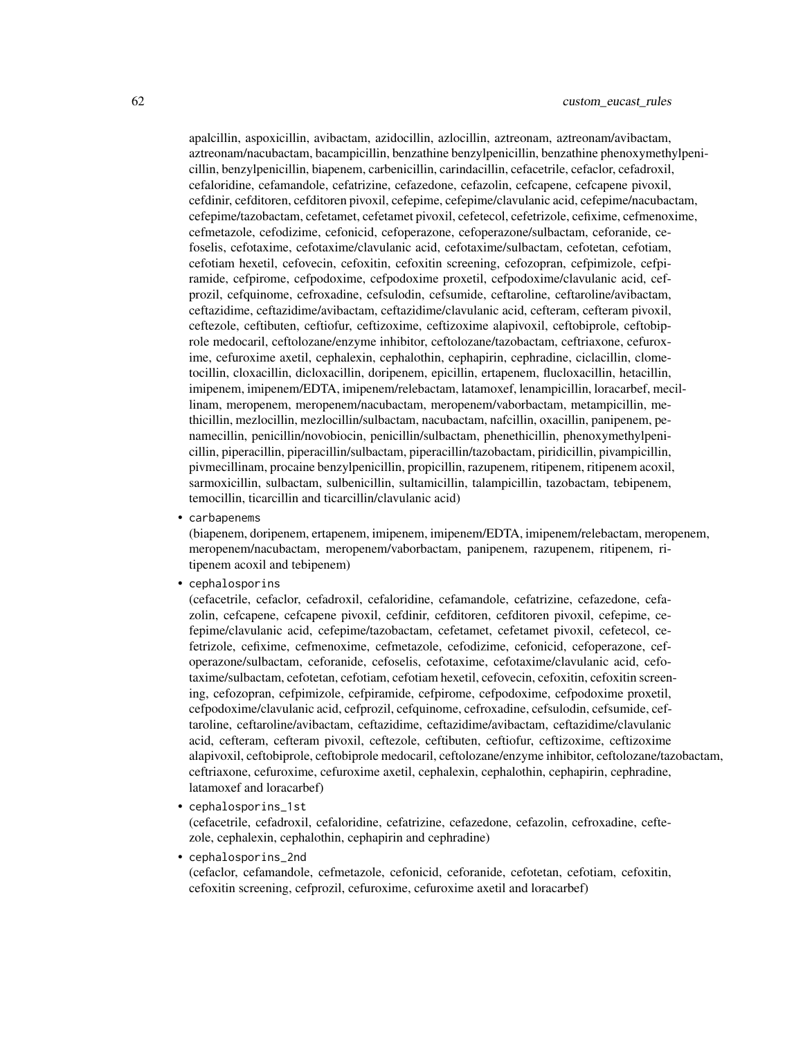apalcillin, aspoxicillin, avibactam, azidocillin, azlocillin, aztreonam, aztreonam/avibactam, aztreonam/nacubactam, bacampicillin, benzathine benzylpenicillin, benzathine phenoxymethylpenicillin, benzylpenicillin, biapenem, carbenicillin, carindacillin, cefacetrile, cefaclor, cefadroxil, cefaloridine, cefamandole, cefatrizine, cefazedone, cefazolin, cefcapene, cefcapene pivoxil, cefdinir, cefditoren, cefditoren pivoxil, cefepime, cefepime/clavulanic acid, cefepime/nacubactam, cefepime/tazobactam, cefetamet, cefetamet pivoxil, cefetecol, cefetrizole, cefixime, cefmenoxime, cefmetazole, cefodizime, cefonicid, cefoperazone, cefoperazone/sulbactam, ceforanide, cefoselis, cefotaxime, cefotaxime/clavulanic acid, cefotaxime/sulbactam, cefotetan, cefotiam, cefotiam hexetil, cefovecin, cefoxitin, cefoxitin screening, cefozopran, cefpimizole, cefpiramide, cefpirome, cefpodoxime, cefpodoxime proxetil, cefpodoxime/clavulanic acid, cefprozil, cefquinome, cefroxadine, cefsulodin, cefsumide, ceftaroline, ceftaroline/avibactam, ceftazidime, ceftazidime/avibactam, ceftazidime/clavulanic acid, cefteram, cefteram pivoxil, ceftezole, ceftibuten, ceftiofur, ceftizoxime, ceftizoxime alapivoxil, ceftobiprole, ceftobiprole medocaril, ceftolozane/enzyme inhibitor, ceftolozane/tazobactam, ceftriaxone, cefuroxime, cefuroxime axetil, cephalexin, cephalothin, cephapirin, cephradine, ciclacillin, clometocillin, cloxacillin, dicloxacillin, doripenem, epicillin, ertapenem, flucloxacillin, hetacillin, imipenem, imipenem/EDTA, imipenem/relebactam, latamoxef, lenampicillin, loracarbef, mecillinam, meropenem, meropenem/nacubactam, meropenem/vaborbactam, metampicillin, methicillin, mezlocillin, mezlocillin/sulbactam, nacubactam, nafcillin, oxacillin, panipenem, penamecillin, penicillin/novobiocin, penicillin/sulbactam, phenethicillin, phenoxymethylpenicillin, piperacillin, piperacillin/sulbactam, piperacillin/tazobactam, piridicillin, pivampicillin, pivmecillinam, procaine benzylpenicillin, propicillin, razupenem, ritipenem, ritipenem acoxil, sarmoxicillin, sulbactam, sulbenicillin, sultamicillin, talampicillin, tazobactam, tebipenem, temocillin, ticarcillin and ticarcillin/clavulanic acid)

- `carbapenems`
  (biapenem, doripenem, ertapenem, imipenem, imipenem/EDTA, imipenem/relebactam, meropenem, meropenem/nacubactam, meropenem/vaborbactam, panipenem, razupenem, ritipenem, ritipenem acoxil and tebipenem)
- `cephalosporins`
  (cefacetrile, cefaclor, cefadroxil, cefaloridine, cefamandole, cefatrizine, cefazedone, cefazolin, cefcapene, cefcapene pivoxil, cefdinir, cefditoren, cefditoren pivoxil, cefepime, cefepime/clavulanic acid, cefepime/tazobactam, cefetamet, cefetamet pivoxil, cefetecol, cefetrizole, cefixime, cefmenoxime, cefmetazole, cefodizime, cefonicid, cefoperazone, cefoperazone/sulbactam, ceforanide, cefoselis, cefotaxime, cefotaxime/clavulanic acid, cefotaxime/sulbactam, cefotetan, cefotiam, cefotiam hexetil, cefovecin, cefoxitin, cefoxitin screening, cefozopran, cefpimizole, cefpiramide, cefpirome, cefpodoxime, cefpodoxime proxetil, cefpodoxime/clavulanic acid, cefprozil, cefquinome, cefroxadine, cefsulodin, cefsumide, ceftaroline, ceftaroline/avibactam, ceftazidime, ceftazidime/avibactam, ceftazidime/clavulanic acid, cefteram, cefteram pivoxil, ceftezole, ceftibuten, ceftiofur, ceftizoxime, ceftizoxime alapivoxil, ceftobiprole, ceftobiprole medocaril, ceftolozane/enzyme inhibitor, ceftolozane/tazobactam, ceftriaxone, cefuroxime, cefuroxime axetil, cephalexin, cephalothin, cephapirin, cephradine, latamoxef and loracarbef)
- `cephalosporins_1st`
  (cefacetrile, cefadroxil, cefaloridine, cefatrizine, cefazedone, cefazolin, cefroxadine, ceftezole, cephalexin, cephalothin, cephapirin and cephradine)
- `cephalosporins_2nd`
  (cefaclor, cefamandole, cefmetazole, cefonicid, ceforanide, cefotetan, cefotiam, cefoxitin, cefoxitin screening, cefprozil, cefuroxime, cefuroxime axetil and loracarbef)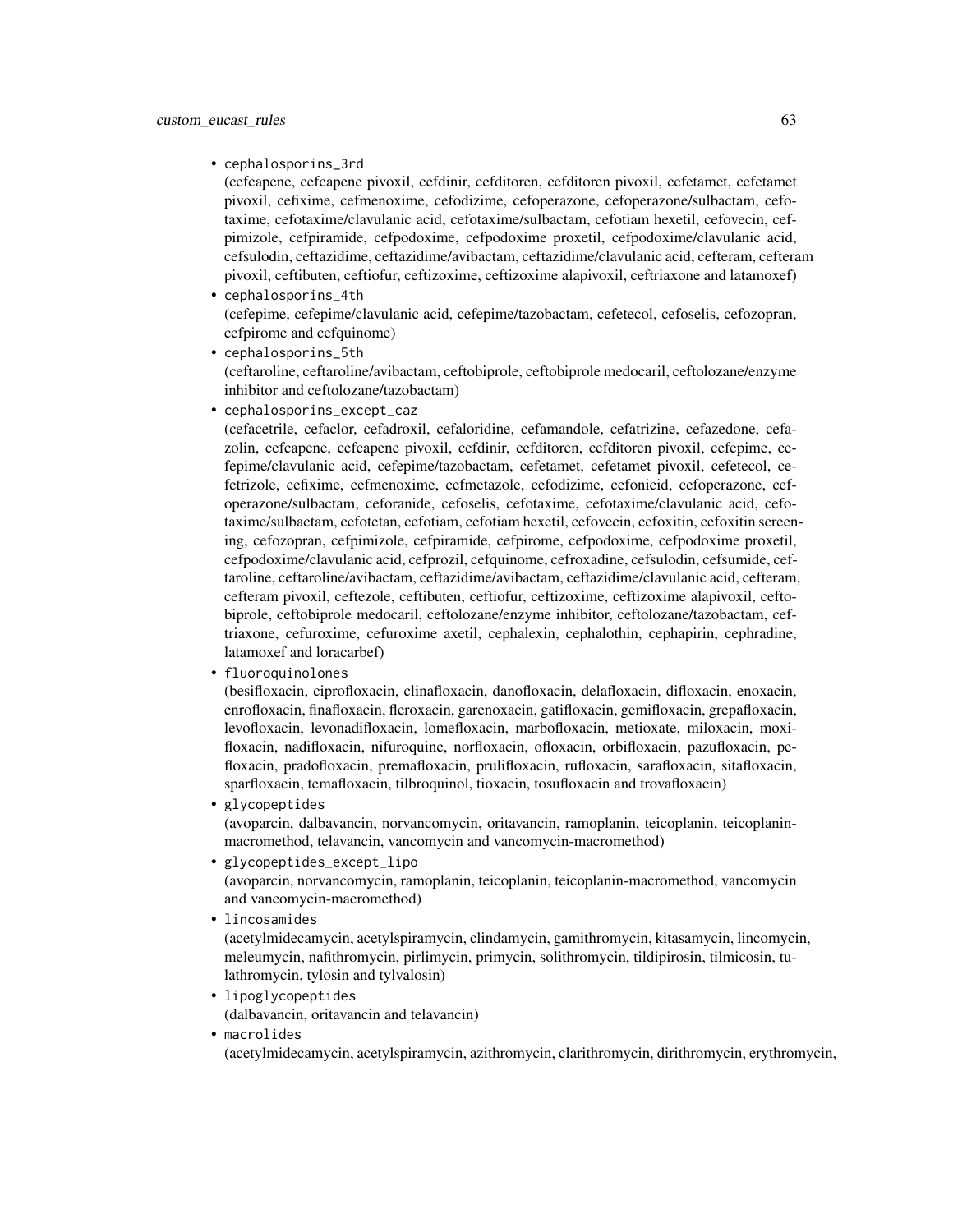- `cephalosporins_3rd`
  (cefcapene, cefcapene pivoxil, cefdinir, cefditoren, cefditoren pivoxil, cefetamet, cefetamet pivoxil, cefixime, cefmenoxime, cefodizime, cefoperazone, cefoperazone/sulbactam, cefotaxime, cefotaxime/clavulanic acid, cefotaxime/sulbactam, cefotiam hexetil, cefovecin, cefpimizole, cefpiramide, cefpodoxime, cefpodoxime proxetil, cefpodoxime/clavulanic acid, cefsulodin, ceftazidime, ceftazidime/avibactam, ceftazidime/clavulanic acid, cefteram, cefteram pivoxil, ceftibuten, ceftiofur, ceftizoxime, ceftizoxime alapivoxil, ceftriaxone and latamoxef)
- `cephalosporins_4th`
  (cefepime, cefepime/clavulanic acid, cefepime/tazobactam, cefetecol, cefoselis, cefozopran, cefpirome and cefquinome)
- `cephalosporins_5th`
  (ceftaroline, ceftaroline/avibactam, ceftobiprole, ceftobiprole medocaril, ceftolozane/enzyme inhibitor and ceftolozane/tazobactam)
- `cephalosporins_except_caz`
  (cefacetrile, cefaclor, cefadroxil, cefaloridine, cefamandole, cefatrizine, cefazedone, cefazolin, cefcapene, cefcapene pivoxil, cefdinir, cefditoren, cefditoren pivoxil, cefepime, cefepime/clavulanic acid, cefepime/tazobactam, cefetamet, cefetamet pivoxil, cefetecol, cefetrizole, cefixime, cefmenoxime, cefmetazole, cefodizime, cefonicid, cefoperazone, cefoperazone/sulbactam, ceforanide, cefoselis, cefotaxime, cefotaxime/clavulanic acid, cefotaxime/sulbactam, cefotetan, cefotiam, cefotiam hexetil, cefovecin, cefoxitin, cefoxitin screening, cefozopran, cefpimizole, cefpiramide, cefpirome, cefpodoxime, cefpodoxime proxetil, cefpodoxime/clavulanic acid, cefprozil, cefquinome, cefroxadine, cefsulodin, cefsumide, ceftaroline, ceftaroline/avibactam, ceftazidime/avibactam, ceftazidime/clavulanic acid, cefteram, cefteram pivoxil, ceftezole, ceftibuten, ceftiofur, ceftizoxime, ceftizoxime alapivoxil, ceftobiprole, ceftobiprole medocaril, ceftolozane/enzyme inhibitor, ceftolozane/tazobactam, ceftriaxone, cefuroxime, cefuroxime axetil, cephalexin, cephalothin, cephapirin, cephradine, latamoxef and loracarbef)
- `fluoroquinolones`
  (besifloxacin, ciprofloxacin, clinafloxacin, danofloxacin, delafloxacin, difloxacin, enoxacin, enrofloxacin, finafloxacin, fleroxacin, garenoxacin, gatifloxacin, gemifloxacin, grepafloxacin, levofloxacin, levonadifloxacin, lomefloxacin, marbofloxacin, metioxate, miloxacin, moxifloxacin, nadifloxacin, nifuroquine, norfloxacin, ofloxacin, orbifloxacin, pazufloxacin, pefloxacin, pradofloxacin, premafloxacin, prulifloxacin, rufloxacin, sarafloxacin, sitafloxacin, sparfloxacin, temafloxacin, tilbroquinol, tioxacin, tosufloxacin and trovafloxacin)
- `glycopeptides`
  (avoparcin, dalbavancin, norvancomycin, oritavancin, ramoplanin, teicoplanin, teicoplanin-macromethod, telavancin, vancomycin and vancomycin-macromethod)
- `glycopeptides_except_lipo`
  (avoparcin, norvancomycin, ramoplanin, teicoplanin, teicoplanin-macromethod, vancomycin and vancomycin-macromethod)
- `lincosamides`
  (acetylmidecamycin, acetylspiramycin, clindamycin, gamithromycin, kitasamycin, lincomycin, meleumycin, nafithromycin, pirlimycin, primycin, solithromycin, tildipirosin, tilmicosin, tulathromycin, tylosin and tylvalosin)
- `lipoglycopeptides`
  (dalbavancin, oritavancin and telavancin)
- `macrolides`
  (acetylmidecamycin, acetylspiramycin, azithromycin, clarithromycin, dirithromycin, erythromycin,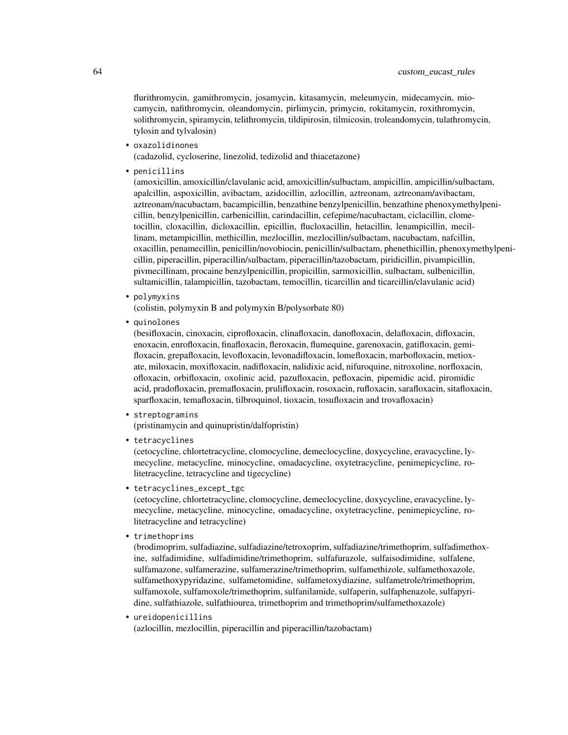flurithromycin, gamithromycin, josamycin, kitasamycin, meleumycin, midecamycin, miocamycin, nafithromycin, oleandomycin, pirlimycin, primycin, rokitamycin, roxithromycin, solithromycin, spiramycin, telithromycin, tildipirosin, tilmicosin, troleandomycin, tulathromycin, tylosin and tylvalosin)

- `oxazolidinones`
  (cadazolid, cycloserine, linezolid, tedizolid and thiacetazone)
- `penicillins`
  (amoxicillin, amoxicillin/clavulanic acid, amoxicillin/sulbactam, ampicillin, ampicillin/sulbactam, apalcillin, aspoxicillin, avibactam, azidocillin, azlocillin, aztreonam, aztreonam/avibactam, aztreonam/nacubactam, bacampicillin, benzathine benzylpenicillin, benzathine phenoxymethylpenicillin, benzylpenicillin, carbenicillin, carindacillin, cefepime/nacubactam, ciclacillin, clometocillin, cloxacillin, dicloxacillin, epicillin, flucloxacillin, hetacillin, lenampicillin, mecillinam, metampicillin, methicillin, mezlocillin, mezlocillin/sulbactam, nacubactam, nafcillin, oxacillin, penamecillin, penicillin/novobiocin, penicillin/sulbactam, phenethicillin, phenoxymethylpenicillin, piperacillin, piperacillin/sulbactam, piperacillin/tazobactam, piridicillin, pivampicillin, pivmecillinam, procaine benzylpenicillin, propicillin, sarmoxicillin, sulbactam, sulbenicillin, sultamicillin, talampicillin, tazobactam, temocillin, ticarcillin and ticarcillin/clavulanic acid)
- `polymyxins`
  (colistin, polymyxin B and polymyxin B/polysorbate 80)
- `quinolones`
  (besifloxacin, cinoxacin, ciprofloxacin, clinafloxacin, danofloxacin, delafloxacin, difloxacin, enoxacin, enrofloxacin, finafloxacin, fleroxacin, flumequine, garenoxacin, gatifloxacin, gemifloxacin, grepafloxacin, levofloxacin, levonadifloxacin, lomefloxacin, marbofloxacin, metioxate, miloxacin, moxifloxacin, nadifloxacin, nalidixic acid, nifuroquine, nitroxoline, norfloxacin, ofloxacin, orbifloxacin, oxolinic acid, pazufloxacin, pefloxacin, pipemidic acid, piromidic acid, pradofloxacin, premafloxacin, prulifloxacin, rosoxacin, rufloxacin, sarafloxacin, sitafloxacin, sparfloxacin, temafloxacin, tilbroquinol, tioxacin, tosufloxacin and trovafloxacin)
- `streptogramins`
  (pristinamycin and quinupristin/dalfopristin)
- `tetracyclines`
  (cetocycline, chlortetracycline, clomocycline, demeclocycline, doxycycline, eravacycline, lymecycline, metacycline, minocycline, omadacycline, oxytetracycline, penimepicycline, rolitetracycline, tetracycline and tigecycline)
- `tetracyclines_except_tgc`
  (cetocycline, chlortetracycline, clomocycline, demeclocycline, doxycycline, eravacycline, lymecycline, metacycline, minocycline, omadacycline, oxytetracycline, penimepicycline, rolitetracycline and tetracycline)
- `trimethoprims`
  (brodimoprim, sulfadiazine, sulfadiazine/tetroxoprim, sulfadiazine/trimethoprim, sulfadimethoxine, sulfadimidine, sulfadimidine/trimethoprim, sulfafurazole, sulfaisodimidine, sulfalene, sulfamazone, sulfamerazine, sulfamerazine/trimethoprim, sulfamethizole, sulfamethoxazole, sulfamethoxypyridazine, sulfametomidine, sulfametoxydiazine, sulfametrole/trimethoprim, sulfamoxole, sulfamoxole/trimethoprim, sulfanilamide, sulfaperin, sulfaphenazole, sulfapyridine, sulfathiazole, sulfathiourea, trimethoprim and trimethoprim/sulfamethoxazole)
- `ureidopenicillins`
  (azlocillin, mezlocillin, piperacillin and piperacillin/tazobactam)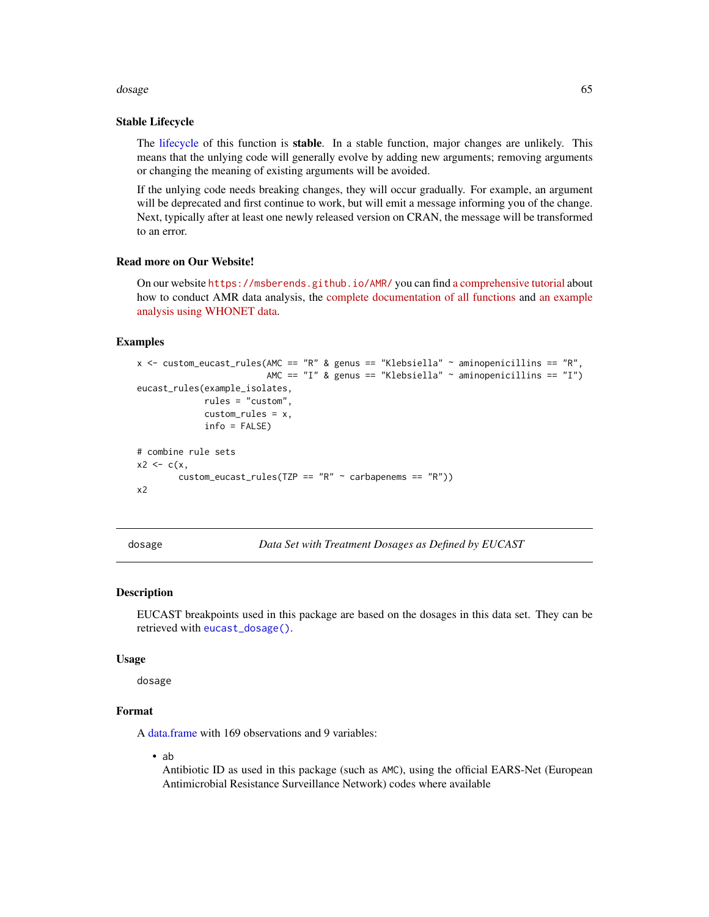### Stable Lifecycle

The lifecycle of this function is **stable**. In a stable function, major changes are unlikely. This means that the unlying code will generally evolve by adding new arguments; removing arguments or changing the meaning of existing arguments will be avoided.

If the unlying code needs breaking changes, they will occur gradually. For example, an argument will be deprecated and first continue to work, but will emit a message informing you of the change. Next, typically after at least one newly released version on CRAN, the message will be transformed to an error.

### Read more on Our Website!

On our website `https://msberends.github.io/AMR/` you can find a comprehensive tutorial about how to conduct AMR data analysis, the complete documentation of all functions and an example analysis using WHONET data.

### Examples

```
x <- custom_eucast_rules(AMC == "R" & genus == "Klebsiella" ~ aminopenicillins == "R",
                         AMC == "I" & genus == "Klebsiella" ~ aminopenicillins == "I")
eucast_rules(example_isolates,
             rules = "custom",
             custom_rules = x,
             info = FALSE)

# combine rule sets
x2 <- c(x,
        custom_eucast_rules(TZP == "R" ~ carbapenems == "R"))
x2
```

---

## dosage — *Data Set with Treatment Dosages as Defined by EUCAST*

---

### Description

EUCAST breakpoints used in this package are based on the dosages in this data set. They can be retrieved with `eucast_dosage()`.

### Usage

```
dosage
```

### Format

A data.frame with 169 observations and 9 variables:

- `ab`
  Antibiotic ID as used in this package (such as `AMC`), using the official EARS-Net (European Antimicrobial Resistance Surveillance Network) codes where available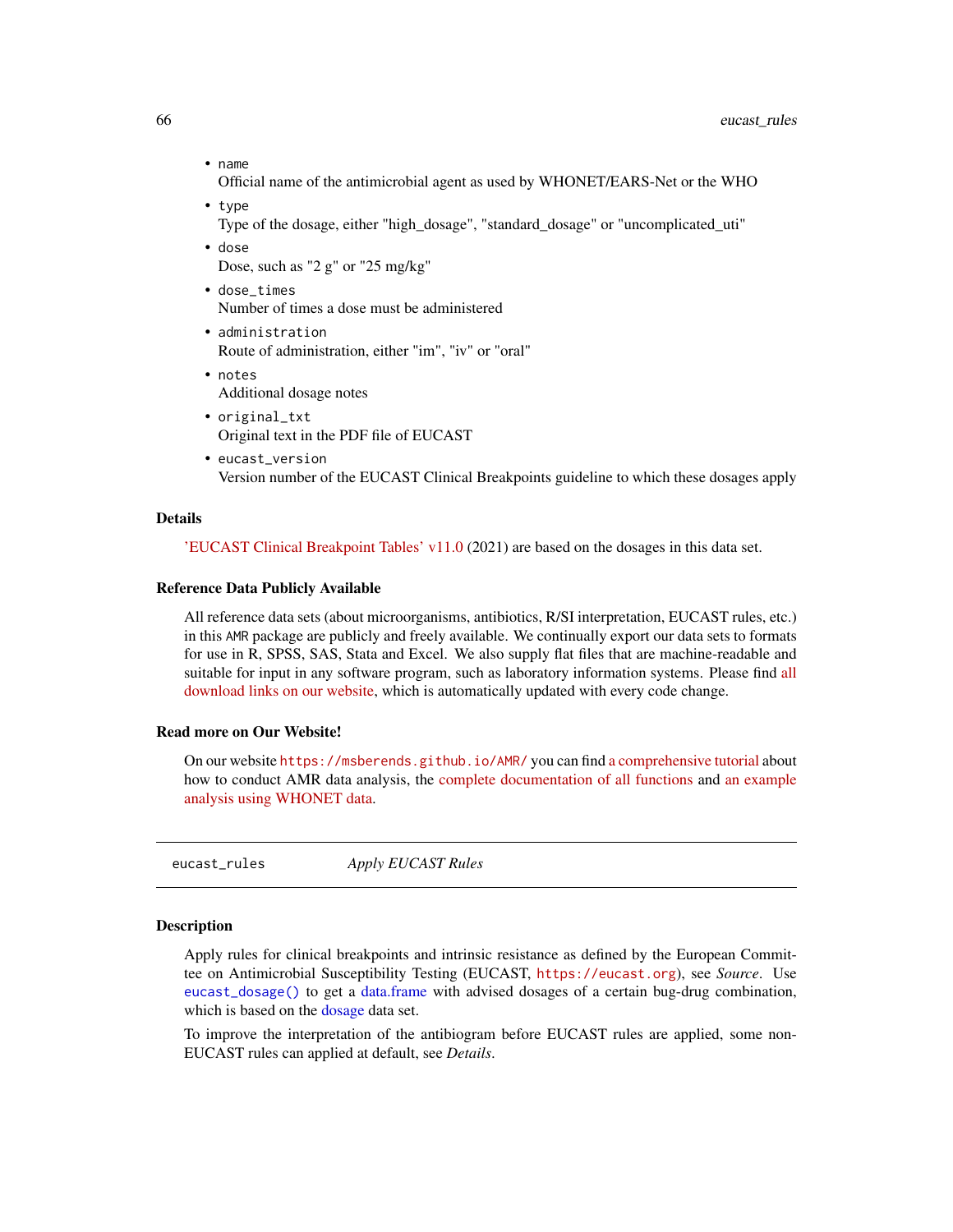- `name`
  Official name of the antimicrobial agent as used by WHONET/EARS-Net or the WHO
- `type`
  Type of the dosage, either "high_dosage", "standard_dosage" or "uncomplicated_uti"
- `dose`
  Dose, such as "2 g" or "25 mg/kg"
- `dose_times`
  Number of times a dose must be administered
- `administration`
  Route of administration, either "im", "iv" or "oral"
- `notes`
  Additional dosage notes
- `original_txt`
  Original text in the PDF file of EUCAST
- `eucast_version`
  Version number of the EUCAST Clinical Breakpoints guideline to which these dosages apply

### Details

'EUCAST Clinical Breakpoint Tables' v11.0 (2021) are based on the dosages in this data set.

### Reference Data Publicly Available

All reference data sets (about microorganisms, antibiotics, R/SI interpretation, EUCAST rules, etc.) in this AMR package are publicly and freely available. We continually export our data sets to formats for use in R, SPSS, SAS, Stata and Excel. We also supply flat files that are machine-readable and suitable for input in any software program, such as laboratory information systems. Please find all download links on our website, which is automatically updated with every code change.

### Read more on Our Website!

On our website https://msberends.github.io/AMR/ you can find a comprehensive tutorial about how to conduct AMR data analysis, the complete documentation of all functions and an example analysis using WHONET data.

---

## eucast_rules *Apply EUCAST Rules*

---

### Description

Apply rules for clinical breakpoints and intrinsic resistance as defined by the European Committee on Antimicrobial Susceptibility Testing (EUCAST, https://eucast.org), see *Source*. Use `eucast_dosage()` to get a data.frame with advised dosages of a certain bug-drug combination, which is based on the dosage data set.

To improve the interpretation of the antibiogram before EUCAST rules are applied, some non-EUCAST rules can applied at default, see *Details*.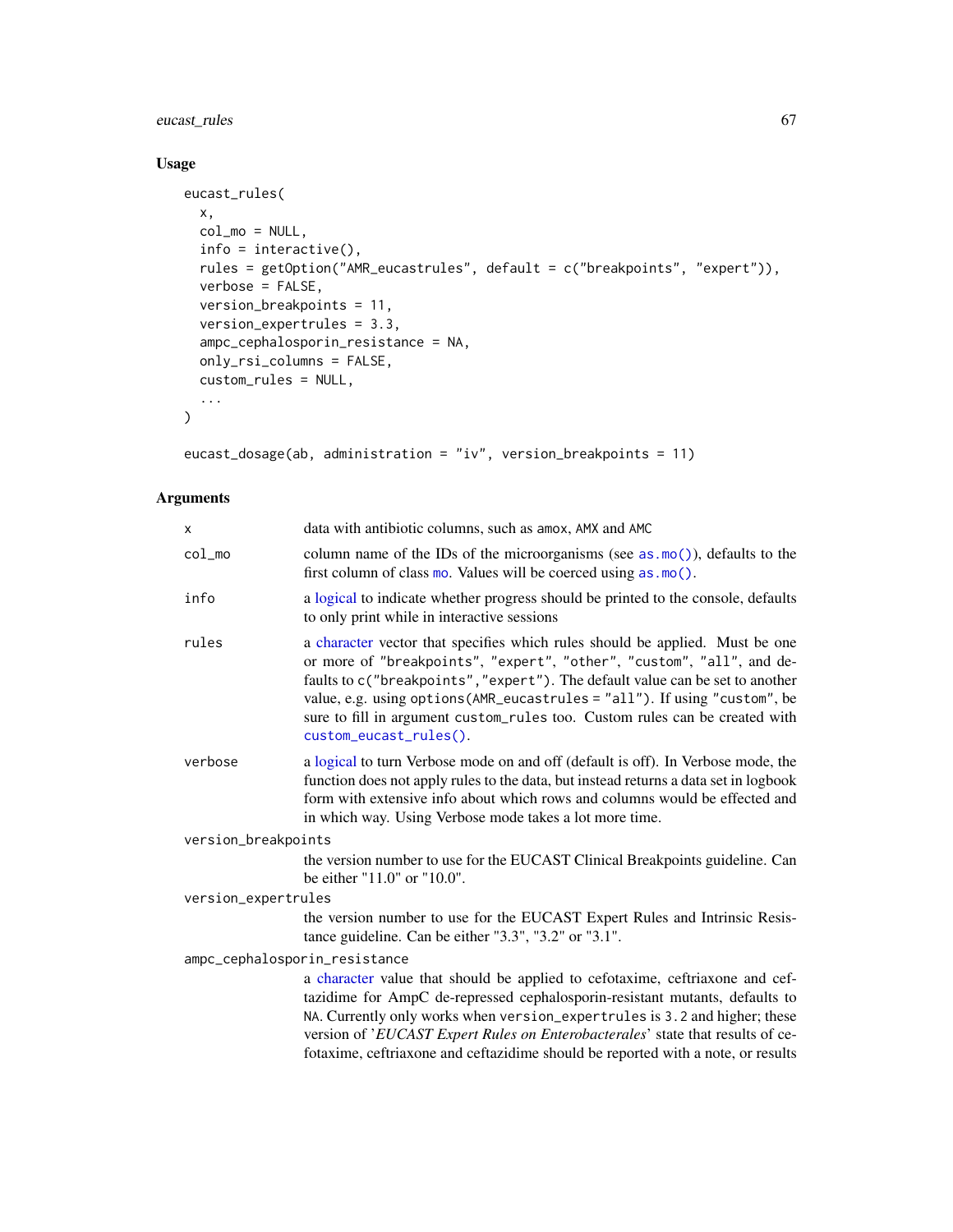## Usage

```
eucast_rules(
  x,
  col_mo = NULL,
  info = interactive(),
  rules = getOption("AMR_eucastrules", default = c("breakpoints", "expert")),
  verbose = FALSE,
  version_breakpoints = 11,
  version_expertrules = 3.3,
  ampc_cephalosporin_resistance = NA,
  only_rsi_columns = FALSE,
  custom_rules = NULL,
  ...
)

eucast_dosage(ab, administration = "iv", version_breakpoints = 11)
```

## Arguments

**x**
: data with antibiotic columns, such as amox, AMX and AMC

**col_mo**
: column name of the IDs of the microorganisms (see `as.mo()`), defaults to the first column of class `mo`. Values will be coerced using `as.mo()`.

**info**
: a logical to indicate whether progress should be printed to the console, defaults to only print while in interactive sessions

**rules**
: a character vector that specifies which rules should be applied. Must be one or more of `"breakpoints"`, `"expert"`, `"other"`, `"custom"`, `"all"`, and defaults to `c("breakpoints","expert")`. The default value can be set to another value, e.g. using `options(AMR_eucastrules = "all")`. If using `"custom"`, be sure to fill in argument `custom_rules` too. Custom rules can be created with `custom_eucast_rules()`.

**verbose**
: a logical to turn Verbose mode on and off (default is off). In Verbose mode, the function does not apply rules to the data, but instead returns a data set in logbook form with extensive info about which rows and columns would be effected and in which way. Using Verbose mode takes a lot more time.

**version_breakpoints**
: the version number to use for the EUCAST Clinical Breakpoints guideline. Can be either "11.0" or "10.0".

**version_expertrules**
: the version number to use for the EUCAST Expert Rules and Intrinsic Resistance guideline. Can be either "3.3", "3.2" or "3.1".

**ampc_cephalosporin_resistance**
: a character value that should be applied to cefotaxime, ceftriaxone and ceftazidime for AmpC de-repressed cephalosporin-resistant mutants, defaults to `NA`. Currently only works when `version_expertrules` is `3.2` and higher; these version of '*EUCAST Expert Rules on Enterobacterales*' state that results of cefotaxime, ceftriaxone and ceftazidime should be reported with a note, or results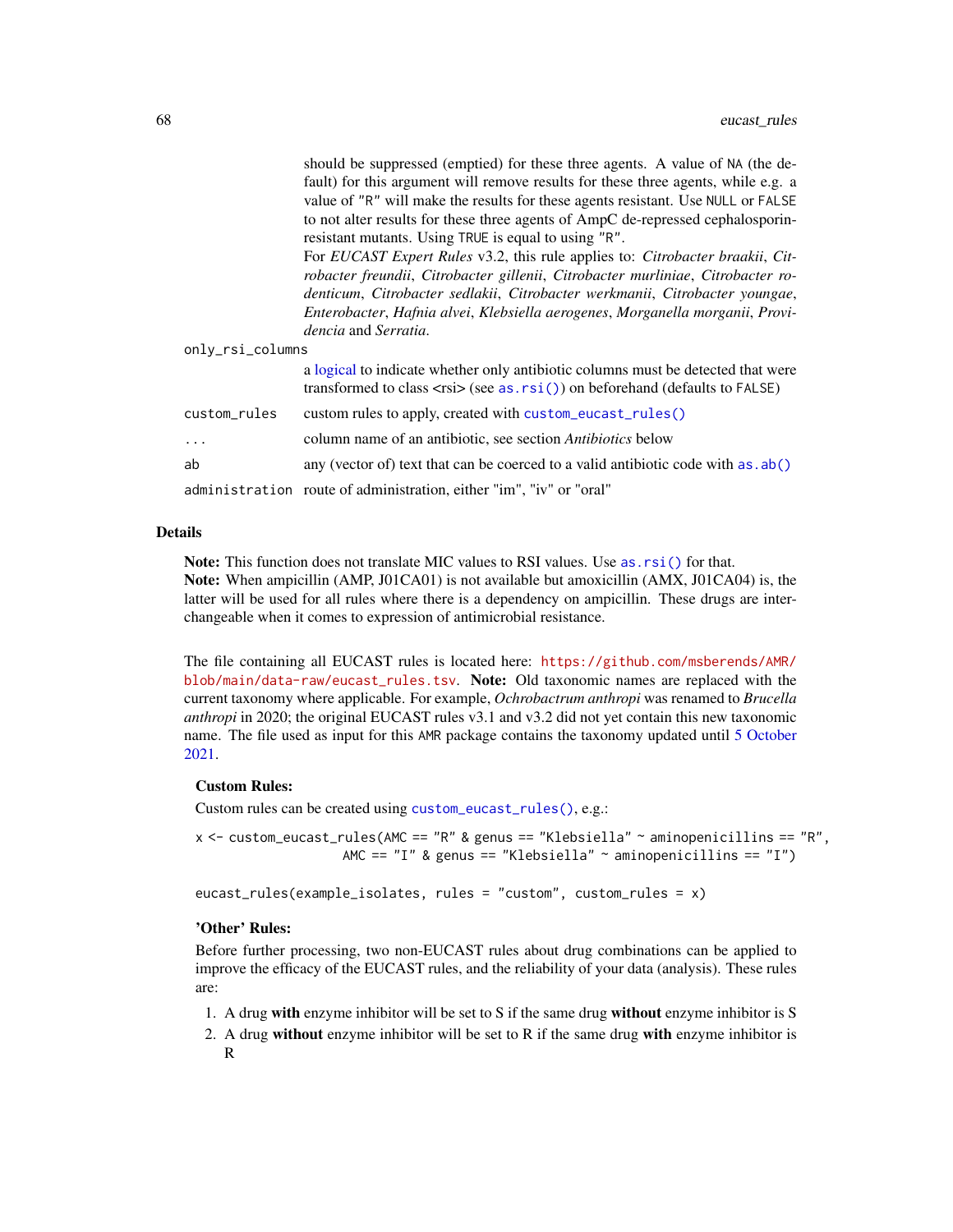should be suppressed (emptied) for these three agents. A value of `NA` (the default) for this argument will remove results for these three agents, while e.g. a value of `"R"` will make the results for these agents resistant. Use `NULL` or `FALSE` to not alter results for these three agents of AmpC de-repressed cephalosporin-resistant mutants. Using `TRUE` is equal to using `"R"`.
For *EUCAST Expert Rules* v3.2, this rule applies to: *Citrobacter braakii*, *Citrobacter freundii*, *Citrobacter gillenii*, *Citrobacter murliniae*, *Citrobacter rodenticum*, *Citrobacter sedlakii*, *Citrobacter werkmanii*, *Citrobacter youngae*, *Enterobacter*, *Hafnia alvei*, *Klebsiella aerogenes*, *Morganella morganii*, *Providencia* and *Serratia*.

`only_rsi_columns`
: a logical to indicate whether only antibiotic columns must be detected that were transformed to class <rsi> (see `as.rsi()`) on beforehand (defaults to `FALSE`)

`custom_rules`
: custom rules to apply, created with `custom_eucast_rules()`

`...`
: column name of an antibiotic, see section *Antibiotics* below

`ab`
: any (vector of) text that can be coerced to a valid antibiotic code with `as.ab()`

`administration`
: route of administration, either "im", "iv" or "oral"

## Details

**Note:** This function does not translate MIC values to RSI values. Use `as.rsi()` for that.
**Note:** When ampicillin (AMP, J01CA01) is not available but amoxicillin (AMX, J01CA04) is, the latter will be used for all rules where there is a dependency on ampicillin. These drugs are interchangeable when it comes to expression of antimicrobial resistance.

The file containing all EUCAST rules is located here: https://github.com/msberends/AMR/blob/main/data-raw/eucast_rules.tsv. **Note:** Old taxonomic names are replaced with the current taxonomy where applicable. For example, *Ochrobactrum anthropi* was renamed to *Brucella anthropi* in 2020; the original EUCAST rules v3.1 and v3.2 did not yet contain this new taxonomic name. The file used as input for this `AMR` package contains the taxonomy updated until 5 October 2021.

### Custom Rules:

Custom rules can be created using `custom_eucast_rules()`, e.g.:

```
x <- custom_eucast_rules(AMC == "R" & genus == "Klebsiella" ~ aminopenicillins == "R",
                         AMC == "I" & genus == "Klebsiella" ~ aminopenicillins == "I")

eucast_rules(example_isolates, rules = "custom", custom_rules = x)
```

### 'Other' Rules:

Before further processing, two non-EUCAST rules about drug combinations can be applied to improve the efficacy of the EUCAST rules, and the reliability of your data (analysis). These rules are:

1. A drug **with** enzyme inhibitor will be set to S if the same drug **without** enzyme inhibitor is S
2. A drug **without** enzyme inhibitor will be set to R if the same drug **with** enzyme inhibitor is R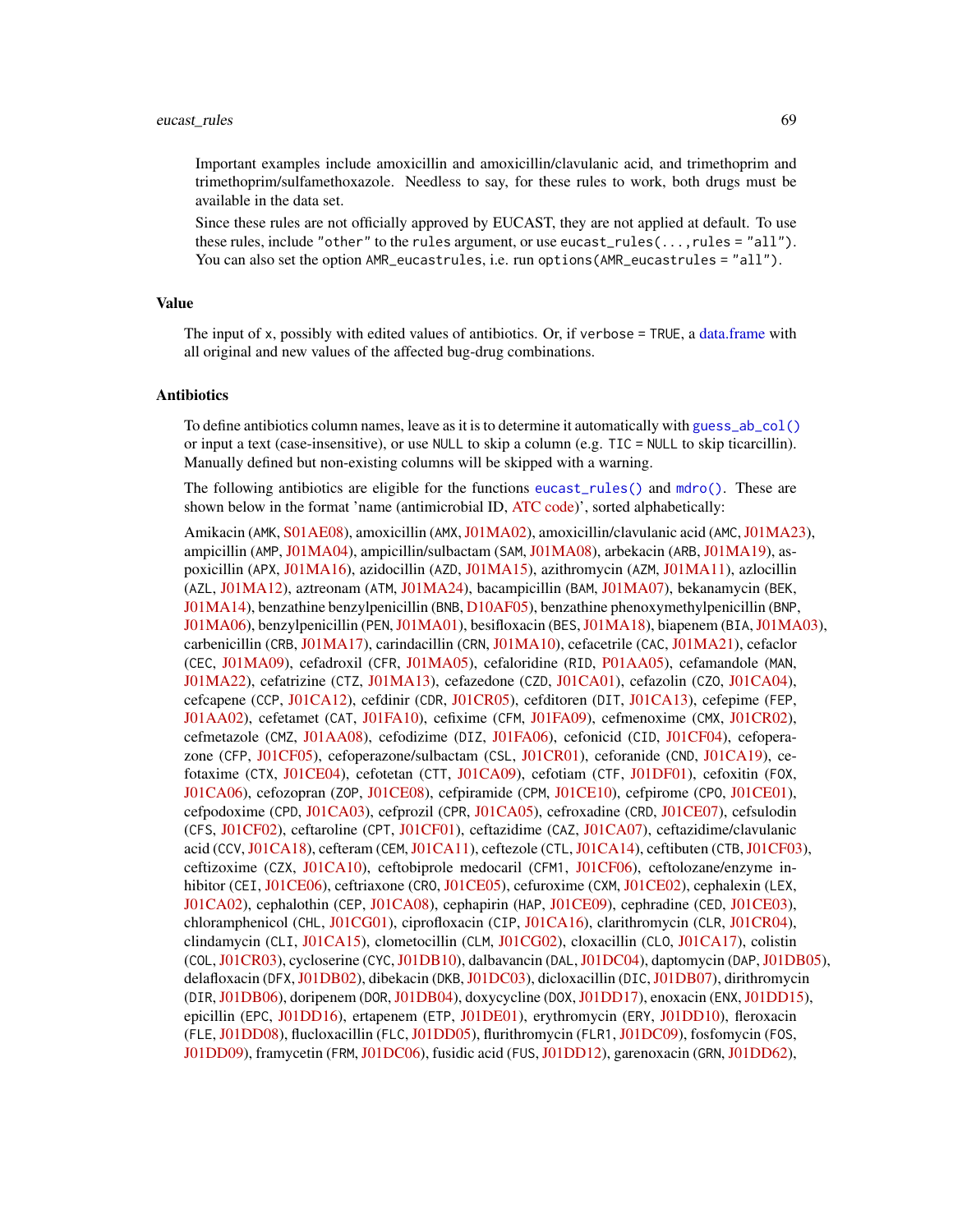Important examples include amoxicillin and amoxicillin/clavulanic acid, and trimethoprim and trimethoprim/sulfamethoxazole. Needless to say, for these rules to work, both drugs must be available in the data set.

Since these rules are not officially approved by EUCAST, they are not applied at default. To use these rules, include `"other"` to the `rules` argument, or use `eucast_rules(...,rules = "all")`. You can also set the option `AMR_eucastrules`, i.e. run `options(AMR_eucastrules = "all")`.

## Value

The input of `x`, possibly with edited values of antibiotics. Or, if `verbose = TRUE`, a data.frame with all original and new values of the affected bug-drug combinations.

## Antibiotics

To define antibiotics column names, leave as it is to determine it automatically with `guess_ab_col()` or input a text (case-insensitive), or use `NULL` to skip a column (e.g. `TIC = NULL` to skip ticarcillin). Manually defined but non-existing columns will be skipped with a warning.

The following antibiotics are eligible for the functions `eucast_rules()` and `mdro()`. These are shown below in the format 'name (antimicrobial ID, ATC code)', sorted alphabetically:

Amikacin (`AMK`, S01AE08), amoxicillin (`AMX`, J01MA02), amoxicillin/clavulanic acid (`AMC`, J01MA23), ampicillin (`AMP`, J01MA04), ampicillin/sulbactam (`SAM`, J01MA08), arbekacin (`ARB`, J01MA19), aspoxicillin (`APX`, J01MA16), azidocillin (`AZD`, J01MA15), azithromycin (`AZM`, J01MA11), azlocillin (`AZL`, J01MA12), aztreonam (`ATM`, J01MA24), bacampicillin (`BAM`, J01MA07), bekanamycin (`BEK`, J01MA14), benzathine benzylpenicillin (`BNB`, D10AF05), benzathine phenoxymethylpenicillin (`BNP`, J01MA06), benzylpenicillin (`PEN`, J01MA01), besifloxacin (`BES`, J01MA18), biapenem (`BIA`, J01MA03), carbenicillin (`CRB`, J01MA17), carindacillin (`CRN`, J01MA10), cefacetrile (`CAC`, J01MA21), cefaclor (`CEC`, J01MA09), cefadroxil (`CFR`, J01MA05), cefaloridine (`RID`, P01AA05), cefamandole (`MAN`, J01MA22), cefatrizine (`CTZ`, J01MA13), cefazedone (`CZD`, J01CA01), cefazolin (`CZO`, J01CA04), cefcapene (`CCP`, J01CA12), cefdinir (`CDR`, J01CR05), cefditoren (`DIT`, J01CA13), cefepime (`FEP`, J01AA02), cefetamet (`CAT`, J01FA10), cefixime (`CFM`, J01FA09), cefmenoxime (`CMX`, J01CR02), cefmetazole (`CMZ`, J01AA08), cefodizime (`DIZ`, J01FA06), cefonicid (`CID`, J01CF04), cefoperazone (`CFP`, J01CF05), cefoperazone/sulbactam (`CSL`, J01CR01), ceforanide (`CND`, J01CA19), cefotaxime (`CTX`, J01CE04), cefotetan (`CTT`, J01CA09), cefotiam (`CTF`, J01DF01), cefoxitin (`FOX`, J01CA06), cefozopran (`ZOP`, J01CE08), cefpiramide (`CPM`, J01CE10), cefpirome (`CPO`, J01CE01), cefpodoxime (`CPD`, J01CA03), cefprozil (`CPR`, J01CA05), cefroxadine (`CRD`, J01CE07), cefsulodin (`CFS`, J01CF02), ceftaroline (`CPT`, J01CF01), ceftazidime (`CAZ`, J01CA07), ceftazidime/clavulanic acid (`CCV`, J01CA18), cefteram (`CEM`, J01CA11), ceftezole (`CTL`, J01CA14), ceftibuten (`CTB`, J01CF03), ceftizoxime (`CZX`, J01CA10), ceftobiprole medocaril (`CFM1`, J01CF06), ceftolozane/enzyme inhibitor (`CEI`, J01CE06), ceftriaxone (`CRO`, J01CE05), cefuroxime (`CXM`, J01CE02), cephalexin (`LEX`, J01CA02), cephalothin (`CEP`, J01CA08), cephapirin (`HAP`, J01CE09), cephradine (`CED`, J01CE03), chloramphenicol (`CHL`, J01CG01), ciprofloxacin (`CIP`, J01CA16), clarithromycin (`CLR`, J01CR04), clindamycin (`CLI`, J01CA15), clometocillin (`CLM`, J01CG02), cloxacillin (`CLO`, J01CA17), colistin (`COL`, J01CR03), cycloserine (`CYC`, J01DB10), dalbavancin (`DAL`, J01DC04), daptomycin (`DAP`, J01DB05), delafloxacin (`DFX`, J01DB02), dibekacin (`DKB`, J01DC03), dicloxacillin (`DIC`, J01DB07), dirithromycin (`DIR`, J01DB06), doripenem (`DOR`, J01DB04), doxycycline (`DOX`, J01DD17), enoxacin (`ENX`, J01DD15), epicillin (`EPC`, J01DD16), ertapenem (`ETP`, J01DE01), erythromycin (`ERY`, J01DD10), fleroxacin (`FLE`, J01DD08), flucloxacillin (`FLC`, J01DD05), flurithromycin (`FLR1`, J01DC09), fosfomycin (`FOS`, J01DD09), framycetin (`FRM`, J01DC06), fusidic acid (`FUS`, J01DD12), garenoxacin (`GRN`, J01DD62),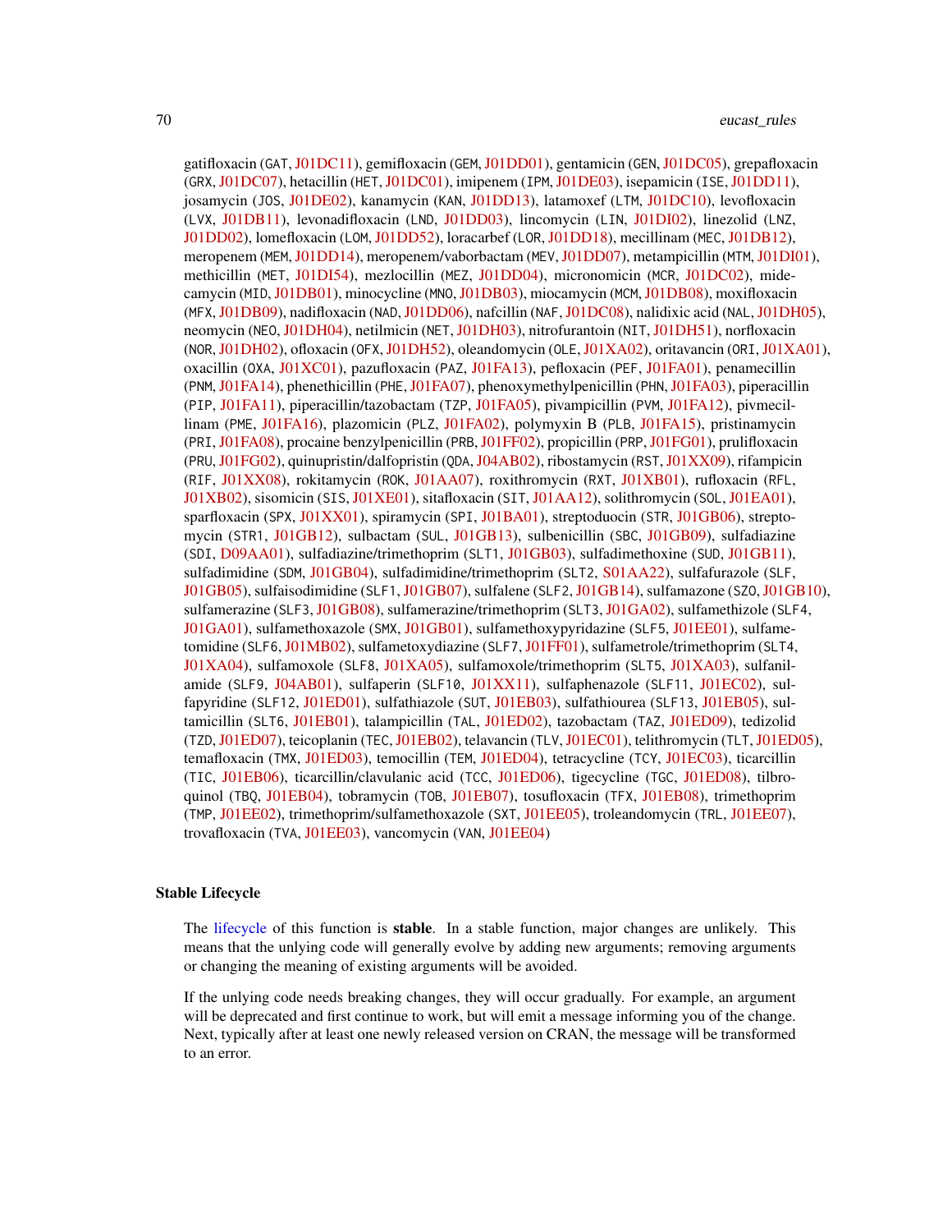gatifloxacin (GAT, J01DC11), gemifloxacin (GEM, J01DD01), gentamicin (GEN, J01DC05), grepafloxacin (GRX, J01DC07), hetacillin (HET, J01DC01), imipenem (IPM, J01DE03), isepamicin (ISE, J01DD11), josamycin (JOS, J01DE02), kanamycin (KAN, J01DD13), latamoxef (LTM, J01DC10), levofloxacin (LVX, J01DB11), levonadifloxacin (LND, J01DD03), lincomycin (LIN, J01DI02), linezolid (LNZ, J01DD02), lomefloxacin (LOM, J01DD52), loracarbef (LOR, J01DD18), mecillinam (MEC, J01DB12), meropenem (MEM, J01DD14), meropenem/vaborbactam (MEV, J01DD07), metampicillin (MTM, J01DI01), methicillin (MET, J01DI54), mezlocillin (MEZ, J01DD04), micronomicin (MCR, J01DC02), midecamycin (MID, J01DB01), minocycline (MNO, J01DB03), miocamycin (MCM, J01DB08), moxifloxacin (MFX, J01DB09), nadifloxacin (NAD, J01DD06), nafcillin (NAF, J01DC08), nalidixic acid (NAL, J01DH05), neomycin (NEO, J01DH04), netilmicin (NET, J01DH03), nitrofurantoin (NIT, J01DH51), norfloxacin (NOR, J01DH02), ofloxacin (OFX, J01DH52), oleandomycin (OLE, J01XA02), oritavancin (ORI, J01XA01), oxacillin (OXA, J01XC01), pazufloxacin (PAZ, J01FA13), pefloxacin (PEF, J01FA01), penamecillin (PNM, J01FA14), phenethicillin (PHE, J01FA07), phenoxymethylpenicillin (PHN, J01FA03), piperacillin (PIP, J01FA11), piperacillin/tazobactam (TZP, J01FA05), pivampicillin (PVM, J01FA12), pivmecillinam (PME, J01FA16), plazomicin (PLZ, J01FA02), polymyxin B (PLB, J01FA15), pristinamycin (PRI, J01FA08), procaine benzylpenicillin (PRB, J01FF02), propicillin (PRP, J01FG01), prulifloxacin (PRU, J01FG02), quinupristin/dalfopristin (QDA, J04AB02), ribostamycin (RST, J01XX09), rifampicin (RIF, J01XX08), rokitamycin (ROK, J01AA07), roxithromycin (RXT, J01XB01), rufloxacin (RFL, J01XB02), sisomicin (SIS, J01XE01), sitafloxacin (SIT, J01AA12), solithromycin (SOL, J01EA01), sparfloxacin (SPX, J01XX01), spiramycin (SPI, J01BA01), streptoduocin (STR, J01GB06), streptomycin (STR1, J01GB12), sulbactam (SUL, J01GB13), sulbenicillin (SBC, J01GB09), sulfadiazine (SDI, D09AA01), sulfadiazine/trimethoprim (SLT1, J01GB03), sulfadimethoxine (SUD, J01GB11), sulfadimidine (SDM, J01GB04), sulfadimidine/trimethoprim (SLT2, S01AA22), sulfafurazole (SLF, J01GB05), sulfaisodimidine (SLF1, J01GB07), sulfalene (SLF2, J01GB14), sulfamazone (SZO, J01GB10), sulfamerazine (SLF3, J01GB08), sulfamerazine/trimethoprim (SLT3, J01GA02), sulfamethizole (SLF4, J01GA01), sulfamethoxazole (SMX, J01GB01), sulfamethoxypyridazine (SLF5, J01EE01), sulfametomidine (SLF6, J01MB02), sulfametoxydiazine (SLF7, J01FF01), sulfametrole/trimethoprim (SLT4, J01XA04), sulfamoxole (SLF8, J01XA05), sulfamoxole/trimethoprim (SLT5, J01XA03), sulfanilamide (SLF9, J04AB01), sulfaperin (SLF10, J01XX11), sulfaphenazole (SLF11, J01EC02), sulfapyridine (SLF12, J01ED01), sulfathiazole (SUT, J01EB03), sulfathiourea (SLF13, J01EB05), sultamicillin (SLT6, J01EB01), talampicillin (TAL, J01ED02), tazobactam (TAZ, J01ED09), tedizolid (TZD, J01ED07), teicoplanin (TEC, J01EB02), telavancin (TLV, J01EC01), telithromycin (TLT, J01ED05), temafloxacin (TMX, J01ED03), temocillin (TEM, J01ED04), tetracycline (TCY, J01EC03), ticarcillin (TIC, J01EB06), ticarcillin/clavulanic acid (TCC, J01ED06), tigecycline (TGC, J01ED08), tilbroquinol (TBQ, J01EB04), tobramycin (TOB, J01EB07), tosufloxacin (TFX, J01EB08), trimethoprim (TMP, J01EE02), trimethoprim/sulfamethoxazole (SXT, J01EE05), troleandomycin (TRL, J01EE07), trovafloxacin (TVA, J01EE03), vancomycin (VAN, J01EE04)

## Stable Lifecycle

The lifecycle of this function is **stable**. In a stable function, major changes are unlikely. This means that the unlying code will generally evolve by adding new arguments; removing arguments or changing the meaning of existing arguments will be avoided.

If the unlying code needs breaking changes, they will occur gradually. For example, an argument will be deprecated and first continue to work, but will emit a message informing you of the change. Next, typically after at least one newly released version on CRAN, the message will be transformed to an error.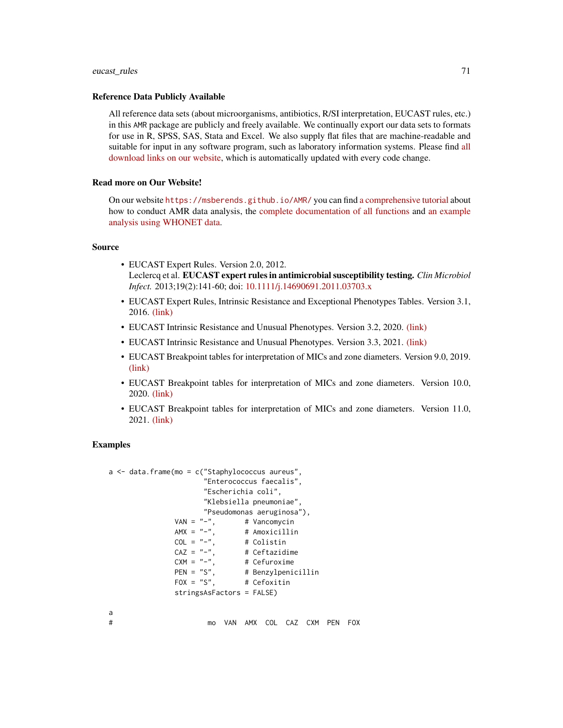### Reference Data Publicly Available

All reference data sets (about microorganisms, antibiotics, R/SI interpretation, EUCAST rules, etc.) in this `AMR` package are publicly and freely available. We continually export our data sets to formats for use in R, SPSS, SAS, Stata and Excel. We also supply flat files that are machine-readable and suitable for input in any software program, such as laboratory information systems. Please find all download links on our website, which is automatically updated with every code change.

### Read more on Our Website!

On our website `https://msberends.github.io/AMR/` you can find a comprehensive tutorial about how to conduct AMR data analysis, the complete documentation of all functions and an example analysis using WHONET data.

### Source

- EUCAST Expert Rules. Version 2.0, 2012.
  Leclercq et al. **EUCAST expert rules in antimicrobial susceptibility testing.** *Clin Microbiol Infect.* 2013;19(2):141-60; doi: 10.1111/j.14690691.2011.03703.x
- EUCAST Expert Rules, Intrinsic Resistance and Exceptional Phenotypes Tables. Version 3.1, 2016. (link)
- EUCAST Intrinsic Resistance and Unusual Phenotypes. Version 3.2, 2020. (link)
- EUCAST Intrinsic Resistance and Unusual Phenotypes. Version 3.3, 2021. (link)
- EUCAST Breakpoint tables for interpretation of MICs and zone diameters. Version 9.0, 2019. (link)
- EUCAST Breakpoint tables for interpretation of MICs and zone diameters. Version 10.0, 2020. (link)
- EUCAST Breakpoint tables for interpretation of MICs and zone diameters. Version 11.0, 2021. (link)

### Examples

```
a <- data.frame(mo = c("Staphylococcus aureus",
                       "Enterococcus faecalis",
                       "Escherichia coli",
                       "Klebsiella pneumoniae",
                       "Pseudomonas aeruginosa"),
                VAN = "-",       # Vancomycin
                AMX = "-",       # Amoxicillin
                COL = "-",       # Colistin
                CAZ = "-",       # Ceftazidime
                CXM = "-",       # Cefuroxime
                PEN = "S",       # Benzylpenicillin
                FOX = "S",       # Cefoxitin
                stringsAsFactors = FALSE)

a
#                       mo  VAN  AMX  COL  CAZ  CXM  PEN  FOX
```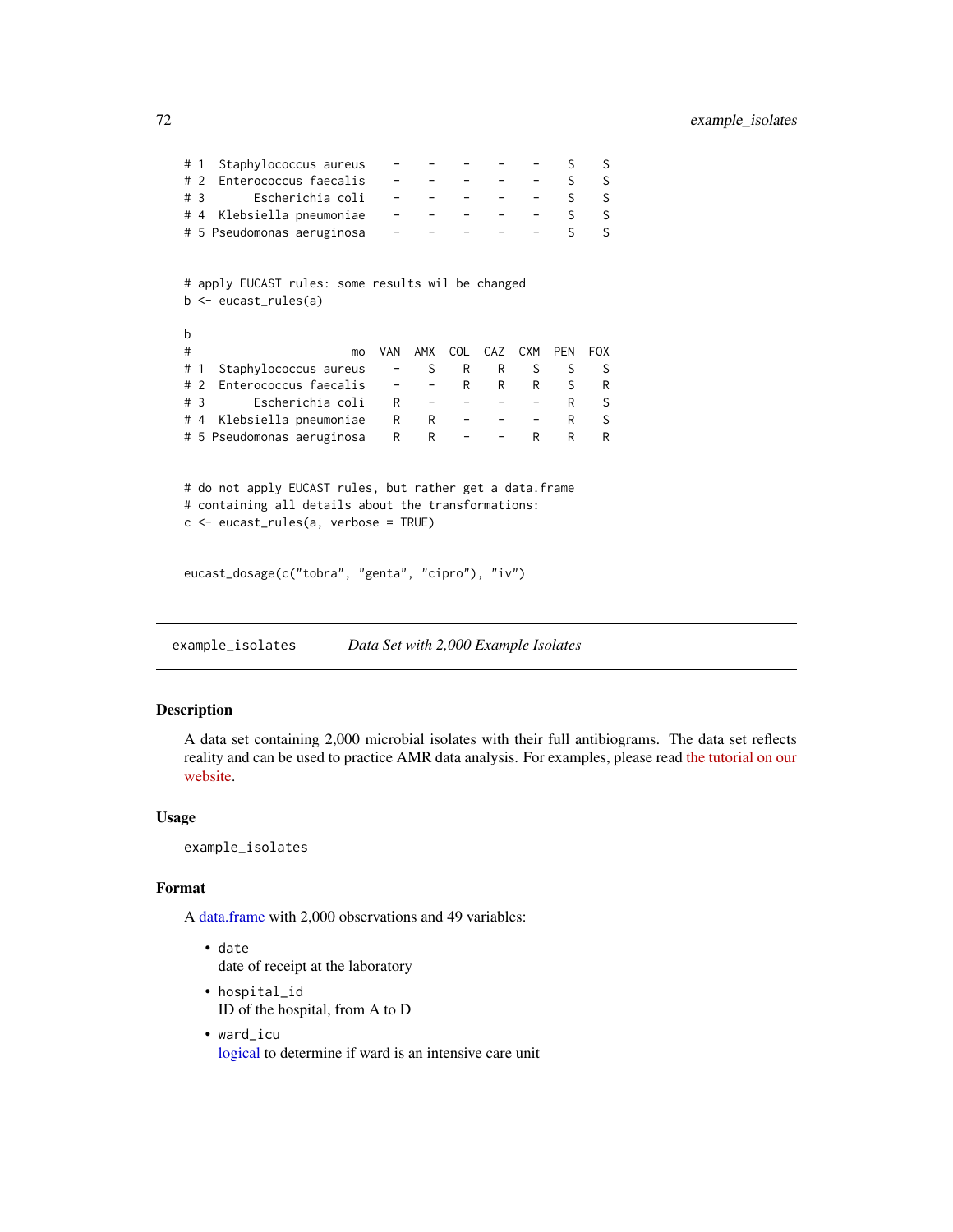```
# 1  Staphylococcus aureus   -   -   -   -   -   S   S
# 2  Enterococcus faecalis   -   -   -   -   -   S   S
# 3       Escherichia coli   -   -   -   -   -   S   S
# 4  Klebsiella pneumoniae   -   -   -   -   -   S   S
# 5 Pseudomonas aeruginosa   -   -   -   -   -   S   S


# apply EUCAST rules: some results wil be changed
b <- eucast_rules(a)

b
#                       mo  VAN  AMX  COL  CAZ  CXM  PEN  FOX
# 1  Staphylococcus aureus    -    S    R    R    S    S    S
# 2  Enterococcus faecalis    -    -    R    R    R    S    R
# 3       Escherichia coli    R    -    -    -    -    R    S
# 4  Klebsiella pneumoniae    R    R    -    -    -    R    S
# 5 Pseudomonas aeruginosa    R    R    -    -    R    R    R


# do not apply EUCAST rules, but rather get a data.frame
# containing all details about the transformations:
c <- eucast_rules(a, verbose = TRUE)


eucast_dosage(c("tobra", "genta", "cipro"), "iv")
```

## example_isolates *Data Set with 2,000 Example Isolates*

### Description

A data set containing 2,000 microbial isolates with their full antibiograms. The data set reflects reality and can be used to practice AMR data analysis. For examples, please read the tutorial on our website.

### Usage

```
example_isolates
```

### Format

A data.frame with 2,000 observations and 49 variables:

- `date`
  date of receipt at the laboratory
- `hospital_id`
  ID of the hospital, from A to D
- `ward_icu`
  logical to determine if ward is an intensive care unit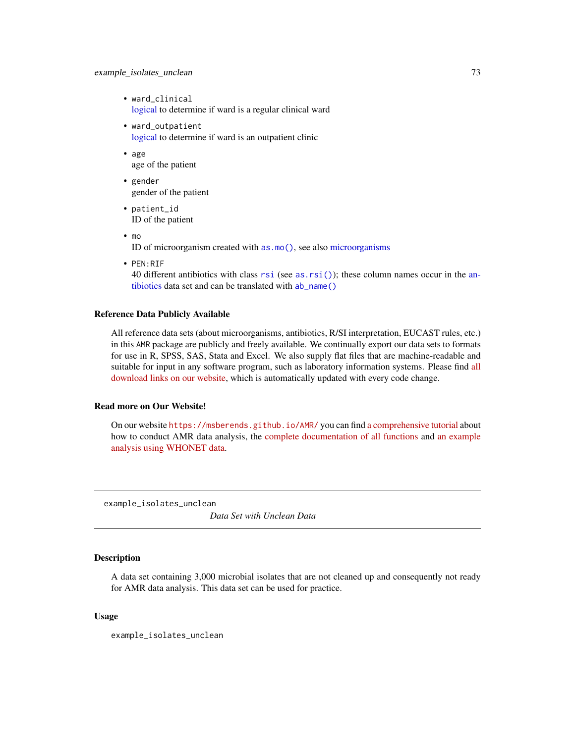- `ward_clinical`
  logical to determine if ward is a regular clinical ward
- `ward_outpatient`
  logical to determine if ward is an outpatient clinic
- `age`
  age of the patient
- `gender`
  gender of the patient
- `patient_id`
  ID of the patient
- `mo`
  ID of microorganism created with `as.mo()`, see also microorganisms
- `PEN:RIF`
  40 different antibiotics with class `rsi` (see `as.rsi()`); these column names occur in the antibiotics data set and can be translated with `ab_name()`

### Reference Data Publicly Available

All reference data sets (about microorganisms, antibiotics, R/SI interpretation, EUCAST rules, etc.) in this AMR package are publicly and freely available. We continually export our data sets to formats for use in R, SPSS, SAS, Stata and Excel. We also supply flat files that are machine-readable and suitable for input in any software program, such as laboratory information systems. Please find all download links on our website, which is automatically updated with every code change.

### Read more on Our Website!

On our website `https://msberends.github.io/AMR/` you can find a comprehensive tutorial about how to conduct AMR data analysis, the complete documentation of all functions and an example analysis using WHONET data.

---

## example_isolates_unclean

*Data Set with Unclean Data*

---

### Description

A data set containing 3,000 microbial isolates that are not cleaned up and consequently not ready for AMR data analysis. This data set can be used for practice.

### Usage

```
example_isolates_unclean
```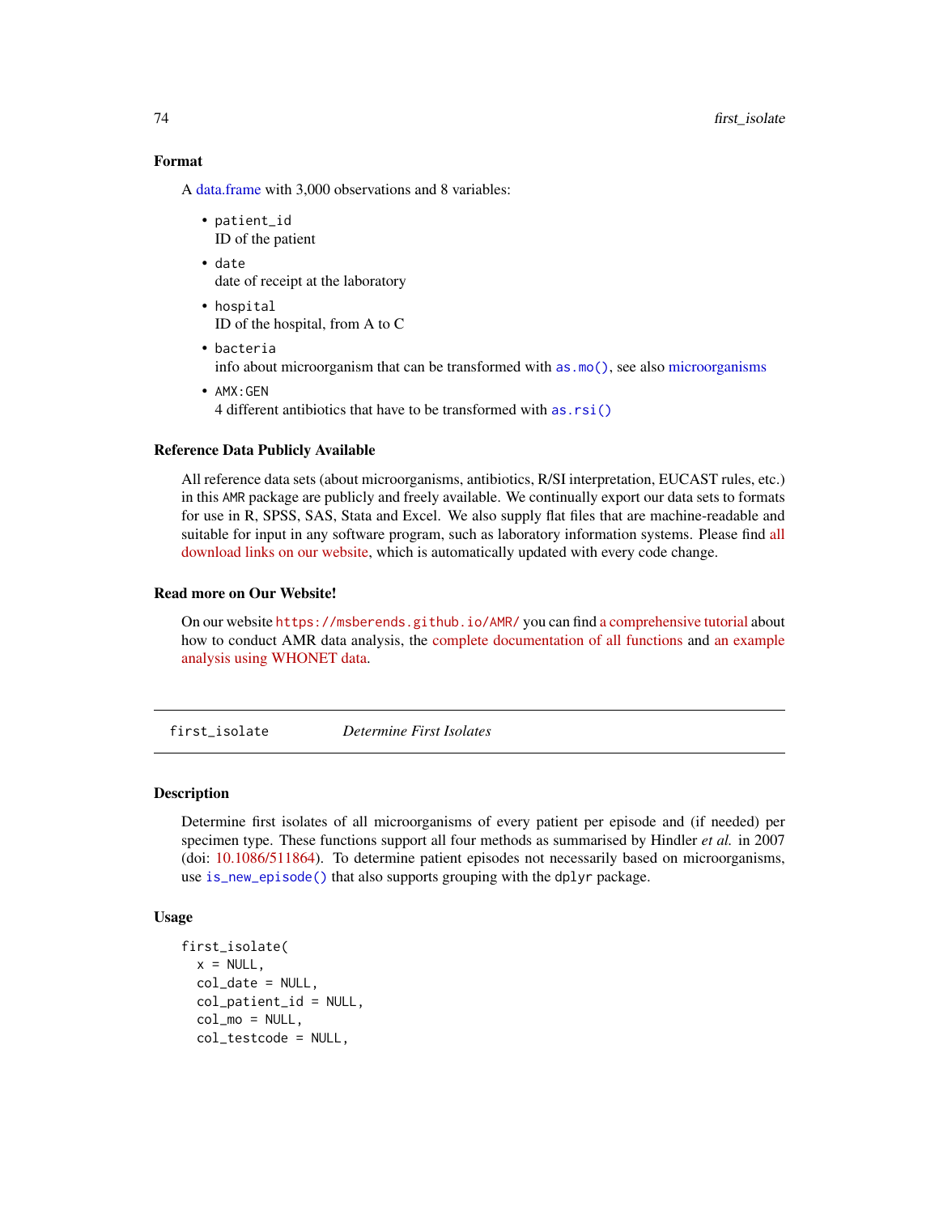### Format

A data.frame with 3,000 observations and 8 variables:

- `patient_id`
  ID of the patient
- `date`
  date of receipt at the laboratory
- `hospital`
  ID of the hospital, from A to C
- `bacteria`
  info about microorganism that can be transformed with `as.mo()`, see also microorganisms
- `AMX:GEN`
  4 different antibiotics that have to be transformed with `as.rsi()`

### Reference Data Publicly Available

All reference data sets (about microorganisms, antibiotics, R/SI interpretation, EUCAST rules, etc.) in this AMR package are publicly and freely available. We continually export our data sets to formats for use in R, SPSS, SAS, Stata and Excel. We also supply flat files that are machine-readable and suitable for input in any software program, such as laboratory information systems. Please find all download links on our website, which is automatically updated with every code change.

### Read more on Our Website!

On our website `https://msberends.github.io/AMR/` you can find a comprehensive tutorial about how to conduct AMR data analysis, the complete documentation of all functions and an example analysis using WHONET data.

---

## first_isolate — *Determine First Isolates*

---

### Description

Determine first isolates of all microorganisms of every patient per episode and (if needed) per specimen type. These functions support all four methods as summarised by Hindler *et al.* in 2007 (doi: 10.1086/511864). To determine patient episodes not necessarily based on microorganisms, use `is_new_episode()` that also supports grouping with the dplyr package.

### Usage

```
first_isolate(
  x = NULL,
  col_date = NULL,
  col_patient_id = NULL,
  col_mo = NULL,
  col_testcode = NULL,
```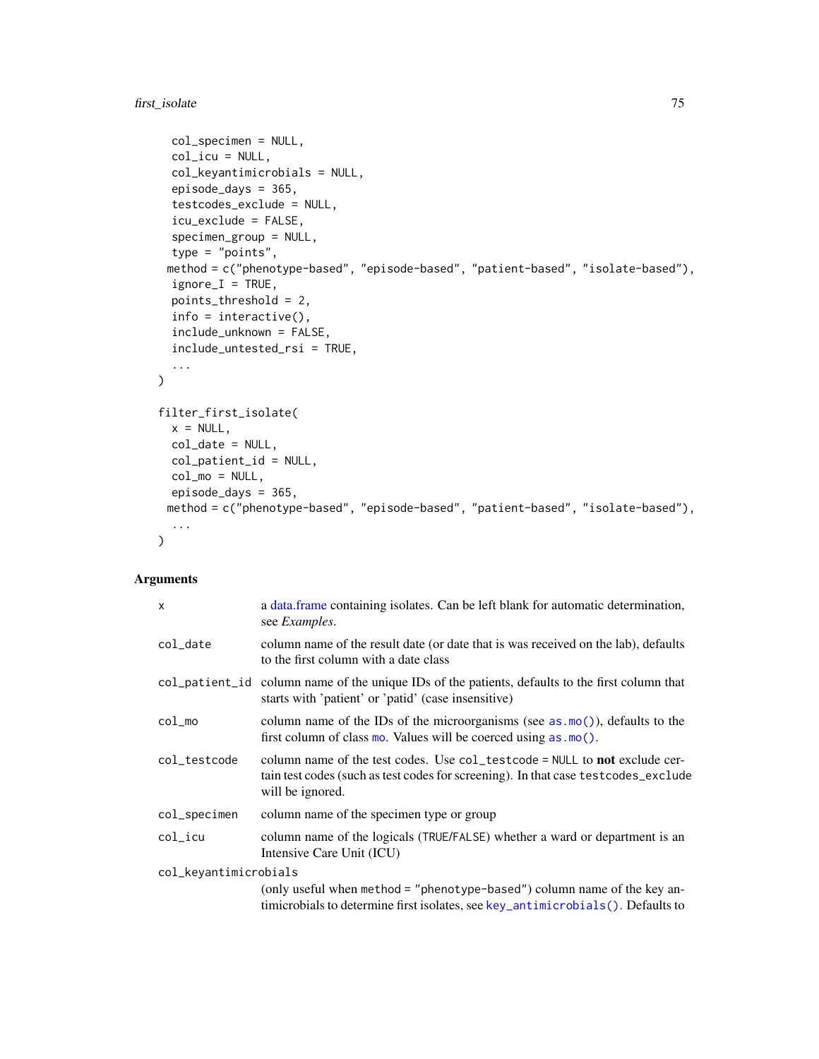```
  col_specimen = NULL,
  col_icu = NULL,
  col_keyantimicrobials = NULL,
  episode_days = 365,
  testcodes_exclude = NULL,
  icu_exclude = FALSE,
  specimen_group = NULL,
  type = "points",
  method = c("phenotype-based", "episode-based", "patient-based", "isolate-based"),
  ignore_I = TRUE,
  points_threshold = 2,
  info = interactive(),
  include_unknown = FALSE,
  include_untested_rsi = TRUE,
  ...
)

filter_first_isolate(
  x = NULL,
  col_date = NULL,
  col_patient_id = NULL,
  col_mo = NULL,
  episode_days = 365,
  method = c("phenotype-based", "episode-based", "patient-based", "isolate-based"),
  ...
)
```

## Arguments

| | |
|---|---|
| `x` | a data.frame containing isolates. Can be left blank for automatic determination, see *Examples*. |
| `col_date` | column name of the result date (or date that is was received on the lab), defaults to the first column with a date class |
| `col_patient_id` | column name of the unique IDs of the patients, defaults to the first column that starts with 'patient' or 'patid' (case insensitive) |
| `col_mo` | column name of the IDs of the microorganisms (see `as.mo()`), defaults to the first column of class `mo`. Values will be coerced using `as.mo()`. |
| `col_testcode` | column name of the test codes. Use `col_testcode = NULL` to **not** exclude certain test codes (such as test codes for screening). In that case `testcodes_exclude` will be ignored. |
| `col_specimen` | column name of the specimen type or group |
| `col_icu` | column name of the logicals (`TRUE`/`FALSE`) whether a ward or department is an Intensive Care Unit (ICU) |
| `col_keyantimicrobials` | (only useful when `method = "phenotype-based"`) column name of the key antimicrobials to determine first isolates, see `key_antimicrobials()`. Defaults to |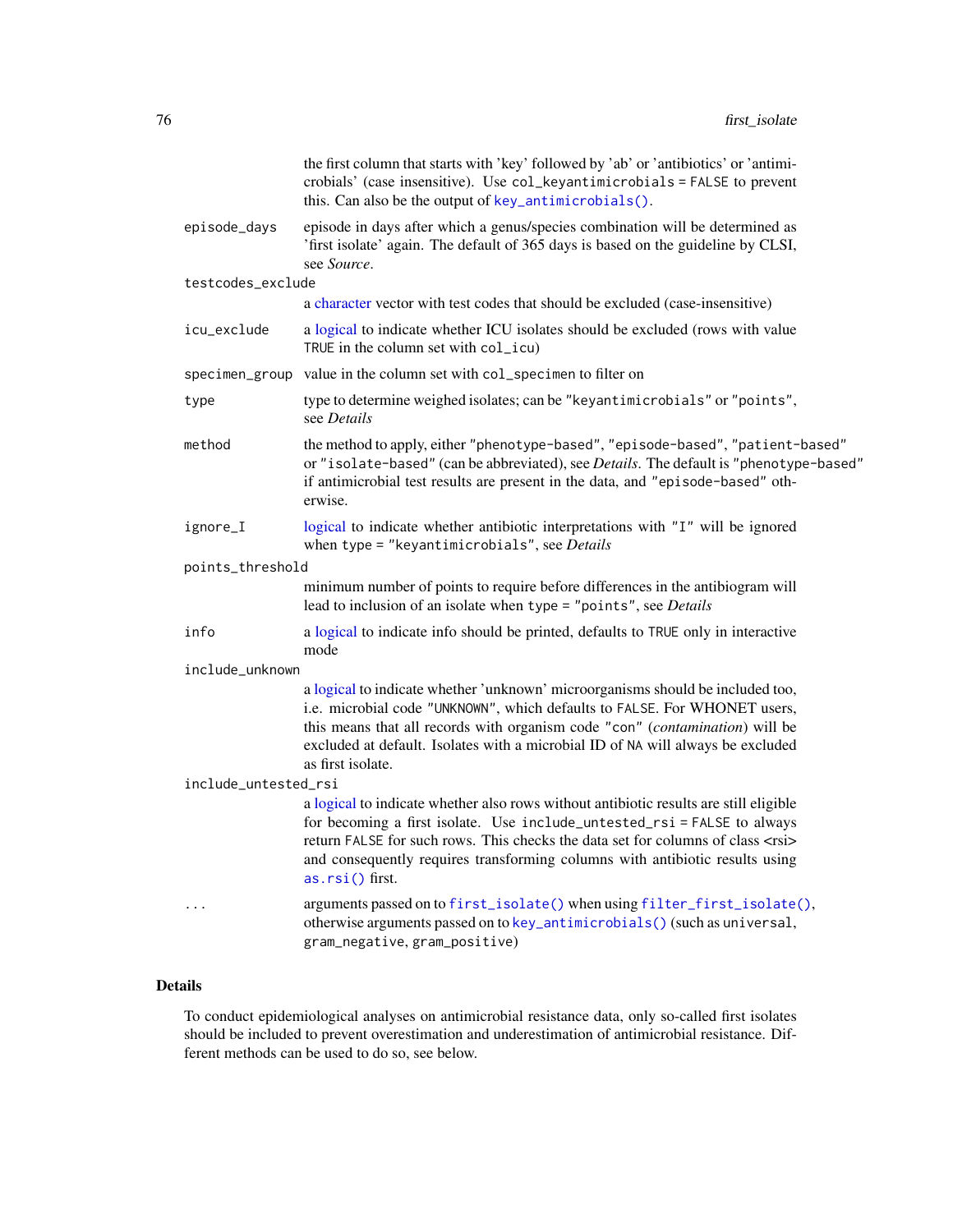the first column that starts with 'key' followed by 'ab' or 'antibiotics' or 'antimicrobials' (case insensitive). Use `col_keyantimicrobials = FALSE` to prevent this. Can also be the output of `key_antimicrobials()`.

`episode_days`
: episode in days after which a genus/species combination will be determined as 'first isolate' again. The default of 365 days is based on the guideline by CLSI, see *Source*.

`testcodes_exclude`
: a character vector with test codes that should be excluded (case-insensitive)

`icu_exclude`
: a logical to indicate whether ICU isolates should be excluded (rows with value `TRUE` in the column set with `col_icu`)

`specimen_group`
: value in the column set with `col_specimen` to filter on

`type`
: type to determine weighed isolates; can be `"keyantimicrobials"` or `"points"`, see *Details*

`method`
: the method to apply, either `"phenotype-based"`, `"episode-based"`, `"patient-based"` or `"isolate-based"` (can be abbreviated), see *Details*. The default is `"phenotype-based"` if antimicrobial test results are present in the data, and `"episode-based"` otherwise.

`ignore_I`
: logical to indicate whether antibiotic interpretations with `"I"` will be ignored when `type = "keyantimicrobials"`, see *Details*

`points_threshold`
: minimum number of points to require before differences in the antibiogram will lead to inclusion of an isolate when `type = "points"`, see *Details*

`info`
: a logical to indicate info should be printed, defaults to `TRUE` only in interactive mode

`include_unknown`
: a logical to indicate whether 'unknown' microorganisms should be included too, i.e. microbial code `"UNKNOWN"`, which defaults to `FALSE`. For WHONET users, this means that all records with organism code `"con"` (*contamination*) will be excluded at default. Isolates with a microbial ID of `NA` will always be excluded as first isolate.

`include_untested_rsi`
: a logical to indicate whether also rows without antibiotic results are still eligible for becoming a first isolate. Use `include_untested_rsi = FALSE` to always return `FALSE` for such rows. This checks the data set for columns of class <rsi> and consequently requires transforming columns with antibiotic results using `as.rsi()` first.

`...`
: arguments passed on to `first_isolate()` when using `filter_first_isolate()`, otherwise arguments passed on to `key_antimicrobials()` (such as `universal`, `gram_negative`, `gram_positive`)

## Details

To conduct epidemiological analyses on antimicrobial resistance data, only so-called first isolates should be included to prevent overestimation and underestimation of antimicrobial resistance. Different methods can be used to do so, see below.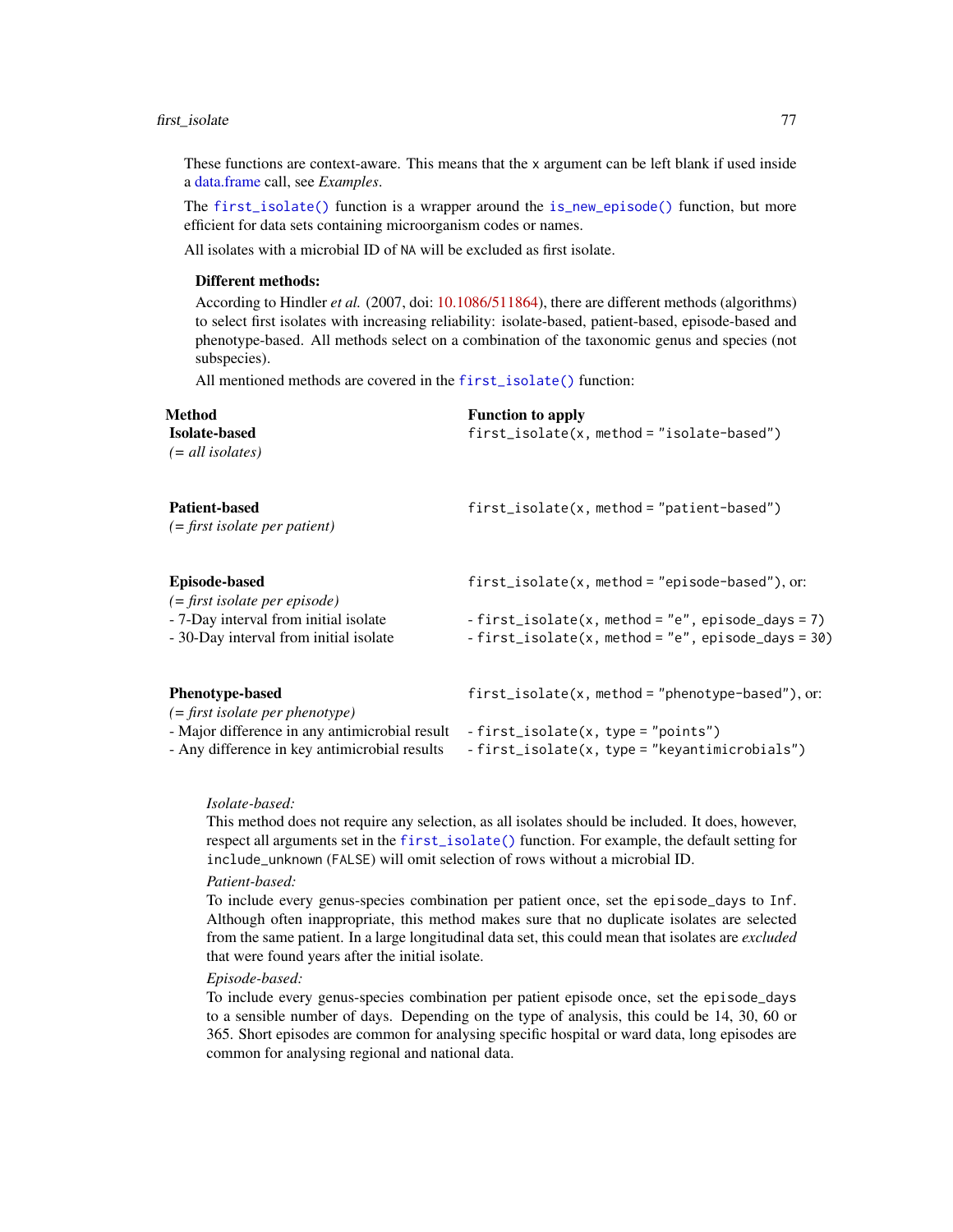These functions are context-aware. This means that the x argument can be left blank if used inside a data.frame call, see *Examples*.

The `first_isolate()` function is a wrapper around the `is_new_episode()` function, but more efficient for data sets containing microorganism codes or names.

All isolates with a microbial ID of NA will be excluded as first isolate.

### Different methods:

According to Hindler *et al.* (2007, doi: 10.1086/511864), there are different methods (algorithms) to select first isolates with increasing reliability: isolate-based, patient-based, episode-based and phenotype-based. All methods select on a combination of the taxonomic genus and species (not subspecies).

All mentioned methods are covered in the `first_isolate()` function:

| Method | Function to apply |
|---|---|
| **Isolate-based**<br>*(= all isolates)* | `first_isolate(x, method = "isolate-based")` |
| **Patient-based**<br>*(= first isolate per patient)* | `first_isolate(x, method = "patient-based")` |
| **Episode-based**<br>*(= first isolate per episode)*<br>- 7-Day interval from initial isolate<br>- 30-Day interval from initial isolate | `first_isolate(x, method = "episode-based")`, or:<br><br>- `first_isolate(x, method = "e", episode_days = 7)`<br>- `first_isolate(x, method = "e", episode_days = 30)` |
| **Phenotype-based**<br>*(= first isolate per phenotype)*<br>- Major difference in any antimicrobial result<br>- Any difference in key antimicrobial results | `first_isolate(x, method = "phenotype-based")`, or:<br><br>- `first_isolate(x, type = "points")`<br>- `first_isolate(x, type = "keyantimicrobials")` |

*Isolate-based:*
This method does not require any selection, as all isolates should be included. It does, however, respect all arguments set in the `first_isolate()` function. For example, the default setting for `include_unknown` (`FALSE`) will omit selection of rows without a microbial ID.

*Patient-based:*
To include every genus-species combination per patient once, set the `episode_days` to `Inf`. Although often inappropriate, this method makes sure that no duplicate isolates are selected from the same patient. In a large longitudinal data set, this could mean that isolates are *excluded* that were found years after the initial isolate.

*Episode-based:*
To include every genus-species combination per patient episode once, set the `episode_days` to a sensible number of days. Depending on the type of analysis, this could be 14, 30, 60 or 365. Short episodes are common for analysing specific hospital or ward data, long episodes are common for analysing regional and national data.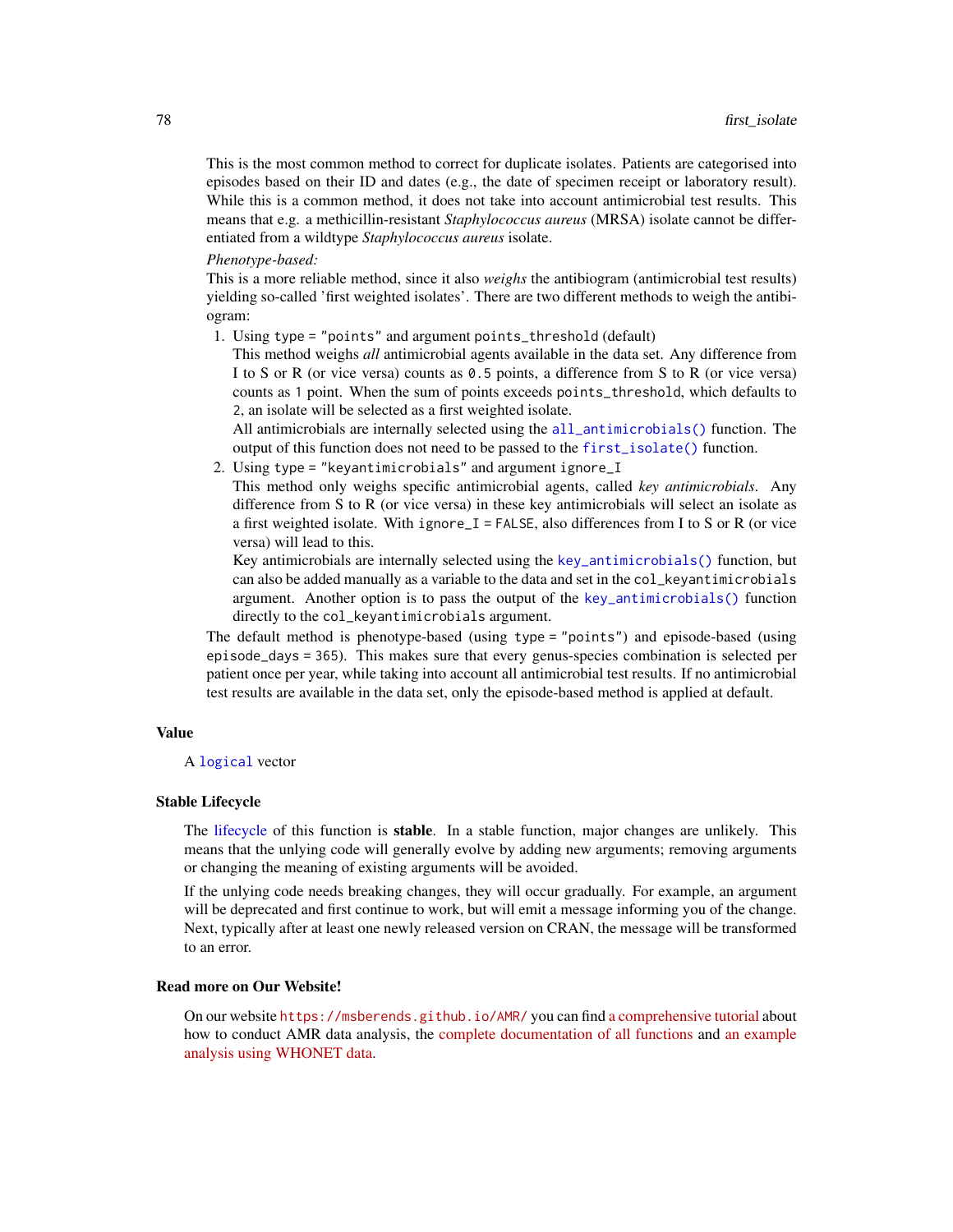This is the most common method to correct for duplicate isolates. Patients are categorised into episodes based on their ID and dates (e.g., the date of specimen receipt or laboratory result). While this is a common method, it does not take into account antimicrobial test results. This means that e.g. a methicillin-resistant *Staphylococcus aureus* (MRSA) isolate cannot be differentiated from a wildtype *Staphylococcus aureus* isolate.

*Phenotype-based:*

This is a more reliable method, since it also *weighs* the antibiogram (antimicrobial test results) yielding so-called 'first weighted isolates'. There are two different methods to weigh the antibiogram:

1. Using `type = "points"` and argument `points_threshold` (default)
   This method weighs *all* antimicrobial agents available in the data set. Any difference from I to S or R (or vice versa) counts as `0.5` points, a difference from S to R (or vice versa) counts as `1` point. When the sum of points exceeds `points_threshold`, which defaults to `2`, an isolate will be selected as a first weighted isolate.
   All antimicrobials are internally selected using the `all_antimicrobials()` function. The output of this function does not need to be passed to the `first_isolate()` function.
2. Using `type = "keyantimicrobials"` and argument `ignore_I`
   This method only weighs specific antimicrobial agents, called *key antimicrobials*. Any difference from S to R (or vice versa) in these key antimicrobials will select an isolate as a first weighted isolate. With `ignore_I = FALSE`, also differences from I to S or R (or vice versa) will lead to this.
   Key antimicrobials are internally selected using the `key_antimicrobials()` function, but can also be added manually as a variable to the data and set in the `col_keyantimicrobials` argument. Another option is to pass the output of the `key_antimicrobials()` function directly to the `col_keyantimicrobials` argument.

The default method is phenotype-based (using `type = "points"`) and episode-based (using `episode_days = 365`). This makes sure that every genus-species combination is selected per patient once per year, while taking into account all antimicrobial test results. If no antimicrobial test results are available in the data set, only the episode-based method is applied at default.

## Value

A `logical` vector

## Stable Lifecycle

The lifecycle of this function is **stable**. In a stable function, major changes are unlikely. This means that the unlying code will generally evolve by adding new arguments; removing arguments or changing the meaning of existing arguments will be avoided.

If the unlying code needs breaking changes, they will occur gradually. For example, an argument will be deprecated and first continue to work, but will emit a message informing you of the change. Next, typically after at least one newly released version on CRAN, the message will be transformed to an error.

## Read more on Our Website!

On our website `https://msberends.github.io/AMR/` you can find a comprehensive tutorial about how to conduct AMR data analysis, the complete documentation of all functions and an example analysis using WHONET data.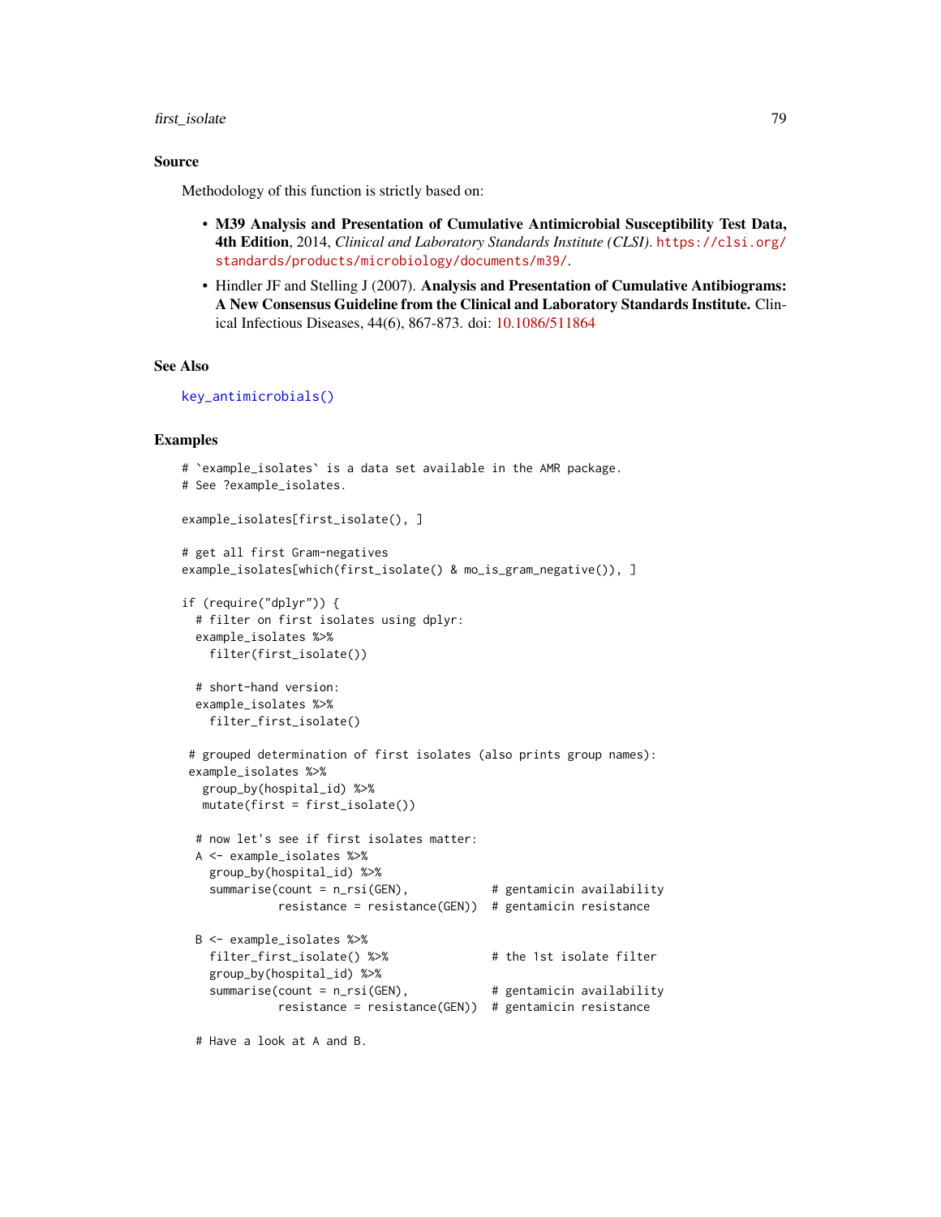## Source

Methodology of this function is strictly based on:

- **M39 Analysis and Presentation of Cumulative Antimicrobial Susceptibility Test Data, 4th Edition**, 2014, *Clinical and Laboratory Standards Institute (CLSI)*. https://clsi.org/standards/products/microbiology/documents/m39/.
- Hindler JF and Stelling J (2007). **Analysis and Presentation of Cumulative Antibiograms: A New Consensus Guideline from the Clinical and Laboratory Standards Institute.** Clinical Infectious Diseases, 44(6), 867-873. doi: 10.1086/511864

## See Also

`key_antimicrobials()`

## Examples

```
# `example_isolates` is a data set available in the AMR package.
# See ?example_isolates.

example_isolates[first_isolate(), ]

# get all first Gram-negatives
example_isolates[which(first_isolate() & mo_is_gram_negative()), ]

if (require("dplyr")) {
  # filter on first isolates using dplyr:
  example_isolates %>%
    filter(first_isolate())

  # short-hand version:
  example_isolates %>%
    filter_first_isolate()

 # grouped determination of first isolates (also prints group names):
 example_isolates %>%
   group_by(hospital_id) %>%
   mutate(first = first_isolate())

  # now let's see if first isolates matter:
  A <- example_isolates %>%
    group_by(hospital_id) %>%
    summarise(count = n_rsi(GEN),            # gentamicin availability
              resistance = resistance(GEN))  # gentamicin resistance

  B <- example_isolates %>%
    filter_first_isolate() %>%               # the 1st isolate filter
    group_by(hospital_id) %>%
    summarise(count = n_rsi(GEN),            # gentamicin availability
              resistance = resistance(GEN))  # gentamicin resistance

  # Have a look at A and B.
```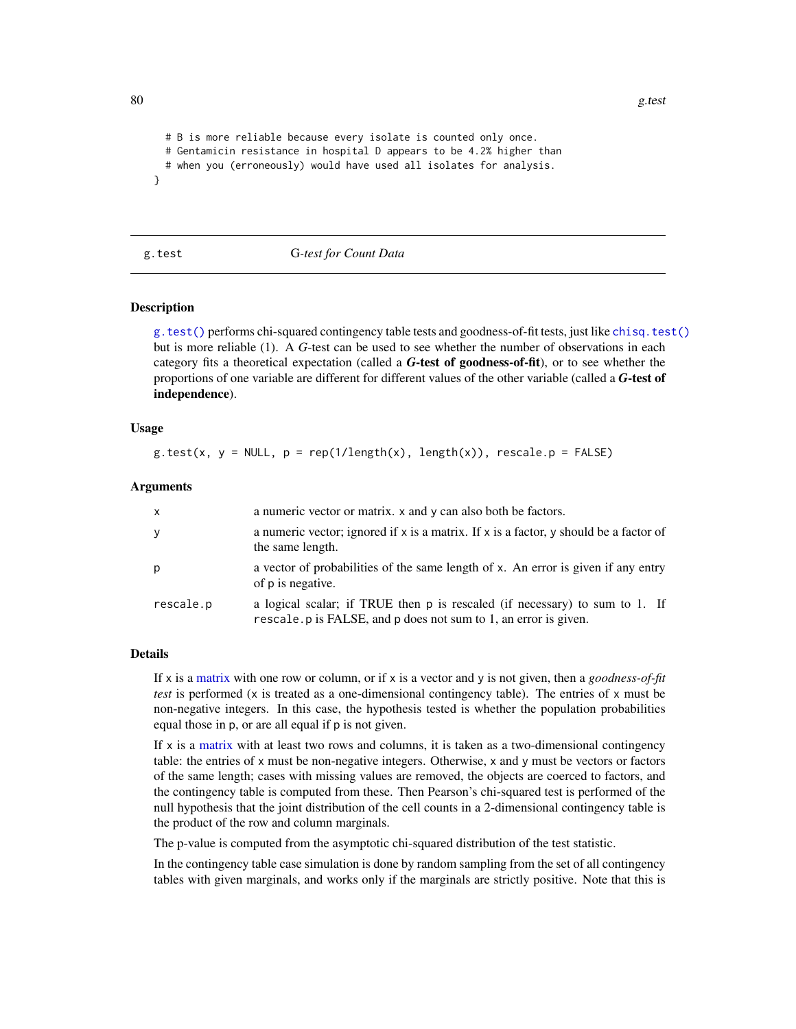```
  # B is more reliable because every isolate is counted only once.
  # Gentamicin resistance in hospital D appears to be 4.2% higher than
  # when you (erroneously) would have used all isolates for analysis.
}
```

## g.test — *G-test for Count Data*

### Description

`g.test()` performs chi-squared contingency table tests and goodness-of-fit tests, just like `chisq.test()` but is more reliable (1). A *G*-test can be used to see whether the number of observations in each category fits a theoretical expectation (called a ***G*-test of goodness-of-fit**), or to see whether the proportions of one variable are different for different values of the other variable (called a ***G*-test of independence**).

### Usage

```
g.test(x, y = NULL, p = rep(1/length(x), length(x)), rescale.p = FALSE)
```

### Arguments

| | |
|---|---|
| `x` | a numeric vector or matrix. `x` and `y` can also both be factors. |
| `y` | a numeric vector; ignored if `x` is a matrix. If `x` is a factor, `y` should be a factor of the same length. |
| `p` | a vector of probabilities of the same length of `x`. An error is given if any entry of `p` is negative. |
| `rescale.p` | a logical scalar; if TRUE then `p` is rescaled (if necessary) to sum to 1. If `rescale.p` is FALSE, and `p` does not sum to 1, an error is given. |

### Details

If `x` is a matrix with one row or column, or if `x` is a vector and `y` is not given, then a *goodness-of-fit test* is performed (`x` is treated as a one-dimensional contingency table). The entries of `x` must be non-negative integers. In this case, the hypothesis tested is whether the population probabilities equal those in `p`, or are all equal if `p` is not given.

If `x` is a matrix with at least two rows and columns, it is taken as a two-dimensional contingency table: the entries of `x` must be non-negative integers. Otherwise, `x` and `y` must be vectors or factors of the same length; cases with missing values are removed, the objects are coerced to factors, and the contingency table is computed from these. Then Pearson's chi-squared test is performed of the null hypothesis that the joint distribution of the cell counts in a 2-dimensional contingency table is the product of the row and column marginals.

The p-value is computed from the asymptotic chi-squared distribution of the test statistic.

In the contingency table case simulation is done by random sampling from the set of all contingency tables with given marginals, and works only if the marginals are strictly positive. Note that this is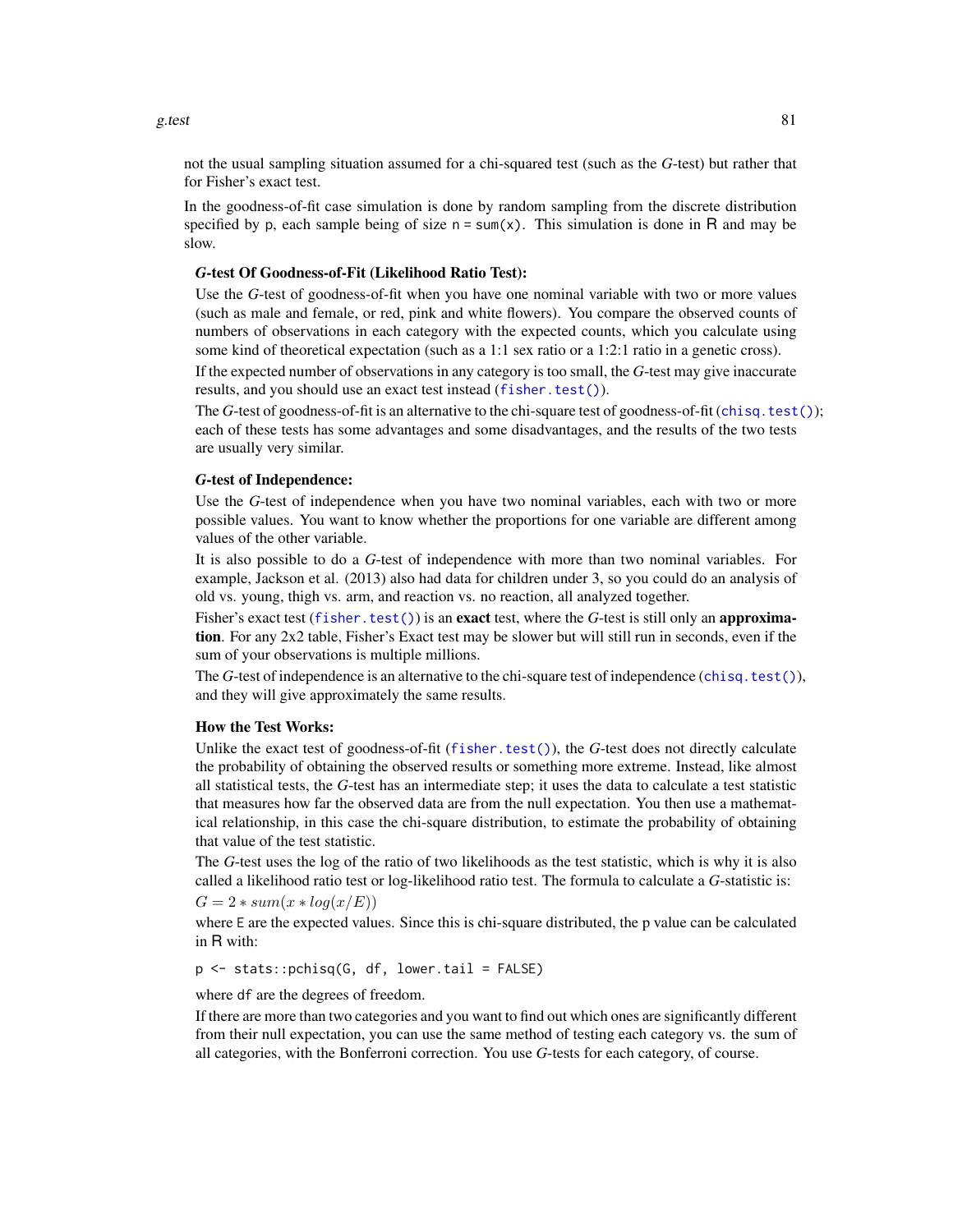not the usual sampling situation assumed for a chi-squared test (such as the *G*-test) but rather that for Fisher's exact test.

In the goodness-of-fit case simulation is done by random sampling from the discrete distribution specified by p, each sample being of size `n = sum(x)`. This simulation is done in R and may be slow.

**G-test Of Goodness-of-Fit (Likelihood Ratio Test):**

Use the *G*-test of goodness-of-fit when you have one nominal variable with two or more values (such as male and female, or red, pink and white flowers). You compare the observed counts of numbers of observations in each category with the expected counts, which you calculate using some kind of theoretical expectation (such as a 1:1 sex ratio or a 1:2:1 ratio in a genetic cross).

If the expected number of observations in any category is too small, the *G*-test may give inaccurate results, and you should use an exact test instead (`fisher.test()`).

The *G*-test of goodness-of-fit is an alternative to the chi-square test of goodness-of-fit (`chisq.test()`); each of these tests has some advantages and some disadvantages, and the results of the two tests are usually very similar.

**G-test of Independence:**

Use the *G*-test of independence when you have two nominal variables, each with two or more possible values. You want to know whether the proportions for one variable are different among values of the other variable.

It is also possible to do a *G*-test of independence with more than two nominal variables. For example, Jackson et al. (2013) also had data for children under 3, so you could do an analysis of old vs. young, thigh vs. arm, and reaction vs. no reaction, all analyzed together.

Fisher's exact test (`fisher.test()`) is an **exact** test, where the *G*-test is still only an **approximation**. For any 2x2 table, Fisher's Exact test may be slower but will still run in seconds, even if the sum of your observations is multiple millions.

The *G*-test of independence is an alternative to the chi-square test of independence (`chisq.test()`), and they will give approximately the same results.

**How the Test Works:**

Unlike the exact test of goodness-of-fit (`fisher.test()`), the *G*-test does not directly calculate the probability of obtaining the observed results or something more extreme. Instead, like almost all statistical tests, the *G*-test has an intermediate step; it uses the data to calculate a test statistic that measures how far the observed data are from the null expectation. You then use a mathematical relationship, in this case the chi-square distribution, to estimate the probability of obtaining that value of the test statistic.

The *G*-test uses the log of the ratio of two likelihoods as the test statistic, which is why it is also called a likelihood ratio test or log-likelihood ratio test. The formula to calculate a *G*-statistic is:

$G = 2 * sum(x * log(x/E))$

where E are the expected values. Since this is chi-square distributed, the p value can be calculated in R with:

```
p <- stats::pchisq(G, df, lower.tail = FALSE)
```

where df are the degrees of freedom.

If there are more than two categories and you want to find out which ones are significantly different from their null expectation, you can use the same method of testing each category vs. the sum of all categories, with the Bonferroni correction. You use *G*-tests for each category, of course.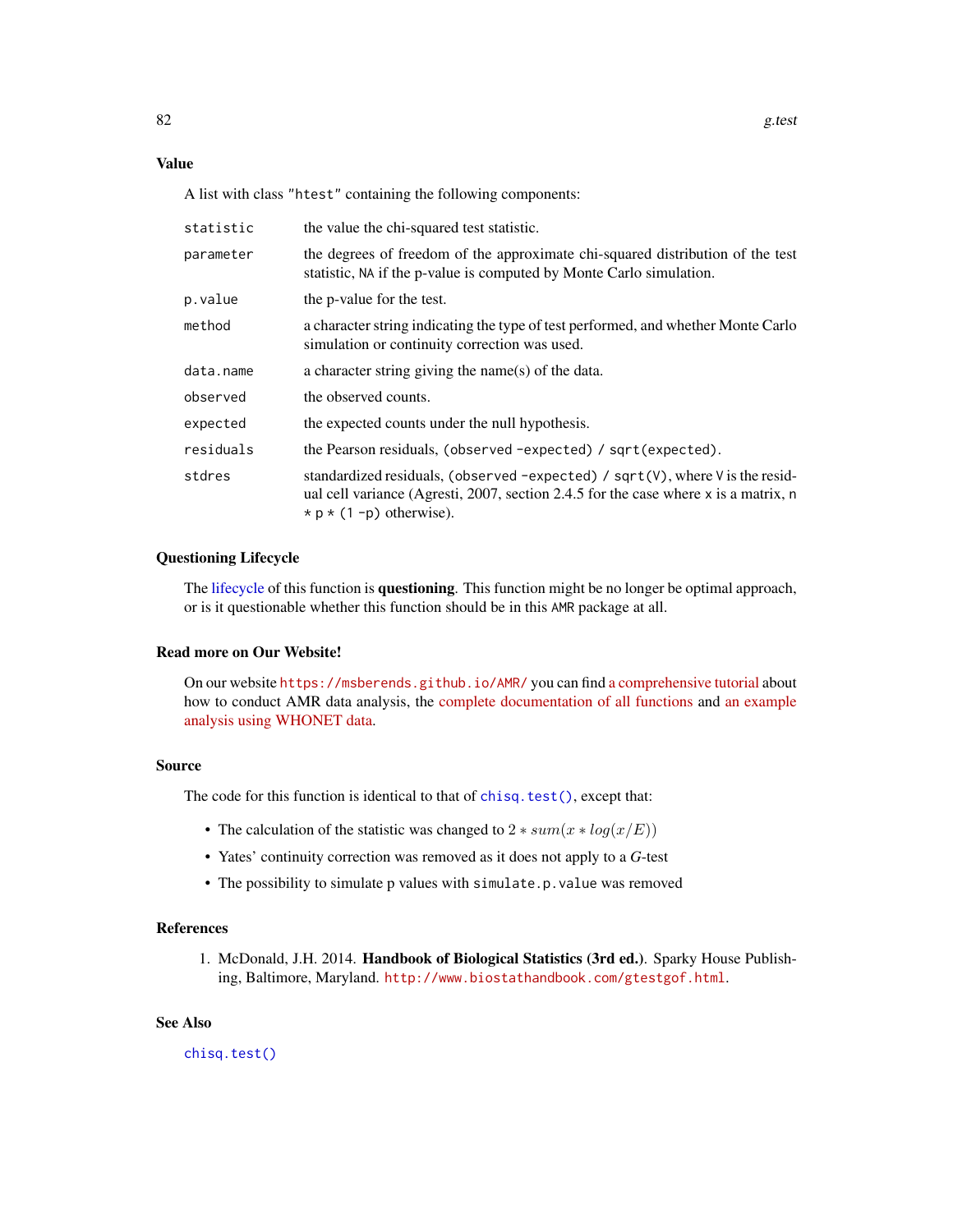## Value

A list with class "htest" containing the following components:

| | |
|---|---|
| `statistic` | the value the chi-squared test statistic. |
| `parameter` | the degrees of freedom of the approximate chi-squared distribution of the test statistic, NA if the p-value is computed by Monte Carlo simulation. |
| `p.value` | the p-value for the test. |
| `method` | a character string indicating the type of test performed, and whether Monte Carlo simulation or continuity correction was used. |
| `data.name` | a character string giving the name(s) of the data. |
| `observed` | the observed counts. |
| `expected` | the expected counts under the null hypothesis. |
| `residuals` | the Pearson residuals, `(observed -expected) / sqrt(expected)`. |
| `stdres` | standardized residuals, `(observed -expected) / sqrt(V)`, where `V` is the residual cell variance (Agresti, 2007, section 2.4.5 for the case where `x` is a matrix, `n * p * (1 -p)` otherwise). |

## Questioning Lifecycle

The lifecycle of this function is **questioning**. This function might be no longer be optimal approach, or is it questionable whether this function should be in this AMR package at all.

## Read more on Our Website!

On our website https://msberends.github.io/AMR/ you can find a comprehensive tutorial about how to conduct AMR data analysis, the complete documentation of all functions and an example analysis using WHONET data.

## Source

The code for this function is identical to that of `chisq.test()`, except that:

- The calculation of the statistic was changed to $2 * sum(x * log(x/E))$
- Yates' continuity correction was removed as it does not apply to a *G*-test
- The possibility to simulate p values with `simulate.p.value` was removed

## References

1. McDonald, J.H. 2014. **Handbook of Biological Statistics (3rd ed.)**. Sparky House Publishing, Baltimore, Maryland. http://www.biostathandbook.com/gtestgof.html.

## See Also

`chisq.test()`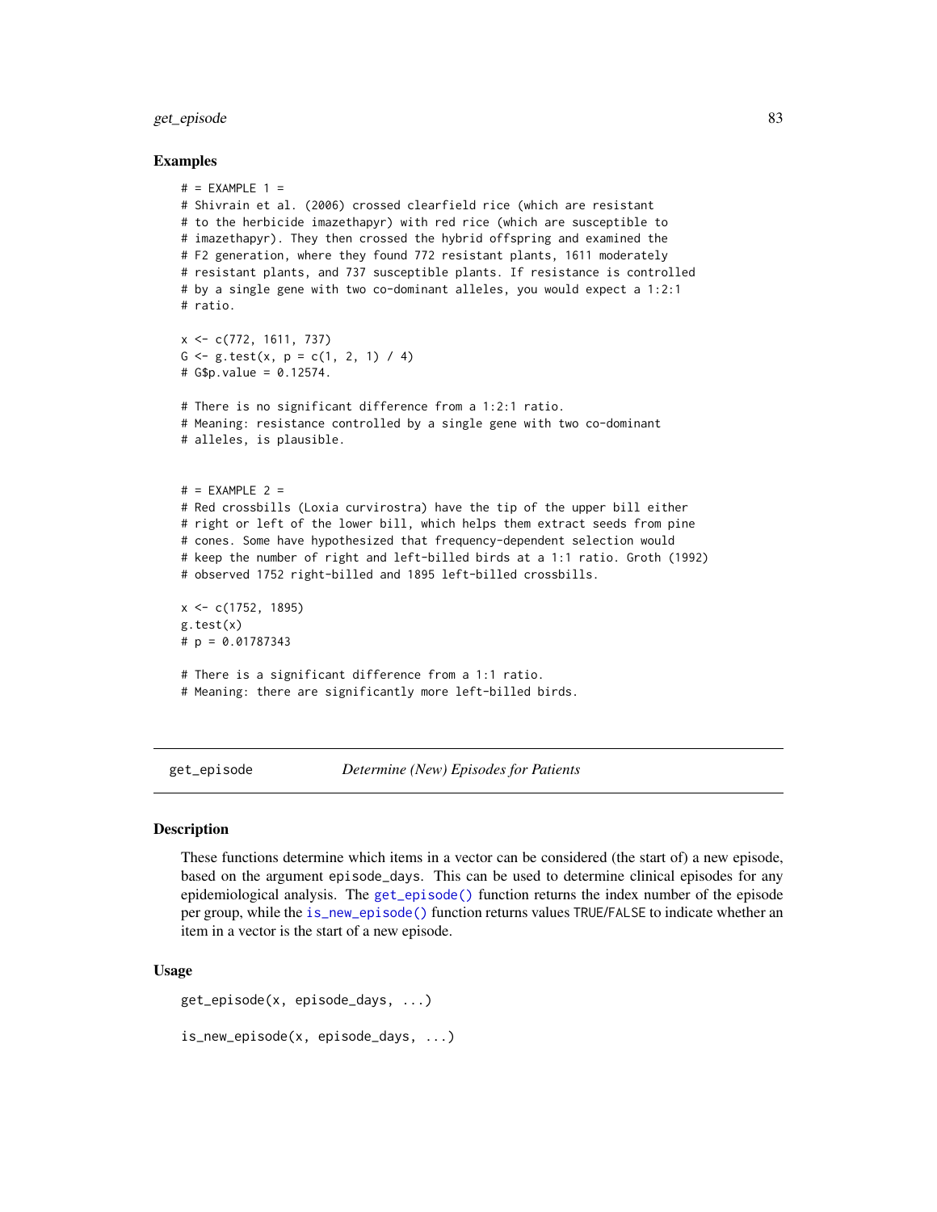### Examples

```
# = EXAMPLE 1 =
# Shivrain et al. (2006) crossed clearfield rice (which are resistant
# to the herbicide imazethapyr) with red rice (which are susceptible to
# imazethapyr). They then crossed the hybrid offspring and examined the
# F2 generation, where they found 772 resistant plants, 1611 moderately
# resistant plants, and 737 susceptible plants. If resistance is controlled
# by a single gene with two co-dominant alleles, you would expect a 1:2:1
# ratio.

x <- c(772, 1611, 737)
G <- g.test(x, p = c(1, 2, 1) / 4)
# G$p.value = 0.12574.

# There is no significant difference from a 1:2:1 ratio.
# Meaning: resistance controlled by a single gene with two co-dominant
# alleles, is plausible.


# = EXAMPLE 2 =
# Red crossbills (Loxia curvirostra) have the tip of the upper bill either
# right or left of the lower bill, which helps them extract seeds from pine
# cones. Some have hypothesized that frequency-dependent selection would
# keep the number of right and left-billed birds at a 1:1 ratio. Groth (1992)
# observed 1752 right-billed and 1895 left-billed crossbills.

x <- c(1752, 1895)
g.test(x)
# p = 0.01787343

# There is a significant difference from a 1:1 ratio.
# Meaning: there are significantly more left-billed birds.
```

---

## get_episode *Determine (New) Episodes for Patients*

### Description

These functions determine which items in a vector can be considered (the start of) a new episode, based on the argument `episode_days`. This can be used to determine clinical episodes for any epidemiological analysis. The `get_episode()` function returns the index number of the episode per group, while the `is_new_episode()` function returns values `TRUE`/`FALSE` to indicate whether an item in a vector is the start of a new episode.

### Usage

```
get_episode(x, episode_days, ...)

is_new_episode(x, episode_days, ...)
```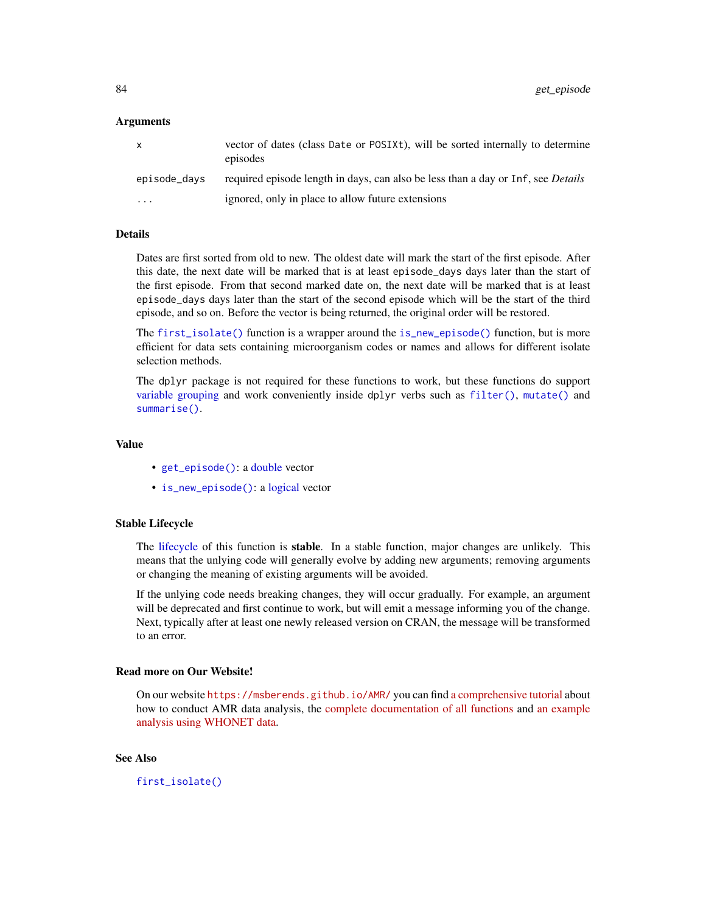### Arguments

| | |
|---|---|
| `x` | vector of dates (class `Date` or `POSIXt`), will be sorted internally to determine episodes |
| `episode_days` | required episode length in days, can also be less than a day or `Inf`, see *Details* |
| `...` | ignored, only in place to allow future extensions |

### Details

Dates are first sorted from old to new. The oldest date will mark the start of the first episode. After this date, the next date will be marked that is at least `episode_days` days later than the start of the first episode. From that second marked date on, the next date will be marked that is at least `episode_days` days later than the start of the second episode which will be the start of the third episode, and so on. Before the vector is being returned, the original order will be restored.

The `first_isolate()` function is a wrapper around the `is_new_episode()` function, but is more efficient for data sets containing microorganism codes or names and allows for different isolate selection methods.

The `dplyr` package is not required for these functions to work, but these functions do support variable grouping and work conveniently inside `dplyr` verbs such as `filter()`, `mutate()` and `summarise()`.

### Value

- `get_episode()`: a double vector
- `is_new_episode()`: a logical vector

### Stable Lifecycle

The lifecycle of this function is **stable**. In a stable function, major changes are unlikely. This means that the unlying code will generally evolve by adding new arguments; removing arguments or changing the meaning of existing arguments will be avoided.

If the unlying code needs breaking changes, they will occur gradually. For example, an argument will be deprecated and first continue to work, but will emit a message informing you of the change. Next, typically after at least one newly released version on CRAN, the message will be transformed to an error.

### Read more on Our Website!

On our website `https://msberends.github.io/AMR/` you can find a comprehensive tutorial about how to conduct AMR data analysis, the complete documentation of all functions and an example analysis using WHONET data.

### See Also

`first_isolate()`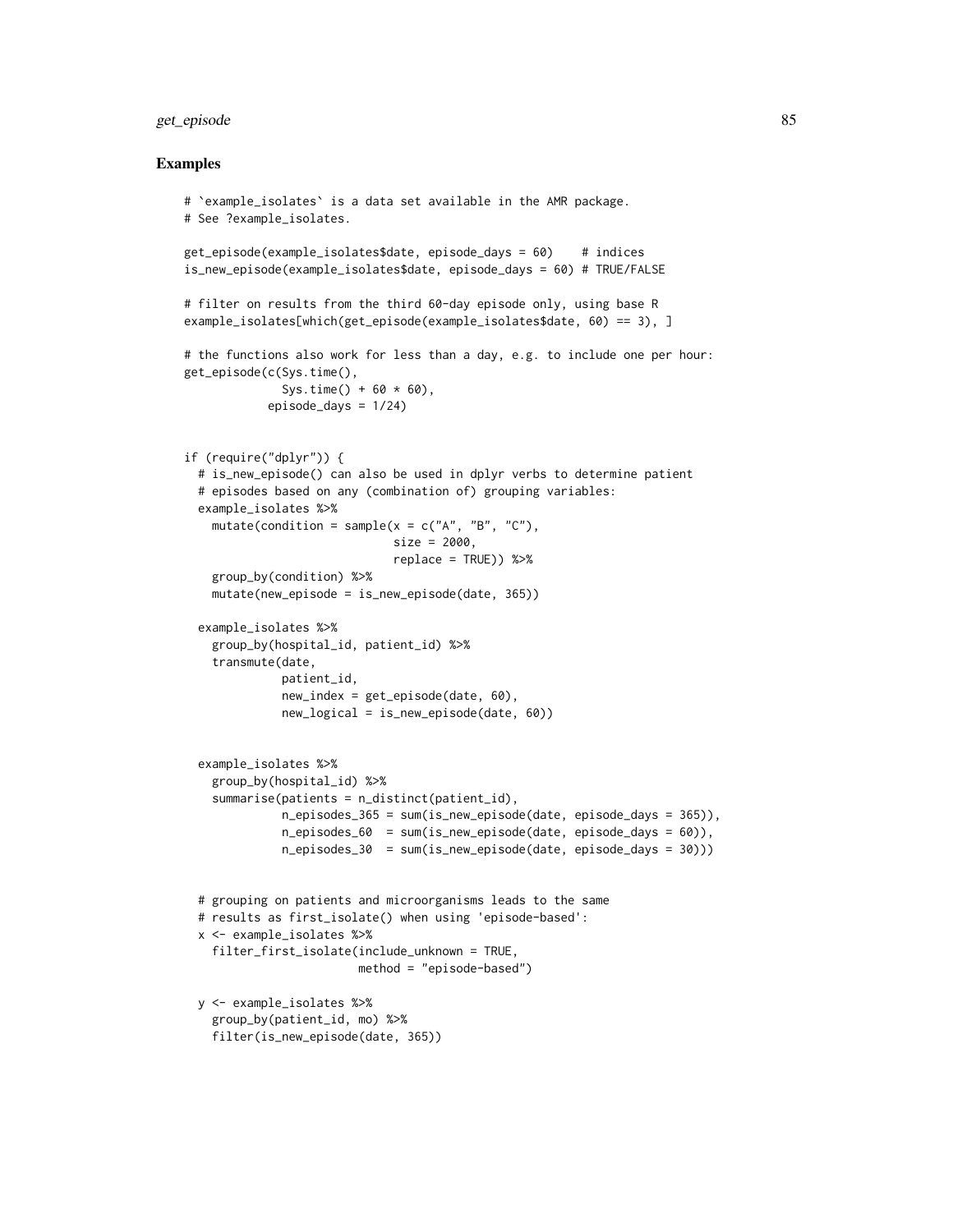## Examples

```
# `example_isolates` is a data set available in the AMR package.
# See ?example_isolates.

get_episode(example_isolates$date, episode_days = 60)    # indices
is_new_episode(example_isolates$date, episode_days = 60) # TRUE/FALSE

# filter on results from the third 60-day episode only, using base R
example_isolates[which(get_episode(example_isolates$date, 60) == 3), ]

# the functions also work for less than a day, e.g. to include one per hour:
get_episode(c(Sys.time(),
              Sys.time() + 60 * 60),
            episode_days = 1/24)


if (require("dplyr")) {
  # is_new_episode() can also be used in dplyr verbs to determine patient
  # episodes based on any (combination of) grouping variables:
  example_isolates %>%
    mutate(condition = sample(x = c("A", "B", "C"),
                              size = 2000,
                              replace = TRUE)) %>%
    group_by(condition) %>%
    mutate(new_episode = is_new_episode(date, 365))

  example_isolates %>%
    group_by(hospital_id, patient_id) %>%
    transmute(date,
              patient_id,
              new_index = get_episode(date, 60),
              new_logical = is_new_episode(date, 60))


  example_isolates %>%
    group_by(hospital_id) %>%
    summarise(patients = n_distinct(patient_id),
              n_episodes_365 = sum(is_new_episode(date, episode_days = 365)),
              n_episodes_60  = sum(is_new_episode(date, episode_days = 60)),
              n_episodes_30  = sum(is_new_episode(date, episode_days = 30)))


  # grouping on patients and microorganisms leads to the same
  # results as first_isolate() when using 'episode-based':
  x <- example_isolates %>%
    filter_first_isolate(include_unknown = TRUE,
                         method = "episode-based")

  y <- example_isolates %>%
    group_by(patient_id, mo) %>%
    filter(is_new_episode(date, 365))
```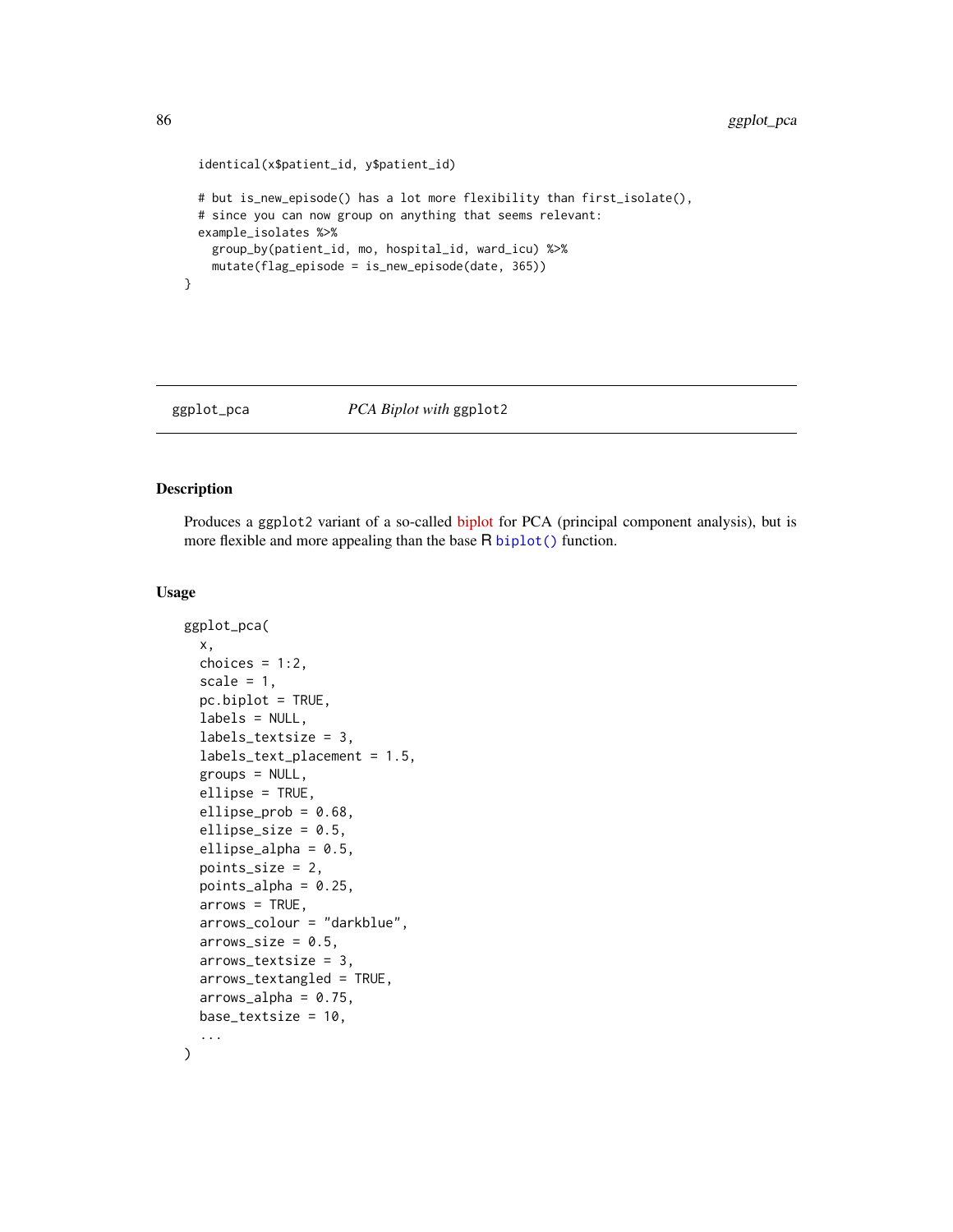```
  identical(x$patient_id, y$patient_id)

  # but is_new_episode() has a lot more flexibility than first_isolate(),
  # since you can now group on anything that seems relevant:
  example_isolates %>%
    group_by(patient_id, mo, hospital_id, ward_icu) %>%
    mutate(flag_episode = is_new_episode(date, 365))
}
```

## ggplot_pca — *PCA Biplot with* ggplot2

### Description

Produces a ggplot2 variant of a so-called biplot for PCA (principal component analysis), but is more flexible and more appealing than the base R `biplot()` function.

### Usage

```
ggplot_pca(
  x,
  choices = 1:2,
  scale = 1,
  pc.biplot = TRUE,
  labels = NULL,
  labels_textsize = 3,
  labels_text_placement = 1.5,
  groups = NULL,
  ellipse = TRUE,
  ellipse_prob = 0.68,
  ellipse_size = 0.5,
  ellipse_alpha = 0.5,
  points_size = 2,
  points_alpha = 0.25,
  arrows = TRUE,
  arrows_colour = "darkblue",
  arrows_size = 0.5,
  arrows_textsize = 3,
  arrows_textangled = TRUE,
  arrows_alpha = 0.75,
  base_textsize = 10,
  ...
)
```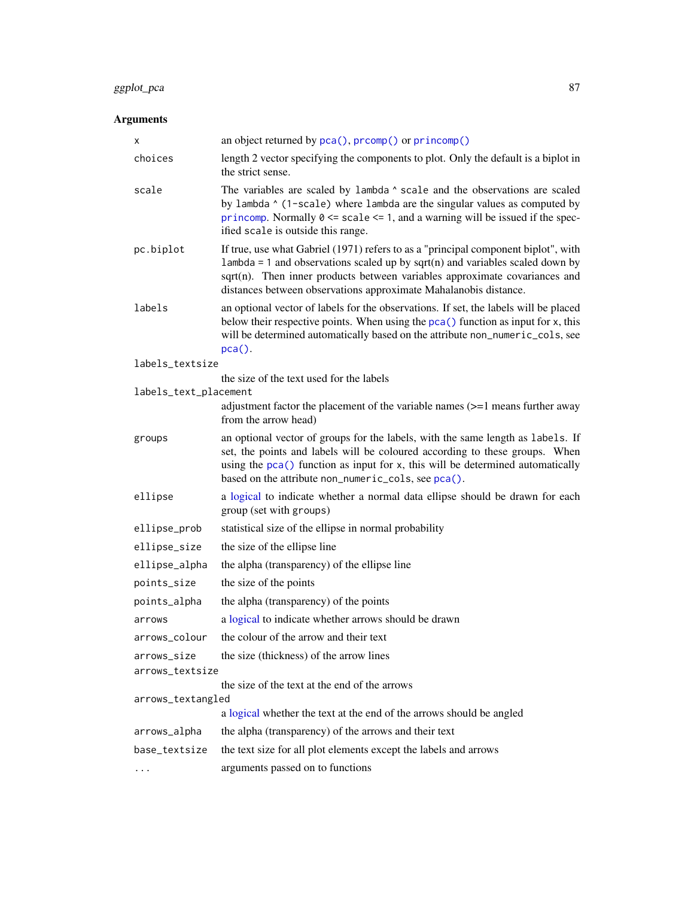## Arguments

| | |
|---|---|
| `x` | an object returned by `pca()`, `prcomp()` or `princomp()` |
| `choices` | length 2 vector specifying the components to plot. Only the default is a biplot in the strict sense. |
| `scale` | The variables are scaled by `lambda ^ scale` and the observations are scaled by `lambda ^ (1-scale)` where `lambda` are the singular values as computed by `princomp`. Normally `0 <= scale <= 1`, and a warning will be issued if the specified `scale` is outside this range. |
| `pc.biplot` | If true, use what Gabriel (1971) refers to as a "principal component biplot", with `lambda = 1` and observations scaled up by sqrt(n) and variables scaled down by sqrt(n). Then inner products between variables approximate covariances and distances between observations approximate Mahalanobis distance. |
| `labels` | an optional vector of labels for the observations. If set, the labels will be placed below their respective points. When using the `pca()` function as input for `x`, this will be determined automatically based on the attribute `non_numeric_cols`, see `pca()`. |
| `labels_textsize` | the size of the text used for the labels |
| `labels_text_placement` | adjustment factor the placement of the variable names (>=1 means further away from the arrow head) |
| `groups` | an optional vector of groups for the labels, with the same length as `labels`. If set, the points and labels will be coloured according to these groups. When using the `pca()` function as input for `x`, this will be determined automatically based on the attribute `non_numeric_cols`, see `pca()`. |
| `ellipse` | a logical to indicate whether a normal data ellipse should be drawn for each group (set with `groups`) |
| `ellipse_prob` | statistical size of the ellipse in normal probability |
| `ellipse_size` | the size of the ellipse line |
| `ellipse_alpha` | the alpha (transparency) of the ellipse line |
| `points_size` | the size of the points |
| `points_alpha` | the alpha (transparency) of the points |
| `arrows` | a logical to indicate whether arrows should be drawn |
| `arrows_colour` | the colour of the arrow and their text |
| `arrows_size` | the size (thickness) of the arrow lines |
| `arrows_textsize` | the size of the text at the end of the arrows |
| `arrows_textangled` | a logical whether the text at the end of the arrows should be angled |
| `arrows_alpha` | the alpha (transparency) of the arrows and their text |
| `base_textsize` | the text size for all plot elements except the labels and arrows |
| `...` | arguments passed on to functions |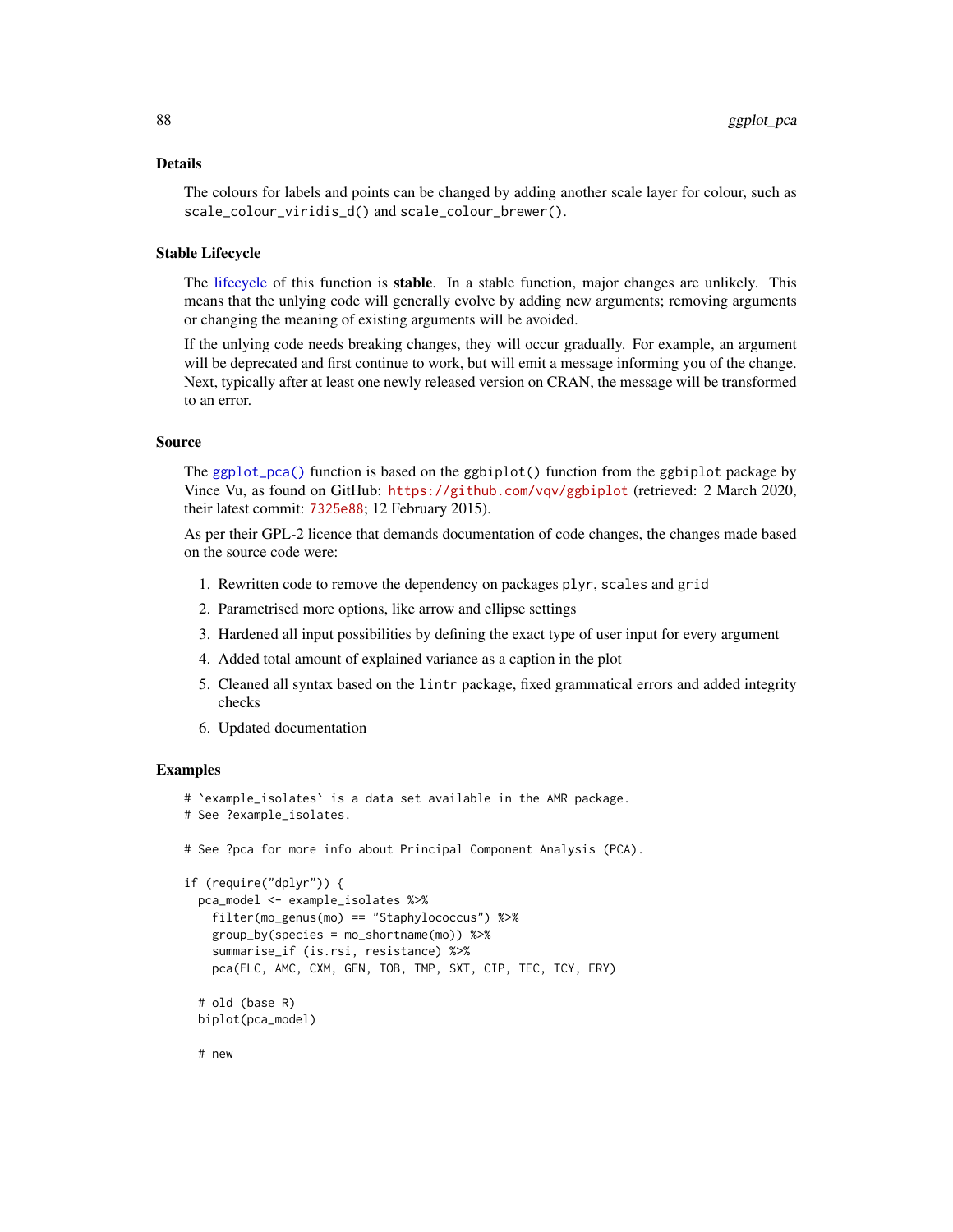### Details

The colours for labels and points can be changed by adding another scale layer for colour, such as `scale_colour_viridis_d()` and `scale_colour_brewer()`.

### Stable Lifecycle

The lifecycle of this function is **stable**. In a stable function, major changes are unlikely. This means that the unlying code will generally evolve by adding new arguments; removing arguments or changing the meaning of existing arguments will be avoided.

If the unlying code needs breaking changes, they will occur gradually. For example, an argument will be deprecated and first continue to work, but will emit a message informing you of the change. Next, typically after at least one newly released version on CRAN, the message will be transformed to an error.

### Source

The `ggplot_pca()` function is based on the `ggbiplot()` function from the `ggbiplot` package by Vince Vu, as found on GitHub: https://github.com/vqv/ggbiplot (retrieved: 2 March 2020, their latest commit: 7325e88; 12 February 2015).

As per their GPL-2 licence that demands documentation of code changes, the changes made based on the source code were:

1. Rewritten code to remove the dependency on packages `plyr`, `scales` and `grid`
2. Parametrised more options, like arrow and ellipse settings
3. Hardened all input possibilities by defining the exact type of user input for every argument
4. Added total amount of explained variance as a caption in the plot
5. Cleaned all syntax based on the `lintr` package, fixed grammatical errors and added integrity checks
6. Updated documentation

### Examples

```
# `example_isolates` is a data set available in the AMR package.
# See ?example_isolates.

# See ?pca for more info about Principal Component Analysis (PCA).

if (require("dplyr")) {
  pca_model <- example_isolates %>%
    filter(mo_genus(mo) == "Staphylococcus") %>%
    group_by(species = mo_shortname(mo)) %>%
    summarise_if (is.rsi, resistance) %>%
    pca(FLC, AMC, CXM, GEN, TOB, TMP, SXT, CIP, TEC, TCY, ERY)

  # old (base R)
  biplot(pca_model)

  # new
```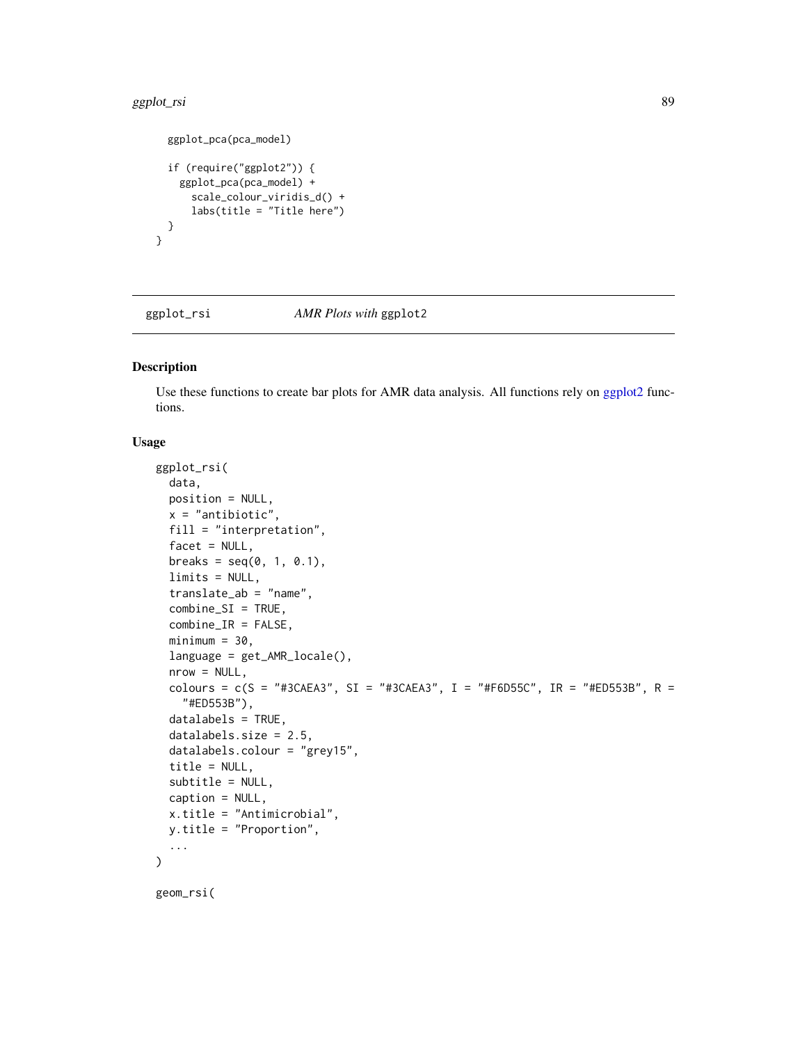```
  ggplot_pca(pca_model)

  if (require("ggplot2")) {
    ggplot_pca(pca_model) +
      scale_colour_viridis_d() +
      labs(title = "Title here")
  }
}
```

---

`ggplot_rsi` *AMR Plots with* `ggplot2`

---

### Description

Use these functions to create bar plots for AMR data analysis. All functions rely on ggplot2 functions.

### Usage

```
ggplot_rsi(
  data,
  position = NULL,
  x = "antibiotic",
  fill = "interpretation",
  facet = NULL,
  breaks = seq(0, 1, 0.1),
  limits = NULL,
  translate_ab = "name",
  combine_SI = TRUE,
  combine_IR = FALSE,
  minimum = 30,
  language = get_AMR_locale(),
  nrow = NULL,
  colours = c(S = "#3CAEA3", SI = "#3CAEA3", I = "#F6D55C", IR = "#ED553B", R =
    "#ED553B"),
  datalabels = TRUE,
  datalabels.size = 2.5,
  datalabels.colour = "grey15",
  title = NULL,
  subtitle = NULL,
  caption = NULL,
  x.title = "Antimicrobial",
  y.title = "Proportion",
  ...
)

geom_rsi(
```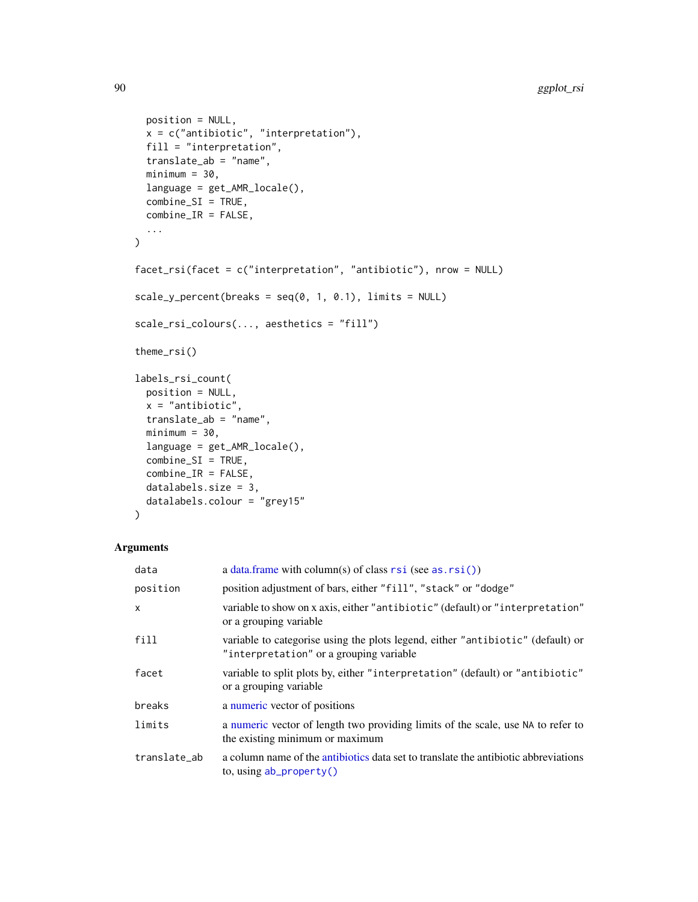```
  position = NULL,
  x = c("antibiotic", "interpretation"),
  fill = "interpretation",
  translate_ab = "name",
  minimum = 30,
  language = get_AMR_locale(),
  combine_SI = TRUE,
  combine_IR = FALSE,
  ...
)

facet_rsi(facet = c("interpretation", "antibiotic"), nrow = NULL)

scale_y_percent(breaks = seq(0, 1, 0.1), limits = NULL)

scale_rsi_colours(..., aesthetics = "fill")

theme_rsi()

labels_rsi_count(
  position = NULL,
  x = "antibiotic",
  translate_ab = "name",
  minimum = 30,
  language = get_AMR_locale(),
  combine_SI = TRUE,
  combine_IR = FALSE,
  datalabels.size = 3,
  datalabels.colour = "grey15"
)
```

## Arguments

| | |
|---|---|
| `data` | a data.frame with column(s) of class `rsi` (see `as.rsi()`) |
| `position` | position adjustment of bars, either `"fill"`, `"stack"` or `"dodge"` |
| `x` | variable to show on x axis, either `"antibiotic"` (default) or `"interpretation"` or a grouping variable |
| `fill` | variable to categorise using the plots legend, either `"antibiotic"` (default) or `"interpretation"` or a grouping variable |
| `facet` | variable to split plots by, either `"interpretation"` (default) or `"antibiotic"` or a grouping variable |
| `breaks` | a numeric vector of positions |
| `limits` | a numeric vector of length two providing limits of the scale, use `NA` to refer to the existing minimum or maximum |
| `translate_ab` | a column name of the antibiotics data set to translate the antibiotic abbreviations to, using `ab_property()` |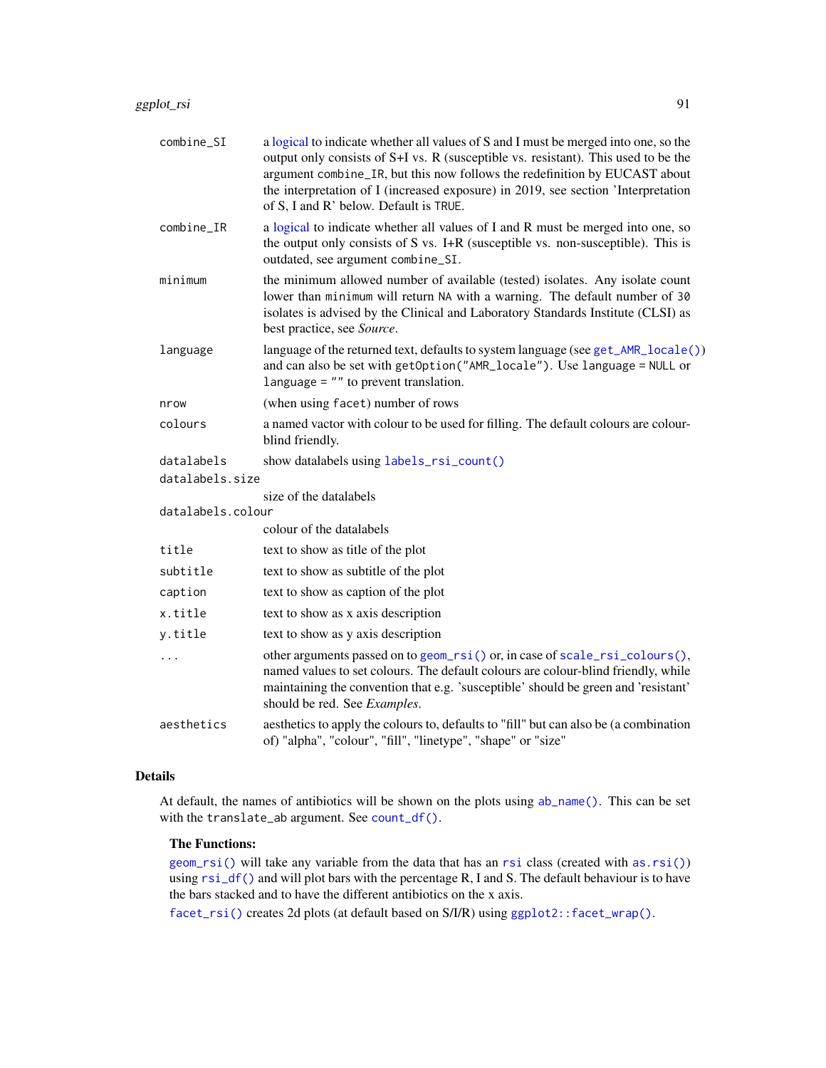| Argument | Description |
|---|---|
| `combine_SI` | a logical to indicate whether all values of S and I must be merged into one, so the output only consists of S+I vs. R (susceptible vs. resistant). This used to be the argument `combine_IR`, but this now follows the redefinition by EUCAST about the interpretation of I (increased exposure) in 2019, see section 'Interpretation of S, I and R' below. Default is `TRUE`. |
| `combine_IR` | a logical to indicate whether all values of I and R must be merged into one, so the output only consists of S vs. I+R (susceptible vs. non-susceptible). This is outdated, see argument `combine_SI`. |
| `minimum` | the minimum allowed number of available (tested) isolates. Any isolate count lower than `minimum` will return `NA` with a warning. The default number of `30` isolates is advised by the Clinical and Laboratory Standards Institute (CLSI) as best practice, see *Source*. |
| `language` | language of the returned text, defaults to system language (see `get_AMR_locale()`) and can also be set with `getOption("AMR_locale")`. Use `language = NULL` or `language = ""` to prevent translation. |
| `nrow` | (when using `facet`) number of rows |
| `colours` | a named vactor with colour to be used for filling. The default colours are colour-blind friendly. |
| `datalabels` | show datalabels using `labels_rsi_count()` |
| `datalabels.size` | size of the datalabels |
| `datalabels.colour` | colour of the datalabels |
| `title` | text to show as title of the plot |
| `subtitle` | text to show as subtitle of the plot |
| `caption` | text to show as caption of the plot |
| `x.title` | text to show as x axis description |
| `y.title` | text to show as y axis description |
| `...` | other arguments passed on to `geom_rsi()` or, in case of `scale_rsi_colours()`, named values to set colours. The default colours are colour-blind friendly, while maintaining the convention that e.g. 'susceptible' should be green and 'resistant' should be red. See *Examples*. |
| `aesthetics` | aesthetics to apply the colours to, defaults to "fill" but can also be (a combination of) "alpha", "colour", "fill", "linetype", "shape" or "size" |

## Details

At default, the names of antibiotics will be shown on the plots using `ab_name()`. This can be set with the `translate_ab` argument. See `count_df()`.

**The Functions:**

`geom_rsi()` will take any variable from the data that has an `rsi` class (created with `as.rsi()`) using `rsi_df()` and will plot bars with the percentage R, I and S. The default behaviour is to have the bars stacked and to have the different antibiotics on the x axis.

`facet_rsi()` creates 2d plots (at default based on S/I/R) using `ggplot2::facet_wrap()`.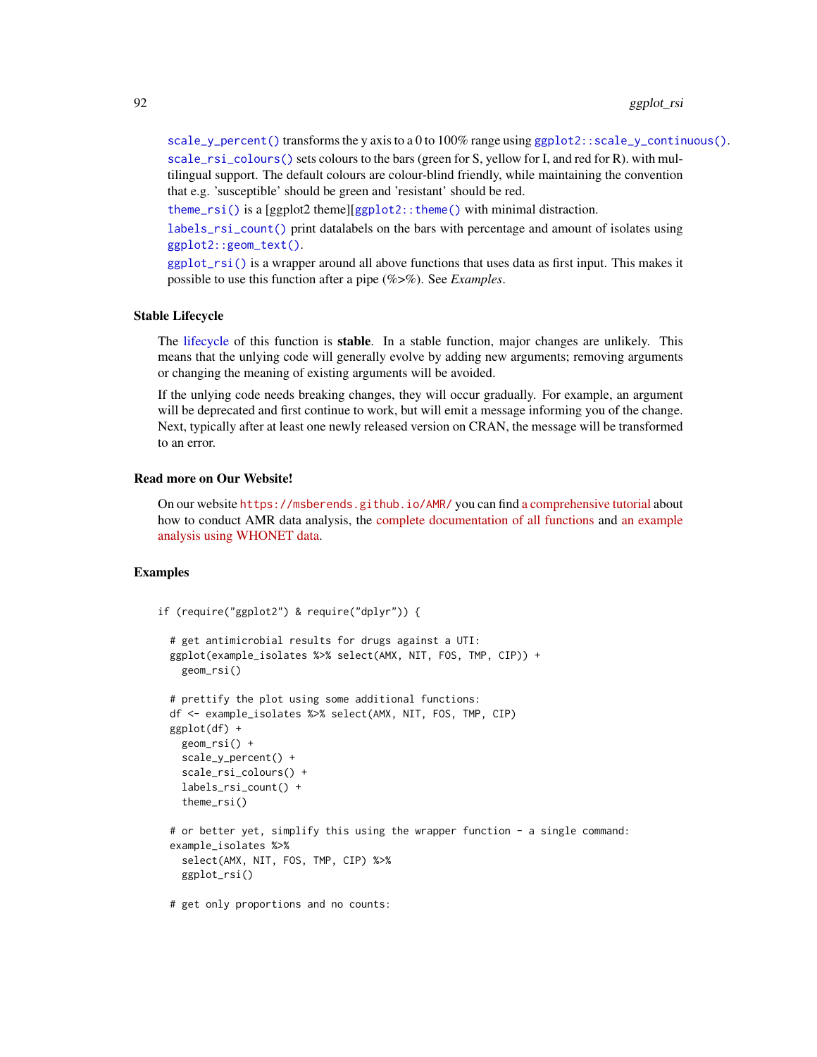`scale_y_percent()` transforms the y axis to a 0 to 100% range using `ggplot2::scale_y_continuous()`.

`scale_rsi_colours()` sets colours to the bars (green for S, yellow for I, and red for R). with multilingual support. The default colours are colour-blind friendly, while maintaining the convention that e.g. 'susceptible' should be green and 'resistant' should be red.

`theme_rsi()` is a [ggplot2 theme][`ggplot2::theme()` with minimal distraction.

`labels_rsi_count()` print datalabels on the bars with percentage and amount of isolates using `ggplot2::geom_text()`.

`ggplot_rsi()` is a wrapper around all above functions that uses data as first input. This makes it possible to use this function after a pipe (%>%). See *Examples*.

## Stable Lifecycle

The lifecycle of this function is **stable**. In a stable function, major changes are unlikely. This means that the unlying code will generally evolve by adding new arguments; removing arguments or changing the meaning of existing arguments will be avoided.

If the unlying code needs breaking changes, they will occur gradually. For example, an argument will be deprecated and first continue to work, but will emit a message informing you of the change. Next, typically after at least one newly released version on CRAN, the message will be transformed to an error.

## Read more on Our Website!

On our website `https://msberends.github.io/AMR/` you can find a comprehensive tutorial about how to conduct AMR data analysis, the complete documentation of all functions and an example analysis using WHONET data.

## Examples

```
if (require("ggplot2") & require("dplyr")) {

  # get antimicrobial results for drugs against a UTI:
  ggplot(example_isolates %>% select(AMX, NIT, FOS, TMP, CIP)) +
    geom_rsi()

  # prettify the plot using some additional functions:
  df <- example_isolates %>% select(AMX, NIT, FOS, TMP, CIP)
  ggplot(df) +
    geom_rsi() +
    scale_y_percent() +
    scale_rsi_colours() +
    labels_rsi_count() +
    theme_rsi()

  # or better yet, simplify this using the wrapper function - a single command:
  example_isolates %>%
    select(AMX, NIT, FOS, TMP, CIP) %>%
    ggplot_rsi()

  # get only proportions and no counts:
```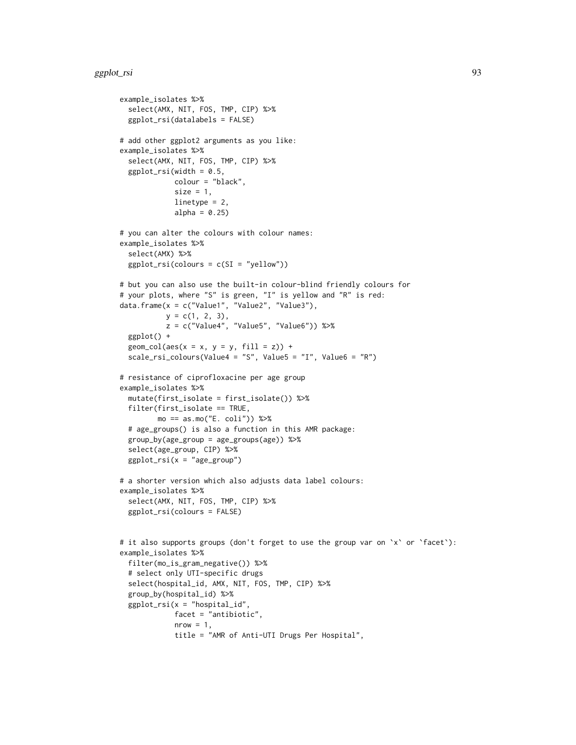```
example_isolates %>%
  select(AMX, NIT, FOS, TMP, CIP) %>%
  ggplot_rsi(datalabels = FALSE)

# add other ggplot2 arguments as you like:
example_isolates %>%
  select(AMX, NIT, FOS, TMP, CIP) %>%
  ggplot_rsi(width = 0.5,
             colour = "black",
             size = 1,
             linetype = 2,
             alpha = 0.25)

# you can alter the colours with colour names:
example_isolates %>%
  select(AMX) %>%
  ggplot_rsi(colours = c(SI = "yellow"))

# but you can also use the built-in colour-blind friendly colours for
# your plots, where "S" is green, "I" is yellow and "R" is red:
data.frame(x = c("Value1", "Value2", "Value3"),
           y = c(1, 2, 3),
           z = c("Value4", "Value5", "Value6")) %>%
  ggplot() +
  geom_col(aes(x = x, y = y, fill = z)) +
  scale_rsi_colours(Value4 = "S", Value5 = "I", Value6 = "R")

# resistance of ciprofloxacine per age group
example_isolates %>%
  mutate(first_isolate = first_isolate()) %>%
  filter(first_isolate == TRUE,
         mo == as.mo("E. coli")) %>%
  # age_groups() is also a function in this AMR package:
  group_by(age_group = age_groups(age)) %>%
  select(age_group, CIP) %>%
  ggplot_rsi(x = "age_group")

# a shorter version which also adjusts data label colours:
example_isolates %>%
  select(AMX, NIT, FOS, TMP, CIP) %>%
  ggplot_rsi(colours = FALSE)


# it also supports groups (don't forget to use the group var on `x` or `facet`):
example_isolates %>%
  filter(mo_is_gram_negative()) %>%
  # select only UTI-specific drugs
  select(hospital_id, AMX, NIT, FOS, TMP, CIP) %>%
  group_by(hospital_id) %>%
  ggplot_rsi(x = "hospital_id",
             facet = "antibiotic",
             nrow = 1,
             title = "AMR of Anti-UTI Drugs Per Hospital",
```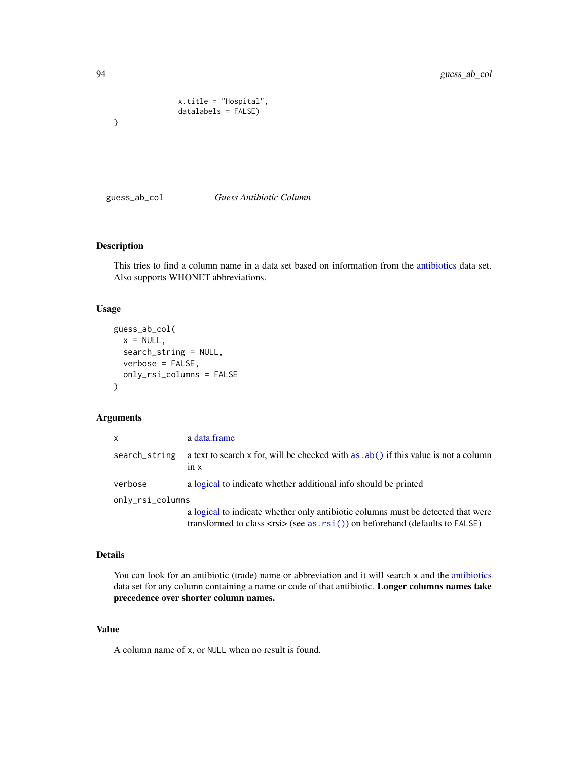```
                x.title = "Hospital",
                datalabels = FALSE)
}
```

## guess_ab_col — *Guess Antibiotic Column*

### Description

This tries to find a column name in a data set based on information from the antibiotics data set. Also supports WHONET abbreviations.

### Usage

```
guess_ab_col(
  x = NULL,
  search_string = NULL,
  verbose = FALSE,
  only_rsi_columns = FALSE
)
```

### Arguments

| | |
|---|---|
| `x` | a data.frame |
| `search_string` | a text to search `x` for, will be checked with `as.ab()` if this value is not a column in `x` |
| `verbose` | a logical to indicate whether additional info should be printed |
| `only_rsi_columns` | a logical to indicate whether only antibiotic columns must be detected that were transformed to class <rsi> (see `as.rsi()`) on beforehand (defaults to `FALSE`) |

### Details

You can look for an antibiotic (trade) name or abbreviation and it will search `x` and the antibiotics data set for any column containing a name or code of that antibiotic. **Longer columns names take precedence over shorter column names.**

### Value

A column name of `x`, or `NULL` when no result is found.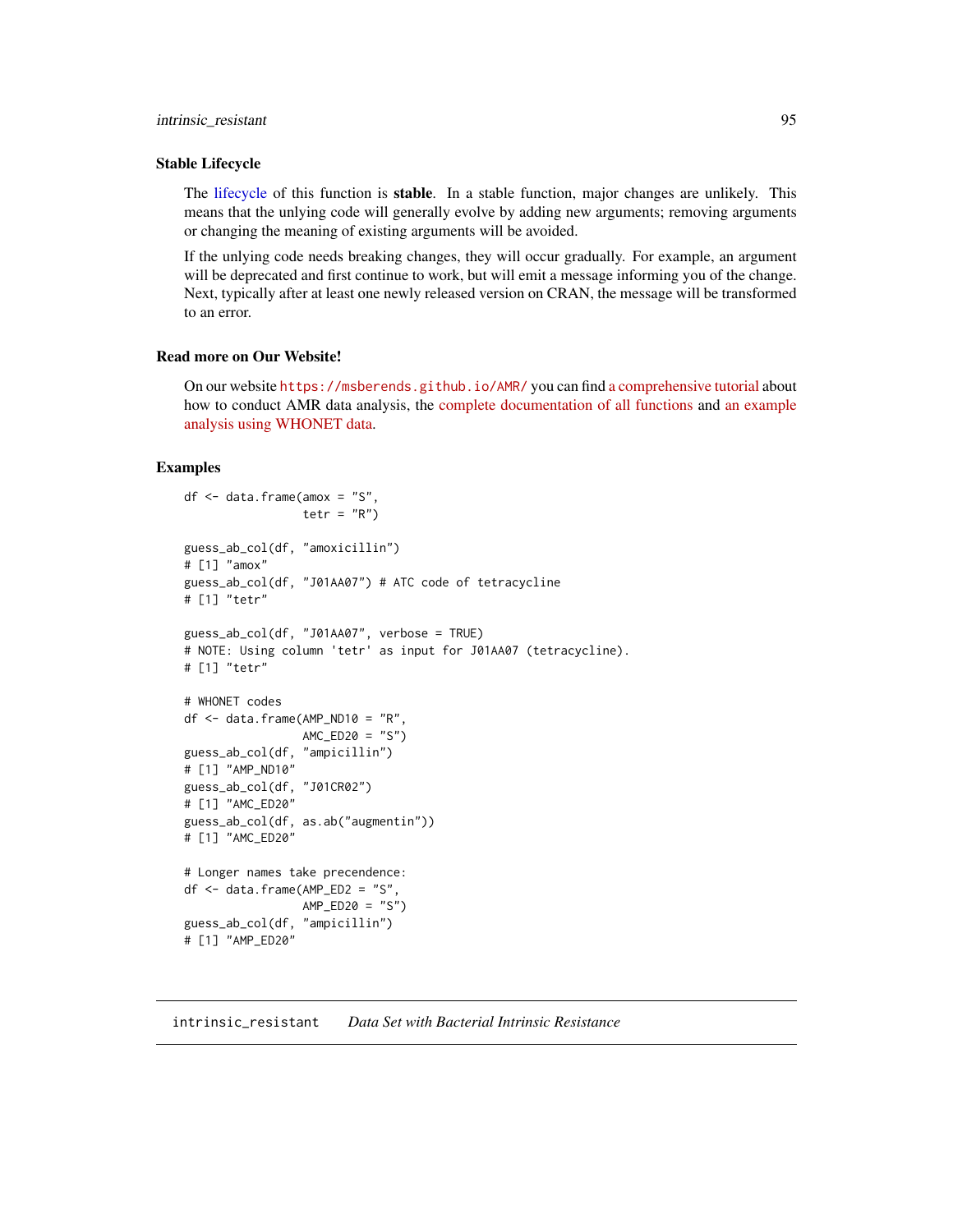### Stable Lifecycle

The lifecycle of this function is **stable**. In a stable function, major changes are unlikely. This means that the unlying code will generally evolve by adding new arguments; removing arguments or changing the meaning of existing arguments will be avoided.

If the unlying code needs breaking changes, they will occur gradually. For example, an argument will be deprecated and first continue to work, but will emit a message informing you of the change. Next, typically after at least one newly released version on CRAN, the message will be transformed to an error.

### Read more on Our Website!

On our website https://msberends.github.io/AMR/ you can find a comprehensive tutorial about how to conduct AMR data analysis, the complete documentation of all functions and an example analysis using WHONET data.

### Examples

```
df <- data.frame(amox = "S",
                 tetr = "R")

guess_ab_col(df, "amoxicillin")
# [1] "amox"
guess_ab_col(df, "J01AA07") # ATC code of tetracycline
# [1] "tetr"

guess_ab_col(df, "J01AA07", verbose = TRUE)
# NOTE: Using column 'tetr' as input for J01AA07 (tetracycline).
# [1] "tetr"

# WHONET codes
df <- data.frame(AMP_ND10 = "R",
                 AMC_ED20 = "S")
guess_ab_col(df, "ampicillin")
# [1] "AMP_ND10"
guess_ab_col(df, "J01CR02")
# [1] "AMC_ED20"
guess_ab_col(df, as.ab("augmentin"))
# [1] "AMC_ED20"

# Longer names take precendence:
df <- data.frame(AMP_ED2 = "S",
                 AMP_ED20 = "S")
guess_ab_col(df, "ampicillin")
# [1] "AMP_ED20"
```

---

## intrinsic_resistant *Data Set with Bacterial Intrinsic Resistance*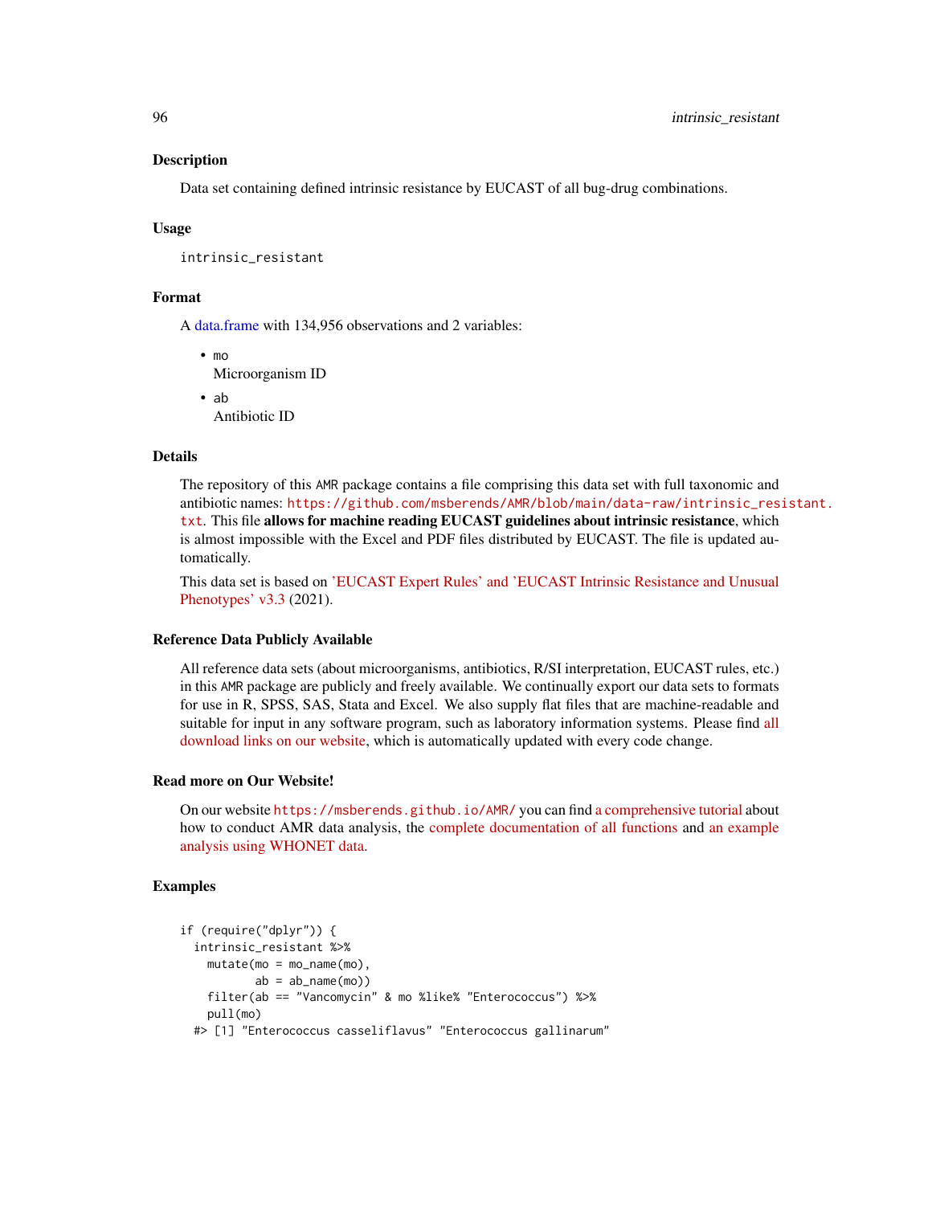### Description

Data set containing defined intrinsic resistance by EUCAST of all bug-drug combinations.

### Usage

```
intrinsic_resistant
```

### Format

A data.frame with 134,956 observations and 2 variables:

- `mo`
  Microorganism ID
- `ab`
  Antibiotic ID

### Details

The repository of this AMR package contains a file comprising this data set with full taxonomic and antibiotic names: https://github.com/msberends/AMR/blob/main/data-raw/intrinsic_resistant.txt. This file **allows for machine reading EUCAST guidelines about intrinsic resistance**, which is almost impossible with the Excel and PDF files distributed by EUCAST. The file is updated automatically.

This data set is based on 'EUCAST Expert Rules' and 'EUCAST Intrinsic Resistance and Unusual Phenotypes' v3.3 (2021).

### Reference Data Publicly Available

All reference data sets (about microorganisms, antibiotics, R/SI interpretation, EUCAST rules, etc.) in this AMR package are publicly and freely available. We continually export our data sets to formats for use in R, SPSS, SAS, Stata and Excel. We also supply flat files that are machine-readable and suitable for input in any software program, such as laboratory information systems. Please find all download links on our website, which is automatically updated with every code change.

### Read more on Our Website!

On our website https://msberends.github.io/AMR/ you can find a comprehensive tutorial about how to conduct AMR data analysis, the complete documentation of all functions and an example analysis using WHONET data.

### Examples

```
if (require("dplyr")) {
  intrinsic_resistant %>%
    mutate(mo = mo_name(mo),
           ab = ab_name(mo)) 
    filter(ab == "Vancomycin" & mo %like% "Enterococcus") %>%
    pull(mo)
  #> [1] "Enterococcus casseliflavus" "Enterococcus gallinarum"
```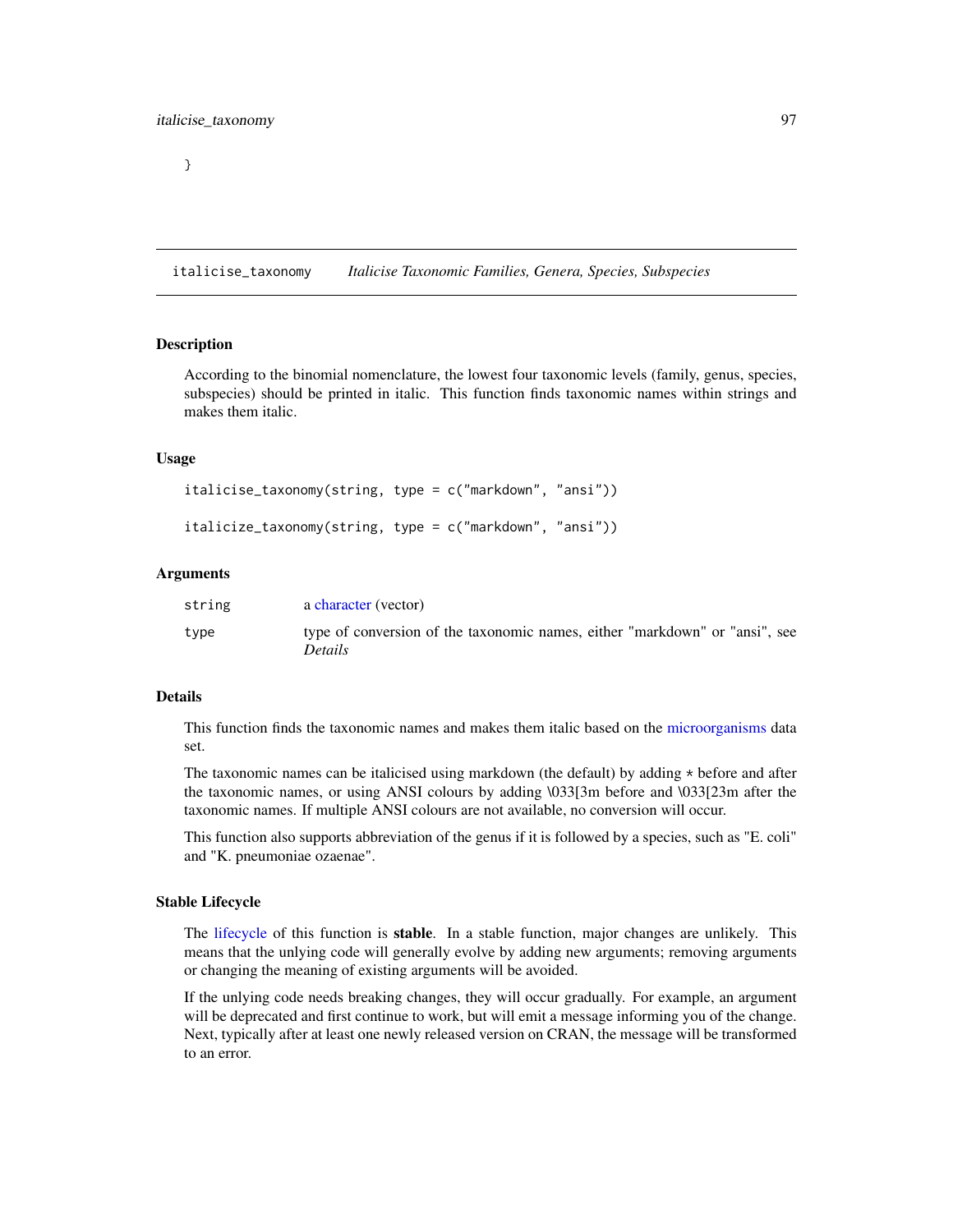```
}
```

## italicise_taxonomy *Italicise Taxonomic Families, Genera, Species, Subspecies*

### Description

According to the binomial nomenclature, the lowest four taxonomic levels (family, genus, species, subspecies) should be printed in italic. This function finds taxonomic names within strings and makes them italic.

### Usage

```
italicise_taxonomy(string, type = c("markdown", "ansi"))

italicize_taxonomy(string, type = c("markdown", "ansi"))
```

### Arguments

| | |
|---|---|
| string | a character (vector) |
| type | type of conversion of the taxonomic names, either "markdown" or "ansi", see *Details* |

### Details

This function finds the taxonomic names and makes them italic based on the microorganisms data set.

The taxonomic names can be italicised using markdown (the default) by adding * before and after the taxonomic names, or using ANSI colours by adding \033[3m before and \033[23m after the taxonomic names. If multiple ANSI colours are not available, no conversion will occur.

This function also supports abbreviation of the genus if it is followed by a species, such as "E. coli" and "K. pneumoniae ozaenae".

### Stable Lifecycle

The lifecycle of this function is **stable**. In a stable function, major changes are unlikely. This means that the unlying code will generally evolve by adding new arguments; removing arguments or changing the meaning of existing arguments will be avoided.

If the unlying code needs breaking changes, they will occur gradually. For example, an argument will be deprecated and first continue to work, but will emit a message informing you of the change. Next, typically after at least one newly released version on CRAN, the message will be transformed to an error.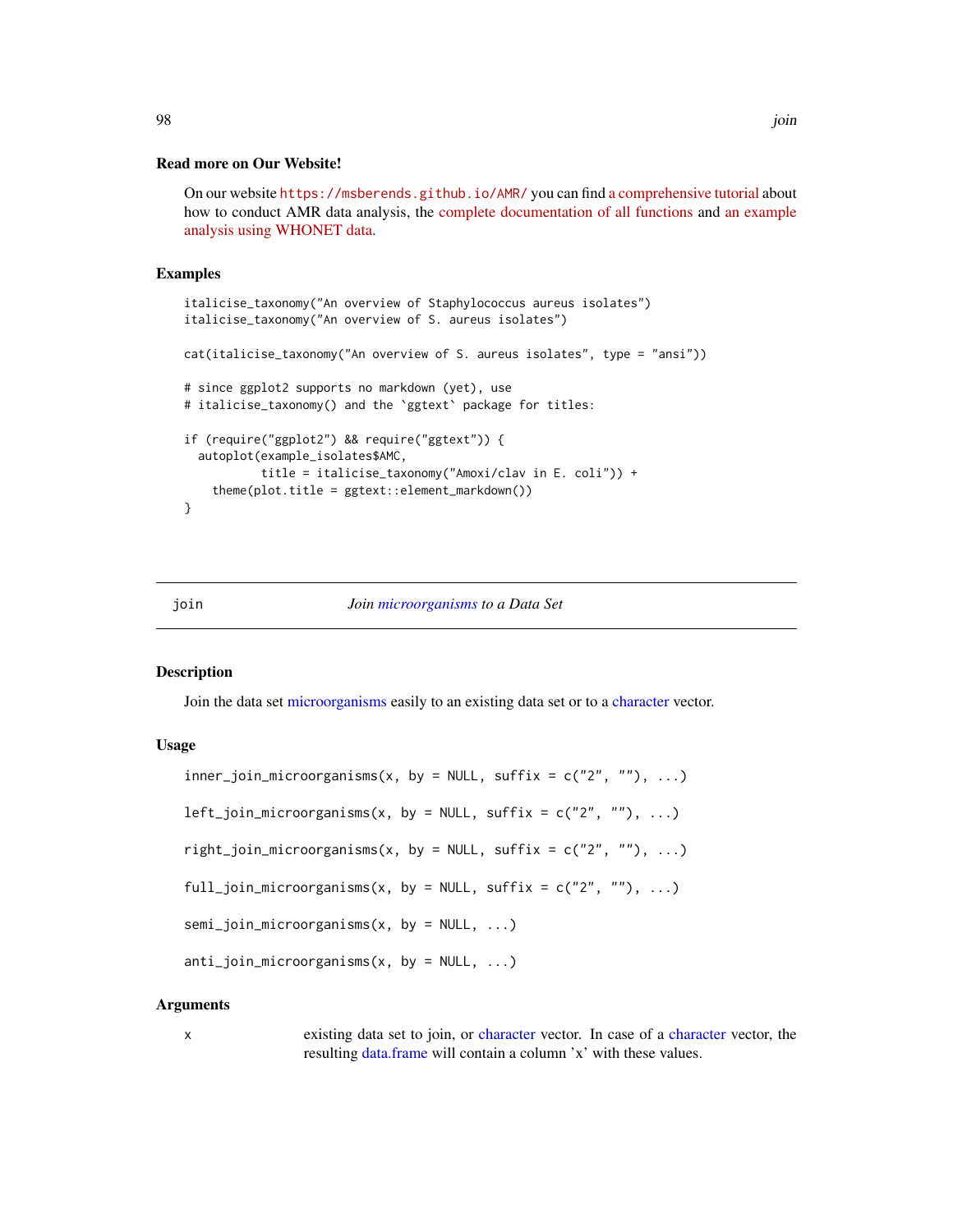### Read more on Our Website!

On our website https://msberends.github.io/AMR/ you can find a comprehensive tutorial about how to conduct AMR data analysis, the complete documentation of all functions and an example analysis using WHONET data.

### Examples

```
italicise_taxonomy("An overview of Staphylococcus aureus isolates")
italicise_taxonomy("An overview of S. aureus isolates")

cat(italicise_taxonomy("An overview of S. aureus isolates", type = "ansi"))

# since ggplot2 supports no markdown (yet), use
# italicise_taxonomy() and the `ggtext` package for titles:

if (require("ggplot2") && require("ggtext")) {
  autoplot(example_isolates$AMC,
           title = italicise_taxonomy("Amoxi/clav in E. coli")) +
    theme(plot.title = ggtext::element_markdown())
}
```

---

## join — *Join microorganisms to a Data Set*

---

### Description

Join the data set microorganisms easily to an existing data set or to a character vector.

### Usage

```
inner_join_microorganisms(x, by = NULL, suffix = c("2", ""), ...)

left_join_microorganisms(x, by = NULL, suffix = c("2", ""), ...)

right_join_microorganisms(x, by = NULL, suffix = c("2", ""), ...)

full_join_microorganisms(x, by = NULL, suffix = c("2", ""), ...)

semi_join_microorganisms(x, by = NULL, ...)

anti_join_microorganisms(x, by = NULL, ...)
```

### Arguments

| | |
|---|---|
| x | existing data set to join, or character vector. In case of a character vector, the resulting data.frame will contain a column 'x' with these values. |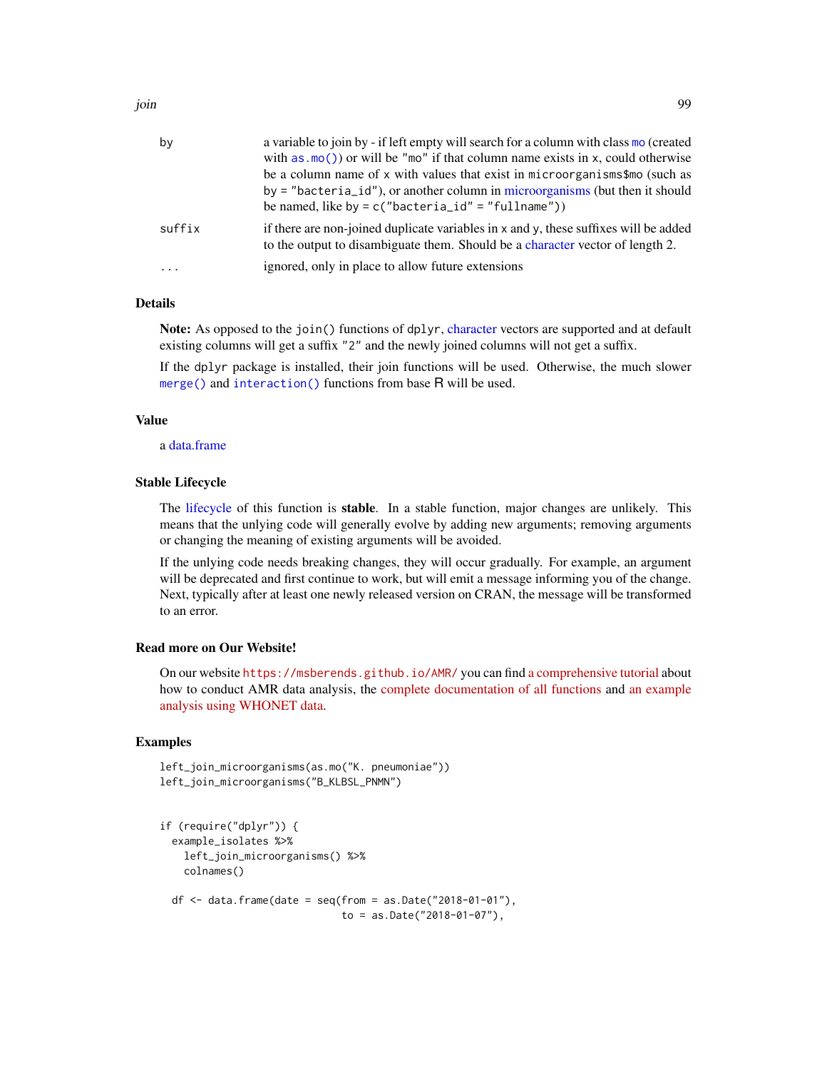| | |
|---|---|
| by | a variable to join by - if left empty will search for a column with class mo (created with as.mo()) or will be "mo" if that column name exists in x, could otherwise be a column name of x with values that exist in microorganisms$mo (such as by = "bacteria_id"), or another column in microorganisms (but then it should be named, like by = c("bacteria_id" = "fullname")) |
| suffix | if there are non-joined duplicate variables in x and y, these suffixes will be added to the output to disambiguate them. Should be a character vector of length 2. |
| ... | ignored, only in place to allow future extensions |

### Details

**Note:** As opposed to the join() functions of dplyr, character vectors are supported and at default existing columns will get a suffix "2" and the newly joined columns will not get a suffix.

If the dplyr package is installed, their join functions will be used. Otherwise, the much slower merge() and interaction() functions from base R will be used.

### Value

a data.frame

### Stable Lifecycle

The lifecycle of this function is **stable**. In a stable function, major changes are unlikely. This means that the unlying code will generally evolve by adding new arguments; removing arguments or changing the meaning of existing arguments will be avoided.

If the unlying code needs breaking changes, they will occur gradually. For example, an argument will be deprecated and first continue to work, but will emit a message informing you of the change. Next, typically after at least one newly released version on CRAN, the message will be transformed to an error.

### Read more on Our Website!

On our website https://msberends.github.io/AMR/ you can find a comprehensive tutorial about how to conduct AMR data analysis, the complete documentation of all functions and an example analysis using WHONET data.

### Examples

```
left_join_microorganisms(as.mo("K. pneumoniae"))
left_join_microorganisms("B_KLBSL_PNMN")


if (require("dplyr")) {
  example_isolates %>%
    left_join_microorganisms() %>%
    colnames()

  df <- data.frame(date = seq(from = as.Date("2018-01-01"),
                              to = as.Date("2018-01-07"),
```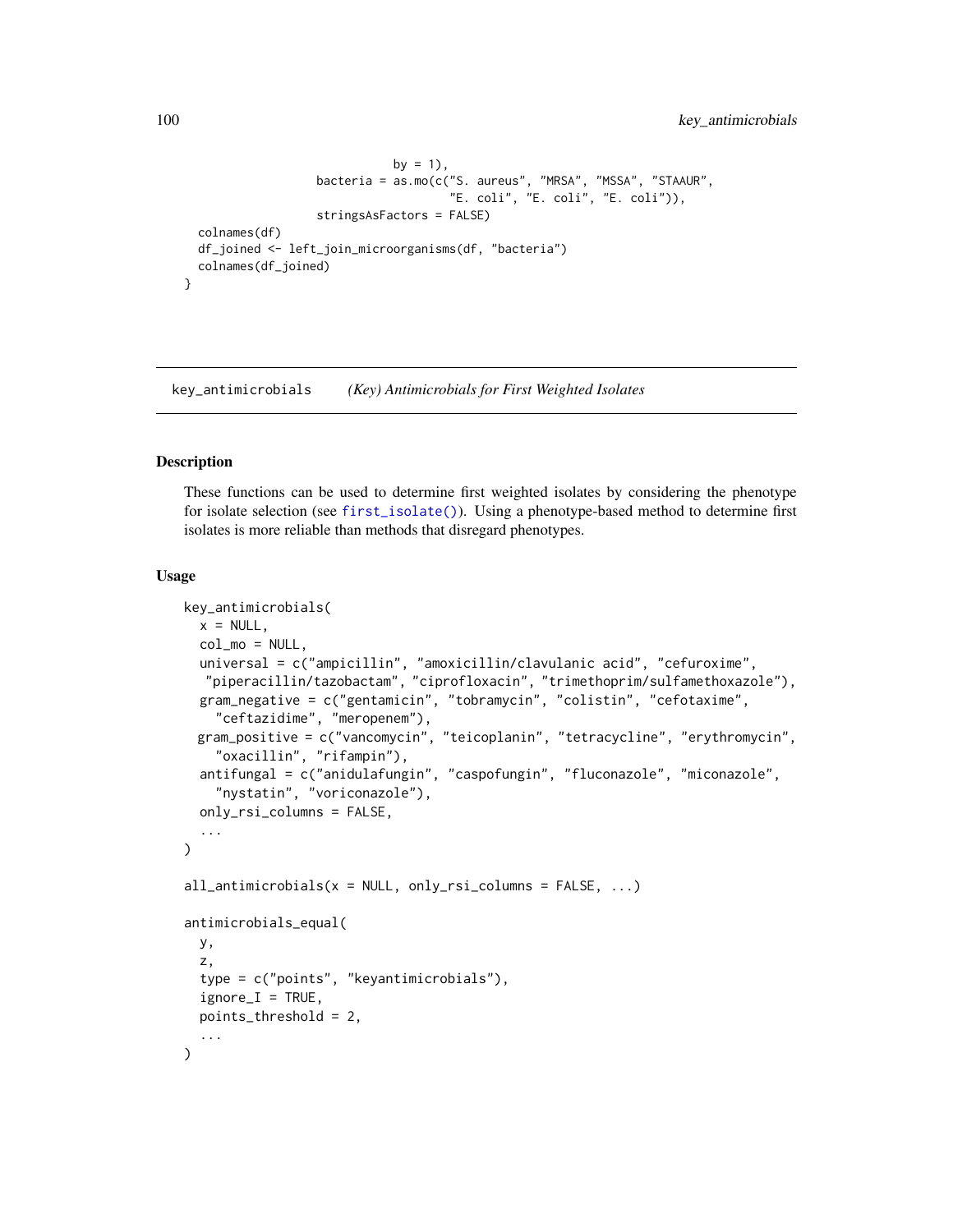```
                                by = 1),
                   bacteria = as.mo(c("S. aureus", "MRSA", "MSSA", "STAAUR",
                                      "E. coli", "E. coli", "E. coli")),
                   stringsAsFactors = FALSE)
  colnames(df)
  df_joined <- left_join_microorganisms(df, "bacteria")
  colnames(df_joined)
}
```

## key_antimicrobials *(Key) Antimicrobials for First Weighted Isolates*

### Description

These functions can be used to determine first weighted isolates by considering the phenotype for isolate selection (see `first_isolate()`). Using a phenotype-based method to determine first isolates is more reliable than methods that disregard phenotypes.

### Usage

```
key_antimicrobials(
  x = NULL,
  col_mo = NULL,
  universal = c("ampicillin", "amoxicillin/clavulanic acid", "cefuroxime",
   "piperacillin/tazobactam", "ciprofloxacin", "trimethoprim/sulfamethoxazole"),
  gram_negative = c("gentamicin", "tobramycin", "colistin", "cefotaxime",
    "ceftazidime", "meropenem"),
  gram_positive = c("vancomycin", "teicoplanin", "tetracycline", "erythromycin",
    "oxacillin", "rifampin"),
  antifungal = c("anidulafungin", "caspofungin", "fluconazole", "miconazole",
    "nystatin", "voriconazole"),
  only_rsi_columns = FALSE,
  ...
)

all_antimicrobials(x = NULL, only_rsi_columns = FALSE, ...)

antimicrobials_equal(
  y,
  z,
  type = c("points", "keyantimicrobials"),
  ignore_I = TRUE,
  points_threshold = 2,
  ...
)
```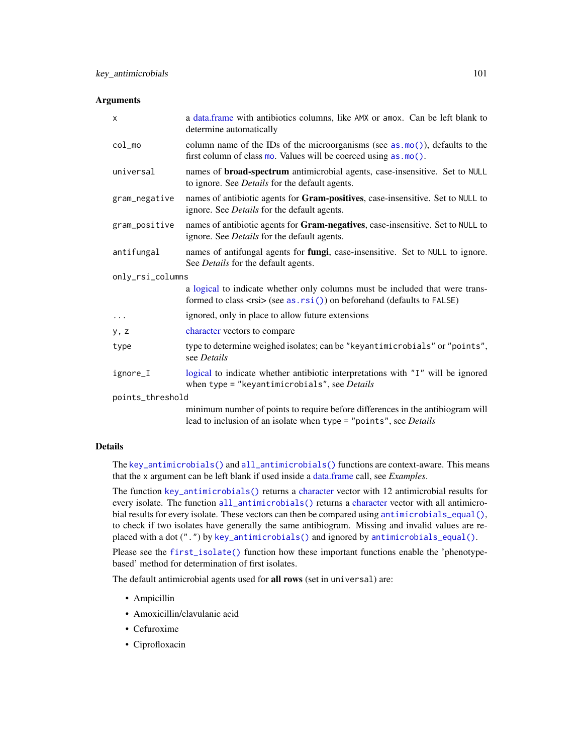### Arguments

| | |
|---|---|
| `x` | a data.frame with antibiotics columns, like `AMX` or `amox`. Can be left blank to determine automatically |
| `col_mo` | column name of the IDs of the microorganisms (see `as.mo()`), defaults to the first column of class `mo`. Values will be coerced using `as.mo()`. |
| `universal` | names of **broad-spectrum** antimicrobial agents, case-insensitive. Set to `NULL` to ignore. See *Details* for the default agents. |
| `gram_negative` | names of antibiotic agents for **Gram-positives**, case-insensitive. Set to `NULL` to ignore. See *Details* for the default agents. |
| `gram_positive` | names of antibiotic agents for **Gram-negatives**, case-insensitive. Set to `NULL` to ignore. See *Details* for the default agents. |
| `antifungal` | names of antifungal agents for **fungi**, case-insensitive. Set to `NULL` to ignore. See *Details* for the default agents. |
| `only_rsi_columns` | a logical to indicate whether only columns must be included that were transformed to class <rsi> (see `as.rsi()`) on beforehand (defaults to `FALSE`) |
| `...` | ignored, only in place to allow future extensions |
| `y, z` | character vectors to compare |
| `type` | type to determine weighed isolates; can be `"keyantimicrobials"` or `"points"`, see *Details* |
| `ignore_I` | logical to indicate whether antibiotic interpretations with `"I"` will be ignored when `type = "keyantimicrobials"`, see *Details* |
| `points_threshold` | minimum number of points to require before differences in the antibiogram will lead to inclusion of an isolate when `type = "points"`, see *Details* |

### Details

The `key_antimicrobials()` and `all_antimicrobials()` functions are context-aware. This means that the `x` argument can be left blank if used inside a data.frame call, see *Examples*.

The function `key_antimicrobials()` returns a character vector with 12 antimicrobial results for every isolate. The function `all_antimicrobials()` returns a character vector with all antimicrobial results for every isolate. These vectors can then be compared using `antimicrobials_equal()`, to check if two isolates have generally the same antibiogram. Missing and invalid values are replaced with a dot (`"."`) by `key_antimicrobials()` and ignored by `antimicrobials_equal()`.

Please see the `first_isolate()` function how these important functions enable the 'phenotype-based' method for determination of first isolates.

The default antimicrobial agents used for **all rows** (set in `universal`) are:

- Ampicillin
- Amoxicillin/clavulanic acid
- Cefuroxime
- Ciprofloxacin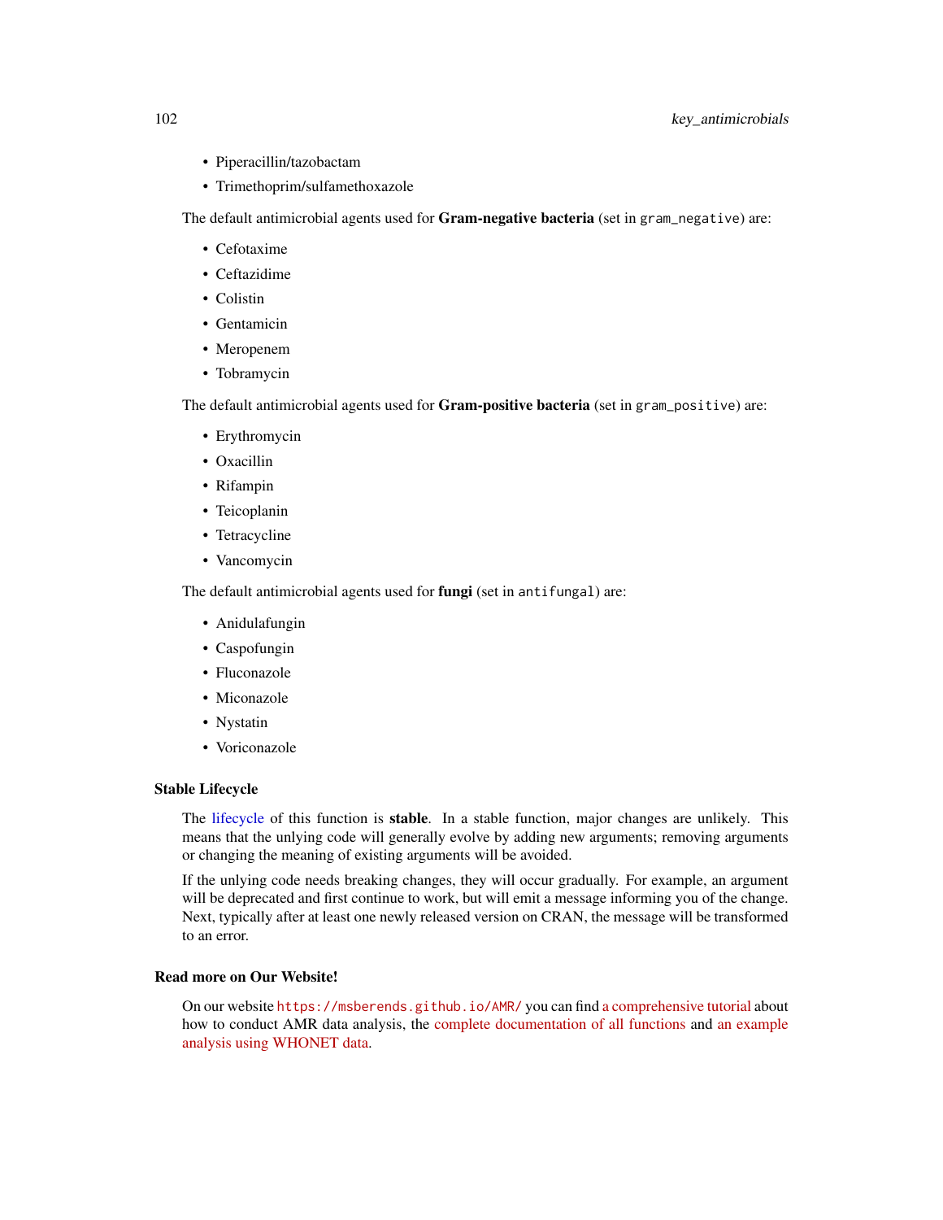- Piperacillin/tazobactam
- Trimethoprim/sulfamethoxazole

The default antimicrobial agents used for **Gram-negative bacteria** (set in `gram_negative`) are:

- Cefotaxime
- Ceftazidime
- Colistin
- Gentamicin
- Meropenem
- Tobramycin

The default antimicrobial agents used for **Gram-positive bacteria** (set in `gram_positive`) are:

- Erythromycin
- Oxacillin
- Rifampin
- Teicoplanin
- Tetracycline
- Vancomycin

The default antimicrobial agents used for **fungi** (set in `antifungal`) are:

- Anidulafungin
- Caspofungin
- Fluconazole
- Miconazole
- Nystatin
- Voriconazole

### Stable Lifecycle

The lifecycle of this function is **stable**. In a stable function, major changes are unlikely. This means that the unlying code will generally evolve by adding new arguments; removing arguments or changing the meaning of existing arguments will be avoided.

If the unlying code needs breaking changes, they will occur gradually. For example, an argument will be deprecated and first continue to work, but will emit a message informing you of the change. Next, typically after at least one newly released version on CRAN, the message will be transformed to an error.

### Read more on Our Website!

On our website `https://msberends.github.io/AMR/` you can find a comprehensive tutorial about how to conduct AMR data analysis, the complete documentation of all functions and an example analysis using WHONET data.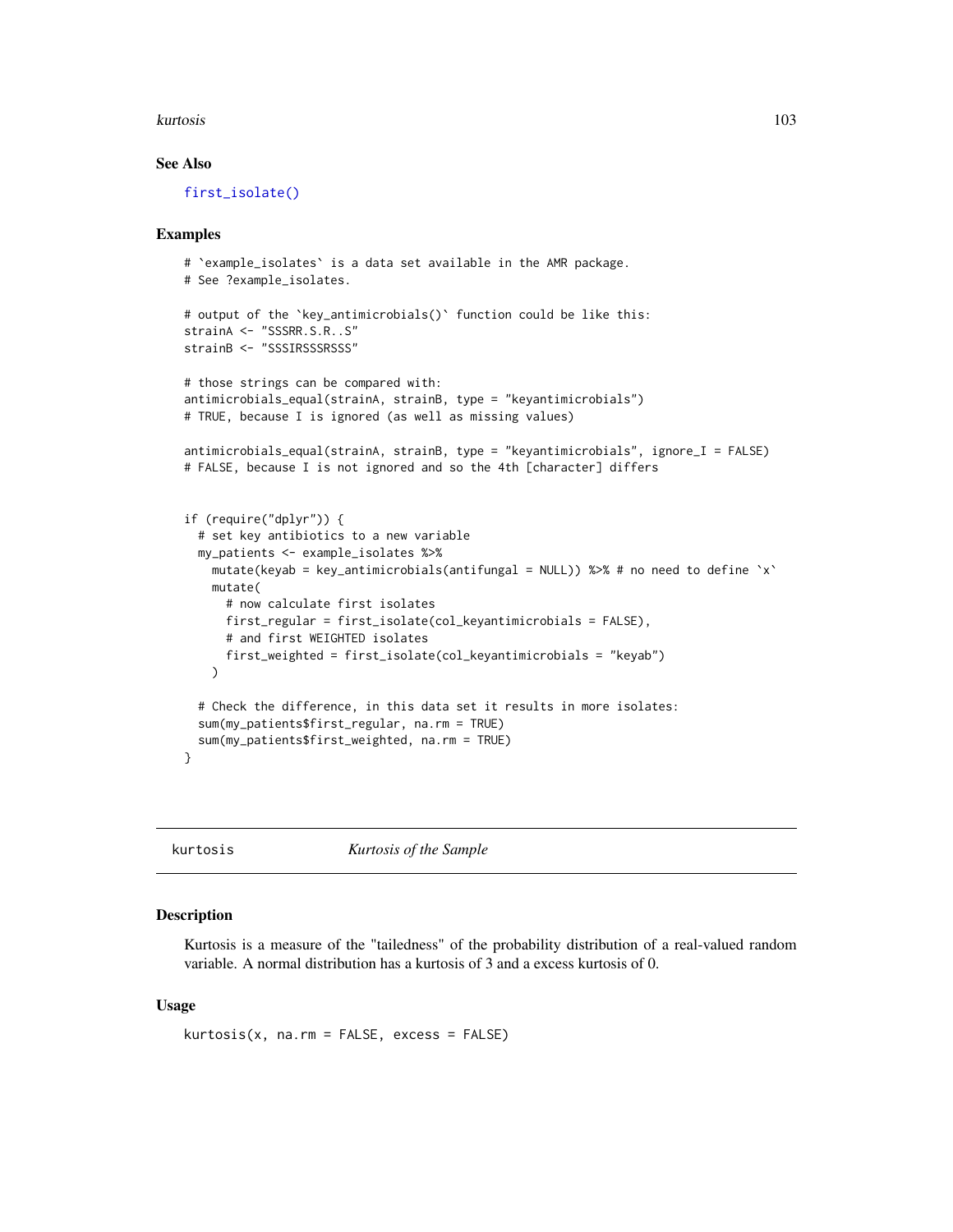### See Also

first_isolate()

### Examples

```
# `example_isolates` is a data set available in the AMR package.
# See ?example_isolates.

# output of the `key_antimicrobials()` function could be like this:
strainA <- "SSSRR.S.R..S"
strainB <- "SSSIRSSSRSSS"

# those strings can be compared with:
antimicrobials_equal(strainA, strainB, type = "keyantimicrobials")
# TRUE, because I is ignored (as well as missing values)

antimicrobials_equal(strainA, strainB, type = "keyantimicrobials", ignore_I = FALSE)
# FALSE, because I is not ignored and so the 4th [character] differs


if (require("dplyr")) {
  # set key antibiotics to a new variable
  my_patients <- example_isolates %>%
    mutate(keyab = key_antimicrobials(antifungal = NULL)) %>% # no need to define `x`
    mutate(
      # now calculate first isolates
      first_regular = first_isolate(col_keyantimicrobials = FALSE),
      # and first WEIGHTED isolates
      first_weighted = first_isolate(col_keyantimicrobials = "keyab")
    )

  # Check the difference, in this data set it results in more isolates:
  sum(my_patients$first_regular, na.rm = TRUE)
  sum(my_patients$first_weighted, na.rm = TRUE)
}
```

---

## kurtosis    *Kurtosis of the Sample*

---

### Description

Kurtosis is a measure of the "tailedness" of the probability distribution of a real-valued random variable. A normal distribution has a kurtosis of 3 and a excess kurtosis of 0.

### Usage

```
kurtosis(x, na.rm = FALSE, excess = FALSE)
```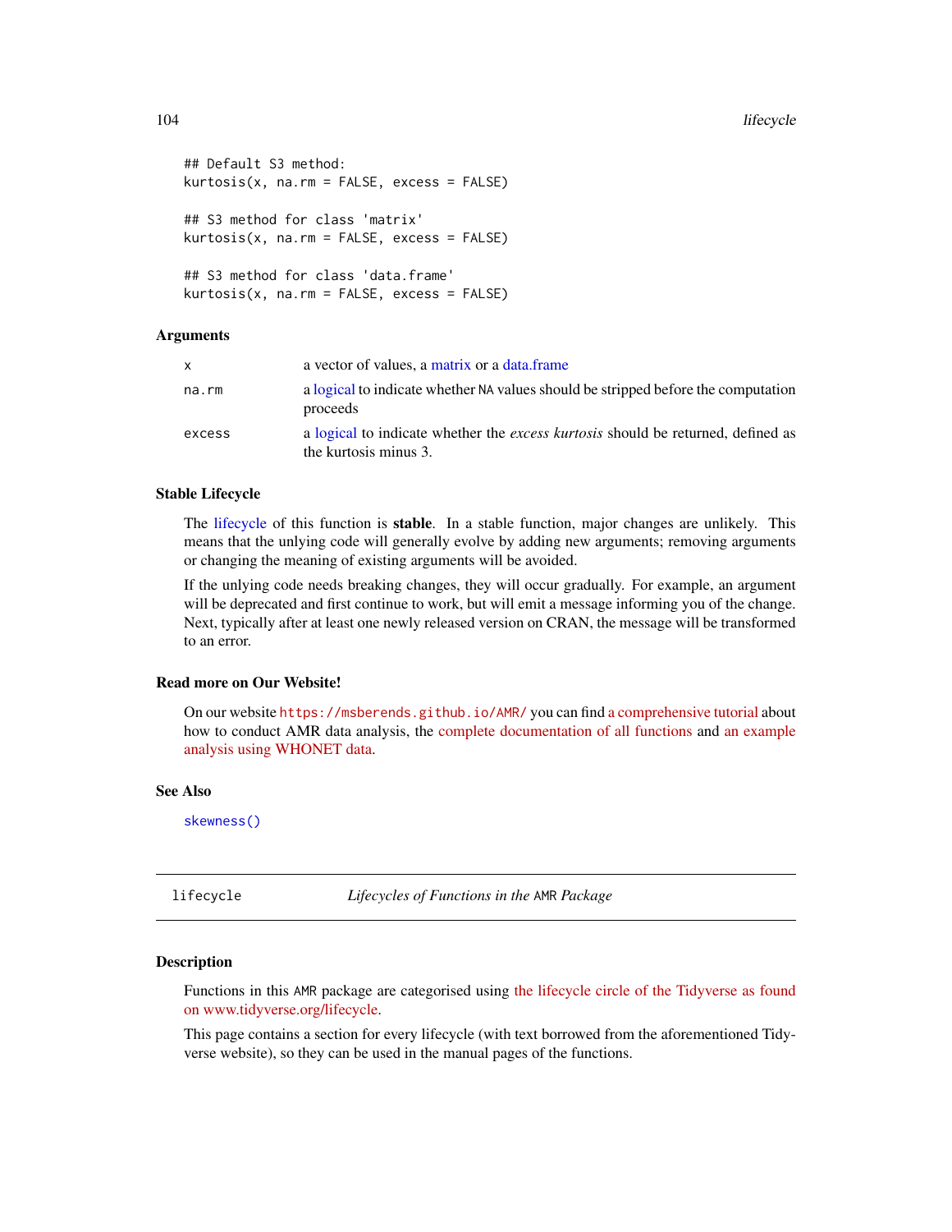```
## Default S3 method:
kurtosis(x, na.rm = FALSE, excess = FALSE)

## S3 method for class 'matrix'
kurtosis(x, na.rm = FALSE, excess = FALSE)

## S3 method for class 'data.frame'
kurtosis(x, na.rm = FALSE, excess = FALSE)
```

### Arguments

| | |
|---|---|
| x | a vector of values, a matrix or a data.frame |
| na.rm | a logical to indicate whether NA values should be stripped before the computation proceeds |
| excess | a logical to indicate whether the *excess kurtosis* should be returned, defined as the kurtosis minus 3. |

### Stable Lifecycle

The lifecycle of this function is **stable**. In a stable function, major changes are unlikely. This means that the unlying code will generally evolve by adding new arguments; removing arguments or changing the meaning of existing arguments will be avoided.

If the unlying code needs breaking changes, they will occur gradually. For example, an argument will be deprecated and first continue to work, but will emit a message informing you of the change. Next, typically after at least one newly released version on CRAN, the message will be transformed to an error.

### Read more on Our Website!

On our website `https://msberends.github.io/AMR/` you can find a comprehensive tutorial about how to conduct AMR data analysis, the complete documentation of all functions and an example analysis using WHONET data.

### See Also

`skewness()`

---

## lifecycle — *Lifecycles of Functions in the* AMR *Package*

### Description

Functions in this AMR package are categorised using the lifecycle circle of the Tidyverse as found on www.tidyverse.org/lifecycle.

This page contains a section for every lifecycle (with text borrowed from the aforementioned Tidyverse website), so they can be used in the manual pages of the functions.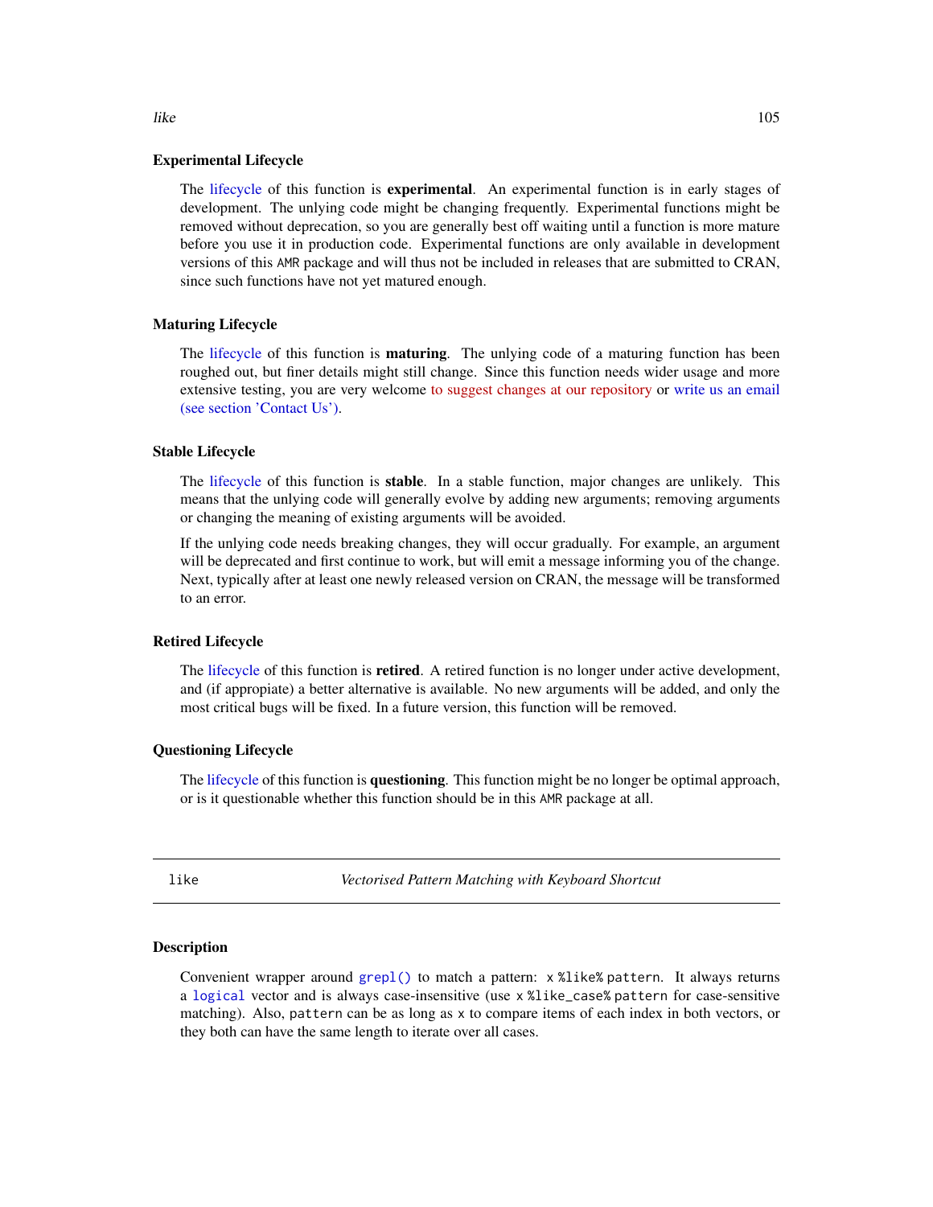### Experimental Lifecycle

The lifecycle of this function is **experimental**. An experimental function is in early stages of development. The unlying code might be changing frequently. Experimental functions might be removed without deprecation, so you are generally best off waiting until a function is more mature before you use it in production code. Experimental functions are only available in development versions of this `AMR` package and will thus not be included in releases that are submitted to CRAN, since such functions have not yet matured enough.

### Maturing Lifecycle

The lifecycle of this function is **maturing**. The unlying code of a maturing function has been roughed out, but finer details might still change. Since this function needs wider usage and more extensive testing, you are very welcome to suggest changes at our repository or write us an email (see section 'Contact Us').

### Stable Lifecycle

The lifecycle of this function is **stable**. In a stable function, major changes are unlikely. This means that the unlying code will generally evolve by adding new arguments; removing arguments or changing the meaning of existing arguments will be avoided.

If the unlying code needs breaking changes, they will occur gradually. For example, an argument will be deprecated and first continue to work, but will emit a message informing you of the change. Next, typically after at least one newly released version on CRAN, the message will be transformed to an error.

### Retired Lifecycle

The lifecycle of this function is **retired**. A retired function is no longer under active development, and (if appropiate) a better alternative is available. No new arguments will be added, and only the most critical bugs will be fixed. In a future version, this function will be removed.

### Questioning Lifecycle

The lifecycle of this function is **questioning**. This function might be no longer be optimal approach, or is it questionable whether this function should be in this `AMR` package at all.

---

## like — *Vectorised Pattern Matching with Keyboard Shortcut*

---

### Description

Convenient wrapper around `grepl()` to match a pattern: `x %like% pattern`. It always returns a `logical` vector and is always case-insensitive (use `x %like_case% pattern` for case-sensitive matching). Also, `pattern` can be as long as `x` to compare items of each index in both vectors, or they both can have the same length to iterate over all cases.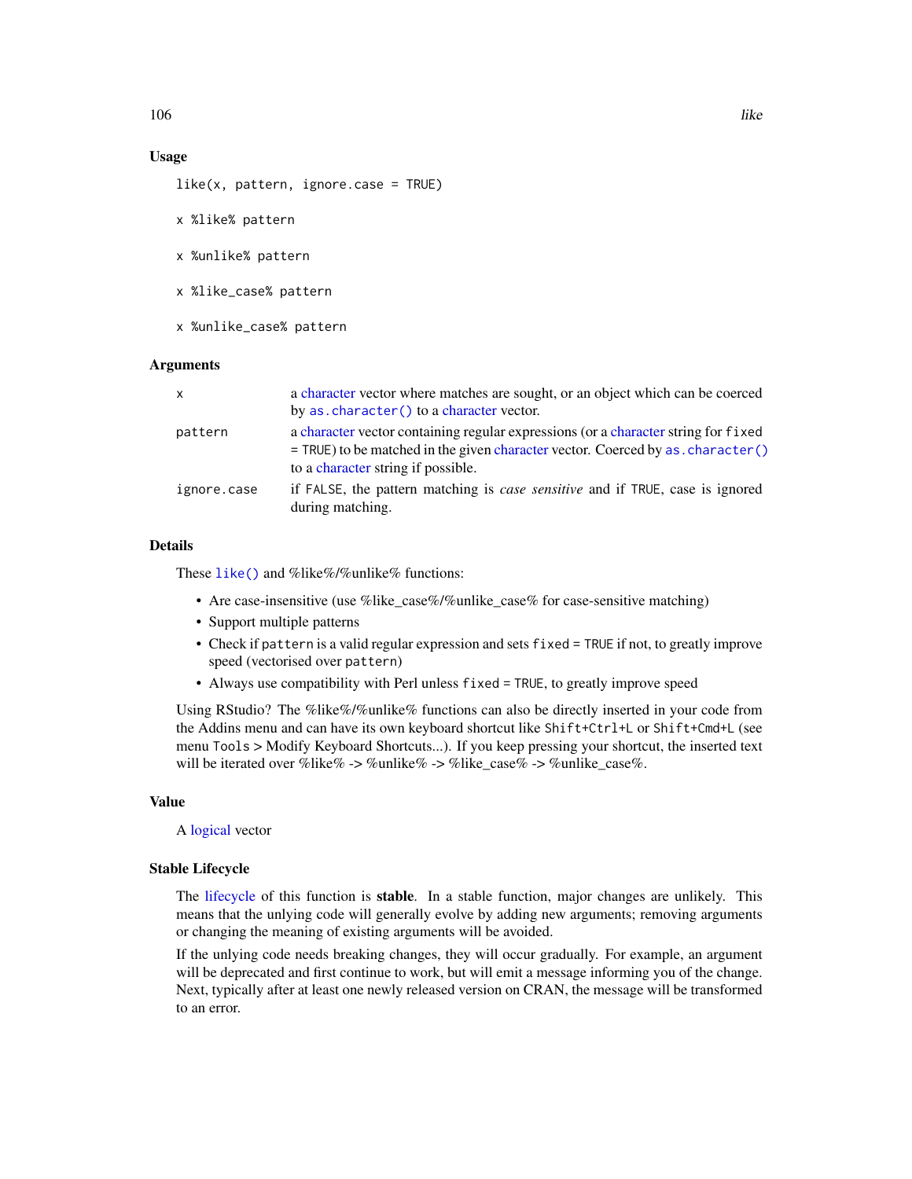## Usage

```
like(x, pattern, ignore.case = TRUE)

x %like% pattern

x %unlike% pattern

x %like_case% pattern

x %unlike_case% pattern
```

## Arguments

| | |
|---|---|
| `x` | a character vector where matches are sought, or an object which can be coerced by `as.character()` to a character vector. |
| `pattern` | a character vector containing regular expressions (or a character string for `fixed = TRUE`) to be matched in the given character vector. Coerced by `as.character()` to a character string if possible. |
| `ignore.case` | if `FALSE`, the pattern matching is *case sensitive* and if `TRUE`, case is ignored during matching. |

## Details

These `like()` and %like%/%unlike% functions:

- Are case-insensitive (use %like_case%/%unlike_case% for case-sensitive matching)
- Support multiple patterns
- Check if `pattern` is a valid regular expression and sets `fixed = TRUE` if not, to greatly improve speed (vectorised over `pattern`)
- Always use compatibility with Perl unless `fixed = TRUE`, to greatly improve speed

Using RStudio? The %like%/%unlike% functions can also be directly inserted in your code from the Addins menu and can have its own keyboard shortcut like `Shift+Ctrl+L` or `Shift+Cmd+L` (see menu `Tools` > Modify Keyboard Shortcuts...). If you keep pressing your shortcut, the inserted text will be iterated over %like% -> %unlike% -> %like_case% -> %unlike_case%.

## Value

A logical vector

## Stable Lifecycle

The lifecycle of this function is **stable**. In a stable function, major changes are unlikely. This means that the unlying code will generally evolve by adding new arguments; removing arguments or changing the meaning of existing arguments will be avoided.

If the unlying code needs breaking changes, they will occur gradually. For example, an argument will be deprecated and first continue to work, but will emit a message informing you of the change. Next, typically after at least one newly released version on CRAN, the message will be transformed to an error.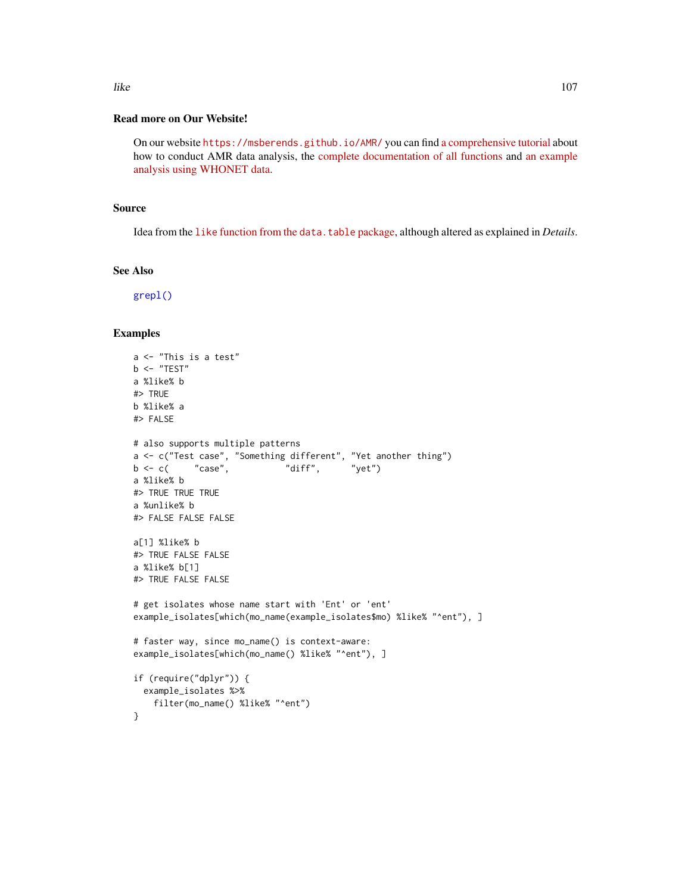## Read more on Our Website!

On our website https://msberends.github.io/AMR/ you can find a comprehensive tutorial about how to conduct AMR data analysis, the complete documentation of all functions and an example analysis using WHONET data.

## Source

Idea from the `like` function from the `data.table` package, although altered as explained in *Details*.

## See Also

`grepl()`

## Examples

```
a <- "This is a test"
b <- "TEST"
a %like% b
#> TRUE
b %like% a
#> FALSE

# also supports multiple patterns
a <- c("Test case", "Something different", "Yet another thing")
b <- c(     "case",           "diff",      "yet")
a %like% b
#> TRUE TRUE TRUE
a %unlike% b
#> FALSE FALSE FALSE

a[1] %like% b
#> TRUE FALSE FALSE
a %like% b[1]
#> TRUE FALSE FALSE

# get isolates whose name start with 'Ent' or 'ent'
example_isolates[which(mo_name(example_isolates$mo) %like% "^ent"), ]

# faster way, since mo_name() is context-aware:
example_isolates[which(mo_name() %like% "^ent"), ]

if (require("dplyr")) {
  example_isolates %>%
    filter(mo_name() %like% "^ent")
}
```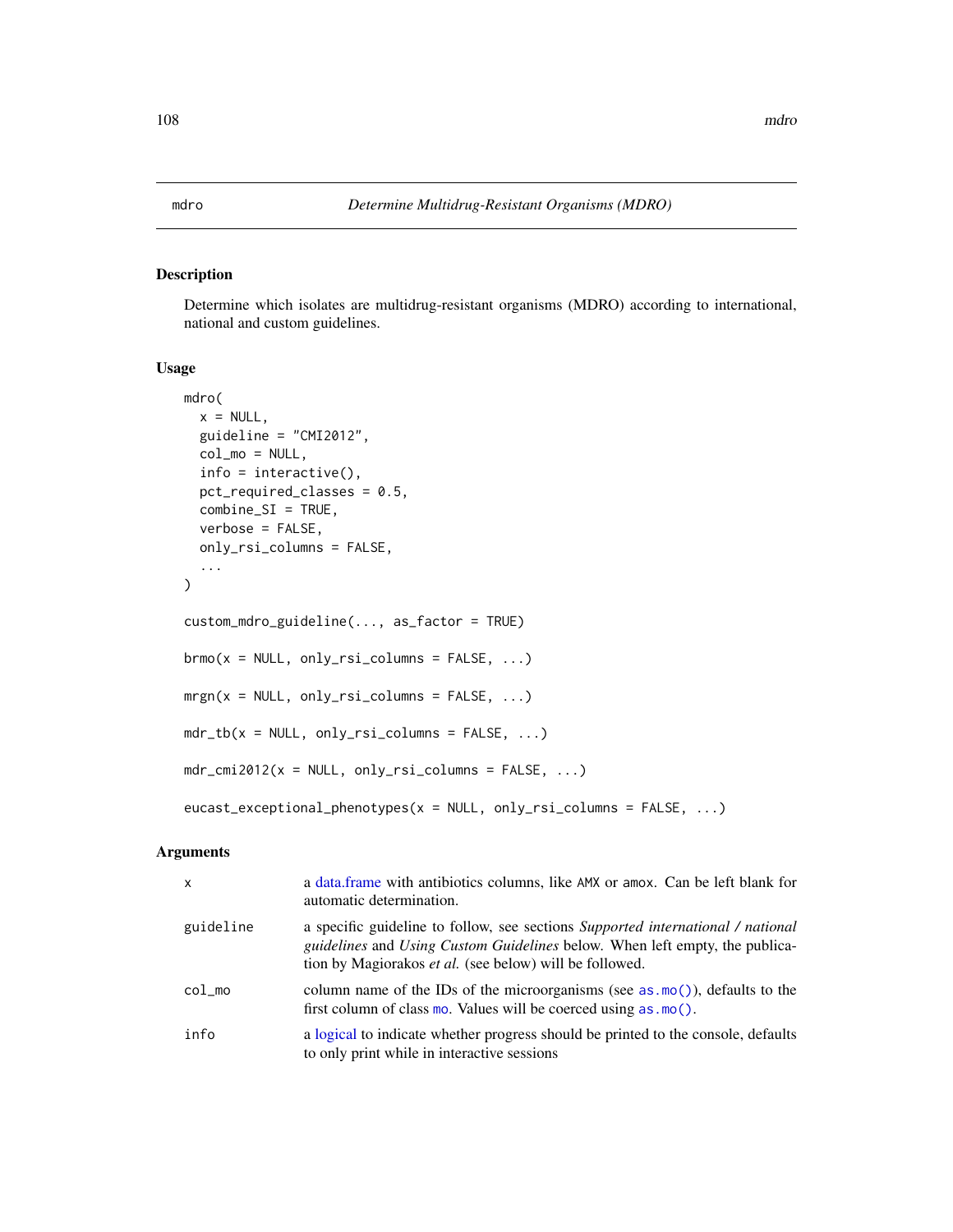## mdro — *Determine Multidrug-Resistant Organisms (MDRO)*

### Description

Determine which isolates are multidrug-resistant organisms (MDRO) according to international, national and custom guidelines.

### Usage

```
mdro(
  x = NULL,
  guideline = "CMI2012",
  col_mo = NULL,
  info = interactive(),
  pct_required_classes = 0.5,
  combine_SI = TRUE,
  verbose = FALSE,
  only_rsi_columns = FALSE,
  ...
)

custom_mdro_guideline(..., as_factor = TRUE)

brmo(x = NULL, only_rsi_columns = FALSE, ...)

mrgn(x = NULL, only_rsi_columns = FALSE, ...)

mdr_tb(x = NULL, only_rsi_columns = FALSE, ...)

mdr_cmi2012(x = NULL, only_rsi_columns = FALSE, ...)

eucast_exceptional_phenotypes(x = NULL, only_rsi_columns = FALSE, ...)
```

### Arguments

| | |
|---|---|
| `x` | a data.frame with antibiotics columns, like `AMX` or `amox`. Can be left blank for automatic determination. |
| `guideline` | a specific guideline to follow, see sections *Supported international / national guidelines* and *Using Custom Guidelines* below. When left empty, the publication by Magiorakos *et al.* (see below) will be followed. |
| `col_mo` | column name of the IDs of the microorganisms (see `as.mo()`), defaults to the first column of class `mo`. Values will be coerced using `as.mo()`. |
| `info` | a logical to indicate whether progress should be printed to the console, defaults to only print while in interactive sessions |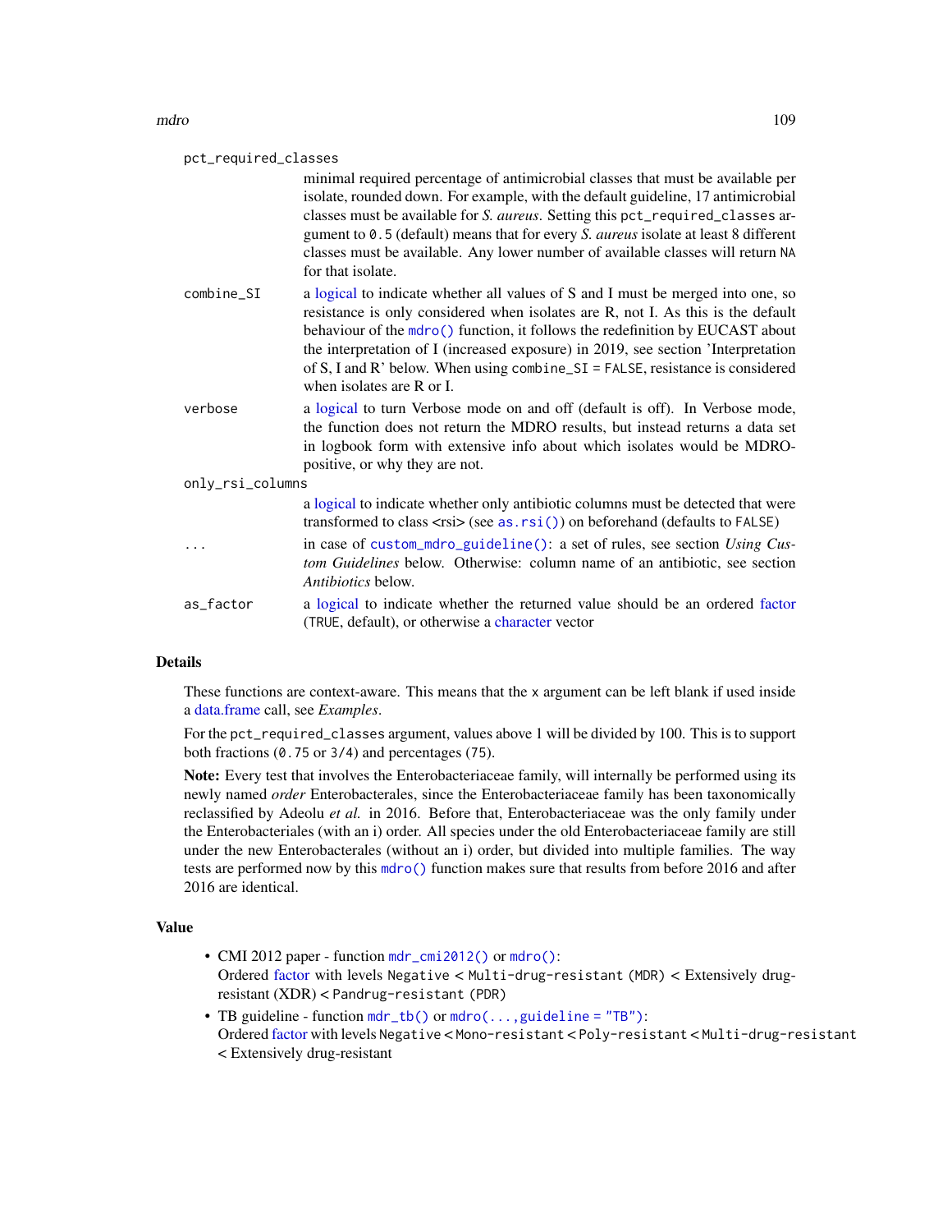`pct_required_classes`
: minimal required percentage of antimicrobial classes that must be available per isolate, rounded down. For example, with the default guideline, 17 antimicrobial classes must be available for *S. aureus*. Setting this `pct_required_classes` argument to `0.5` (default) means that for every *S. aureus* isolate at least 8 different classes must be available. Any lower number of available classes will return `NA` for that isolate.

`combine_SI`
: a logical to indicate whether all values of S and I must be merged into one, so resistance is only considered when isolates are R, not I. As this is the default behaviour of the `mdro()` function, it follows the redefinition by EUCAST about the interpretation of I (increased exposure) in 2019, see section 'Interpretation of S, I and R' below. When using `combine_SI = FALSE`, resistance is considered when isolates are R or I.

`verbose`
: a logical to turn Verbose mode on and off (default is off). In Verbose mode, the function does not return the MDRO results, but instead returns a data set in logbook form with extensive info about which isolates would be MDRO-positive, or why they are not.

`only_rsi_columns`
: a logical to indicate whether only antibiotic columns must be detected that were transformed to class <rsi> (see `as.rsi()`) on beforehand (defaults to `FALSE`)

`...`
: in case of `custom_mdro_guideline()`: a set of rules, see section *Using Custom Guidelines* below. Otherwise: column name of an antibiotic, see section *Antibiotics* below.

`as_factor`
: a logical to indicate whether the returned value should be an ordered factor (`TRUE`, default), or otherwise a character vector

## Details

These functions are context-aware. This means that the `x` argument can be left blank if used inside a data.frame call, see *Examples*.

For the `pct_required_classes` argument, values above 1 will be divided by 100. This is to support both fractions (`0.75` or `3/4`) and percentages (`75`).

**Note:** Every test that involves the Enterobacteriaceae family, will internally be performed using its newly named *order* Enterobacterales, since the Enterobacteriaceae family has been taxonomically reclassified by Adeolu *et al.* in 2016. Before that, Enterobacteriaceae was the only family under the Enterobacteriales (with an i) order. All species under the old Enterobacteriaceae family are still under the new Enterobacterales (without an i) order, but divided into multiple families. The way tests are performed now by this `mdro()` function makes sure that results from before 2016 and after 2016 are identical.

## Value

- CMI 2012 paper - function `mdr_cmi2012()` or `mdro()`:
  Ordered factor with levels `Negative` < `Multi-drug-resistant (MDR)` < Extensively drug-resistant (XDR) < `Pandrug-resistant (PDR)`
- TB guideline - function `mdr_tb()` or `mdro(..., guideline = "TB")`:
  Ordered factor with levels `Negative` < `Mono-resistant` < `Poly-resistant` < `Multi-drug-resistant` < Extensively drug-resistant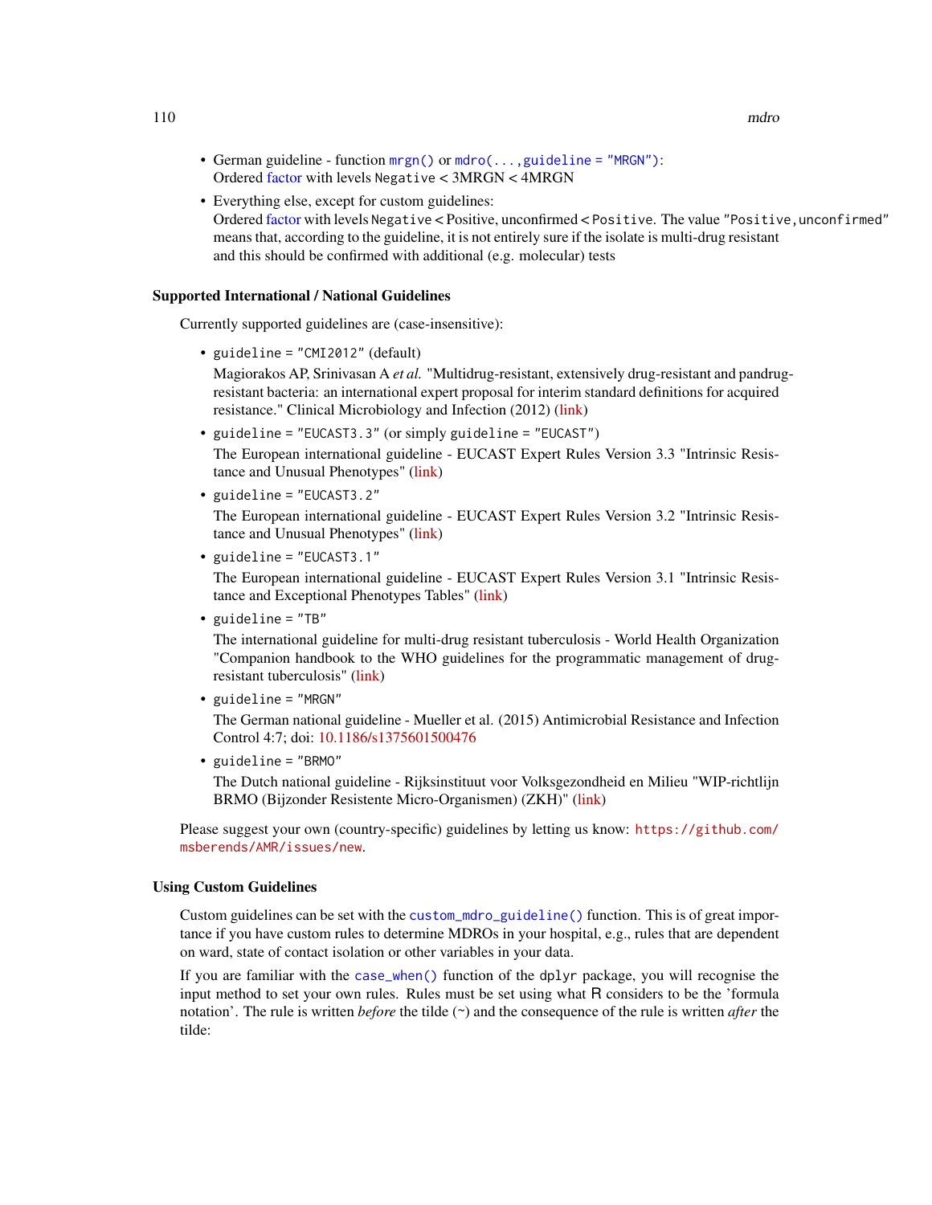- German guideline - function `mrgn()` or `mdro(...,guideline = "MRGN")`:
  Ordered factor with levels `Negative` < 3MRGN < 4MRGN
- Everything else, except for custom guidelines:
  Ordered factor with levels `Negative` < Positive, unconfirmed < `Positive`. The value `"Positive,unconfirmed"` means that, according to the guideline, it is not entirely sure if the isolate is multi-drug resistant and this should be confirmed with additional (e.g. molecular) tests

### Supported International / National Guidelines

Currently supported guidelines are (case-insensitive):

- `guideline = "CMI2012"` (default)

  Magiorakos AP, Srinivasan A *et al.* "Multidrug-resistant, extensively drug-resistant and pandrug-resistant bacteria: an international expert proposal for interim standard definitions for acquired resistance." Clinical Microbiology and Infection (2012) (link)
- `guideline = "EUCAST3.3"` (or simply `guideline = "EUCAST"`)

  The European international guideline - EUCAST Expert Rules Version 3.3 "Intrinsic Resistance and Unusual Phenotypes" (link)
- `guideline = "EUCAST3.2"`

  The European international guideline - EUCAST Expert Rules Version 3.2 "Intrinsic Resistance and Unusual Phenotypes" (link)
- `guideline = "EUCAST3.1"`

  The European international guideline - EUCAST Expert Rules Version 3.1 "Intrinsic Resistance and Exceptional Phenotypes Tables" (link)
- `guideline = "TB"`

  The international guideline for multi-drug resistant tuberculosis - World Health Organization "Companion handbook to the WHO guidelines for the programmatic management of drug-resistant tuberculosis" (link)
- `guideline = "MRGN"`

  The German national guideline - Mueller et al. (2015) Antimicrobial Resistance and Infection Control 4:7; doi: 10.1186/s13756015004 76
- `guideline = "BRMO"`

  The Dutch national guideline - Rijksinstituut voor Volksgezondheid en Milieu "WIP-richtlijn BRMO (Bijzonder Resistente Micro-Organismen) (ZKH)" (link)

Please suggest your own (country-specific) guidelines by letting us know: `https://github.com/msberends/AMR/issues/new`.

### Using Custom Guidelines

Custom guidelines can be set with the `custom_mdro_guideline()` function. This is of great importance if you have custom rules to determine MDROs in your hospital, e.g., rules that are dependent on ward, state of contact isolation or other variables in your data.

If you are familiar with the `case_when()` function of the `dplyr` package, you will recognise the input method to set your own rules. Rules must be set using what R considers to be the 'formula notation'. The rule is written *before* the tilde (~) and the consequence of the rule is written *after* the tilde: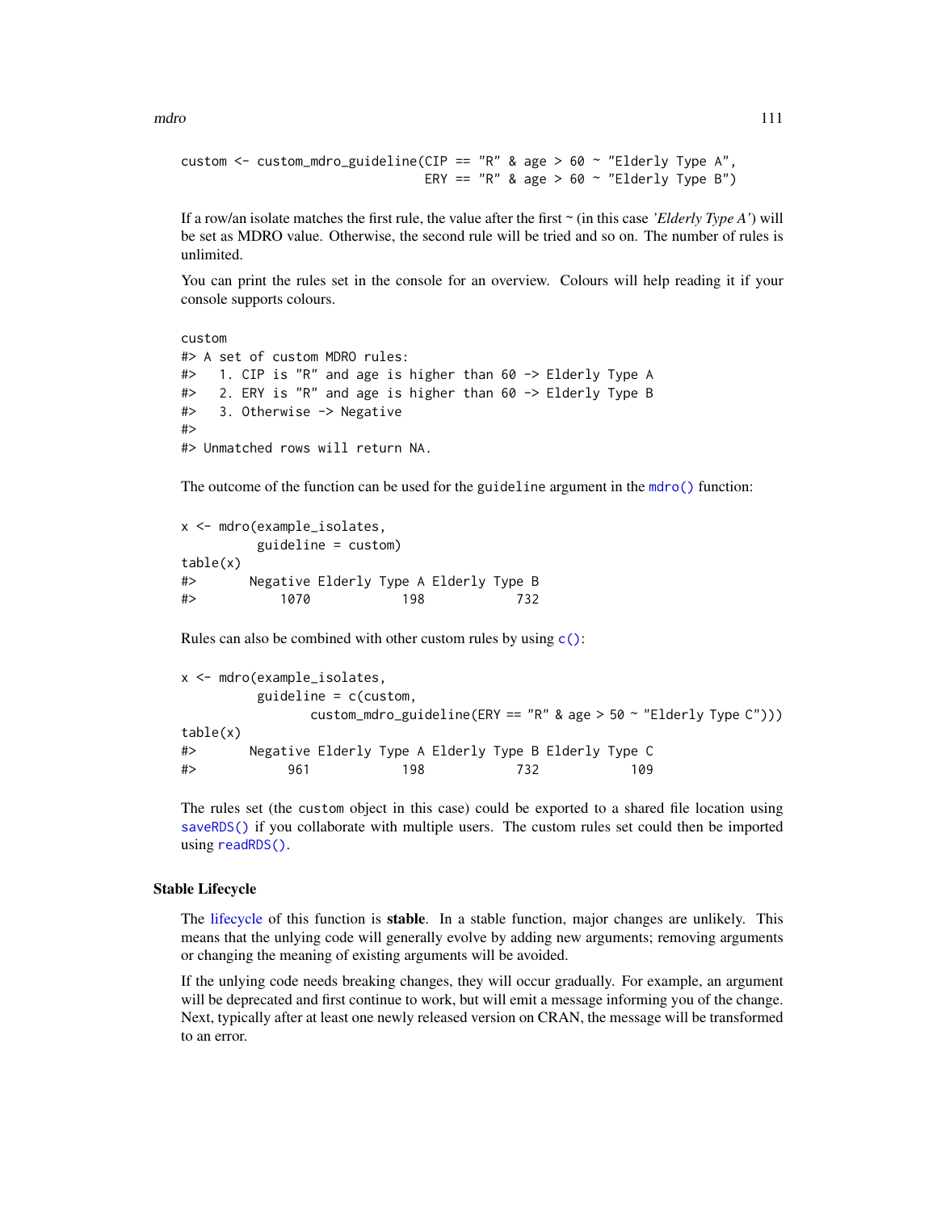```
custom <- custom_mdro_guideline(CIP == "R" & age > 60 ~ "Elderly Type A",
                                ERY == "R" & age > 60 ~ "Elderly Type B")
```

If a row/an isolate matches the first rule, the value after the first ~ (in this case *'Elderly Type A'*) will be set as MDRO value. Otherwise, the second rule will be tried and so on. The number of rules is unlimited.

You can print the rules set in the console for an overview. Colours will help reading it if your console supports colours.

```
custom
#> A set of custom MDRO rules:
#>   1. CIP is "R" and age is higher than 60 -> Elderly Type A
#>   2. ERY is "R" and age is higher than 60 -> Elderly Type B
#>   3. Otherwise -> Negative
#>
#> Unmatched rows will return NA.
```

The outcome of the function can be used for the `guideline` argument in the `mdro()` function:

```
x <- mdro(example_isolates,
          guideline = custom)
table(x)
#>       Negative Elderly Type A Elderly Type B
#>           1070            198            732
```

Rules can also be combined with other custom rules by using `c()`:

```
x <- mdro(example_isolates,
          guideline = c(custom,
                 custom_mdro_guideline(ERY == "R" & age > 50 ~ "Elderly Type C")))
table(x)
#>       Negative Elderly Type A Elderly Type B Elderly Type C
#>            961            198            732            109
```

The rules set (the `custom` object in this case) could be exported to a shared file location using `saveRDS()` if you collaborate with multiple users. The custom rules set could then be imported using `readRDS()`.

### Stable Lifecycle

The lifecycle of this function is **stable**. In a stable function, major changes are unlikely. This means that the unlying code will generally evolve by adding new arguments; removing arguments or changing the meaning of existing arguments will be avoided.

If the unlying code needs breaking changes, they will occur gradually. For example, an argument will be deprecated and first continue to work, but will emit a message informing you of the change. Next, typically after at least one newly released version on CRAN, the message will be transformed to an error.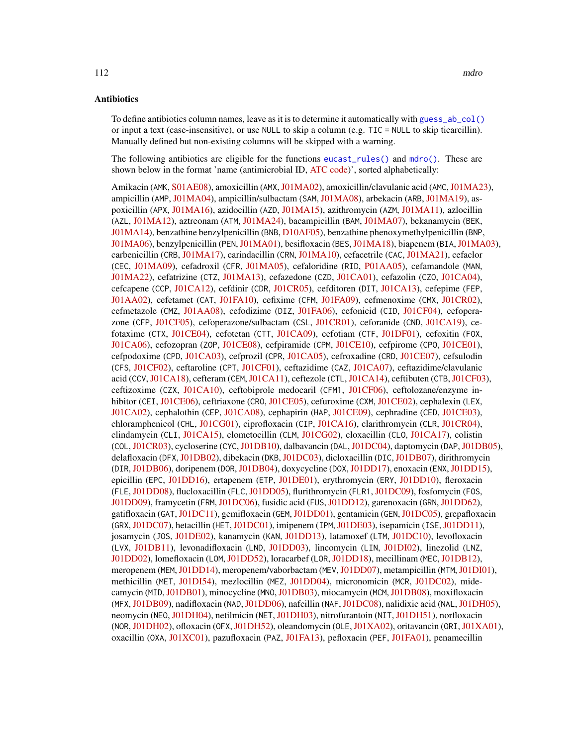### Antibiotics

To define antibiotics column names, leave as it is to determine it automatically with `guess_ab_col()` or input a text (case-insensitive), or use `NULL` to skip a column (e.g. `TIC = NULL` to skip ticarcillin). Manually defined but non-existing columns will be skipped with a warning.

The following antibiotics are eligible for the functions `eucast_rules()` and `mdro()`. These are shown below in the format 'name (antimicrobial ID, ATC code)', sorted alphabetically:

Amikacin (`AMK`, S01AE08), amoxicillin (`AMX`, J01MA02), amoxicillin/clavulanic acid (`AMC`, J01MA23), ampicillin (`AMP`, J01MA04), ampicillin/sulbactam (`SAM`, J01MA08), arbekacin (`ARB`, J01MA19), aspoxicillin (`APX`, J01MA16), azidocillin (`AZD`, J01MA15), azithromycin (`AZM`, J01MA11), azlocillin (`AZL`, J01MA12), aztreonam (`ATM`, J01MA24), bacampicillin (`BAM`, J01MA07), bekanamycin (`BEK`, J01MA14), benzathine benzylpenicillin (`BNB`, D10AF05), benzathine phenoxymethylpenicillin (`BNP`, J01MA06), benzylpenicillin (`PEN`, J01MA01), besifloxacin (`BES`, J01MA18), biapenem (`BIA`, J01MA03), carbenicillin (`CRB`, J01MA17), carindacillin (`CRN`, J01MA10), cefacetrile (`CAC`, J01MA21), cefaclor (`CEC`, J01MA09), cefadroxil (`CFR`, J01MA05), cefaloridine (`RID`, P01AA05), cefamandole (`MAN`, J01MA22), cefatrizine (`CTZ`, J01MA13), cefazedone (`CZD`, J01CA01), cefazolin (`CZO`, J01CA04), cefcapene (`CCP`, J01CA12), cefdinir (`CDR`, J01CR05), cefditoren (`DIT`, J01CA13), cefepime (`FEP`, J01AA02), cefetamet (`CAT`, J01FA10), cefixime (`CFM`, J01FA09), cefmenoxime (`CMX`, J01CR02), cefmetazole (`CMZ`, J01AA08), cefodizime (`DIZ`, J01FA06), cefonicid (`CID`, J01CF04), cefoperazone (`CFP`, J01CF05), cefoperazone/sulbactam (`CSL`, J01CR01), ceforanide (`CND`, J01CA19), cefotaxime (`CTX`, J01CE04), cefotetan (`CTT`, J01CA09), cefotiam (`CTF`, J01DF01), cefoxitin (`FOX`, J01CA06), cefozopran (`ZOP`, J01CE08), cefpiramide (`CPM`, J01CE10), cefpirome (`CPO`, J01CE01), cefpodoxime (`CPD`, J01CA03), cefprozil (`CPR`, J01CA05), cefroxadine (`CRD`, J01CE07), cefsulodin (`CFS`, J01CF02), ceftaroline (`CPT`, J01CF01), ceftazidime (`CAZ`, J01CA07), ceftazidime/clavulanic acid (`CCV`, J01CA18), cefteram (`CEM`, J01CA11), ceftezole (`CTL`, J01CA14), ceftibuten (`CTB`, J01CF03), ceftizoxime (`CZX`, J01CA10), ceftobiprole medocaril (`CFM1`, J01CF06), ceftolozane/enzyme inhibitor (`CEI`, J01CE06), ceftriaxone (`CRO`, J01CE05), cefuroxime (`CXM`, J01CE02), cephalexin (`LEX`, J01CA02), cephalothin (`CEP`, J01CA08), cephapirin (`HAP`, J01CE09), cephradine (`CED`, J01CE03), chloramphenicol (`CHL`, J01CG01), ciprofloxacin (`CIP`, J01CA16), clarithromycin (`CLR`, J01CR04), clindamycin (`CLI`, J01CA15), clometocillin (`CLM`, J01CG02), cloxacillin (`CLO`, J01CA17), colistin (`COL`, J01CR03), cycloserine (`CYC`, J01DB10), dalbavancin (`DAL`, J01DC04), daptomycin (`DAP`, J01DB05), delafloxacin (`DFX`, J01DB02), dibekacin (`DKB`, J01DC03), dicloxacillin (`DIC`, J01DB07), dirithromycin (`DIR`, J01DB06), doripenem (`DOR`, J01DB04), doxycycline (`DOX`, J01DD17), enoxacin (`ENX`, J01DD15), epicillin (`EPC`, J01DD16), ertapenem (`ETP`, J01DE01), erythromycin (`ERY`, J01DD10), fleroxacin (`FLE`, J01DD08), flucloxacillin (`FLC`, J01DD05), flurithromycin (`FLR1`, J01DC09), fosfomycin (`FOS`, J01DD09), framycetin (`FRM`, J01DC06), fusidic acid (`FUS`, J01DD12), garenoxacin (`GRN`, J01DD62), gatifloxacin (`GAT`, J01DC11), gemifloxacin (`GEM`, J01DD01), gentamicin (`GEN`, J01DC05), grepafloxacin (`GRX`, J01DC07), hetacillin (`HET`, J01DC01), imipenem (`IPM`, J01DE03), isepamicin (`ISE`, J01DD11), josamycin (`JOS`, J01DE02), kanamycin (`KAN`, J01DD13), latamoxef (`LTM`, J01DC10), levofloxacin (`LVX`, J01DB11), levonadifloxacin (`LND`, J01DD03), lincomycin (`LIN`, J01DI02), linezolid (`LNZ`, J01DD02), lomefloxacin (`LOM`, J01DD52), loracarbef (`LOR`, J01DD18), mecillinam (`MEC`, J01DB12), meropenem (`MEM`, J01DD14), meropenem/vaborbactam (`MEV`, J01DD07), metampicillin (`MTM`, J01DI01), methicillin (`MET`, J01DI54), mezlocillin (`MEZ`, J01DD04), micronomicin (`MCR`, J01DC02), midecamycin (`MID`, J01DB01), minocycline (`MNO`, J01DB03), miocamycin (`MCM`, J01DB08), moxifloxacin (`MFX`, J01DB09), nadifloxacin (`NAD`, J01DD06), nafcillin (`NAF`, J01DC08), nalidixic acid (`NAL`, J01DH05), neomycin (`NEO`, J01DH04), netilmicin (`NET`, J01DH03), nitrofurantoin (`NIT`, J01DH51), norfloxacin (`NOR`, J01DH02), ofloxacin (`OFX`, J01DH52), oleandomycin (`OLE`, J01XA02), oritavancin (`ORI`, J01XA01), oxacillin (`OXA`, J01XC01), pazufloxacin (`PAZ`, J01FA13), pefloxacin (`PEF`, J01FA01), penamecillin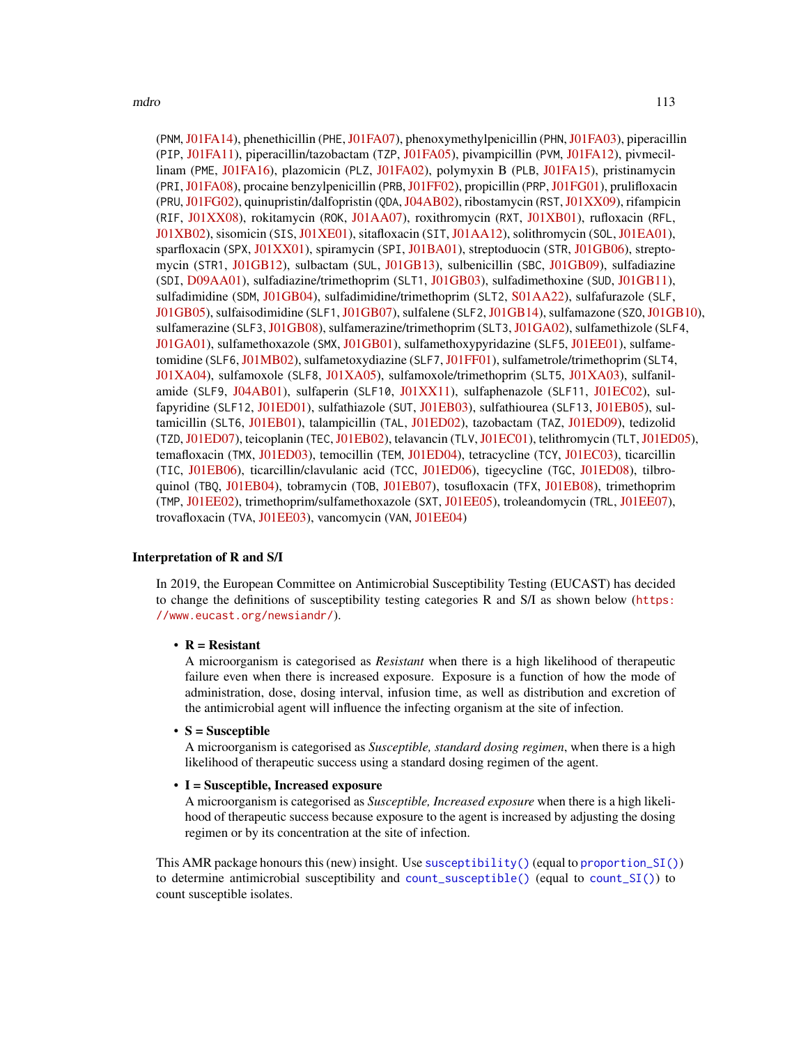(PNM, J01FA14), phenethicillin (PHE, J01FA07), phenoxymethylpenicillin (PHN, J01FA03), piperacillin (PIP, J01FA11), piperacillin/tazobactam (TZP, J01FA05), pivampicillin (PVM, J01FA12), pivmecillinam (PME, J01FA16), plazomicin (PLZ, J01FA02), polymyxin B (PLB, J01FA15), pristinamycin (PRI, J01FA08), procaine benzylpenicillin (PRB, J01FF02), propicillin (PRP, J01FG01), prulifloxacin (PRU, J01FG02), quinupristin/dalfopristin (QDA, J04AB02), ribostamycin (RST, J01XX09), rifampicin (RIF, J01XX08), rokitamycin (ROK, J01AA07), roxithromycin (RXT, J01XB01), rufloxacin (RFL, J01XB02), sisomicin (SIS, J01XE01), sitafloxacin (SIT, J01AA12), solithromycin (SOL, J01EA01), sparfloxacin (SPX, J01XX01), spiramycin (SPI, J01BA01), streptoduocin (STR, J01GB06), streptomycin (STR1, J01GB12), sulbactam (SUL, J01GB13), sulbenicillin (SBC, J01GB09), sulfadiazine (SDI, D09AA01), sulfadiazine/trimethoprim (SLT1, J01GB03), sulfadimethoxine (SUD, J01GB11), sulfadimidine (SDM, J01GB04), sulfadimidine/trimethoprim (SLT2, S01AA22), sulfafurazole (SLF, J01GB05), sulfaisodimidine (SLF1, J01GB07), sulfalene (SLF2, J01GB14), sulfamazone (SZO, J01GB10), sulfamerazine (SLF3, J01GB08), sulfamerazine/trimethoprim (SLT3, J01GA02), sulfamethizole (SLF4, J01GA01), sulfamethoxazole (SMX, J01GB01), sulfamethoxypyridazine (SLF5, J01EE01), sulfametomidine (SLF6, J01MB02), sulfametoxydiazine (SLF7, J01FF01), sulfametrole/trimethoprim (SLT4, J01XA04), sulfamoxole (SLF8, J01XA05), sulfamoxole/trimethoprim (SLT5, J01XA03), sulfanilamide (SLF9, J04AB01), sulfaperin (SLF10, J01XX11), sulfaphenazole (SLF11, J01EC02), sulfapyridine (SLF12, J01ED01), sulfathiazole (SUT, J01EB03), sulfathiourea (SLF13, J01EB05), sultamicillin (SLT6, J01EB01), talampicillin (TAL, J01ED02), tazobactam (TAZ, J01ED09), tedizolid (TZD, J01ED07), teicoplanin (TEC, J01EB02), telavancin (TLV, J01EC01), telithromycin (TLT, J01ED05), temafloxacin (TMX, J01ED03), temocillin (TEM, J01ED04), tetracycline (TCY, J01EC03), ticarcillin (TIC, J01EB06), ticarcillin/clavulanic acid (TCC, J01ED06), tigecycline (TGC, J01ED08), tilbroquinol (TBQ, J01EB04), tobramycin (TOB, J01EB07), tosufloxacin (TFX, J01EB08), trimethoprim (TMP, J01EE02), trimethoprim/sulfamethoxazole (SXT, J01EE05), troleandomycin (TRL, J01EE07), trovafloxacin (TVA, J01EE03), vancomycin (VAN, J01EE04)

## Interpretation of R and S/I

In 2019, the European Committee on Antimicrobial Susceptibility Testing (EUCAST) has decided to change the definitions of susceptibility testing categories R and S/I as shown below (https://www.eucast.org/newsiandr/).

- **R = Resistant**
  A microorganism is categorised as *Resistant* when there is a high likelihood of therapeutic failure even when there is increased exposure. Exposure is a function of how the mode of administration, dose, dosing interval, infusion time, as well as distribution and excretion of the antimicrobial agent will influence the infecting organism at the site of infection.
- **S = Susceptible**
  A microorganism is categorised as *Susceptible, standard dosing regimen*, when there is a high likelihood of therapeutic success using a standard dosing regimen of the agent.
- **I = Susceptible, Increased exposure**
  A microorganism is categorised as *Susceptible, Increased exposure* when there is a high likelihood of therapeutic success because exposure to the agent is increased by adjusting the dosing regimen or by its concentration at the site of infection.

This AMR package honours this (new) insight. Use `susceptibility()` (equal to `proportion_SI()`) to determine antimicrobial susceptibility and `count_susceptible()` (equal to `count_SI()`) to count susceptible isolates.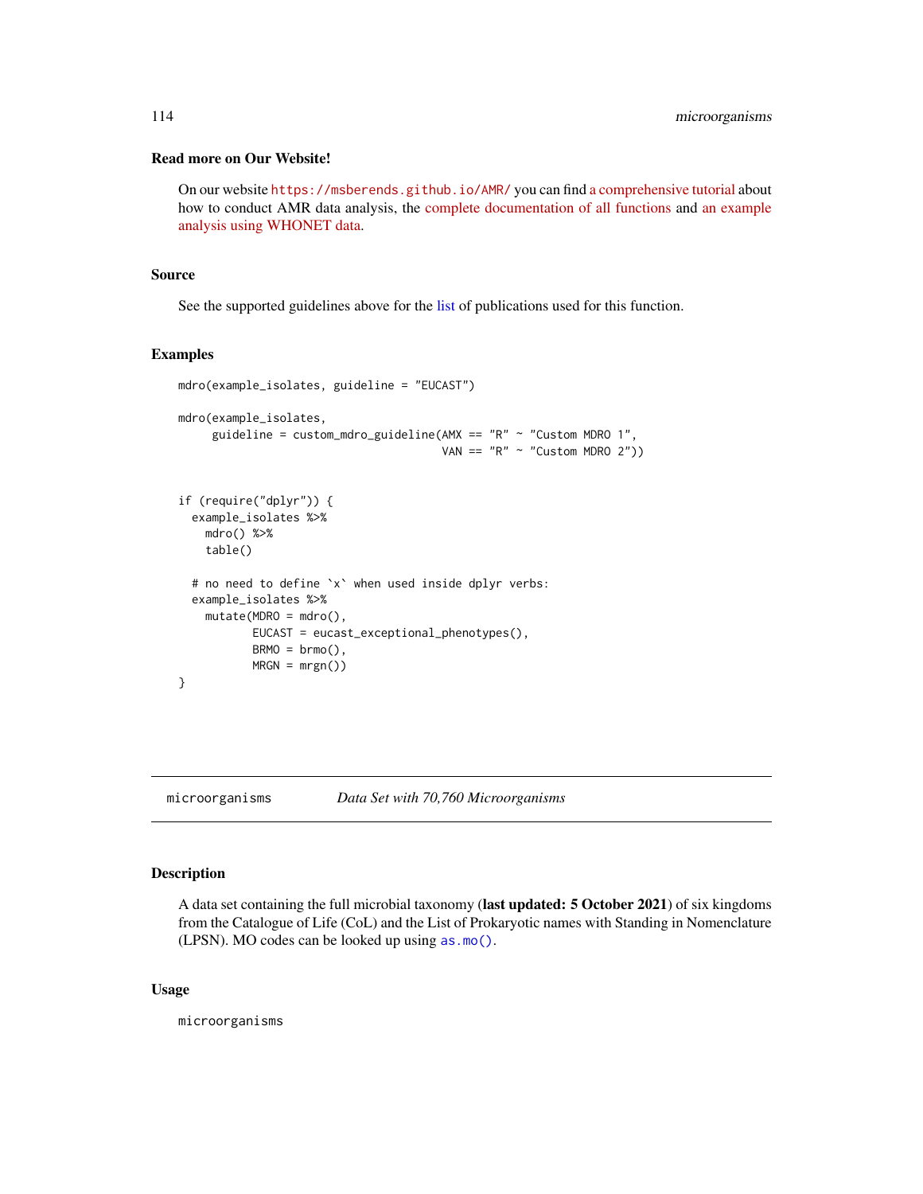### Read more on Our Website!

On our website https://msberends.github.io/AMR/ you can find a comprehensive tutorial about how to conduct AMR data analysis, the complete documentation of all functions and an example analysis using WHONET data.

### Source

See the supported guidelines above for the list of publications used for this function.

### Examples

```
mdro(example_isolates, guideline = "EUCAST")

mdro(example_isolates,
     guideline = custom_mdro_guideline(AMX == "R" ~ "Custom MDRO 1",
                                       VAN == "R" ~ "Custom MDRO 2"))


if (require("dplyr")) {
  example_isolates %>%
    mdro() %>%
    table()

  # no need to define `x` when used inside dplyr verbs:
  example_isolates %>%
    mutate(MDRO = mdro(),
           EUCAST = eucast_exceptional_phenotypes(),
           BRMO = brmo(),
           MRGN = mrgn())
}
```

---

## microorganisms *Data Set with 70,760 Microorganisms*

### Description

A data set containing the full microbial taxonomy (**last updated: 5 October 2021**) of six kingdoms from the Catalogue of Life (CoL) and the List of Prokaryotic names with Standing in Nomenclature (LPSN). MO codes can be looked up using `as.mo()`.

### Usage

```
microorganisms
```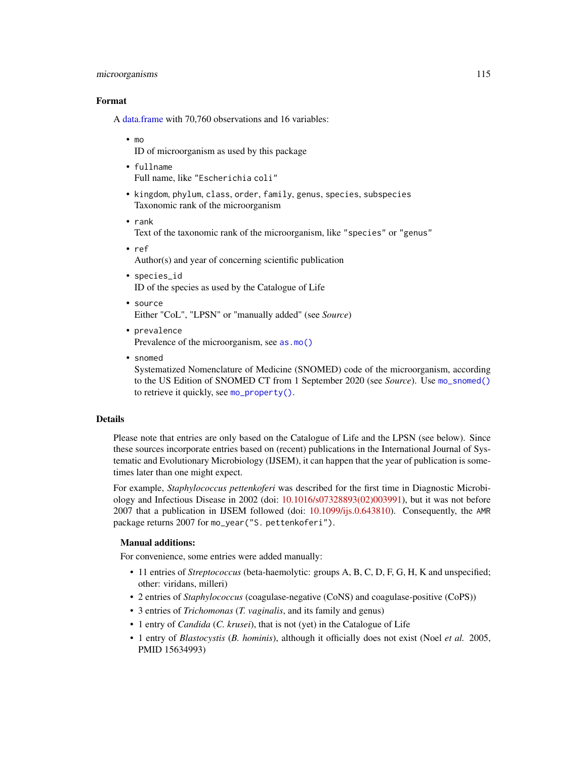## Format

A data.frame with 70,760 observations and 16 variables:

- `mo`
  ID of microorganism as used by this package
- `fullname`
  Full name, like `"Escherichia coli"`
- `kingdom`, `phylum`, `class`, `order`, `family`, `genus`, `species`, `subspecies`
  Taxonomic rank of the microorganism
- `rank`
  Text of the taxonomic rank of the microorganism, like `"species"` or `"genus"`
- `ref`
  Author(s) and year of concerning scientific publication
- `species_id`
  ID of the species as used by the Catalogue of Life
- `source`
  Either "CoL", "LPSN" or "manually added" (see *Source*)
- `prevalence`
  Prevalence of the microorganism, see `as.mo()`
- `snomed`
  Systematized Nomenclature of Medicine (SNOMED) code of the microorganism, according to the US Edition of SNOMED CT from 1 September 2020 (see *Source*). Use `mo_snomed()` to retrieve it quickly, see `mo_property()`.

## Details

Please note that entries are only based on the Catalogue of Life and the LPSN (see below). Since these sources incorporate entries based on (recent) publications in the International Journal of Systematic and Evolutionary Microbiology (IJSEM), it can happen that the year of publication is sometimes later than one might expect.

For example, *Staphylococcus pettenkoferi* was described for the first time in Diagnostic Microbiology and Infectious Disease in 2002 (doi: 10.1016/s07328893(02)003991), but it was not before 2007 that a publication in IJSEM followed (doi: 10.1099/ijs.0.643810). Consequently, the AMR package returns 2007 for `mo_year("S. pettenkoferi")`.

### Manual additions:

For convenience, some entries were added manually:

- 11 entries of *Streptococcus* (beta-haemolytic: groups A, B, C, D, F, G, H, K and unspecified; other: viridans, milleri)
- 2 entries of *Staphylococcus* (coagulase-negative (CoNS) and coagulase-positive (CoPS))
- 3 entries of *Trichomonas* (*T. vaginalis*, and its family and genus)
- 1 entry of *Candida* (*C. krusei*), that is not (yet) in the Catalogue of Life
- 1 entry of *Blastocystis* (*B. hominis*), although it officially does not exist (Noel *et al.* 2005, PMID 15634993)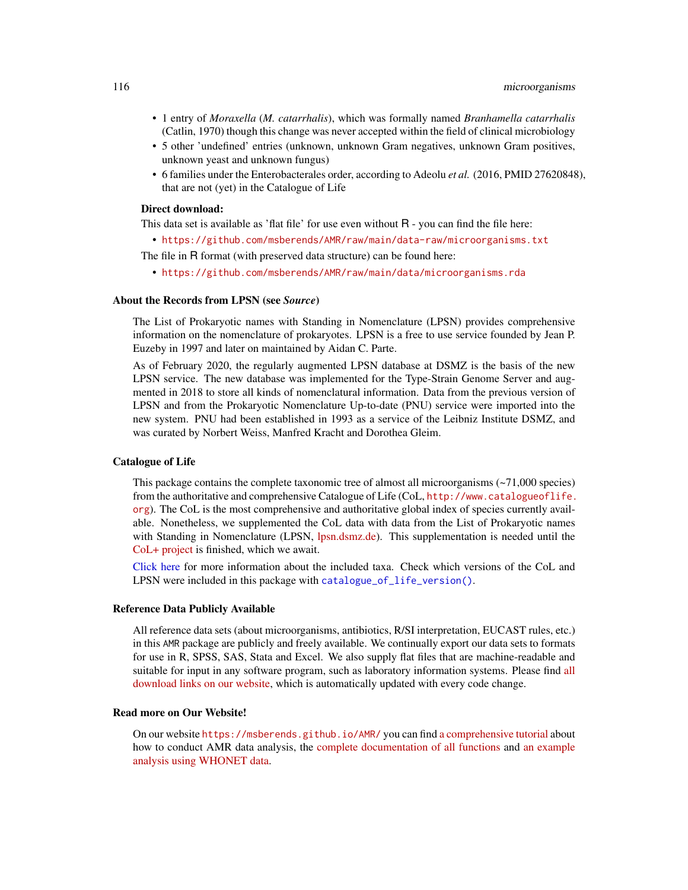- 1 entry of *Moraxella* (*M. catarrhalis*), which was formally named *Branhamella catarrhalis* (Catlin, 1970) though this change was never accepted within the field of clinical microbiology
- 5 other 'undefined' entries (unknown, unknown Gram negatives, unknown Gram positives, unknown yeast and unknown fungus)
- 6 families under the Enterobacterales order, according to Adeolu *et al.* (2016, PMID 27620848), that are not (yet) in the Catalogue of Life

**Direct download:**

This data set is available as 'flat file' for use even without R - you can find the file here:

- `https://github.com/msberends/AMR/raw/main/data-raw/microorganisms.txt`

The file in R format (with preserved data structure) can be found here:

- `https://github.com/msberends/AMR/raw/main/data/microorganisms.rda`

### About the Records from LPSN (see *Source*)

The List of Prokaryotic names with Standing in Nomenclature (LPSN) provides comprehensive information on the nomenclature of prokaryotes. LPSN is a free to use service founded by Jean P. Euzeby in 1997 and later on maintained by Aidan C. Parte.

As of February 2020, the regularly augmented LPSN database at DSMZ is the basis of the new LPSN service. The new database was implemented for the Type-Strain Genome Server and augmented in 2018 to store all kinds of nomenclatural information. Data from the previous version of LPSN and from the Prokaryotic Nomenclature Up-to-date (PNU) service were imported into the new system. PNU had been established in 1993 as a service of the Leibniz Institute DSMZ, and was curated by Norbert Weiss, Manfred Kracht and Dorothea Gleim.

### Catalogue of Life

This package contains the complete taxonomic tree of almost all microorganisms (~71,000 species) from the authoritative and comprehensive Catalogue of Life (CoL, `http://www.catalogueoflife.org`). The CoL is the most comprehensive and authoritative global index of species currently available. Nonetheless, we supplemented the CoL data with data from the List of Prokaryotic names with Standing in Nomenclature (LPSN, lpsn.dsmz.de). This supplementation is needed until the CoL+ project is finished, which we await.

Click here for more information about the included taxa. Check which versions of the CoL and LPSN were included in this package with `catalogue_of_life_version()`.

### Reference Data Publicly Available

All reference data sets (about microorganisms, antibiotics, R/SI interpretation, EUCAST rules, etc.) in this `AMR` package are publicly and freely available. We continually export our data sets to formats for use in R, SPSS, SAS, Stata and Excel. We also supply flat files that are machine-readable and suitable for input in any software program, such as laboratory information systems. Please find all download links on our website, which is automatically updated with every code change.

### Read more on Our Website!

On our website `https://msberends.github.io/AMR/` you can find a comprehensive tutorial about how to conduct AMR data analysis, the complete documentation of all functions and an example analysis using WHONET data.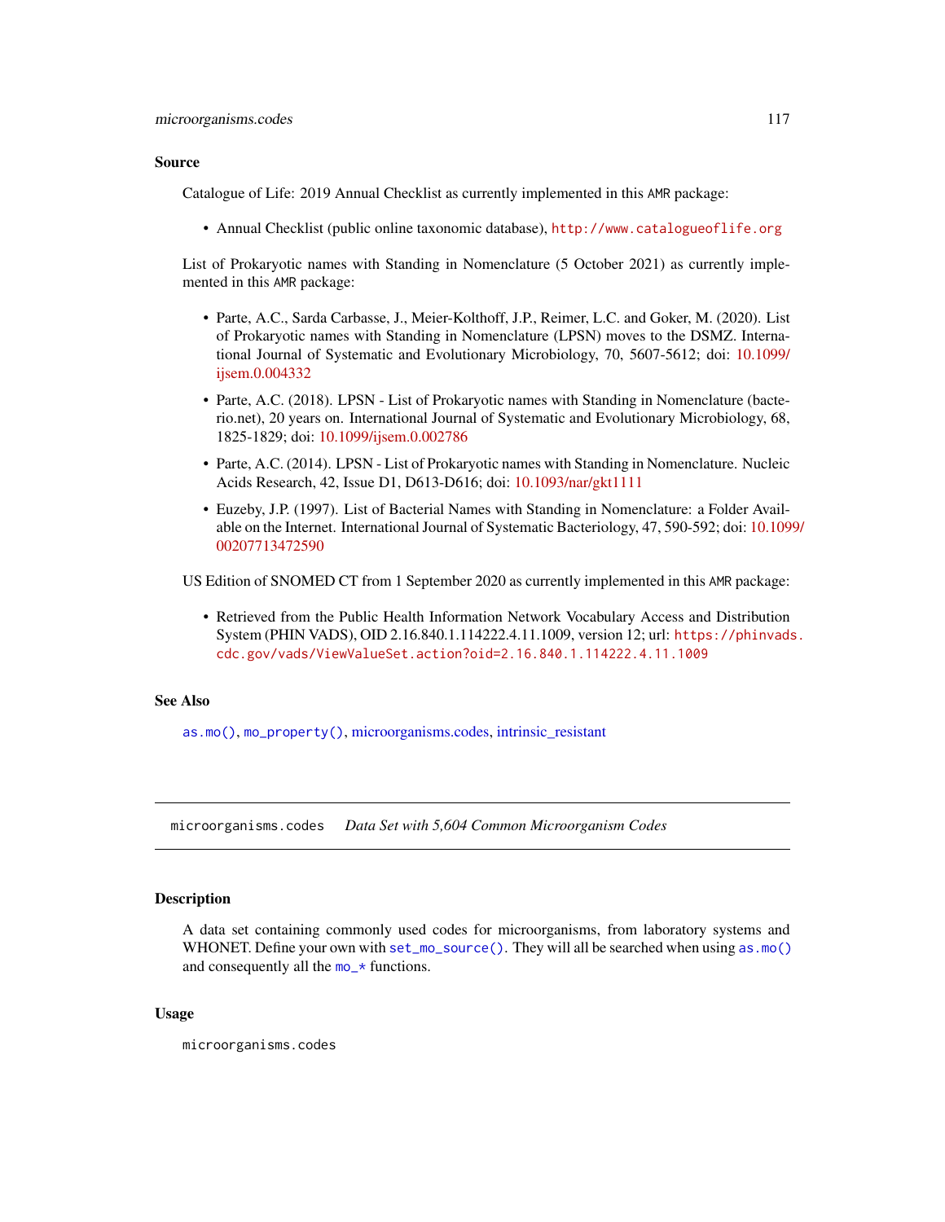## Source

Catalogue of Life: 2019 Annual Checklist as currently implemented in this `AMR` package:

- Annual Checklist (public online taxonomic database), `http://www.catalogueoflife.org`

List of Prokaryotic names with Standing in Nomenclature (5 October 2021) as currently implemented in this `AMR` package:

- Parte, A.C., Sarda Carbasse, J., Meier-Kolthoff, J.P., Reimer, L.C. and Goker, M. (2020). List of Prokaryotic names with Standing in Nomenclature (LPSN) moves to the DSMZ. International Journal of Systematic and Evolutionary Microbiology, 70, 5607-5612; doi: 10.1099/ijsem.0.004332
- Parte, A.C. (2018). LPSN - List of Prokaryotic names with Standing in Nomenclature (bacterio.net), 20 years on. International Journal of Systematic and Evolutionary Microbiology, 68, 1825-1829; doi: 10.1099/ijsem.0.002786
- Parte, A.C. (2014). LPSN - List of Prokaryotic names with Standing in Nomenclature. Nucleic Acids Research, 42, Issue D1, D613-D616; doi: 10.1093/nar/gkt1111
- Euzeby, J.P. (1997). List of Bacterial Names with Standing in Nomenclature: a Folder Available on the Internet. International Journal of Systematic Bacteriology, 47, 590-592; doi: 10.1099/00207713472590

US Edition of SNOMED CT from 1 September 2020 as currently implemented in this `AMR` package:

- Retrieved from the Public Health Information Network Vocabulary Access and Distribution System (PHIN VADS), OID 2.16.840.1.114222.4.11.1009, version 12; url: `https://phinvads.cdc.gov/vads/ViewValueSet.action?oid=2.16.840.1.114222.4.11.1009`

## See Also

`as.mo()`, `mo_property()`, microorganisms.codes, intrinsic_resistant

---

# `microorganisms.codes` *Data Set with 5,604 Common Microorganism Codes*

---

## Description

A data set containing commonly used codes for microorganisms, from laboratory systems and WHONET. Define your own with `set_mo_source()`. They will all be searched when using `as.mo()` and consequently all the `mo_*` functions.

## Usage

```
microorganisms.codes
```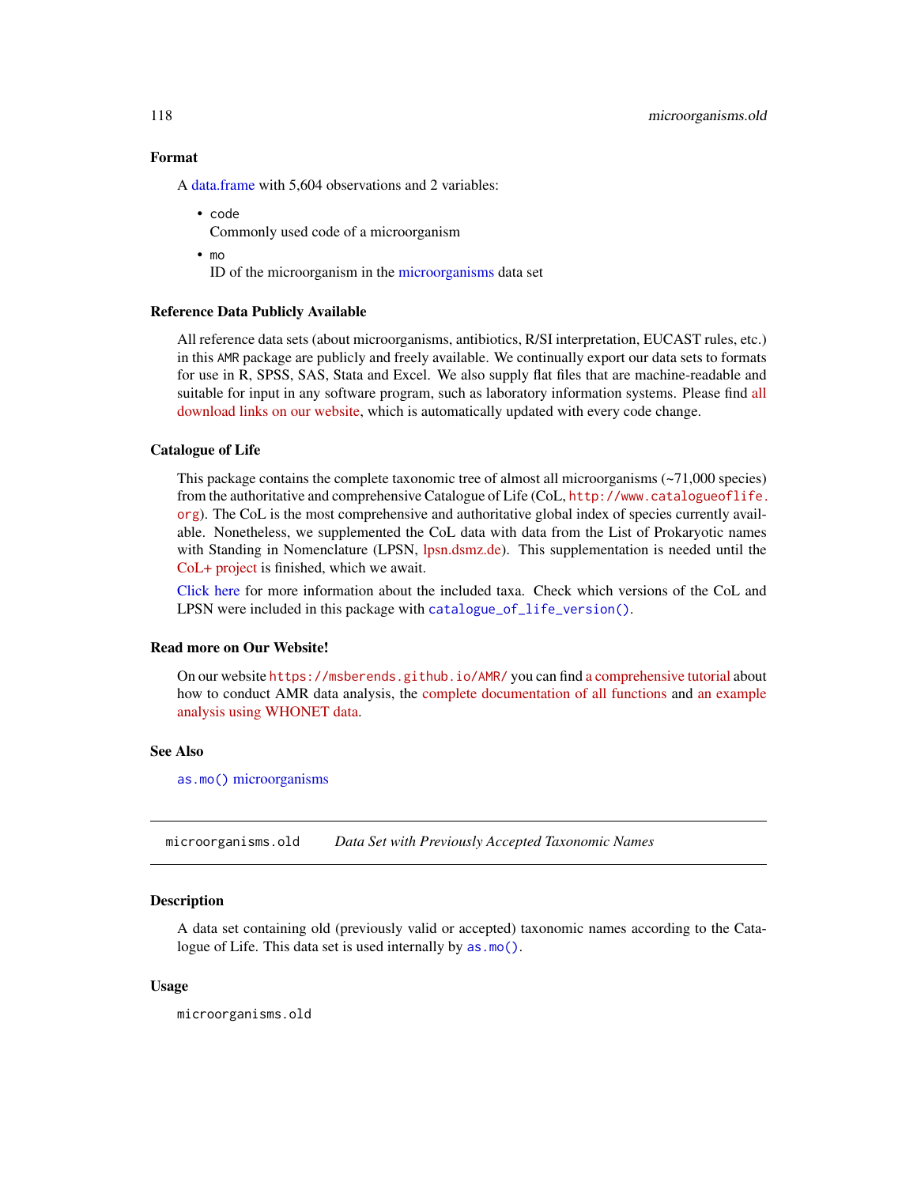### Format

A data.frame with 5,604 observations and 2 variables:

- `code`
  Commonly used code of a microorganism
- `mo`
  ID of the microorganism in the microorganisms data set

### Reference Data Publicly Available

All reference data sets (about microorganisms, antibiotics, R/SI interpretation, EUCAST rules, etc.) in this `AMR` package are publicly and freely available. We continually export our data sets to formats for use in R, SPSS, SAS, Stata and Excel. We also supply flat files that are machine-readable and suitable for input in any software program, such as laboratory information systems. Please find all download links on our website, which is automatically updated with every code change.

### Catalogue of Life

This package contains the complete taxonomic tree of almost all microorganisms (~71,000 species) from the authoritative and comprehensive Catalogue of Life (CoL, `http://www.catalogueoflife.org`). The CoL is the most comprehensive and authoritative global index of species currently available. Nonetheless, we supplemented the CoL data with data from the List of Prokaryotic names with Standing in Nomenclature (LPSN, lpsn.dsmz.de). This supplementation is needed until the CoL+ project is finished, which we await.

Click here for more information about the included taxa. Check which versions of the CoL and LPSN were included in this package with `catalogue_of_life_version()`.

### Read more on Our Website!

On our website `https://msberends.github.io/AMR/` you can find a comprehensive tutorial about how to conduct AMR data analysis, the complete documentation of all functions and an example analysis using WHONET data.

### See Also

`as.mo()` microorganisms

---

## `microorganisms.old` *Data Set with Previously Accepted Taxonomic Names*

### Description

A data set containing old (previously valid or accepted) taxonomic names according to the Catalogue of Life. This data set is used internally by `as.mo()`.

### Usage

```
microorganisms.old
```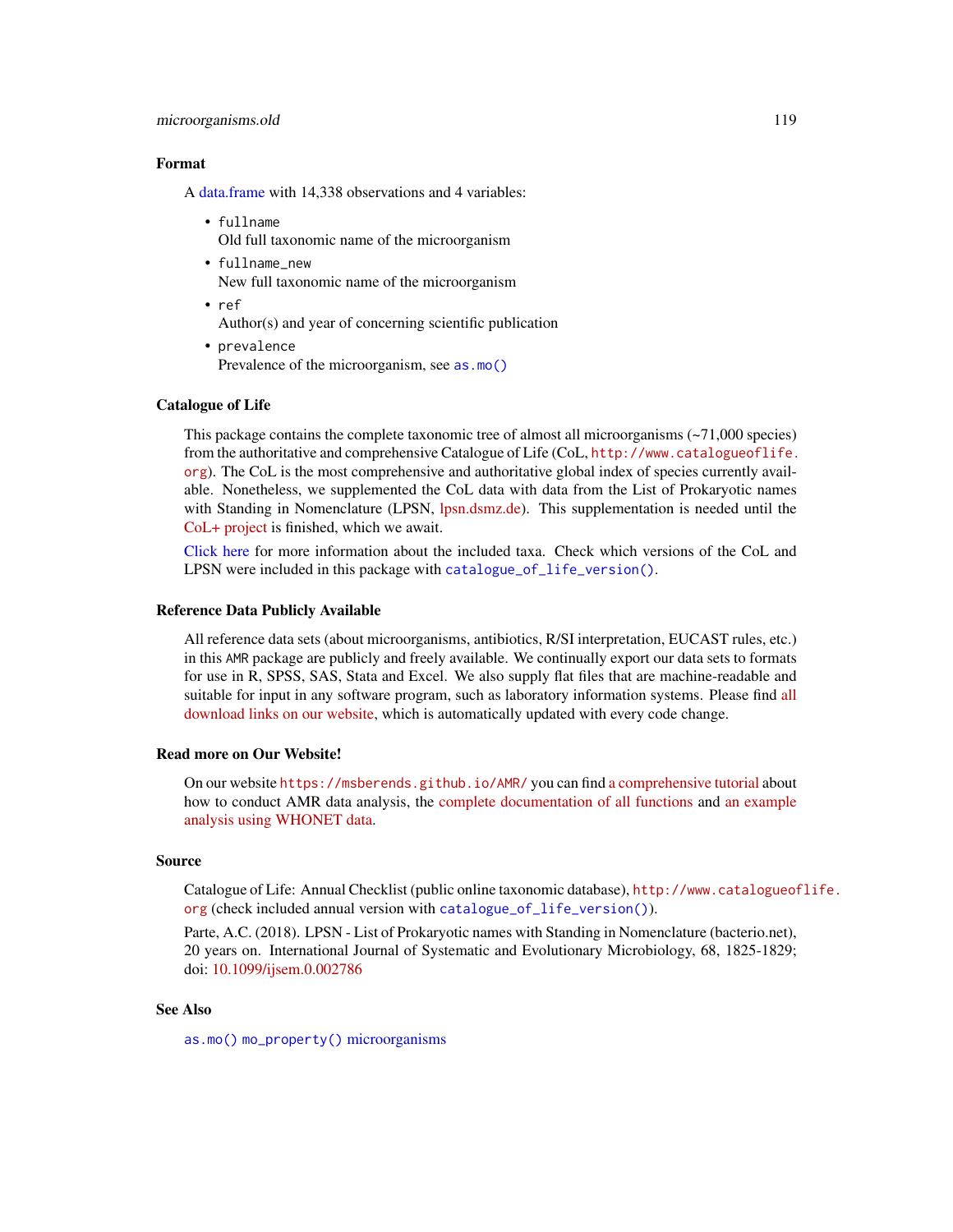### Format

A data.frame with 14,338 observations and 4 variables:

- `fullname`
  Old full taxonomic name of the microorganism
- `fullname_new`
  New full taxonomic name of the microorganism
- `ref`
  Author(s) and year of concerning scientific publication
- `prevalence`
  Prevalence of the microorganism, see `as.mo()`

### Catalogue of Life

This package contains the complete taxonomic tree of almost all microorganisms (~71,000 species) from the authoritative and comprehensive Catalogue of Life (CoL, `http://www.catalogueoflife.org`). The CoL is the most comprehensive and authoritative global index of species currently available. Nonetheless, we supplemented the CoL data with data from the List of Prokaryotic names with Standing in Nomenclature (LPSN, lpsn.dsmz.de). This supplementation is needed until the CoL+ project is finished, which we await.

Click here for more information about the included taxa. Check which versions of the CoL and LPSN were included in this package with `catalogue_of_life_version()`.

### Reference Data Publicly Available

All reference data sets (about microorganisms, antibiotics, R/SI interpretation, EUCAST rules, etc.) in this `AMR` package are publicly and freely available. We continually export our data sets to formats for use in R, SPSS, SAS, Stata and Excel. We also supply flat files that are machine-readable and suitable for input in any software program, such as laboratory information systems. Please find all download links on our website, which is automatically updated with every code change.

### Read more on Our Website!

On our website `https://msberends.github.io/AMR/` you can find a comprehensive tutorial about how to conduct AMR data analysis, the complete documentation of all functions and an example analysis using WHONET data.

### Source

Catalogue of Life: Annual Checklist (public online taxonomic database), `http://www.catalogueoflife.org` (check included annual version with `catalogue_of_life_version()`).

Parte, A.C. (2018). LPSN - List of Prokaryotic names with Standing in Nomenclature (bacterio.net), 20 years on. International Journal of Systematic and Evolutionary Microbiology, 68, 1825-1829; doi: 10.1099/ijsem.0.002786

### See Also

`as.mo()` `mo_property()` microorganisms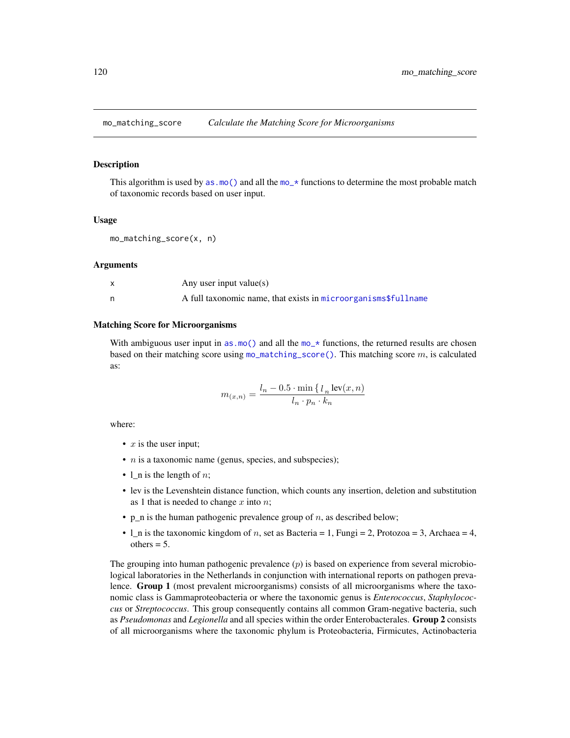mo_matching_score *Calculate the Matching Score for Microorganisms*

### Description

This algorithm is used by as.mo() and all the mo_* functions to determine the most probable match of taxonomic records based on user input.

### Usage

```
mo_matching_score(x, n)
```

### Arguments

| | |
|---|---|
| x | Any user input value(s) |
| n | A full taxonomic name, that exists in microorganisms$fullname |

### Matching Score for Microorganisms

With ambiguous user input in as.mo() and all the mo_* functions, the returned results are chosen based on their matching score using mo_matching_score(). This matching score $m$, is calculated as:

$$m_{(x,n)} = \frac{l_n - 0.5 \cdot \min \{ \, l_n \, \text{lev}(x,n)}{l_n \cdot p_n \cdot k_n}$$

where:

- $x$ is the user input;
- $n$ is a taxonomic name (genus, species, and subspecies);
- l_n is the length of $n$;
- lev is the Levenshtein distance function, which counts any insertion, deletion and substitution as 1 that is needed to change $x$ into $n$;
- p_n is the human pathogenic prevalence group of $n$, as described below;
- l_n is the taxonomic kingdom of $n$, set as Bacteria = 1, Fungi = 2, Protozoa = 3, Archaea = 4, others = 5.

The grouping into human pathogenic prevalence ($p$) is based on experience from several microbiological laboratories in the Netherlands in conjunction with international reports on pathogen prevalence. **Group 1** (most prevalent microorganisms) consists of all microorganisms where the taxonomic class is Gammaproteobacteria or where the taxonomic genus is *Enterococcus*, *Staphylococcus* or *Streptococcus*. This group consequently contains all common Gram-negative bacteria, such as *Pseudomonas* and *Legionella* and all species within the order Enterobacterales. **Group 2** consists of all microorganisms where the taxonomic phylum is Proteobacteria, Firmicutes, Actinobacteria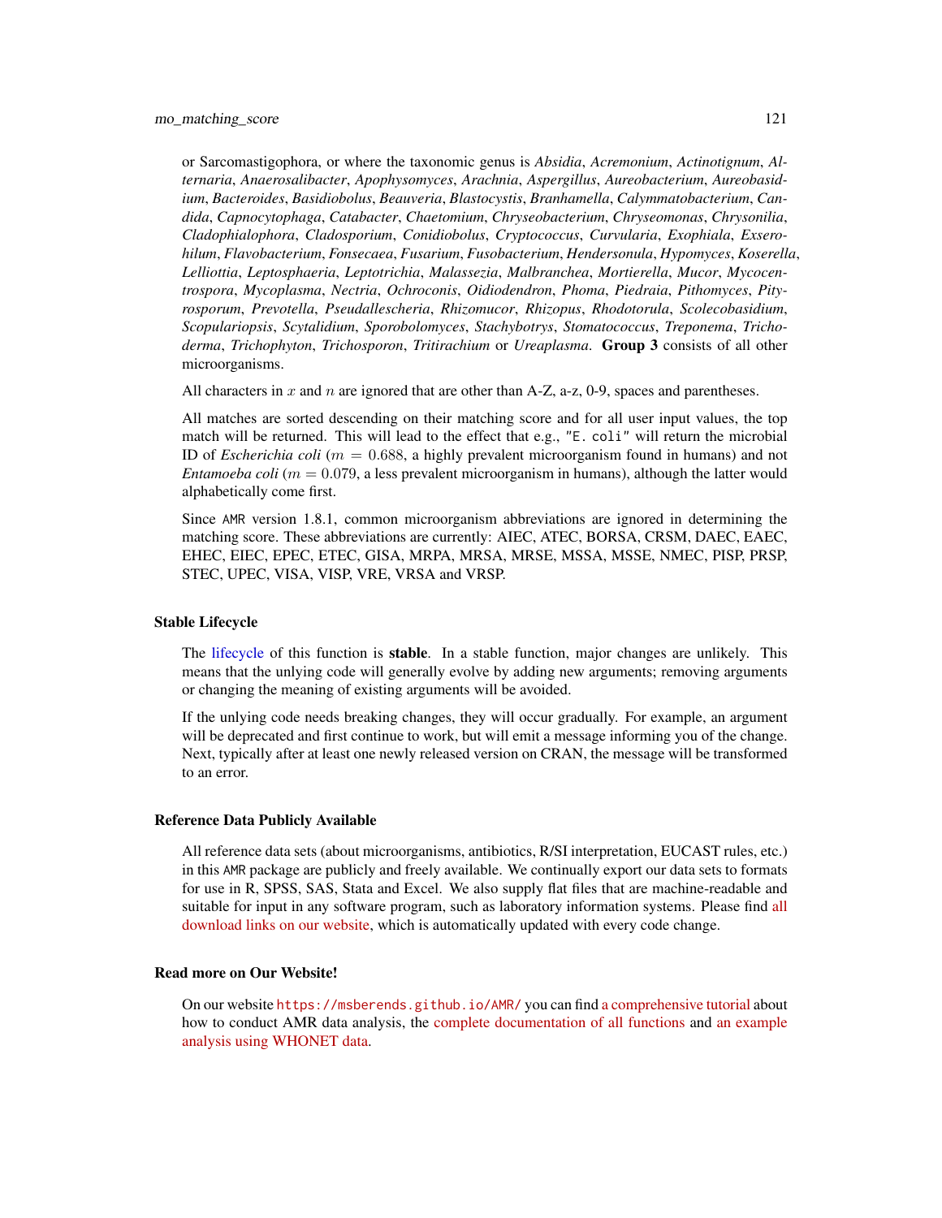or Sarcomastigophora, or where the taxonomic genus is *Absidia*, *Acremonium*, *Actinotignum*, *Alternaria*, *Anaerosalibacter*, *Apophysomyces*, *Arachnia*, *Aspergillus*, *Aureobacterium*, *Aureobasidium*, *Bacteroides*, *Basidiobolus*, *Beauveria*, *Blastocystis*, *Branhamella*, *Calymmatobacterium*, *Candida*, *Capnocytophaga*, *Catabacter*, *Chaetomium*, *Chryseobacterium*, *Chryseomonas*, *Chrysonilia*, *Cladophialophora*, *Cladosporium*, *Conidiobolus*, *Cryptococcus*, *Curvularia*, *Exophiala*, *Exserohilum*, *Flavobacterium*, *Fonsecaea*, *Fusarium*, *Fusobacterium*, *Hendersonula*, *Hypomyces*, *Koserella*, *Lelliottia*, *Leptosphaeria*, *Leptotrichia*, *Malassezia*, *Malbranchea*, *Mortierella*, *Mucor*, *Mycocentrospora*, *Mycoplasma*, *Nectria*, *Ochroconis*, *Oidiodendron*, *Phoma*, *Piedraia*, *Pithomyces*, *Pityrosporum*, *Prevotella*, *Pseudallescheria*, *Rhizomucor*, *Rhizopus*, *Rhodotorula*, *Scolecobasidium*, *Scopulariopsis*, *Scytalidium*, *Sporobolomyces*, *Stachybotrys*, *Stomatococcus*, *Treponema*, *Trichoderma*, *Trichophyton*, *Trichosporon*, *Tritirachium* or *Ureaplasma*. **Group 3** consists of all other microorganisms.

All characters in $x$ and $n$ are ignored that are other than A-Z, a-z, 0-9, spaces and parentheses.

All matches are sorted descending on their matching score and for all user input values, the top match will be returned. This will lead to the effect that e.g., `"E. coli"` will return the microbial ID of *Escherichia coli* ($m = 0.688$, a highly prevalent microorganism found in humans) and not *Entamoeba coli* ($m = 0.079$, a less prevalent microorganism in humans), although the latter would alphabetically come first.

Since `AMR` version 1.8.1, common microorganism abbreviations are ignored in determining the matching score. These abbreviations are currently: AIEC, ATEC, BORSA, CRSM, DAEC, EAEC, EHEC, EIEC, EPEC, ETEC, GISA, MRPA, MRSA, MRSE, MSSA, MSSE, NMEC, PISP, PRSP, STEC, UPEC, VISA, VISP, VRE, VRSA and VRSP.

### Stable Lifecycle

The lifecycle of this function is **stable**. In a stable function, major changes are unlikely. This means that the unlying code will generally evolve by adding new arguments; removing arguments or changing the meaning of existing arguments will be avoided.

If the unlying code needs breaking changes, they will occur gradually. For example, an argument will be deprecated and first continue to work, but will emit a message informing you of the change. Next, typically after at least one newly released version on CRAN, the message will be transformed to an error.

### Reference Data Publicly Available

All reference data sets (about microorganisms, antibiotics, R/SI interpretation, EUCAST rules, etc.) in this `AMR` package are publicly and freely available. We continually export our data sets to formats for use in R, SPSS, SAS, Stata and Excel. We also supply flat files that are machine-readable and suitable for input in any software program, such as laboratory information systems. Please find all download links on our website, which is automatically updated with every code change.

### Read more on Our Website!

On our website `https://msberends.github.io/AMR/` you can find a comprehensive tutorial about how to conduct AMR data analysis, the complete documentation of all functions and an example analysis using WHONET data.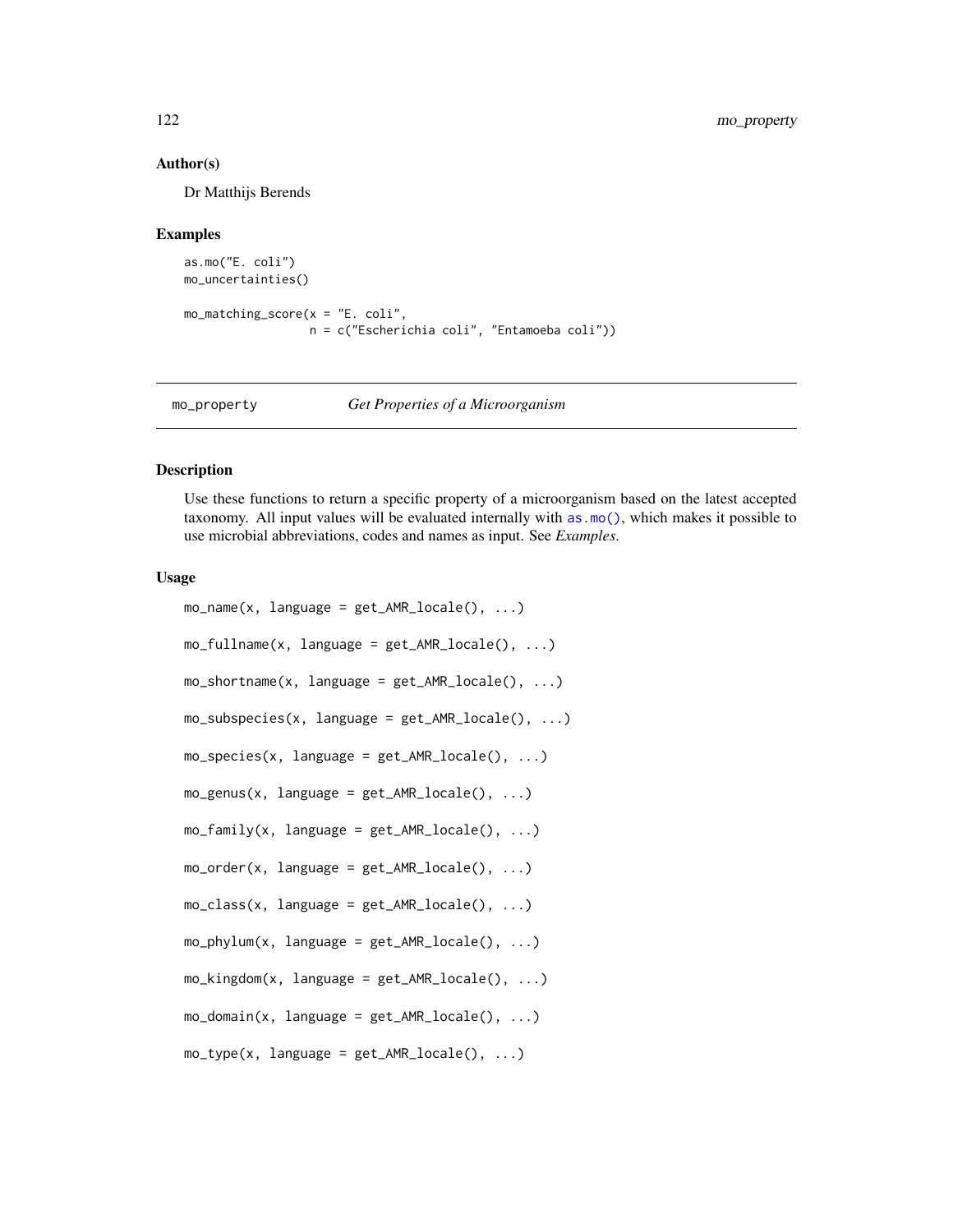### Author(s)

Dr Matthijs Berends

### Examples

```
as.mo("E. coli")
mo_uncertainties()

mo_matching_score(x = "E. coli",
                  n = c("Escherichia coli", "Entamoeba coli"))
```

---

## mo_property — *Get Properties of a Microorganism*

### Description

Use these functions to return a specific property of a microorganism based on the latest accepted taxonomy. All input values will be evaluated internally with as.mo(), which makes it possible to use microbial abbreviations, codes and names as input. See *Examples*.

### Usage

```
mo_name(x, language = get_AMR_locale(), ...)

mo_fullname(x, language = get_AMR_locale(), ...)

mo_shortname(x, language = get_AMR_locale(), ...)

mo_subspecies(x, language = get_AMR_locale(), ...)

mo_species(x, language = get_AMR_locale(), ...)

mo_genus(x, language = get_AMR_locale(), ...)

mo_family(x, language = get_AMR_locale(), ...)

mo_order(x, language = get_AMR_locale(), ...)

mo_class(x, language = get_AMR_locale(), ...)

mo_phylum(x, language = get_AMR_locale(), ...)

mo_kingdom(x, language = get_AMR_locale(), ...)

mo_domain(x, language = get_AMR_locale(), ...)

mo_type(x, language = get_AMR_locale(), ...)
```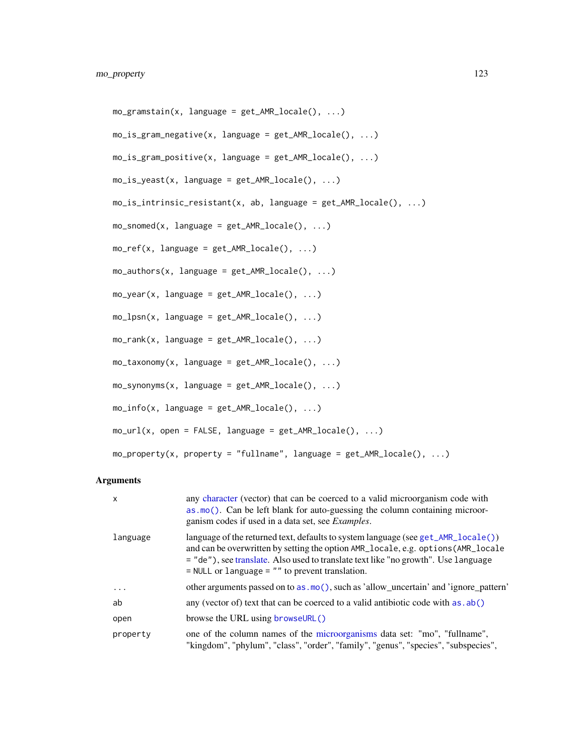```
mo_gramstain(x, language = get_AMR_locale(), ...)

mo_is_gram_negative(x, language = get_AMR_locale(), ...)

mo_is_gram_positive(x, language = get_AMR_locale(), ...)

mo_is_yeast(x, language = get_AMR_locale(), ...)

mo_is_intrinsic_resistant(x, ab, language = get_AMR_locale(), ...)

mo_snomed(x, language = get_AMR_locale(), ...)

mo_ref(x, language = get_AMR_locale(), ...)

mo_authors(x, language = get_AMR_locale(), ...)

mo_year(x, language = get_AMR_locale(), ...)

mo_lpsn(x, language = get_AMR_locale(), ...)

mo_rank(x, language = get_AMR_locale(), ...)

mo_taxonomy(x, language = get_AMR_locale(), ...)

mo_synonyms(x, language = get_AMR_locale(), ...)

mo_info(x, language = get_AMR_locale(), ...)

mo_url(x, open = FALSE, language = get_AMR_locale(), ...)

mo_property(x, property = "fullname", language = get_AMR_locale(), ...)
```

### Arguments

| | |
|---|---|
| `x` | any character (vector) that can be coerced to a valid microorganism code with `as.mo()`. Can be left blank for auto-guessing the column containing microorganism codes if used in a data set, see *Examples*. |
| `language` | language of the returned text, defaults to system language (see `get_AMR_locale()`) and can be overwritten by setting the option `AMR_locale`, e.g. `options(AMR_locale = "de")`, see translate. Also used to translate text like "no growth". Use `language = NULL` or `language = ""` to prevent translation. |
| `...` | other arguments passed on to `as.mo()`, such as 'allow_uncertain' and 'ignore_pattern' |
| `ab` | any (vector of) text that can be coerced to a valid antibiotic code with `as.ab()` |
| `open` | browse the URL using `browseURL()` |
| `property` | one of the column names of the microorganisms data set: "mo", "fullname", "kingdom", "phylum", "class", "order", "family", "genus", "species", "subspecies", |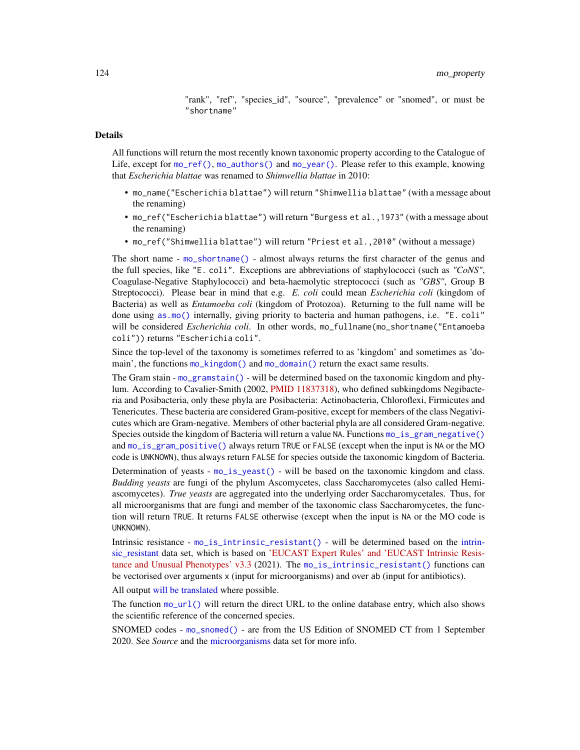"rank", "ref", "species_id", "source", "prevalence" or "snomed", or must be "shortname"

### Details

All functions will return the most recently known taxonomic property according to the Catalogue of Life, except for `mo_ref()`, `mo_authors()` and `mo_year()`. Please refer to this example, knowing that *Escherichia blattae* was renamed to *Shimwellia blattae* in 2010:

- `mo_name("Escherichia blattae")` will return `"Shimwellia blattae"` (with a message about the renaming)
- `mo_ref("Escherichia blattae")` will return `"Burgess et al.,1973"` (with a message about the renaming)
- `mo_ref("Shimwellia blattae")` will return `"Priest et al.,2010"` (without a message)

The short name - `mo_shortname()` - almost always returns the first character of the genus and the full species, like `"E. coli"`. Exceptions are abbreviations of staphylococci (such as *"CoNS"*, Coagulase-Negative Staphylococci) and beta-haemolytic streptococci (such as *"GBS"*, Group B Streptococci). Please bear in mind that e.g. *E. coli* could mean *Escherichia coli* (kingdom of Bacteria) as well as *Entamoeba coli* (kingdom of Protozoa). Returning to the full name will be done using `as.mo()` internally, giving priority to bacteria and human pathogens, i.e. `"E. coli"` will be considered *Escherichia coli*. In other words, `mo_fullname(mo_shortname("Entamoeba coli"))` returns `"Escherichia coli"`.

Since the top-level of the taxonomy is sometimes referred to as 'kingdom' and sometimes as 'domain', the functions `mo_kingdom()` and `mo_domain()` return the exact same results.

The Gram stain - `mo_gramstain()` - will be determined based on the taxonomic kingdom and phylum. According to Cavalier-Smith (2002, PMID 11837318), who defined subkingdoms Negibacteria and Posibacteria, only these phyla are Posibacteria: Actinobacteria, Chloroflexi, Firmicutes and Tenericutes. These bacteria are considered Gram-positive, except for members of the class Negativicutes which are Gram-negative. Members of other bacterial phyla are all considered Gram-negative. Species outside the kingdom of Bacteria will return a value `NA`. Functions `mo_is_gram_negative()` and `mo_is_gram_positive()` always return `TRUE` or `FALSE` (except when the input is `NA` or the MO code is `UNKNOWN`), thus always return `FALSE` for species outside the taxonomic kingdom of Bacteria.

Determination of yeasts - `mo_is_yeast()` - will be based on the taxonomic kingdom and class. *Budding yeasts* are fungi of the phylum Ascomycetes, class Saccharomycetes (also called Hemiascomycetes). *True yeasts* are aggregated into the underlying order Saccharomycetales. Thus, for all microorganisms that are fungi and member of the taxonomic class Saccharomycetes, the function will return `TRUE`. It returns `FALSE` otherwise (except when the input is `NA` or the MO code is `UNKNOWN`).

Intrinsic resistance - `mo_is_intrinsic_resistant()` - will be determined based on the intrinsic_resistant data set, which is based on 'EUCAST Expert Rules' and 'EUCAST Intrinsic Resistance and Unusual Phenotypes' v3.3 (2021). The `mo_is_intrinsic_resistant()` functions can be vectorised over arguments `x` (input for microorganisms) and over `ab` (input for antibiotics).

All output will be translated where possible.

The function `mo_url()` will return the direct URL to the online database entry, which also shows the scientific reference of the concerned species.

SNOMED codes - `mo_snomed()` - are from the US Edition of SNOMED CT from 1 September 2020. See *Source* and the microorganisms data set for more info.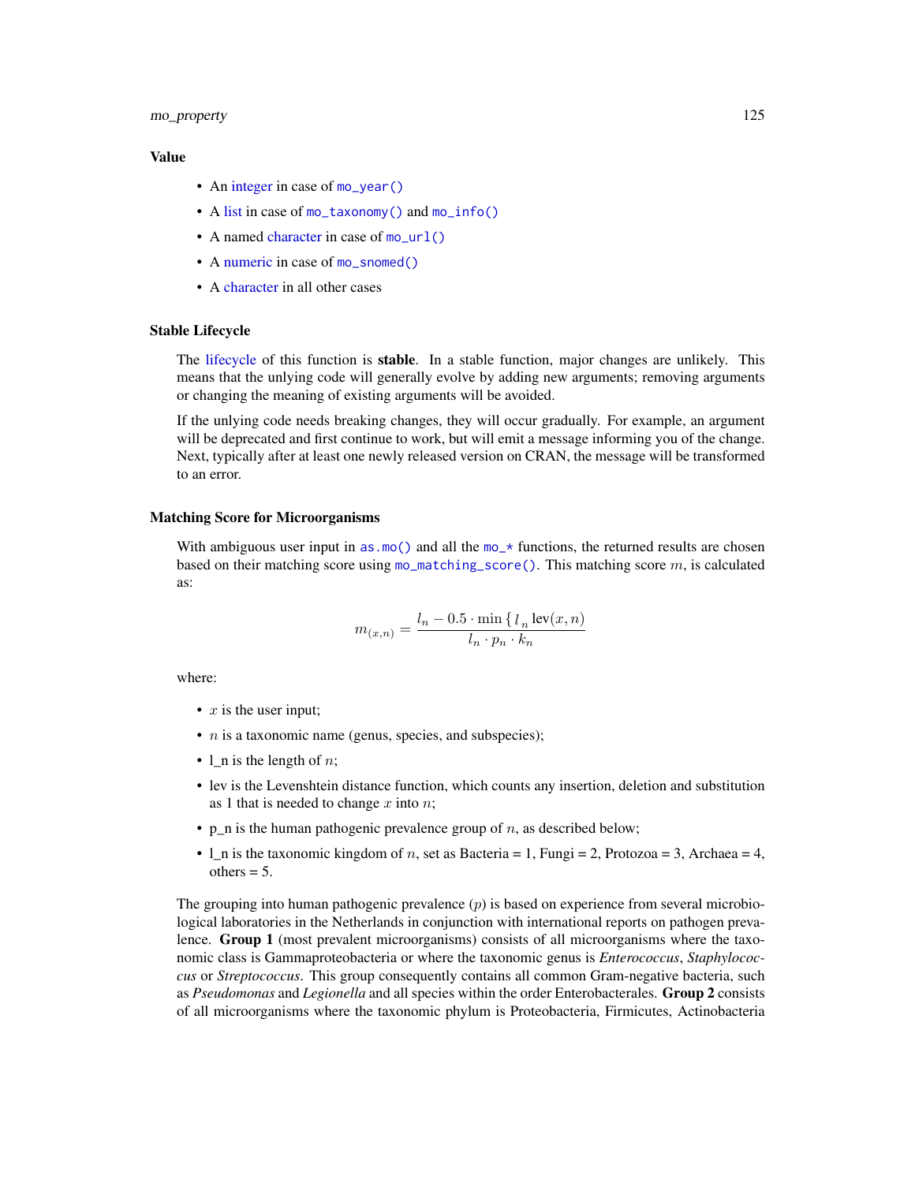### Value

- An integer in case of `mo_year()`
- A list in case of `mo_taxonomy()` and `mo_info()`
- A named character in case of `mo_url()`
- A numeric in case of `mo_snomed()`
- A character in all other cases

### Stable Lifecycle

The lifecycle of this function is **stable**. In a stable function, major changes are unlikely. This means that the unlying code will generally evolve by adding new arguments; removing arguments or changing the meaning of existing arguments will be avoided.

If the unlying code needs breaking changes, they will occur gradually. For example, an argument will be deprecated and first continue to work, but will emit a message informing you of the change. Next, typically after at least one newly released version on CRAN, the message will be transformed to an error.

### Matching Score for Microorganisms

With ambiguous user input in `as.mo()` and all the `mo_*` functions, the returned results are chosen based on their matching score using `mo_matching_score()`. This matching score $m$, is calculated as:

$$m_{(x,n)} = \frac{l_n - 0.5 \cdot \min \{ \, l_n \, \text{lev}(x, n)}{l_n \cdot p_n \cdot k_n}$$

where:

- $x$ is the user input;
- $n$ is a taxonomic name (genus, species, and subspecies);
- l_n is the length of $n$;
- lev is the Levenshtein distance function, which counts any insertion, deletion and substitution as 1 that is needed to change $x$ into $n$;
- p_n is the human pathogenic prevalence group of $n$, as described below;
- l_n is the taxonomic kingdom of $n$, set as Bacteria = 1, Fungi = 2, Protozoa = 3, Archaea = 4, others = 5.

The grouping into human pathogenic prevalence ($p$) is based on experience from several microbiological laboratories in the Netherlands in conjunction with international reports on pathogen prevalence. **Group 1** (most prevalent microorganisms) consists of all microorganisms where the taxonomic class is Gammaproteobacteria or where the taxonomic genus is *Enterococcus*, *Staphylococcus* or *Streptococcus*. This group consequently contains all common Gram-negative bacteria, such as *Pseudomonas* and *Legionella* and all species within the order Enterobacterales. **Group 2** consists of all microorganisms where the taxonomic phylum is Proteobacteria, Firmicutes, Actinobacteria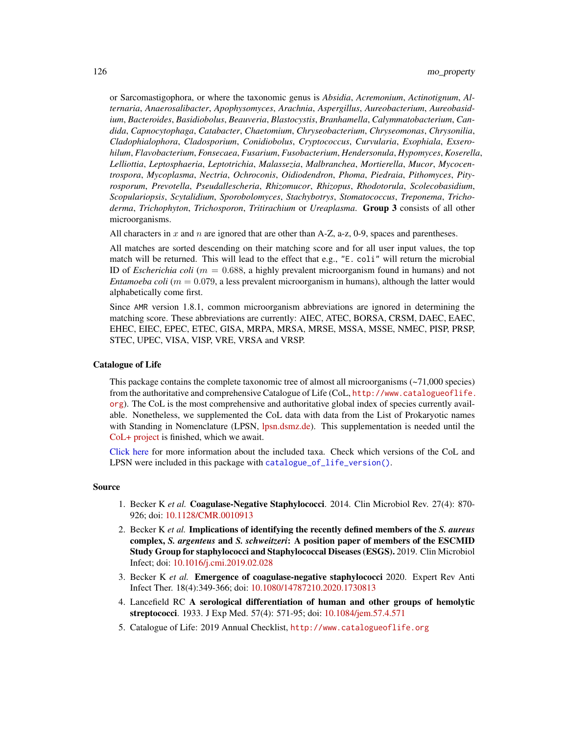or Sarcomastigophora, or where the taxonomic genus is *Absidia*, *Acremonium*, *Actinotignum*, *Alternaria*, *Anaerosalibacter*, *Apophysomyces*, *Arachnia*, *Aspergillus*, *Aureobacterium*, *Aureobasidium*, *Bacteroides*, *Basidiobolus*, *Beauveria*, *Blastocystis*, *Branhamella*, *Calymmatobacterium*, *Candida*, *Capnocytophaga*, *Catabacter*, *Chaetomium*, *Chryseobacterium*, *Chryseomonas*, *Chrysonilia*, *Cladophialophora*, *Cladosporium*, *Conidiobolus*, *Cryptococcus*, *Curvularia*, *Exophiala*, *Exserohilum*, *Flavobacterium*, *Fonsecaea*, *Fusarium*, *Fusobacterium*, *Hendersonula*, *Hypomyces*, *Koserella*, *Lelliottia*, *Leptosphaeria*, *Leptotrichia*, *Malassezia*, *Malbranchea*, *Mortierella*, *Mucor*, *Mycocentrospora*, *Mycoplasma*, *Nectria*, *Ochroconis*, *Oidiodendron*, *Phoma*, *Piedraia*, *Pithomyces*, *Pityrosporum*, *Prevotella*, *Pseudallescheria*, *Rhizomucor*, *Rhizopus*, *Rhodotorula*, *Scolecobasidium*, *Scopulariopsis*, *Scytalidium*, *Sporobolomyces*, *Stachybotrys*, *Stomatococcus*, *Treponema*, *Trichoderma*, *Trichophyton*, *Trichosporon*, *Tritirachium* or *Ureaplasma*. **Group 3** consists of all other microorganisms.

All characters in $x$ and $n$ are ignored that are other than A-Z, a-z, 0-9, spaces and parentheses.

All matches are sorted descending on their matching score and for all user input values, the top match will be returned. This will lead to the effect that e.g., `"E. coli"` will return the microbial ID of *Escherichia coli* ($m = 0.688$, a highly prevalent microorganism found in humans) and not *Entamoeba coli* ($m = 0.079$, a less prevalent microorganism in humans), although the latter would alphabetically come first.

Since `AMR` version 1.8.1, common microorganism abbreviations are ignored in determining the matching score. These abbreviations are currently: AIEC, ATEC, BORSA, CRSM, DAEC, EAEC, EHEC, EIEC, EPEC, ETEC, GISA, MRPA, MRSA, MRSE, MSSA, MSSE, NMEC, PISP, PRSP, STEC, UPEC, VISA, VISP, VRE, VRSA and VRSP.

## Catalogue of Life

This package contains the complete taxonomic tree of almost all microorganisms (~71,000 species) from the authoritative and comprehensive Catalogue of Life (CoL, `http://www.catalogueoflife.org`). The CoL is the most comprehensive and authoritative global index of species currently available. Nonetheless, we supplemented the CoL data with data from the List of Prokaryotic names with Standing in Nomenclature (LPSN, lpsn.dsmz.de). This supplementation is needed until the CoL+ project is finished, which we await.

Click here for more information about the included taxa. Check which versions of the CoL and LPSN were included in this package with `catalogue_of_life_version()`.

## Source

1. Becker K *et al.* **Coagulase-Negative Staphylococci**. 2014. Clin Microbiol Rev. 27(4): 870-926; doi: 10.1128/CMR.0010913
2. Becker K *et al.* **Implications of identifying the recently defined members of the *S. aureus* complex, *S. argenteus* and *S. schweitzeri*: A position paper of members of the ESCMID Study Group for staphylococci and Staphylococcal Diseases (ESGS).** 2019. Clin Microbiol Infect; doi: 10.1016/j.cmi.2019.02.028
3. Becker K *et al.* **Emergence of coagulase-negative staphylococci** 2020. Expert Rev Anti Infect Ther. 18(4):349-366; doi: 10.1080/14787210.2020.1730813
4. Lancefield RC **A serological differentiation of human and other groups of hemolytic streptococci**. 1933. J Exp Med. 57(4): 571-95; doi: 10.1084/jem.57.4.571
5. Catalogue of Life: 2019 Annual Checklist, `http://www.catalogueoflife.org`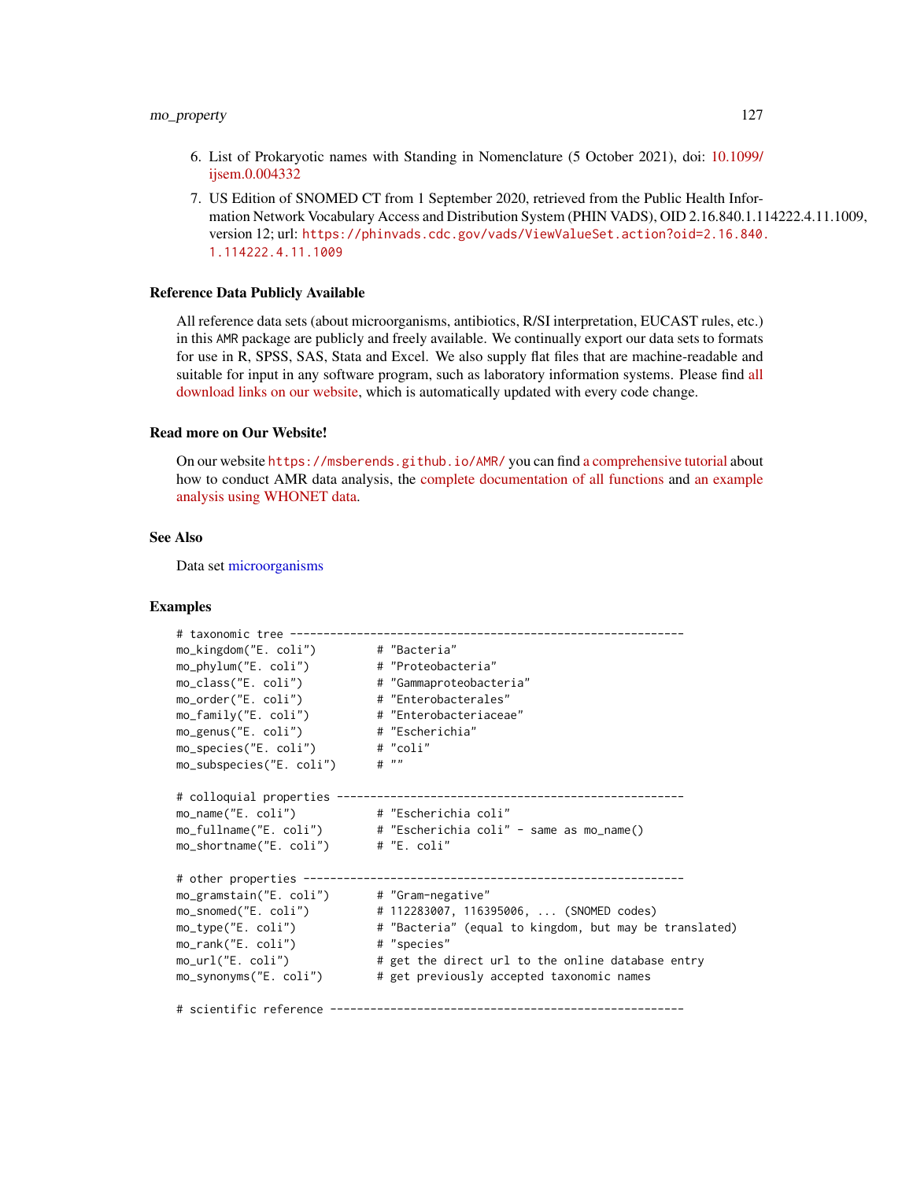6. List of Prokaryotic names with Standing in Nomenclature (5 October 2021), doi: 10.1099/ijsem.0.004332

7. US Edition of SNOMED CT from 1 September 2020, retrieved from the Public Health Information Network Vocabulary Access and Distribution System (PHIN VADS), OID 2.16.840.1.114222.4.11.1009, version 12; url: `https://phinvads.cdc.gov/vads/ViewValueSet.action?oid=2.16.840.1.114222.4.11.1009`

### Reference Data Publicly Available

All reference data sets (about microorganisms, antibiotics, R/SI interpretation, EUCAST rules, etc.) in this AMR package are publicly and freely available. We continually export our data sets to formats for use in R, SPSS, SAS, Stata and Excel. We also supply flat files that are machine-readable and suitable for input in any software program, such as laboratory information systems. Please find all download links on our website, which is automatically updated with every code change.

### Read more on Our Website!

On our website `https://msberends.github.io/AMR/` you can find a comprehensive tutorial about how to conduct AMR data analysis, the complete documentation of all functions and an example analysis using WHONET data.

### See Also

Data set microorganisms

### Examples

```
# taxonomic tree -----------------------------------------------------------
mo_kingdom("E. coli")         # "Bacteria"
mo_phylum("E. coli")          # "Proteobacteria"
mo_class("E. coli")           # "Gammaproteobacteria"
mo_order("E. coli")           # "Enterobacterales"
mo_family("E. coli")          # "Enterobacteriaceae"
mo_genus("E. coli")           # "Escherichia"
mo_species("E. coli")         # "coli"
mo_subspecies("E. coli")      # ""

# colloquial properties ----------------------------------------------------
mo_name("E. coli")            # "Escherichia coli"
mo_fullname("E. coli")        # "Escherichia coli" - same as mo_name()
mo_shortname("E. coli")       # "E. coli"

# other properties ---------------------------------------------------------
mo_gramstain("E. coli")       # "Gram-negative"
mo_snomed("E. coli")          # 112283007, 116395006, ... (SNOMED codes)
mo_type("E. coli")            # "Bacteria" (equal to kingdom, but may be translated)
mo_rank("E. coli")            # "species"
mo_url("E. coli")             # get the direct url to the online database entry
mo_synonyms("E. coli")        # get previously accepted taxonomic names

# scientific reference -----------------------------------------------------
```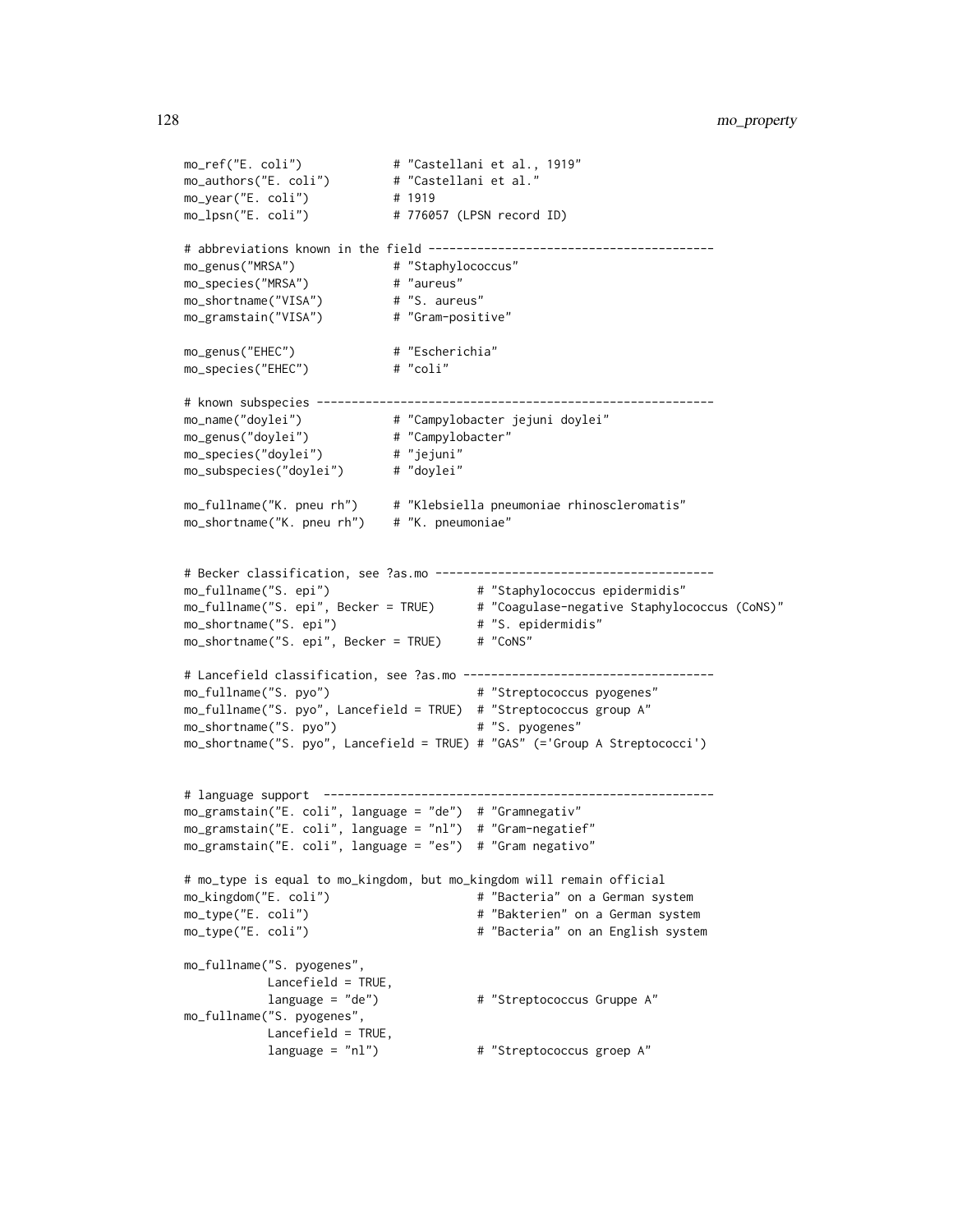```r
mo_ref("E. coli")            # "Castellani et al., 1919"
mo_authors("E. coli")        # "Castellani et al."
mo_year("E. coli")           # 1919
mo_lpsn("E. coli")           # 776057 (LPSN record ID)

# abbreviations known in the field -----------------------------------------
mo_genus("MRSA")             # "Staphylococcus"
mo_species("MRSA")           # "aureus"
mo_shortname("VISA")         # "S. aureus"
mo_gramstain("VISA")         # "Gram-positive"

mo_genus("EHEC")             # "Escherichia"
mo_species("EHEC")           # "coli"

# known subspecies ---------------------------------------------------------
mo_name("doylei")            # "Campylobacter jejuni doylei"
mo_genus("doylei")           # "Campylobacter"
mo_species("doylei")         # "jejuni"
mo_subspecies("doylei")      # "doylei"

mo_fullname("K. pneu rh")    # "Klebsiella pneumoniae rhinoscleromatis"
mo_shortname("K. pneu rh")   # "K. pneumoniae"


# Becker classification, see ?as.mo ----------------------------------------
mo_fullname("S. epi")                     # "Staphylococcus epidermidis"
mo_fullname("S. epi", Becker = TRUE)      # "Coagulase-negative Staphylococcus (CoNS)"
mo_shortname("S. epi")                    # "S. epidermidis"
mo_shortname("S. epi", Becker = TRUE)     # "CoNS"

# Lancefield classification, see ?as.mo ------------------------------------
mo_fullname("S. pyo")                     # "Streptococcus pyogenes"
mo_fullname("S. pyo", Lancefield = TRUE)  # "Streptococcus group A"
mo_shortname("S. pyo")                    # "S. pyogenes"
mo_shortname("S. pyo", Lancefield = TRUE) # "GAS" (='Group A Streptococci')


# language support  --------------------------------------------------------
mo_gramstain("E. coli", language = "de")  # "Gramnegativ"
mo_gramstain("E. coli", language = "nl")  # "Gram-negatief"
mo_gramstain("E. coli", language = "es")  # "Gram negativo"

# mo_type is equal to mo_kingdom, but mo_kingdom will remain official
mo_kingdom("E. coli")                     # "Bacteria" on a German system
mo_type("E. coli")                        # "Bakterien" on a German system
mo_type("E. coli")                        # "Bacteria" on an English system

mo_fullname("S. pyogenes",
            Lancefield = TRUE,
            language = "de")              # "Streptococcus Gruppe A"
mo_fullname("S. pyogenes",
            Lancefield = TRUE,
            language = "nl")              # "Streptococcus groep A"
```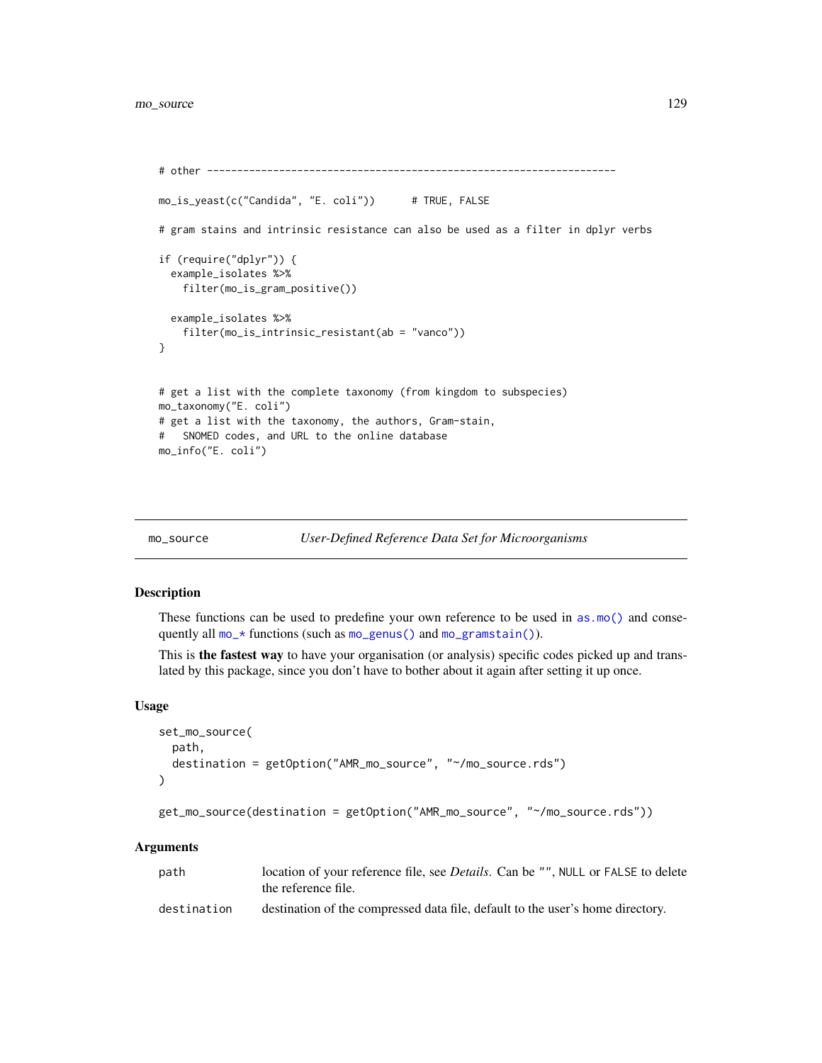```
# other ------------------------------------------------------------------

mo_is_yeast(c("Candida", "E. coli"))      # TRUE, FALSE

# gram stains and intrinsic resistance can also be used as a filter in dplyr verbs

if (require("dplyr")) {
  example_isolates %>%
    filter(mo_is_gram_positive())

  example_isolates %>%
    filter(mo_is_intrinsic_resistant(ab = "vanco"))
}


# get a list with the complete taxonomy (from kingdom to subspecies)
mo_taxonomy("E. coli")
# get a list with the taxonomy, the authors, Gram-stain,
#   SNOMED codes, and URL to the online database
mo_info("E. coli")
```

## mo_source — *User-Defined Reference Data Set for Microorganisms*

### Description

These functions can be used to predefine your own reference to be used in `as.mo()` and consequently all `mo_*` functions (such as `mo_genus()` and `mo_gramstain()`).

This is **the fastest way** to have your organisation (or analysis) specific codes picked up and translated by this package, since you don't have to bother about it again after setting it up once.

### Usage

```
set_mo_source(
  path,
  destination = getOption("AMR_mo_source", "~/mo_source.rds")
)

get_mo_source(destination = getOption("AMR_mo_source", "~/mo_source.rds"))
```

### Arguments

| | |
|---|---|
| `path` | location of your reference file, see *Details*. Can be `""`, `NULL` or `FALSE` to delete the reference file. |
| `destination` | destination of the compressed data file, default to the user's home directory. |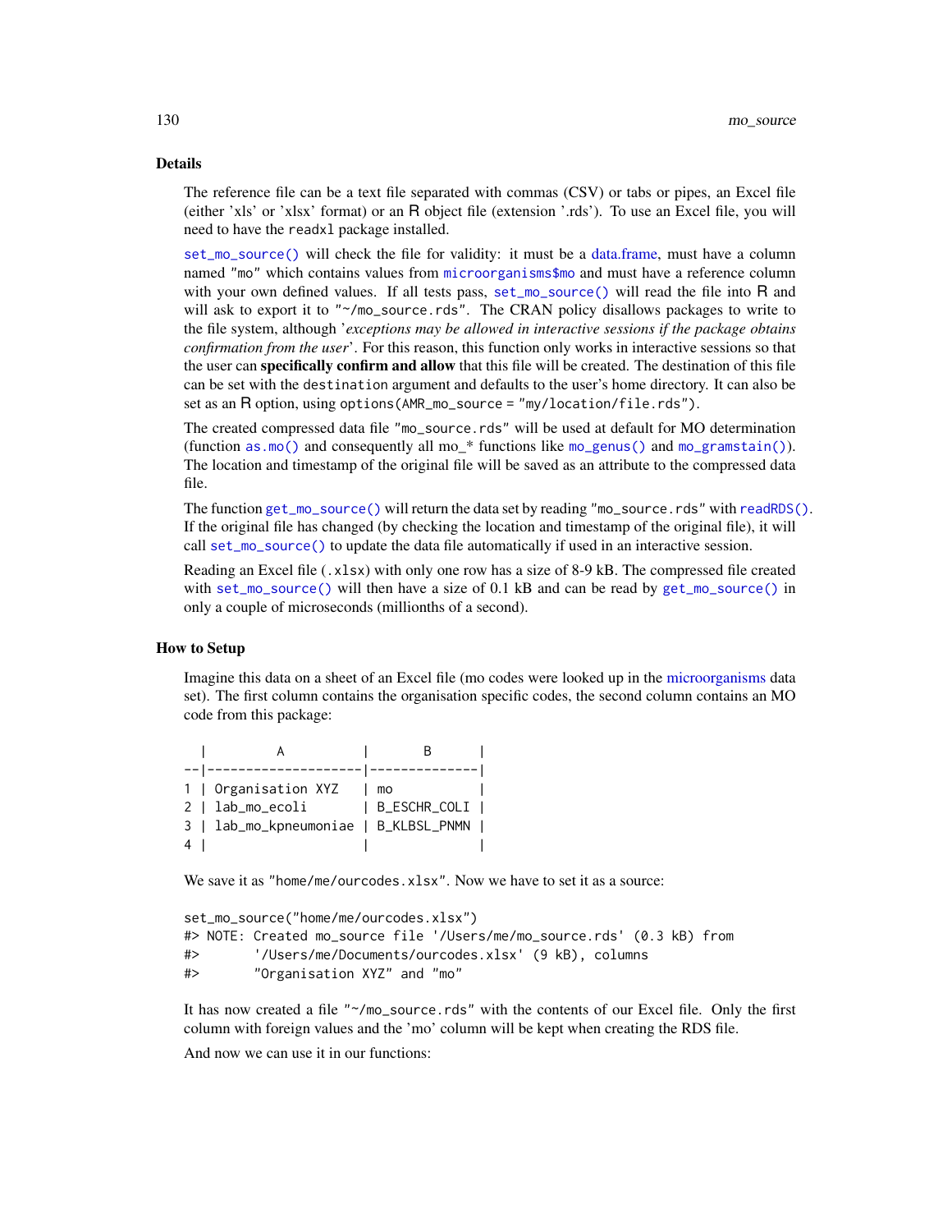## Details

The reference file can be a text file separated with commas (CSV) or tabs or pipes, an Excel file (either 'xls' or 'xlsx' format) or an R object file (extension '.rds'). To use an Excel file, you will need to have the `readxl` package installed.

`set_mo_source()` will check the file for validity: it must be a data.frame, must have a column named `"mo"` which contains values from `microorganisms$mo` and must have a reference column with your own defined values. If all tests pass, `set_mo_source()` will read the file into R and will ask to export it to `"~/mo_source.rds"`. The CRAN policy disallows packages to write to the file system, although '*exceptions may be allowed in interactive sessions if the package obtains confirmation from the user*'. For this reason, this function only works in interactive sessions so that the user can **specifically confirm and allow** that this file will be created. The destination of this file can be set with the `destination` argument and defaults to the user's home directory. It can also be set as an R option, using `options(AMR_mo_source = "my/location/file.rds")`.

The created compressed data file `"mo_source.rds"` will be used at default for MO determination (function `as.mo()` and consequently all mo_* functions like `mo_genus()` and `mo_gramstain()`). The location and timestamp of the original file will be saved as an attribute to the compressed data file.

The function `get_mo_source()` will return the data set by reading `"mo_source.rds"` with `readRDS()`. If the original file has changed (by checking the location and timestamp of the original file), it will call `set_mo_source()` to update the data file automatically if used in an interactive session.

Reading an Excel file (`.xlsx`) with only one row has a size of 8-9 kB. The compressed file created with `set_mo_source()` will then have a size of 0.1 kB and can be read by `get_mo_source()` in only a couple of microseconds (millionths of a second).

## How to Setup

Imagine this data on a sheet of an Excel file (mo codes were looked up in the microorganisms data set). The first column contains the organisation specific codes, the second column contains an MO code from this package:

```
  |         A          |       B      |
--|--------------------|--------------|
1 | Organisation XYZ   | mo           |
2 | lab_mo_ecoli       | B_ESCHR_COLI |
3 | lab_mo_kpneumoniae | B_KLBSL_PNMN |
4 |                    |              |
```

We save it as `"home/me/ourcodes.xlsx"`. Now we have to set it as a source:

```
set_mo_source("home/me/ourcodes.xlsx")
#> NOTE: Created mo_source file '/Users/me/mo_source.rds' (0.3 kB) from
#>       '/Users/me/Documents/ourcodes.xlsx' (9 kB), columns
#>       "Organisation XYZ" and "mo"
```

It has now created a file `"~/mo_source.rds"` with the contents of our Excel file. Only the first column with foreign values and the 'mo' column will be kept when creating the RDS file.

And now we can use it in our functions: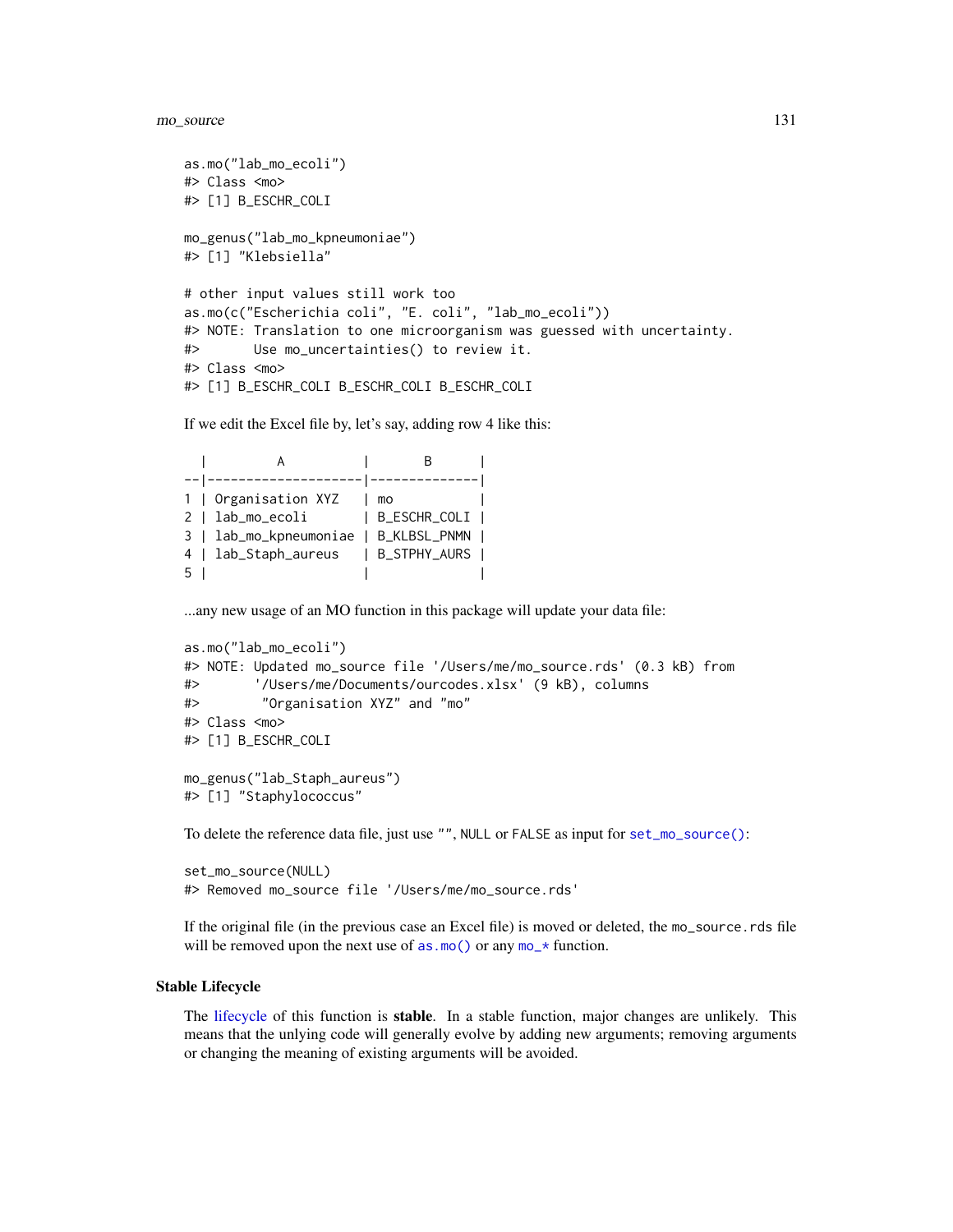```
as.mo("lab_mo_ecoli")
#> Class <mo>
#> [1] B_ESCHR_COLI

mo_genus("lab_mo_kpneumoniae")
#> [1] "Klebsiella"

# other input values still work too
as.mo(c("Escherichia coli", "E. coli", "lab_mo_ecoli"))
#> NOTE: Translation to one microorganism was guessed with uncertainty.
#>       Use mo_uncertainties() to review it.
#> Class <mo>
#> [1] B_ESCHR_COLI B_ESCHR_COLI B_ESCHR_COLI
```

If we edit the Excel file by, let's say, adding row 4 like this:

```
  |         A          |       B      |
--|--------------------|--------------|
1 | Organisation XYZ   | mo           |
2 | lab_mo_ecoli       | B_ESCHR_COLI |
3 | lab_mo_kpneumoniae | B_KLBSL_PNMN |
4 | lab_Staph_aureus   | B_STPHY_AURS |
5 |                    |              |
```

...any new usage of an MO function in this package will update your data file:

```
as.mo("lab_mo_ecoli")
#> NOTE: Updated mo_source file '/Users/me/mo_source.rds' (0.3 kB) from
#>       '/Users/me/Documents/ourcodes.xlsx' (9 kB), columns
#>        "Organisation XYZ" and "mo"
#> Class <mo>
#> [1] B_ESCHR_COLI

mo_genus("lab_Staph_aureus")
#> [1] "Staphylococcus"
```

To delete the reference data file, just use `""`, `NULL` or `FALSE` as input for `set_mo_source()`:

```
set_mo_source(NULL)
#> Removed mo_source file '/Users/me/mo_source.rds'
```

If the original file (in the previous case an Excel file) is moved or deleted, the `mo_source.rds` file will be removed upon the next use of `as.mo()` or any `mo_*` function.

### Stable Lifecycle

The lifecycle of this function is **stable**. In a stable function, major changes are unlikely. This means that the unlying code will generally evolve by adding new arguments; removing arguments or changing the meaning of existing arguments will be avoided.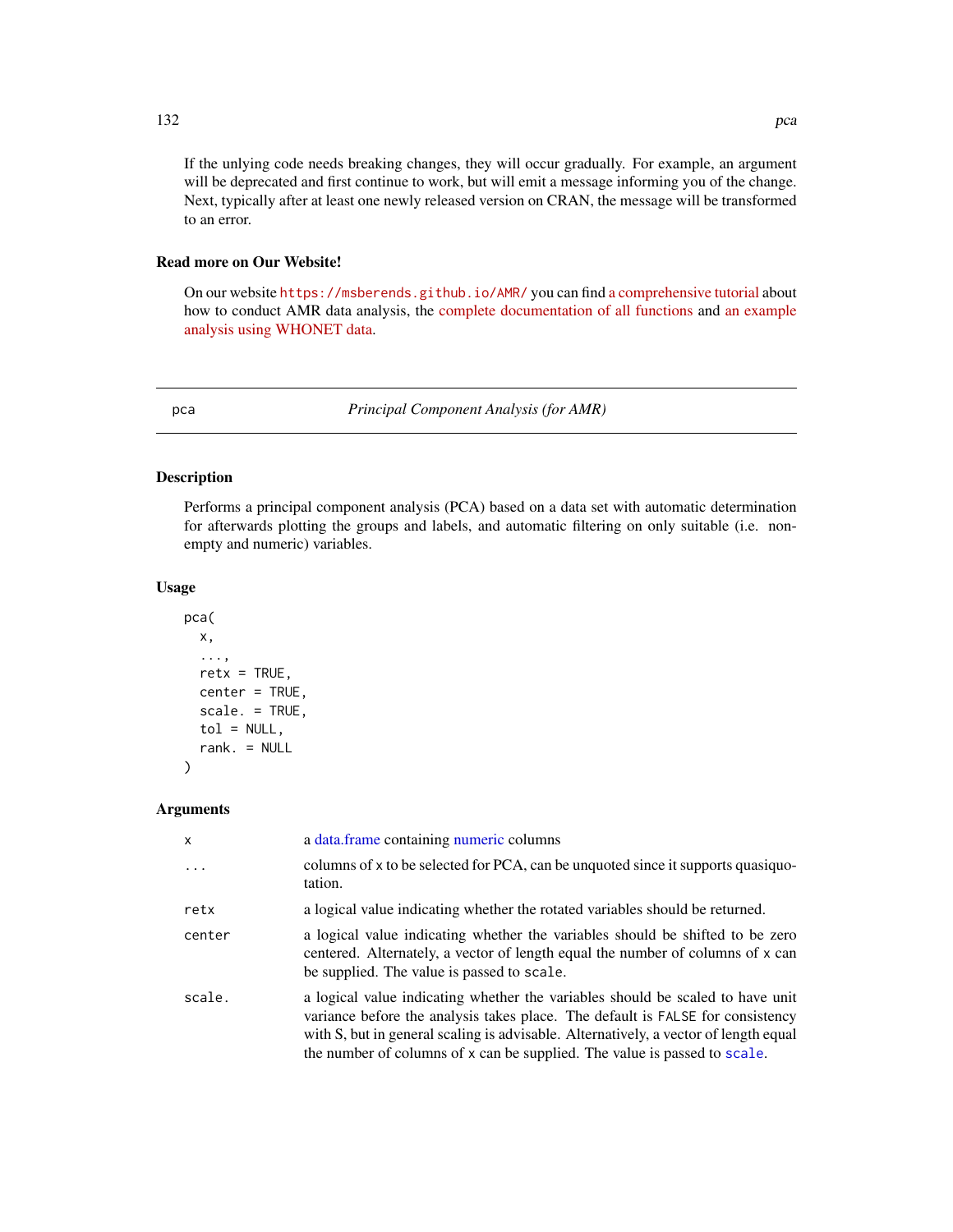If the unlying code needs breaking changes, they will occur gradually. For example, an argument will be deprecated and first continue to work, but will emit a message informing you of the change. Next, typically after at least one newly released version on CRAN, the message will be transformed to an error.

### Read more on Our Website!

On our website https://msberends.github.io/AMR/ you can find a comprehensive tutorial about how to conduct AMR data analysis, the complete documentation of all functions and an example analysis using WHONET data.

---

## pca — *Principal Component Analysis (for AMR)*

---

### Description

Performs a principal component analysis (PCA) based on a data set with automatic determination for afterwards plotting the groups and labels, and automatic filtering on only suitable (i.e. non-empty and numeric) variables.

### Usage

```
pca(
  x,
  ...,
  retx = TRUE,
  center = TRUE,
  scale. = TRUE,
  tol = NULL,
  rank. = NULL
)
```

### Arguments

| | |
|---|---|
| `x` | a data.frame containing numeric columns |
| `...` | columns of `x` to be selected for PCA, can be unquoted since it supports quasiquotation. |
| `retx` | a logical value indicating whether the rotated variables should be returned. |
| `center` | a logical value indicating whether the variables should be shifted to be zero centered. Alternately, a vector of length equal the number of columns of `x` can be supplied. The value is passed to `scale`. |
| `scale.` | a logical value indicating whether the variables should be scaled to have unit variance before the analysis takes place. The default is `FALSE` for consistency with S, but in general scaling is advisable. Alternatively, a vector of length equal the number of columns of `x` can be supplied. The value is passed to `scale`. |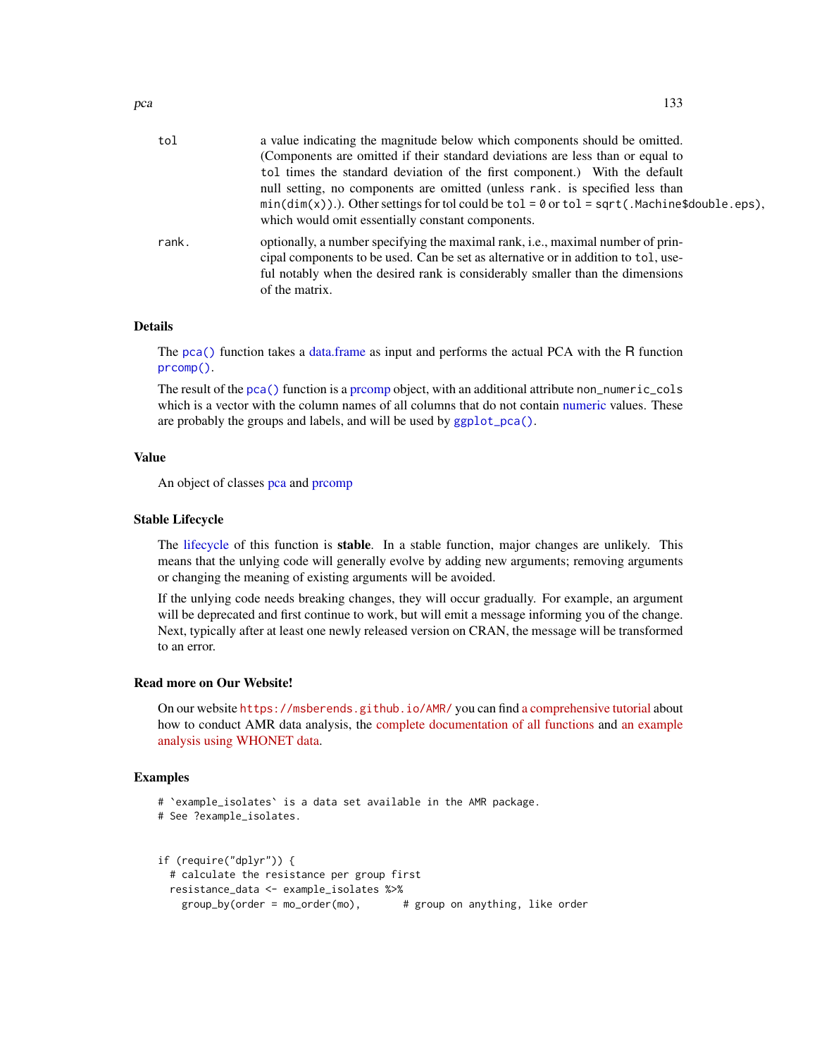tol
: a value indicating the magnitude below which components should be omitted. (Components are omitted if their standard deviations are less than or equal to `tol` times the standard deviation of the first component.) With the default null setting, no components are omitted (unless `rank.` is specified less than `min(dim(x))`.). Other settings for tol could be `tol = 0` or `tol = sqrt(.Machine$double.eps)`, which would omit essentially constant components.

rank.
: optionally, a number specifying the maximal rank, i.e., maximal number of principal components to be used. Can be set as alternative or in addition to `tol`, useful notably when the desired rank is considerably smaller than the dimensions of the matrix.

## Details

The `pca()` function takes a data.frame as input and performs the actual PCA with the R function `prcomp()`.

The result of the `pca()` function is a prcomp object, with an additional attribute `non_numeric_cols` which is a vector with the column names of all columns that do not contain numeric values. These are probably the groups and labels, and will be used by `ggplot_pca()`.

## Value

An object of classes pca and prcomp

## Stable Lifecycle

The lifecycle of this function is **stable**. In a stable function, major changes are unlikely. This means that the unlying code will generally evolve by adding new arguments; removing arguments or changing the meaning of existing arguments will be avoided.

If the unlying code needs breaking changes, they will occur gradually. For example, an argument will be deprecated and first continue to work, but will emit a message informing you of the change. Next, typically after at least one newly released version on CRAN, the message will be transformed to an error.

## Read more on Our Website!

On our website `https://msberends.github.io/AMR/` you can find a comprehensive tutorial about how to conduct AMR data analysis, the complete documentation of all functions and an example analysis using WHONET data.

## Examples

```
# `example_isolates` is a data set available in the AMR package.
# See ?example_isolates.


if (require("dplyr")) {
  # calculate the resistance per group first
  resistance_data <- example_isolates %>%
    group_by(order = mo_order(mo),       # group on anything, like order
```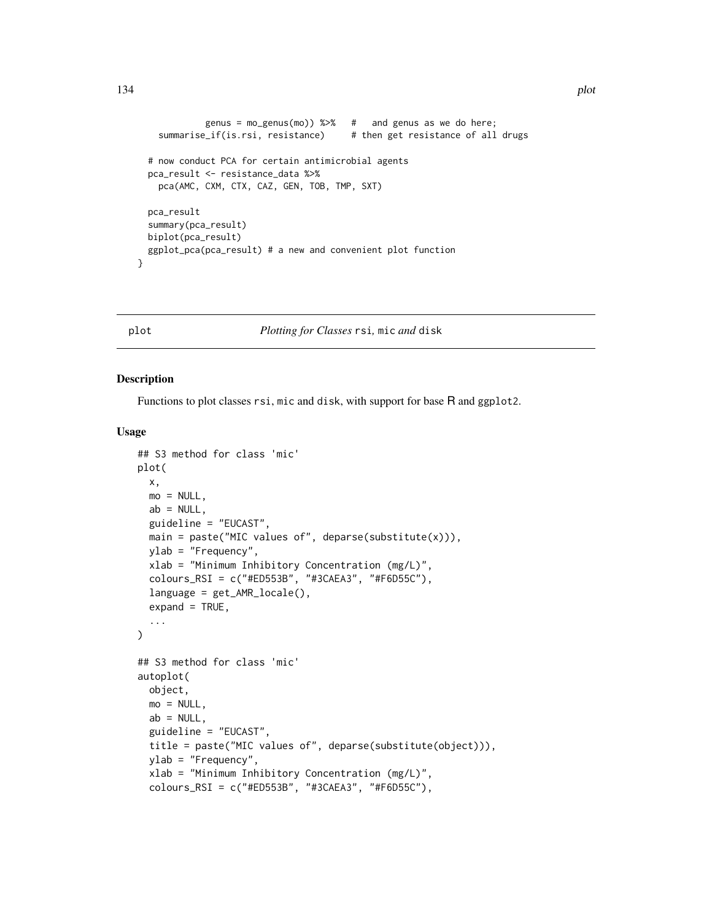```
           genus = mo_genus(mo)) %>%   #   and genus as we do here;
    summarise_if(is.rsi, resistance)     # then get resistance of all drugs

  # now conduct PCA for certain antimicrobial agents
  pca_result <- resistance_data %>%
    pca(AMC, CXM, CTX, CAZ, GEN, TOB, TMP, SXT)

  pca_result
  summary(pca_result)
  biplot(pca_result)
  ggplot_pca(pca_result) # a new and convenient plot function
}
```

## plot — *Plotting for Classes* rsi*,* mic *and* disk

### Description

Functions to plot classes rsi, mic and disk, with support for base R and ggplot2.

### Usage

```
## S3 method for class 'mic'
plot(
  x,
  mo = NULL,
  ab = NULL,
  guideline = "EUCAST",
  main = paste("MIC values of", deparse(substitute(x))),
  ylab = "Frequency",
  xlab = "Minimum Inhibitory Concentration (mg/L)",
  colours_RSI = c("#ED553B", "#3CAEA3", "#F6D55C"),
  language = get_AMR_locale(),
  expand = TRUE,
  ...
)

## S3 method for class 'mic'
autoplot(
  object,
  mo = NULL,
  ab = NULL,
  guideline = "EUCAST",
  title = paste("MIC values of", deparse(substitute(object))),
  ylab = "Frequency",
  xlab = "Minimum Inhibitory Concentration (mg/L)",
  colours_RSI = c("#ED553B", "#3CAEA3", "#F6D55C"),
```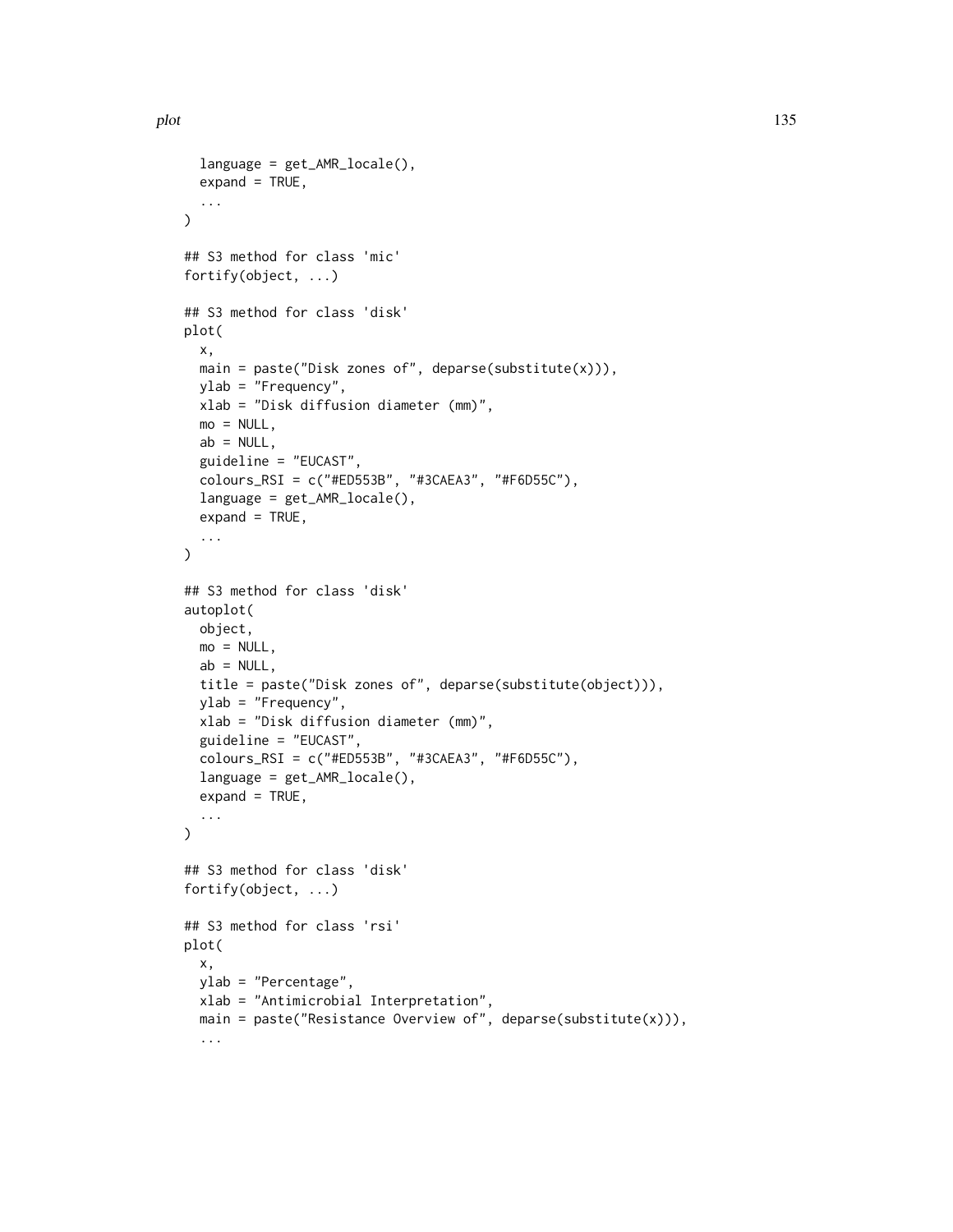```
  language = get_AMR_locale(),
  expand = TRUE,
  ...
)

## S3 method for class 'mic'
fortify(object, ...)

## S3 method for class 'disk'
plot(
  x,
  main = paste("Disk zones of", deparse(substitute(x))),
  ylab = "Frequency",
  xlab = "Disk diffusion diameter (mm)",
  mo = NULL,
  ab = NULL,
  guideline = "EUCAST",
  colours_RSI = c("#ED553B", "#3CAEA3", "#F6D55C"),
  language = get_AMR_locale(),
  expand = TRUE,
  ...
)

## S3 method for class 'disk'
autoplot(
  object,
  mo = NULL,
  ab = NULL,
  title = paste("Disk zones of", deparse(substitute(object))),
  ylab = "Frequency",
  xlab = "Disk diffusion diameter (mm)",
  guideline = "EUCAST",
  colours_RSI = c("#ED553B", "#3CAEA3", "#F6D55C"),
  language = get_AMR_locale(),
  expand = TRUE,
  ...
)

## S3 method for class 'disk'
fortify(object, ...)

## S3 method for class 'rsi'
plot(
  x,
  ylab = "Percentage",
  xlab = "Antimicrobial Interpretation",
  main = paste("Resistance Overview of", deparse(substitute(x))),
  ...
```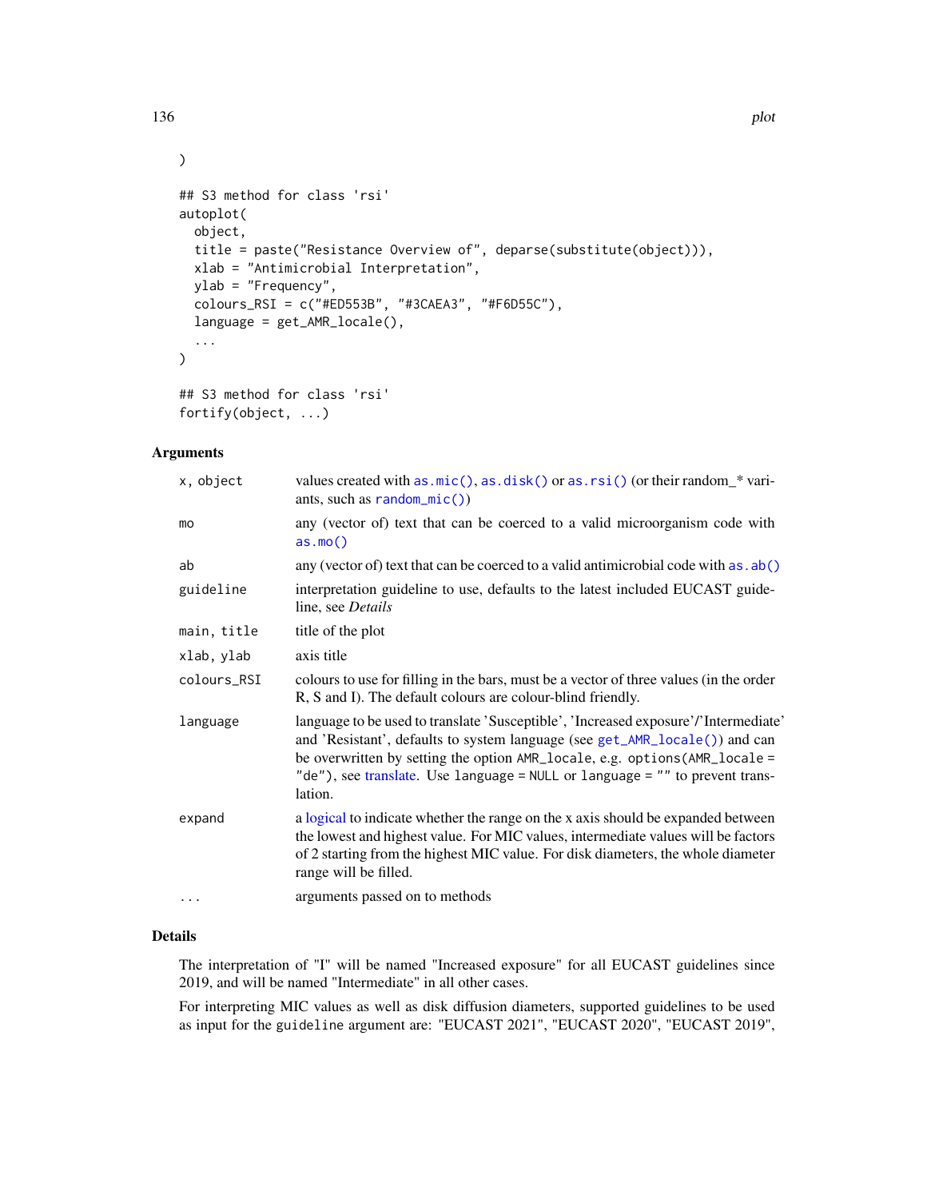```
)

## S3 method for class 'rsi'
autoplot(
  object,
  title = paste("Resistance Overview of", deparse(substitute(object))),
  xlab = "Antimicrobial Interpretation",
  ylab = "Frequency",
  colours_RSI = c("#ED553B", "#3CAEA3", "#F6D55C"),
  language = get_AMR_locale(),
  ...
)

## S3 method for class 'rsi'
fortify(object, ...)
```

### Arguments

| | |
|---|---|
| `x, object` | values created with `as.mic()`, `as.disk()` or `as.rsi()` (or their random_* variants, such as `random_mic()`) |
| `mo` | any (vector of) text that can be coerced to a valid microorganism code with `as.mo()` |
| `ab` | any (vector of) text that can be coerced to a valid antimicrobial code with `as.ab()` |
| `guideline` | interpretation guideline to use, defaults to the latest included EUCAST guideline, see *Details* |
| `main, title` | title of the plot |
| `xlab, ylab` | axis title |
| `colours_RSI` | colours to use for filling in the bars, must be a vector of three values (in the order R, S and I). The default colours are colour-blind friendly. |
| `language` | language to be used to translate 'Susceptible', 'Increased exposure'/'Intermediate' and 'Resistant', defaults to system language (see `get_AMR_locale()`) and can be overwritten by setting the option `AMR_locale`, e.g. `options(AMR_locale = "de")`, see translate. Use `language = NULL` or `language = ""` to prevent translation. |
| `expand` | a logical to indicate whether the range on the x axis should be expanded between the lowest and highest value. For MIC values, intermediate values will be factors of 2 starting from the highest MIC value. For disk diameters, the whole diameter range will be filled. |
| `...` | arguments passed on to methods |

### Details

The interpretation of "I" will be named "Increased exposure" for all EUCAST guidelines since 2019, and will be named "Intermediate" in all other cases.

For interpreting MIC values as well as disk diffusion diameters, supported guidelines to be used as input for the `guideline` argument are: "EUCAST 2021", "EUCAST 2020", "EUCAST 2019",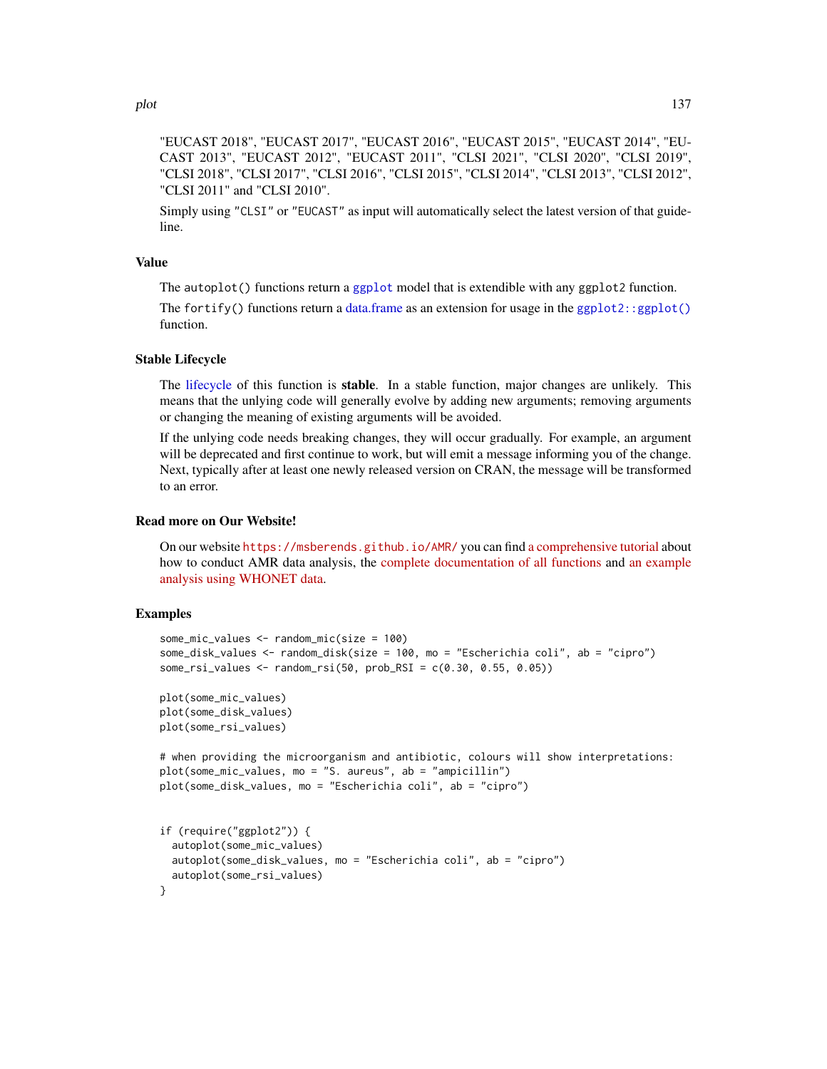"EUCAST 2018", "EUCAST 2017", "EUCAST 2016", "EUCAST 2015", "EUCAST 2014", "EUCAST 2013", "EUCAST 2012", "EUCAST 2011", "CLSI 2021", "CLSI 2020", "CLSI 2019", "CLSI 2018", "CLSI 2017", "CLSI 2016", "CLSI 2015", "CLSI 2014", "CLSI 2013", "CLSI 2012", "CLSI 2011" and "CLSI 2010".

Simply using `"CLSI"` or `"EUCAST"` as input will automatically select the latest version of that guideline.

### Value

The `autoplot()` functions return a `ggplot` model that is extendible with any `ggplot2` function.

The `fortify()` functions return a data.frame as an extension for usage in the `ggplot2::ggplot()` function.

### Stable Lifecycle

The lifecycle of this function is **stable**. In a stable function, major changes are unlikely. This means that the unlying code will generally evolve by adding new arguments; removing arguments or changing the meaning of existing arguments will be avoided.

If the unlying code needs breaking changes, they will occur gradually. For example, an argument will be deprecated and first continue to work, but will emit a message informing you of the change. Next, typically after at least one newly released version on CRAN, the message will be transformed to an error.

### Read more on Our Website!

On our website `https://msberends.github.io/AMR/` you can find a comprehensive tutorial about how to conduct AMR data analysis, the complete documentation of all functions and an example analysis using WHONET data.

### Examples

```
some_mic_values <- random_mic(size = 100)
some_disk_values <- random_disk(size = 100, mo = "Escherichia coli", ab = "cipro")
some_rsi_values <- random_rsi(50, prob_RSI = c(0.30, 0.55, 0.05))

plot(some_mic_values)
plot(some_disk_values)
plot(some_rsi_values)

# when providing the microorganism and antibiotic, colours will show interpretations:
plot(some_mic_values, mo = "S. aureus", ab = "ampicillin")
plot(some_disk_values, mo = "Escherichia coli", ab = "cipro")


if (require("ggplot2")) {
  autoplot(some_mic_values)
  autoplot(some_disk_values, mo = "Escherichia coli", ab = "cipro")
  autoplot(some_rsi_values)
}
```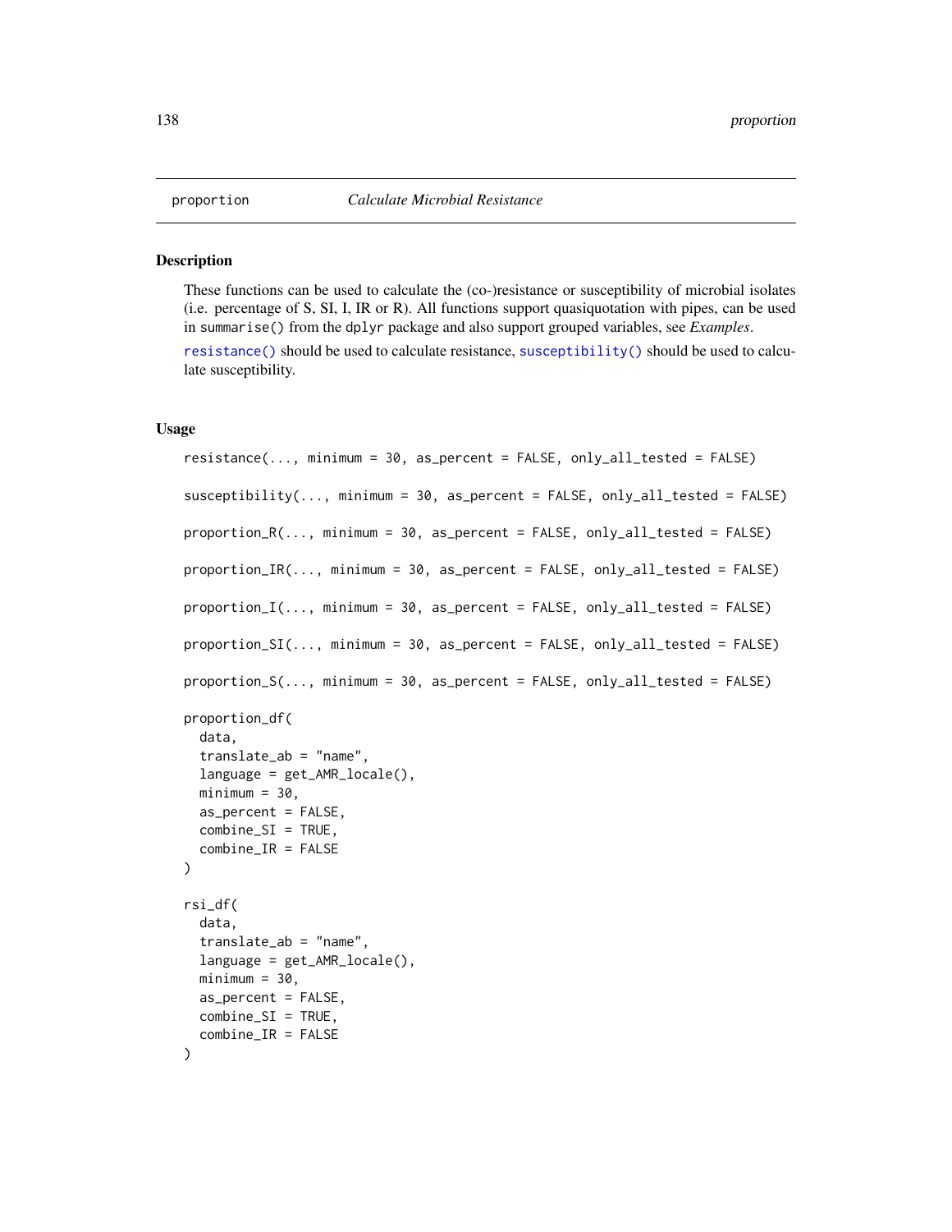proportion — *Calculate Microbial Resistance*

## Description

These functions can be used to calculate the (co-)resistance or susceptibility of microbial isolates (i.e. percentage of S, SI, I, IR or R). All functions support quasiquotation with pipes, can be used in `summarise()` from the `dplyr` package and also support grouped variables, see *Examples*.

`resistance()` should be used to calculate resistance, `susceptibility()` should be used to calculate susceptibility.

## Usage

```
resistance(..., minimum = 30, as_percent = FALSE, only_all_tested = FALSE)

susceptibility(..., minimum = 30, as_percent = FALSE, only_all_tested = FALSE)

proportion_R(..., minimum = 30, as_percent = FALSE, only_all_tested = FALSE)

proportion_IR(..., minimum = 30, as_percent = FALSE, only_all_tested = FALSE)

proportion_I(..., minimum = 30, as_percent = FALSE, only_all_tested = FALSE)

proportion_SI(..., minimum = 30, as_percent = FALSE, only_all_tested = FALSE)

proportion_S(..., minimum = 30, as_percent = FALSE, only_all_tested = FALSE)

proportion_df(
  data,
  translate_ab = "name",
  language = get_AMR_locale(),
  minimum = 30,
  as_percent = FALSE,
  combine_SI = TRUE,
  combine_IR = FALSE
)

rsi_df(
  data,
  translate_ab = "name",
  language = get_AMR_locale(),
  minimum = 30,
  as_percent = FALSE,
  combine_SI = TRUE,
  combine_IR = FALSE
)
```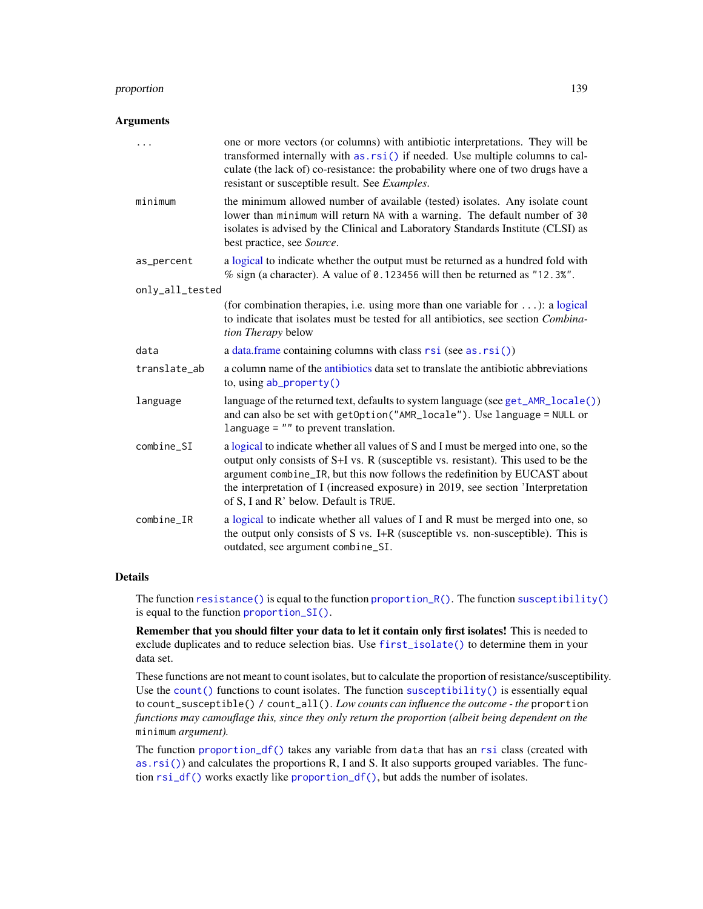### Arguments

| | |
|---|---|
| `...` | one or more vectors (or columns) with antibiotic interpretations. They will be transformed internally with `as.rsi()` if needed. Use multiple columns to calculate (the lack of) co-resistance: the probability where one of two drugs have a resistant or susceptible result. See *Examples*. |
| `minimum` | the minimum allowed number of available (tested) isolates. Any isolate count lower than `minimum` will return `NA` with a warning. The default number of `30` isolates is advised by the Clinical and Laboratory Standards Institute (CLSI) as best practice, see *Source*. |
| `as_percent` | a logical to indicate whether the output must be returned as a hundred fold with % sign (a character). A value of `0.123456` will then be returned as `"12.3%"`. |
| `only_all_tested` | (for combination therapies, i.e. using more than one variable for `...`): a logical to indicate that isolates must be tested for all antibiotics, see section *Combination Therapy* below |
| `data` | a data.frame containing columns with class `rsi` (see `as.rsi()`) |
| `translate_ab` | a column name of the antibiotics data set to translate the antibiotic abbreviations to, using `ab_property()` |
| `language` | language of the returned text, defaults to system language (see `get_AMR_locale()`) and can also be set with `getOption("AMR_locale")`. Use `language = NULL` or `language = ""` to prevent translation. |
| `combine_SI` | a logical to indicate whether all values of S and I must be merged into one, so the output only consists of S+I vs. R (susceptible vs. resistant). This used to be the argument `combine_IR`, but this now follows the redefinition by EUCAST about the interpretation of I (increased exposure) in 2019, see section 'Interpretation of S, I and R' below. Default is `TRUE`. |
| `combine_IR` | a logical to indicate whether all values of I and R must be merged into one, so the output only consists of S vs. I+R (susceptible vs. non-susceptible). This is outdated, see argument `combine_SI`. |

### Details

The function `resistance()` is equal to the function `proportion_R()`. The function `susceptibility()` is equal to the function `proportion_SI()`.

**Remember that you should filter your data to let it contain only first isolates!** This is needed to exclude duplicates and to reduce selection bias. Use `first_isolate()` to determine them in your data set.

These functions are not meant to count isolates, but to calculate the proportion of resistance/susceptibility. Use the `count()` functions to count isolates. The function `susceptibility()` is essentially equal to `count_susceptible() / count_all()`. *Low counts can influence the outcome - the* `proportion` *functions may camouflage this, since they only return the proportion (albeit being dependent on the* `minimum` *argument).*

The function `proportion_df()` takes any variable from `data` that has an `rsi` class (created with `as.rsi()`) and calculates the proportions R, I and S. It also supports grouped variables. The function `rsi_df()` works exactly like `proportion_df()`, but adds the number of isolates.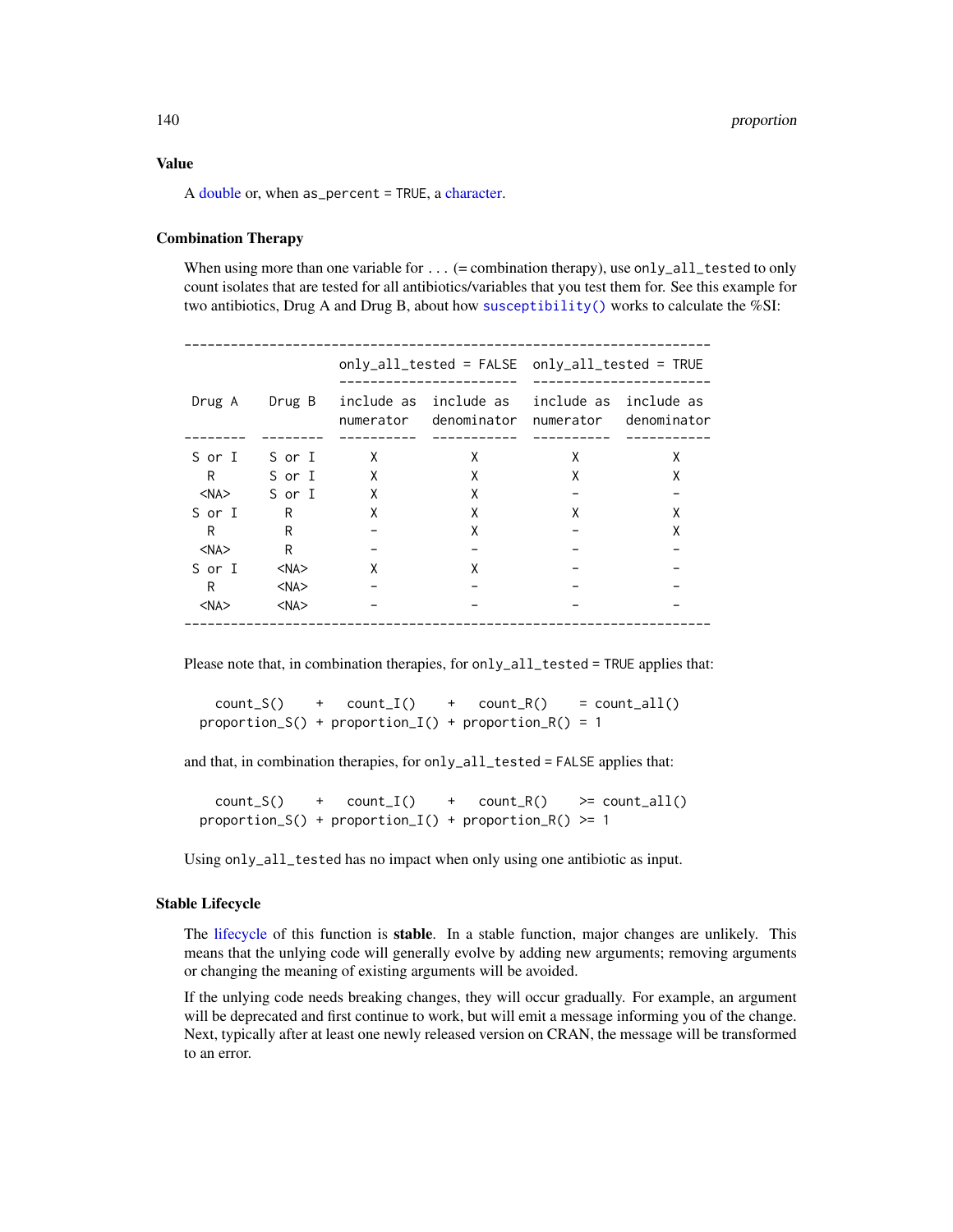## Value

A double or, when `as_percent = TRUE`, a character.

## Combination Therapy

When using more than one variable for `...` (= combination therapy), use `only_all_tested` to only count isolates that are tested for all antibiotics/variables that you test them for. See this example for two antibiotics, Drug A and Drug B, about how `susceptibility()` works to calculate the %SI:

```
--------------------------------------------------------------------
                    only_all_tested = FALSE  only_all_tested = TRUE
                    -----------------------  -----------------------
 Drug A    Drug B   include as  include as   include as  include as
                    numerator   denominator  numerator   denominator
--------  --------  ----------  -----------  ----------  -----------
 S or I    S or I       X            X            X            X
   R       S or I       X            X            X            X
  <NA>     S or I       X            X            -            -
 S or I      R          X            X            X            X
   R         R          -            X            -            X
  <NA>       R          -            -            -            -
 S or I     <NA>        X            X            -            -
   R        <NA>        -            -            -            -
  <NA>      <NA>        -            -            -            -
--------------------------------------------------------------------
```

Please note that, in combination therapies, for `only_all_tested = TRUE` applies that:

```
    count_S()    +   count_I()    +   count_R()    = count_all()
  proportion_S() + proportion_I() + proportion_R() = 1
```

and that, in combination therapies, for `only_all_tested = FALSE` applies that:

```
    count_S()    +   count_I()    +   count_R()    >= count_all()
  proportion_S() + proportion_I() + proportion_R() >= 1
```

Using `only_all_tested` has no impact when only using one antibiotic as input.

## Stable Lifecycle

The lifecycle of this function is **stable**. In a stable function, major changes are unlikely. This means that the unlying code will generally evolve by adding new arguments; removing arguments or changing the meaning of existing arguments will be avoided.

If the unlying code needs breaking changes, they will occur gradually. For example, an argument will be deprecated and first continue to work, but will emit a message informing you of the change. Next, typically after at least one newly released version on CRAN, the message will be transformed to an error.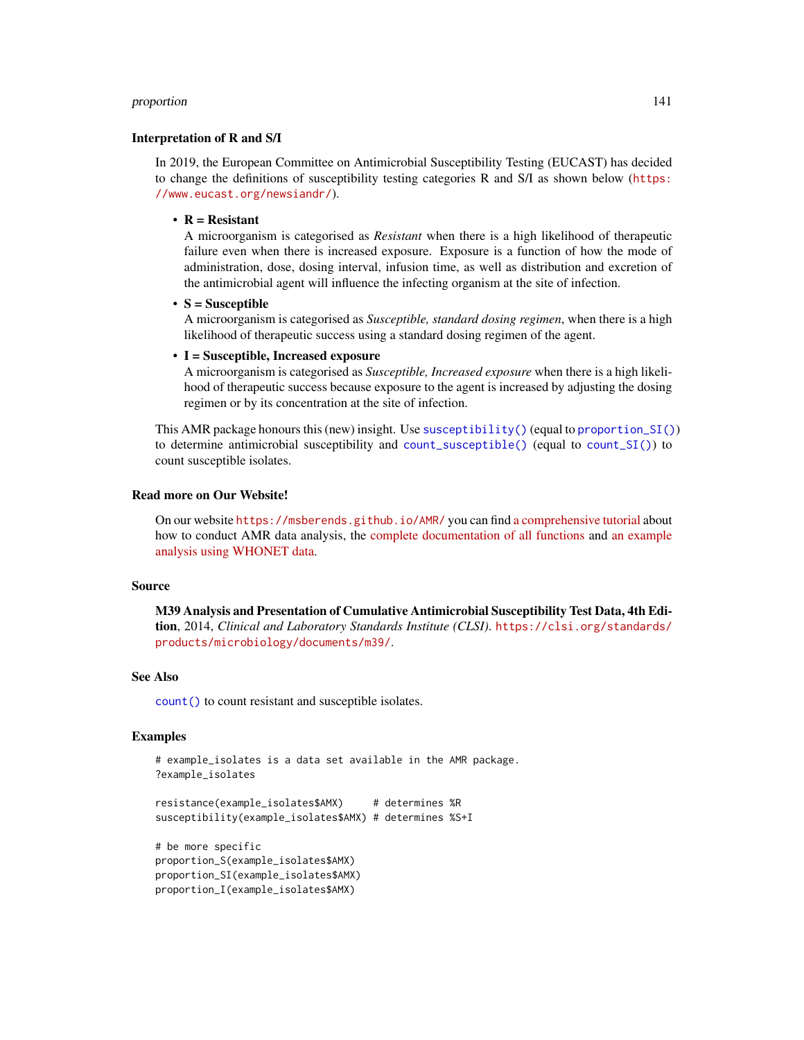### Interpretation of R and S/I

In 2019, the European Committee on Antimicrobial Susceptibility Testing (EUCAST) has decided to change the definitions of susceptibility testing categories R and S/I as shown below (https://www.eucast.org/newsiandr/).

- **R = Resistant**
  A microorganism is categorised as *Resistant* when there is a high likelihood of therapeutic failure even when there is increased exposure. Exposure is a function of how the mode of administration, dose, dosing interval, infusion time, as well as distribution and excretion of the antimicrobial agent will influence the infecting organism at the site of infection.
- **S = Susceptible**
  A microorganism is categorised as *Susceptible, standard dosing regimen*, when there is a high likelihood of therapeutic success using a standard dosing regimen of the agent.
- **I = Susceptible, Increased exposure**
  A microorganism is categorised as *Susceptible, Increased exposure* when there is a high likelihood of therapeutic success because exposure to the agent is increased by adjusting the dosing regimen or by its concentration at the site of infection.

This AMR package honours this (new) insight. Use `susceptibility()` (equal to `proportion_SI()`) to determine antimicrobial susceptibility and `count_susceptible()` (equal to `count_SI()`) to count susceptible isolates.

### Read more on Our Website!

On our website https://msberends.github.io/AMR/ you can find a comprehensive tutorial about how to conduct AMR data analysis, the complete documentation of all functions and an example analysis using WHONET data.

### Source

**M39 Analysis and Presentation of Cumulative Antimicrobial Susceptibility Test Data, 4th Edition**, 2014, *Clinical and Laboratory Standards Institute (CLSI)*. https://clsi.org/standards/products/microbiology/documents/m39/.

### See Also

`count()` to count resistant and susceptible isolates.

### Examples

```
# example_isolates is a data set available in the AMR package.
?example_isolates

resistance(example_isolates$AMX)     # determines %R
susceptibility(example_isolates$AMX) # determines %S+I

# be more specific
proportion_S(example_isolates$AMX)
proportion_SI(example_isolates$AMX)
proportion_I(example_isolates$AMX)
```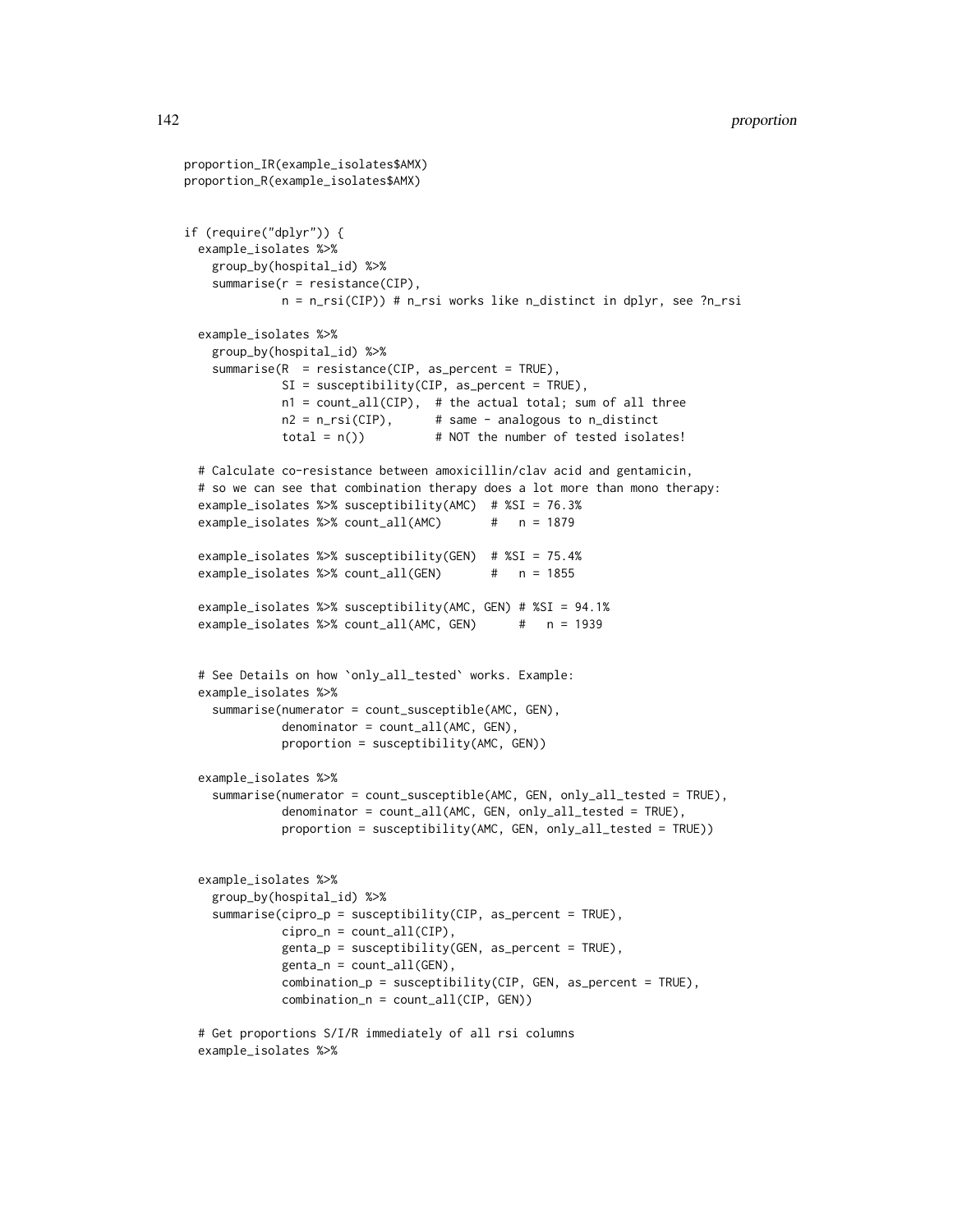```
proportion_IR(example_isolates$AMX)
proportion_R(example_isolates$AMX)


if (require("dplyr")) {
  example_isolates %>%
    group_by(hospital_id) %>%
    summarise(r = resistance(CIP),
              n = n_rsi(CIP)) # n_rsi works like n_distinct in dplyr, see ?n_rsi

  example_isolates %>%
    group_by(hospital_id) %>%
    summarise(R  = resistance(CIP, as_percent = TRUE),
              SI = susceptibility(CIP, as_percent = TRUE),
              n1 = count_all(CIP),  # the actual total; sum of all three
              n2 = n_rsi(CIP),      # same - analogous to n_distinct
              total = n())          # NOT the number of tested isolates!

  # Calculate co-resistance between amoxicillin/clav acid and gentamicin,
  # so we can see that combination therapy does a lot more than mono therapy:
  example_isolates %>% susceptibility(AMC)  # %SI = 76.3%
  example_isolates %>% count_all(AMC)       #   n = 1879

  example_isolates %>% susceptibility(GEN)  # %SI = 75.4%
  example_isolates %>% count_all(GEN)       #   n = 1855

  example_isolates %>% susceptibility(AMC, GEN) # %SI = 94.1%
  example_isolates %>% count_all(AMC, GEN)      #   n = 1939


  # See Details on how `only_all_tested` works. Example:
  example_isolates %>%
    summarise(numerator = count_susceptible(AMC, GEN),
              denominator = count_all(AMC, GEN),
              proportion = susceptibility(AMC, GEN))

  example_isolates %>%
    summarise(numerator = count_susceptible(AMC, GEN, only_all_tested = TRUE),
              denominator = count_all(AMC, GEN, only_all_tested = TRUE),
              proportion = susceptibility(AMC, GEN, only_all_tested = TRUE))


  example_isolates %>%
    group_by(hospital_id) %>%
    summarise(cipro_p = susceptibility(CIP, as_percent = TRUE),
              cipro_n = count_all(CIP),
              genta_p = susceptibility(GEN, as_percent = TRUE),
              genta_n = count_all(GEN),
              combination_p = susceptibility(CIP, GEN, as_percent = TRUE),
              combination_n = count_all(CIP, GEN))

  # Get proportions S/I/R immediately of all rsi columns
  example_isolates %>%
```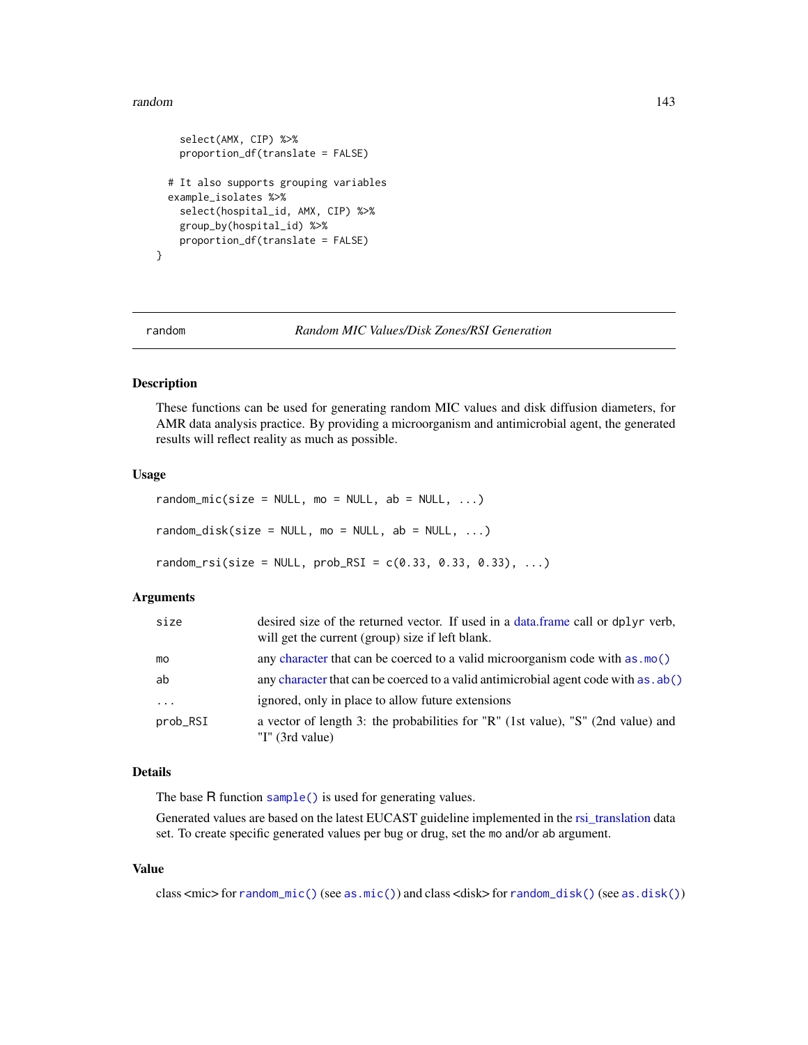```
    select(AMX, CIP) %>%
    proportion_df(translate = FALSE)

  # It also supports grouping variables
  example_isolates %>%
    select(hospital_id, AMX, CIP) %>%
    group_by(hospital_id) %>%
    proportion_df(translate = FALSE)
}
```

---

## random — *Random MIC Values/Disk Zones/RSI Generation*

---

### Description

These functions can be used for generating random MIC values and disk diffusion diameters, for AMR data analysis practice. By providing a microorganism and antimicrobial agent, the generated results will reflect reality as much as possible.

### Usage

```
random_mic(size = NULL, mo = NULL, ab = NULL, ...)

random_disk(size = NULL, mo = NULL, ab = NULL, ...)

random_rsi(size = NULL, prob_RSI = c(0.33, 0.33, 0.33), ...)
```

### Arguments

| | |
|---|---|
| `size` | desired size of the returned vector. If used in a data.frame call or `dplyr` verb, will get the current (group) size if left blank. |
| `mo` | any character that can be coerced to a valid microorganism code with `as.mo()` |
| `ab` | any character that can be coerced to a valid antimicrobial agent code with `as.ab()` |
| `...` | ignored, only in place to allow future extensions |
| `prob_RSI` | a vector of length 3: the probabilities for "R" (1st value), "S" (2nd value) and "I" (3rd value) |

### Details

The base R function `sample()` is used for generating values.

Generated values are based on the latest EUCAST guideline implemented in the rsi_translation data set. To create specific generated values per bug or drug, set the `mo` and/or `ab` argument.

### Value

class <mic> for `random_mic()` (see `as.mic()`) and class <disk> for `random_disk()` (see `as.disk()`)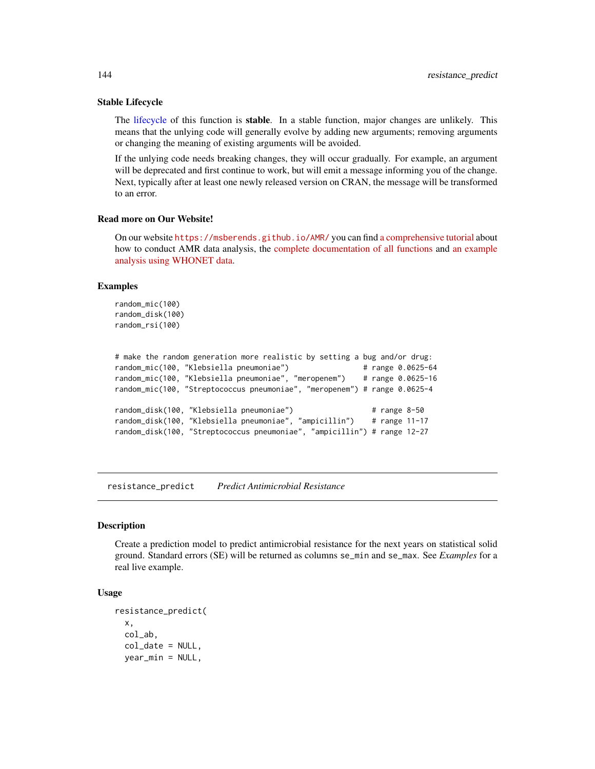### Stable Lifecycle

The lifecycle of this function is **stable**. In a stable function, major changes are unlikely. This means that the unlying code will generally evolve by adding new arguments; removing arguments or changing the meaning of existing arguments will be avoided.

If the unlying code needs breaking changes, they will occur gradually. For example, an argument will be deprecated and first continue to work, but will emit a message informing you of the change. Next, typically after at least one newly released version on CRAN, the message will be transformed to an error.

### Read more on Our Website!

On our website `https://msberends.github.io/AMR/` you can find a comprehensive tutorial about how to conduct AMR data analysis, the complete documentation of all functions and an example analysis using WHONET data.

### Examples

```
random_mic(100)
random_disk(100)
random_rsi(100)


# make the random generation more realistic by setting a bug and/or drug:
random_mic(100, "Klebsiella pneumoniae")                # range 0.0625-64
random_mic(100, "Klebsiella pneumoniae", "meropenem")   # range 0.0625-16
random_mic(100, "Streptococcus pneumoniae", "meropenem") # range 0.0625-4

random_disk(100, "Klebsiella pneumoniae")                 # range 8-50
random_disk(100, "Klebsiella pneumoniae", "ampicillin")   # range 11-17
random_disk(100, "Streptococcus pneumoniae", "ampicillin") # range 12-27
```

---

## resistance_predict *Predict Antimicrobial Resistance*

---

### Description

Create a prediction model to predict antimicrobial resistance for the next years on statistical solid ground. Standard errors (SE) will be returned as columns `se_min` and `se_max`. See *Examples* for a real live example.

### Usage

```
resistance_predict(
  x,
  col_ab,
  col_date = NULL,
  year_min = NULL,
```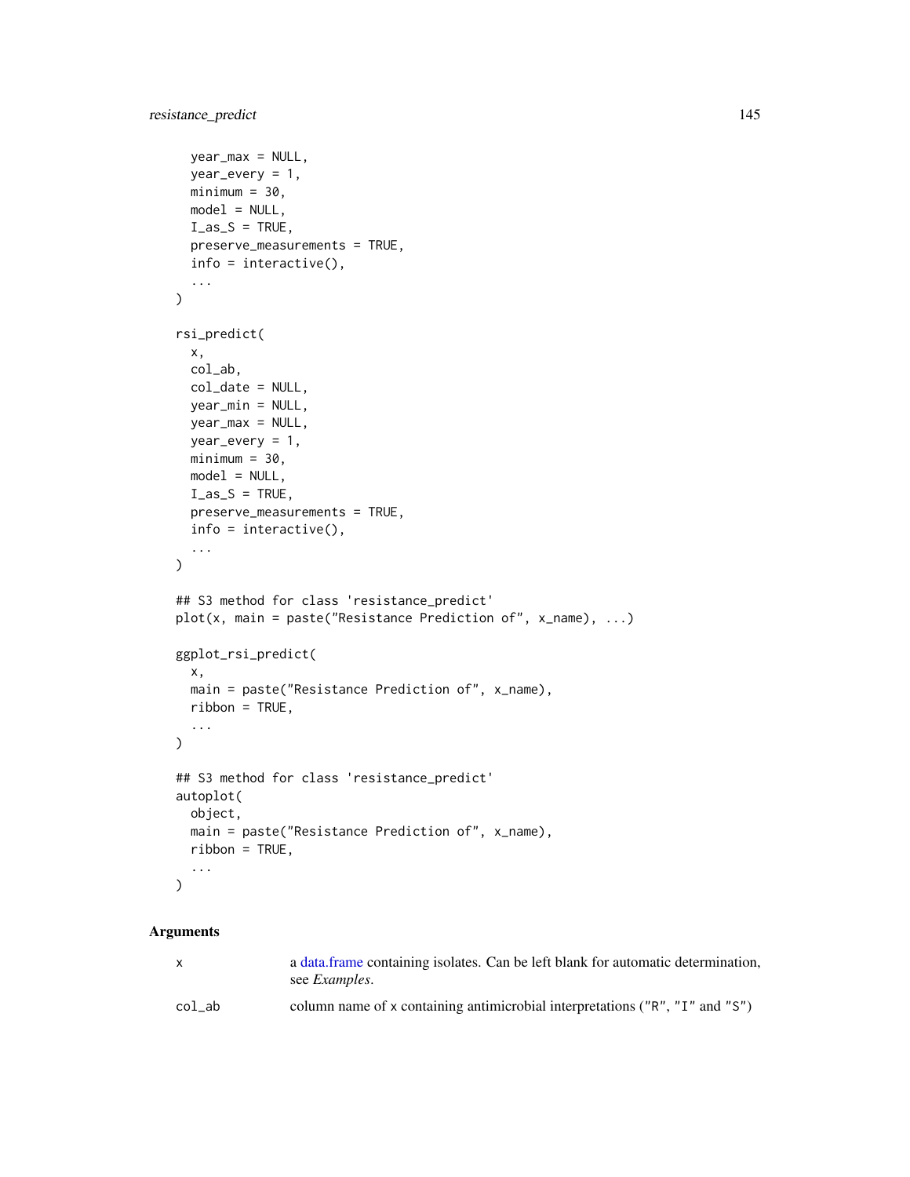```
  year_max = NULL,
  year_every = 1,
  minimum = 30,
  model = NULL,
  I_as_S = TRUE,
  preserve_measurements = TRUE,
  info = interactive(),
  ...
)

rsi_predict(
  x,
  col_ab,
  col_date = NULL,
  year_min = NULL,
  year_max = NULL,
  year_every = 1,
  minimum = 30,
  model = NULL,
  I_as_S = TRUE,
  preserve_measurements = TRUE,
  info = interactive(),
  ...
)

## S3 method for class 'resistance_predict'
plot(x, main = paste("Resistance Prediction of", x_name), ...)

ggplot_rsi_predict(
  x,
  main = paste("Resistance Prediction of", x_name),
  ribbon = TRUE,
  ...
)

## S3 method for class 'resistance_predict'
autoplot(
  object,
  main = paste("Resistance Prediction of", x_name),
  ribbon = TRUE,
  ...
)
```

## Arguments

| | |
|---|---|
| x | a data.frame containing isolates. Can be left blank for automatic determination, see *Examples*. |
| col_ab | column name of x containing antimicrobial interpretations ("R", "I" and "S") |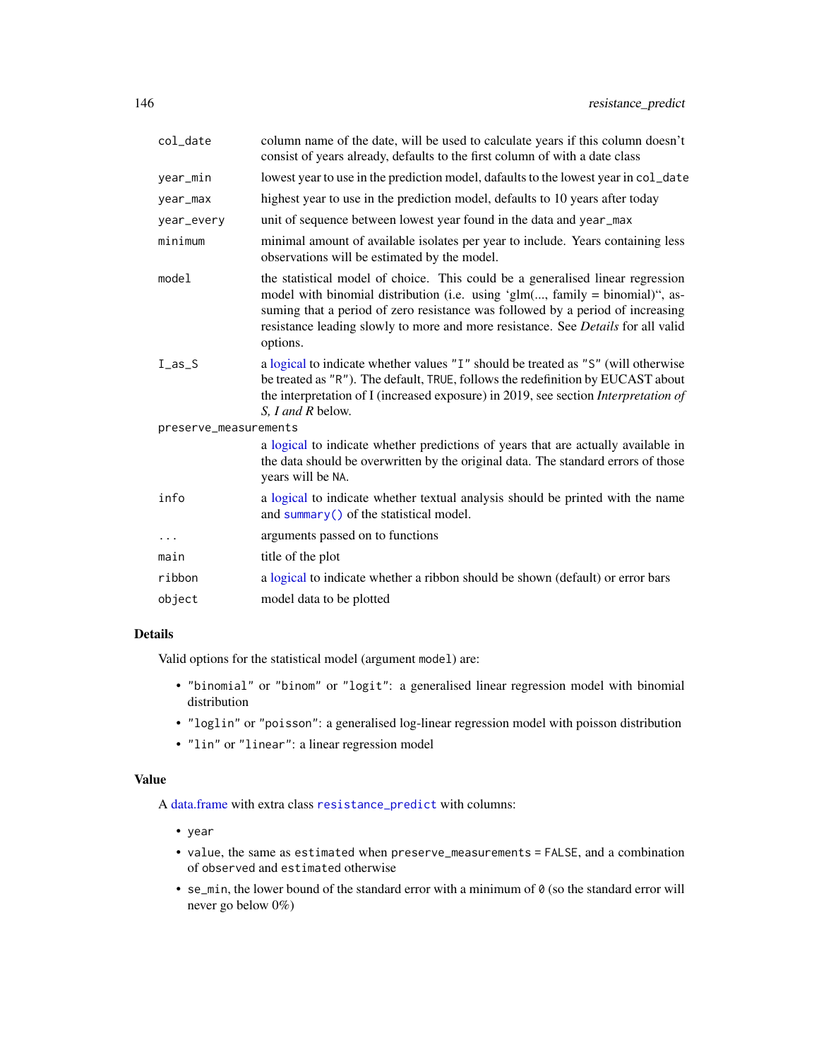| | |
|---|---|
| `col_date` | column name of the date, will be used to calculate years if this column doesn't consist of years already, defaults to the first column of with a date class |
| `year_min` | lowest year to use in the prediction model, dafaults to the lowest year in `col_date` |
| `year_max` | highest year to use in the prediction model, defaults to 10 years after today |
| `year_every` | unit of sequence between lowest year found in the data and `year_max` |
| `minimum` | minimal amount of available isolates per year to include. Years containing less observations will be estimated by the model. |
| `model` | the statistical model of choice. This could be a generalised linear regression model with binomial distribution (i.e. using 'glm(..., family = binomial)", assuming that a period of zero resistance was followed by a period of increasing resistance leading slowly to more and more resistance. See *Details* for all valid options. |
| `I_as_S` | a logical to indicate whether values `"I"` should be treated as `"S"` (will otherwise be treated as `"R"`). The default, `TRUE`, follows the redefinition by EUCAST about the interpretation of I (increased exposure) in 2019, see section *Interpretation of S, I and R* below. |
| `preserve_measurements` | a logical to indicate whether predictions of years that are actually available in the data should be overwritten by the original data. The standard errors of those years will be `NA`. |
| `info` | a logical to indicate whether textual analysis should be printed with the name and `summary()` of the statistical model. |
| `...` | arguments passed on to functions |
| `main` | title of the plot |
| `ribbon` | a logical to indicate whether a ribbon should be shown (default) or error bars |
| `object` | model data to be plotted |

## Details

Valid options for the statistical model (argument `model`) are:

- `"binomial"` or `"binom"` or `"logit"`: a generalised linear regression model with binomial distribution
- `"loglin"` or `"poisson"`: a generalised log-linear regression model with poisson distribution
- `"lin"` or `"linear"`: a linear regression model

## Value

A data.frame with extra class `resistance_predict` with columns:

- `year`
- `value`, the same as `estimated` when `preserve_measurements = FALSE`, and a combination of `observed` and `estimated` otherwise
- `se_min`, the lower bound of the standard error with a minimum of `0` (so the standard error will never go below 0%)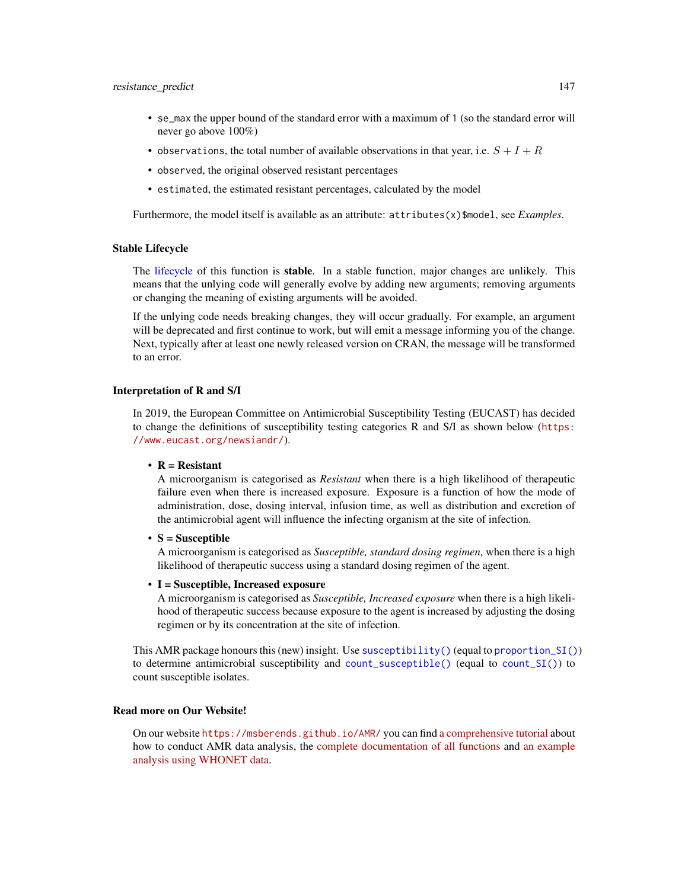- `se_max` the upper bound of the standard error with a maximum of `1` (so the standard error will never go above 100%)
- `observations`, the total number of available observations in that year, i.e. $S + I + R$
- `observed`, the original observed resistant percentages
- `estimated`, the estimated resistant percentages, calculated by the model

Furthermore, the model itself is available as an attribute: `attributes(x)$model`, see *Examples*.

### Stable Lifecycle

The lifecycle of this function is **stable**. In a stable function, major changes are unlikely. This means that the unlying code will generally evolve by adding new arguments; removing arguments or changing the meaning of existing arguments will be avoided.

If the unlying code needs breaking changes, they will occur gradually. For example, an argument will be deprecated and first continue to work, but will emit a message informing you of the change. Next, typically after at least one newly released version on CRAN, the message will be transformed to an error.

### Interpretation of R and S/I

In 2019, the European Committee on Antimicrobial Susceptibility Testing (EUCAST) has decided to change the definitions of susceptibility testing categories R and S/I as shown below (https://www.eucast.org/newsiandr/).

- **R = Resistant**
  A microorganism is categorised as *Resistant* when there is a high likelihood of therapeutic failure even when there is increased exposure. Exposure is a function of how the mode of administration, dose, dosing interval, infusion time, as well as distribution and excretion of the antimicrobial agent will influence the infecting organism at the site of infection.
- **S = Susceptible**
  A microorganism is categorised as *Susceptible, standard dosing regimen*, when there is a high likelihood of therapeutic success using a standard dosing regimen of the agent.
- **I = Susceptible, Increased exposure**
  A microorganism is categorised as *Susceptible, Increased exposure* when there is a high likelihood of therapeutic success because exposure to the agent is increased by adjusting the dosing regimen or by its concentration at the site of infection.

This AMR package honours this (new) insight. Use `susceptibility()` (equal to `proportion_SI()`) to determine antimicrobial susceptibility and `count_susceptible()` (equal to `count_SI()`) to count susceptible isolates.

### Read more on Our Website!

On our website https://msberends.github.io/AMR/ you can find a comprehensive tutorial about how to conduct AMR data analysis, the complete documentation of all functions and an example analysis using WHONET data.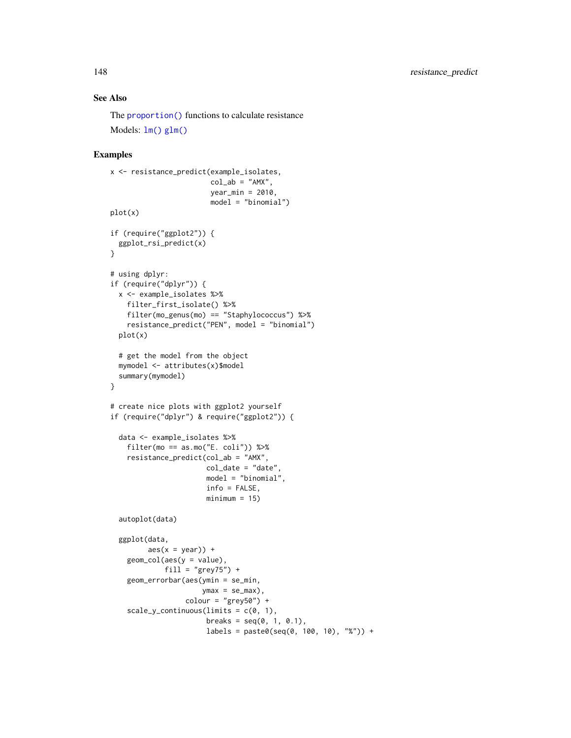## See Also

The `proportion()` functions to calculate resistance

Models: `lm()` `glm()`

## Examples

```
x <- resistance_predict(example_isolates,
                        col_ab = "AMX",
                        year_min = 2010,
                        model = "binomial")
plot(x)

if (require("ggplot2")) {
  ggplot_rsi_predict(x)
}

# using dplyr:
if (require("dplyr")) {
  x <- example_isolates %>%
    filter_first_isolate() %>%
    filter(mo_genus(mo) == "Staphylococcus") %>%
    resistance_predict("PEN", model = "binomial")
  plot(x)

  # get the model from the object
  mymodel <- attributes(x)$model
  summary(mymodel)
}

# create nice plots with ggplot2 yourself
if (require("dplyr") & require("ggplot2")) {

  data <- example_isolates %>%
    filter(mo == as.mo("E. coli")) %>%
    resistance_predict(col_ab = "AMX",
                       col_date = "date",
                       model = "binomial",
                       info = FALSE,
                       minimum = 15)

  autoplot(data)

  ggplot(data,
         aes(x = year)) +
    geom_col(aes(y = value),
             fill = "grey75") +
    geom_errorbar(aes(ymin = se_min,
                      ymax = se_max),
                  colour = "grey50") +
    scale_y_continuous(limits = c(0, 1),
                       breaks = seq(0, 1, 0.1),
                       labels = paste0(seq(0, 100, 10), "%")) +
```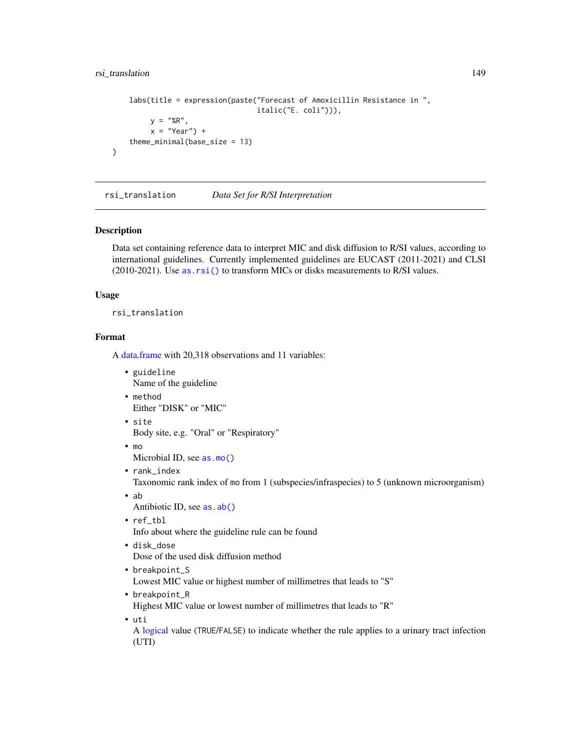```
    labs(title = expression(paste("Forecast of Amoxicillin Resistance in ",
                                  italic("E. coli"))),
         y = "%R",
         x = "Year") +
    theme_minimal(base_size = 13)
}
```

## rsi_translation *Data Set for R/SI Interpretation*

### Description

Data set containing reference data to interpret MIC and disk diffusion to R/SI values, according to international guidelines. Currently implemented guidelines are EUCAST (2011-2021) and CLSI (2010-2021). Use `as.rsi()` to transform MICs or disks measurements to R/SI values.

### Usage

```
rsi_translation
```

### Format

A data.frame with 20,318 observations and 11 variables:

- `guideline`
  Name of the guideline
- `method`
  Either "DISK" or "MIC"
- `site`
  Body site, e.g. "Oral" or "Respiratory"
- `mo`
  Microbial ID, see `as.mo()`
- `rank_index`
  Taxonomic rank index of `mo` from 1 (subspecies/infraspecies) to 5 (unknown microorganism)
- `ab`
  Antibiotic ID, see `as.ab()`
- `ref_tbl`
  Info about where the guideline rule can be found
- `disk_dose`
  Dose of the used disk diffusion method
- `breakpoint_S`
  Lowest MIC value or highest number of millimetres that leads to "S"
- `breakpoint_R`
  Highest MIC value or lowest number of millimetres that leads to "R"
- `uti`
  A logical value (`TRUE`/`FALSE`) to indicate whether the rule applies to a urinary tract infection (UTI)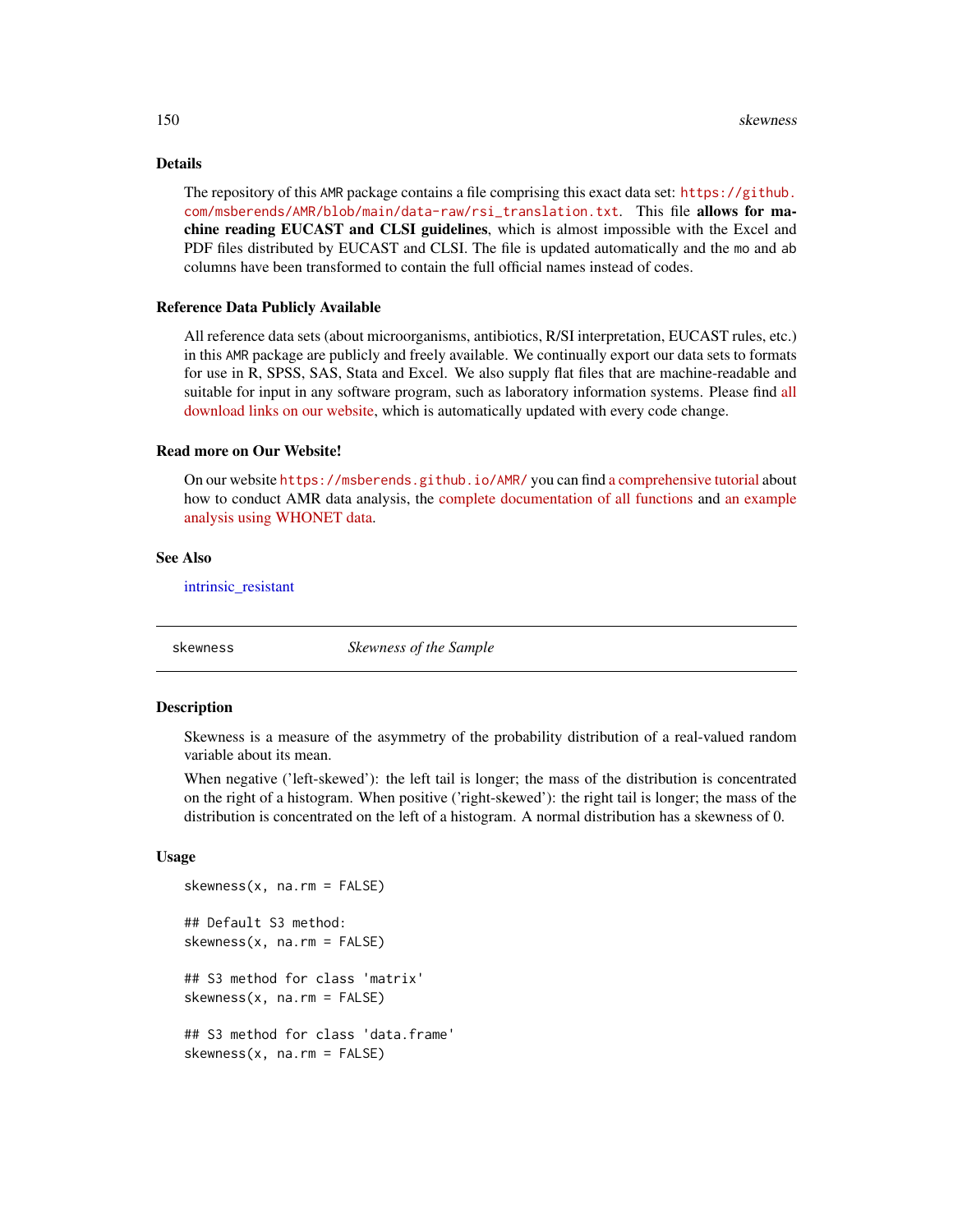### Details

The repository of this AMR package contains a file comprising this exact data set: https://github.com/msberends/AMR/blob/main/data-raw/rsi_translation.txt. This file **allows for machine reading EUCAST and CLSI guidelines**, which is almost impossible with the Excel and PDF files distributed by EUCAST and CLSI. The file is updated automatically and the mo and ab columns have been transformed to contain the full official names instead of codes.

### Reference Data Publicly Available

All reference data sets (about microorganisms, antibiotics, R/SI interpretation, EUCAST rules, etc.) in this AMR package are publicly and freely available. We continually export our data sets to formats for use in R, SPSS, SAS, Stata and Excel. We also supply flat files that are machine-readable and suitable for input in any software program, such as laboratory information systems. Please find all download links on our website, which is automatically updated with every code change.

### Read more on Our Website!

On our website https://msberends.github.io/AMR/ you can find a comprehensive tutorial about how to conduct AMR data analysis, the complete documentation of all functions and an example analysis using WHONET data.

### See Also

intrinsic_resistant

---

## skewness — *Skewness of the Sample*

---

### Description

Skewness is a measure of the asymmetry of the probability distribution of a real-valued random variable about its mean.

When negative ('left-skewed'): the left tail is longer; the mass of the distribution is concentrated on the right of a histogram. When positive ('right-skewed'): the right tail is longer; the mass of the distribution is concentrated on the left of a histogram. A normal distribution has a skewness of 0.

### Usage

```
skewness(x, na.rm = FALSE)

## Default S3 method:
skewness(x, na.rm = FALSE)

## S3 method for class 'matrix'
skewness(x, na.rm = FALSE)

## S3 method for class 'data.frame'
skewness(x, na.rm = FALSE)
```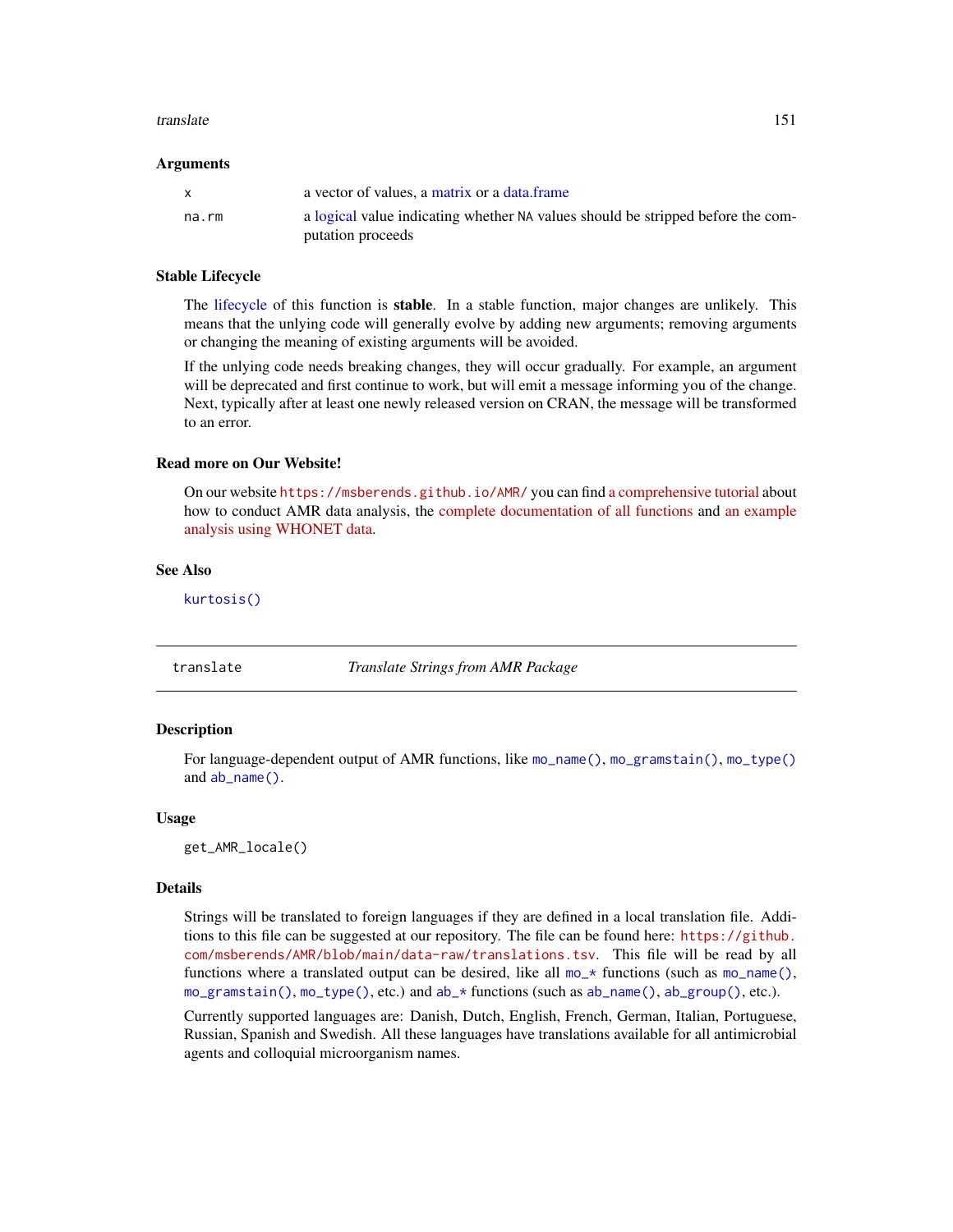### Arguments

| | |
|---|---|
| x | a vector of values, a matrix or a data.frame |
| na.rm | a logical value indicating whether NA values should be stripped before the computation proceeds |

### Stable Lifecycle

The lifecycle of this function is **stable**. In a stable function, major changes are unlikely. This means that the unlying code will generally evolve by adding new arguments; removing arguments or changing the meaning of existing arguments will be avoided.

If the unlying code needs breaking changes, they will occur gradually. For example, an argument will be deprecated and first continue to work, but will emit a message informing you of the change. Next, typically after at least one newly released version on CRAN, the message will be transformed to an error.

### Read more on Our Website!

On our website https://msberends.github.io/AMR/ you can find a comprehensive tutorial about how to conduct AMR data analysis, the complete documentation of all functions and an example analysis using WHONET data.

### See Also

`kurtosis()`

---

## translate — *Translate Strings from AMR Package*

### Description

For language-dependent output of AMR functions, like `mo_name()`, `mo_gramstain()`, `mo_type()` and `ab_name()`.

### Usage

```
get_AMR_locale()
```

### Details

Strings will be translated to foreign languages if they are defined in a local translation file. Additions to this file can be suggested at our repository. The file can be found here: https://github.com/msberends/AMR/blob/main/data-raw/translations.tsv. This file will be read by all functions where a translated output can be desired, like all `mo_*` functions (such as `mo_name()`, `mo_gramstain()`, `mo_type()`, etc.) and `ab_*` functions (such as `ab_name()`, `ab_group()`, etc.).

Currently supported languages are: Danish, Dutch, English, French, German, Italian, Portuguese, Russian, Spanish and Swedish. All these languages have translations available for all antimicrobial agents and colloquial microorganism names.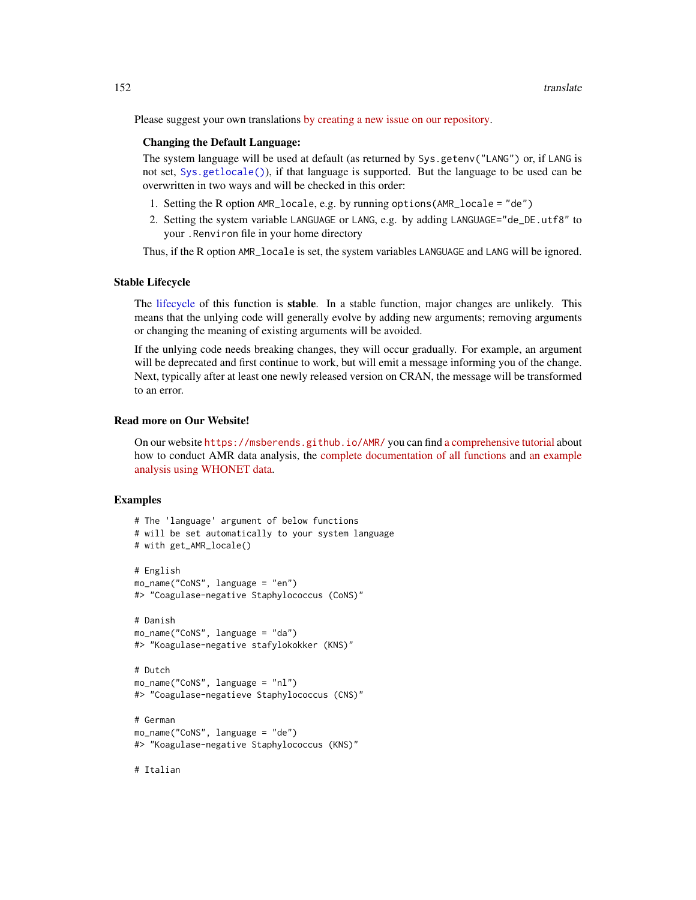Please suggest your own translations by creating a new issue on our repository.

**Changing the Default Language:**

The system language will be used at default (as returned by `Sys.getenv("LANG")` or, if `LANG` is not set, `Sys.getlocale()`), if that language is supported. But the language to be used can be overwritten in two ways and will be checked in this order:

1. Setting the R option `AMR_locale`, e.g. by running `options(AMR_locale = "de")`
2. Setting the system variable `LANGUAGE` or `LANG`, e.g. by adding `LANGUAGE="de_DE.utf8"` to your `.Renviron` file in your home directory

Thus, if the R option `AMR_locale` is set, the system variables `LANGUAGE` and `LANG` will be ignored.

## Stable Lifecycle

The lifecycle of this function is **stable**. In a stable function, major changes are unlikely. This means that the unlying code will generally evolve by adding new arguments; removing arguments or changing the meaning of existing arguments will be avoided.

If the unlying code needs breaking changes, they will occur gradually. For example, an argument will be deprecated and first continue to work, but will emit a message informing you of the change. Next, typically after at least one newly released version on CRAN, the message will be transformed to an error.

## Read more on Our Website!

On our website https://msberends.github.io/AMR/ you can find a comprehensive tutorial about how to conduct AMR data analysis, the complete documentation of all functions and an example analysis using WHONET data.

## Examples

```
# The 'language' argument of below functions
# will be set automatically to your system language
# with get_AMR_locale()

# English
mo_name("CoNS", language = "en")
#> "Coagulase-negative Staphylococcus (CoNS)"

# Danish
mo_name("CoNS", language = "da")
#> "Koagulase-negative stafylokokker (KNS)"

# Dutch
mo_name("CoNS", language = "nl")
#> "Coagulase-negatieve Staphylococcus (CNS)"

# German
mo_name("CoNS", language = "de")
#> "Koagulase-negative Staphylococcus (KNS)"

# Italian
```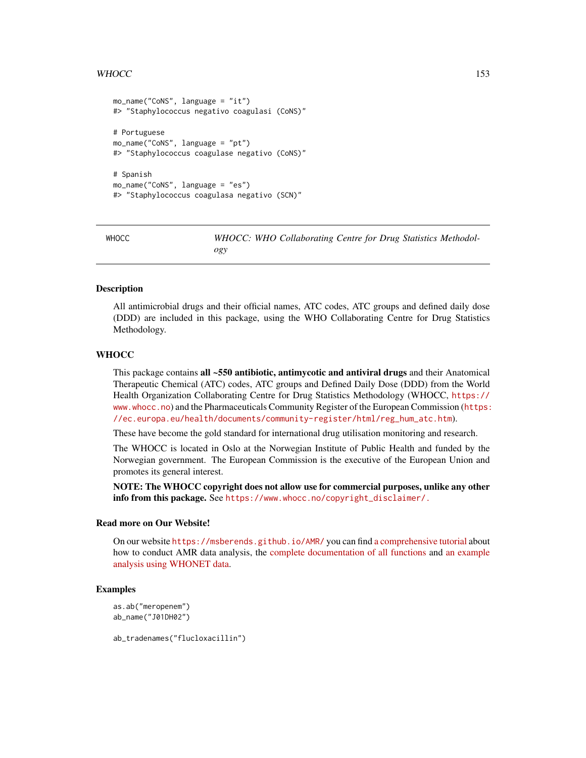```
mo_name("CoNS", language = "it")
#> "Staphylococcus negativo coagulasi (CoNS)"

# Portuguese
mo_name("CoNS", language = "pt")
#> "Staphylococcus coagulase negativo (CoNS)"

# Spanish
mo_name("CoNS", language = "es")
#> "Staphylococcus coagulasa negativo (SCN)"
```

---

WHOCC — *WHOCC: WHO Collaborating Centre for Drug Statistics Methodology*

---

## Description

All antimicrobial drugs and their official names, ATC codes, ATC groups and defined daily dose (DDD) are included in this package, using the WHO Collaborating Centre for Drug Statistics Methodology.

## WHOCC

This package contains **all ~550 antibiotic, antimycotic and antiviral drugs** and their Anatomical Therapeutic Chemical (ATC) codes, ATC groups and Defined Daily Dose (DDD) from the World Health Organization Collaborating Centre for Drug Statistics Methodology (WHOCC, https://www.whocc.no) and the Pharmaceuticals Community Register of the European Commission (https://ec.europa.eu/health/documents/community-register/html/reg_hum_atc.htm).

These have become the gold standard for international drug utilisation monitoring and research.

The WHOCC is located in Oslo at the Norwegian Institute of Public Health and funded by the Norwegian government. The European Commission is the executive of the European Union and promotes its general interest.

**NOTE: The WHOCC copyright does not allow use for commercial purposes, unlike any other info from this package.** See https://www.whocc.no/copyright_disclaimer/.

## Read more on Our Website!

On our website https://msberends.github.io/AMR/ you can find a comprehensive tutorial about how to conduct AMR data analysis, the complete documentation of all functions and an example analysis using WHONET data.

## Examples

```
as.ab("meropenem")
ab_name("J01DH02")

ab_tradenames("flucloxacillin")
```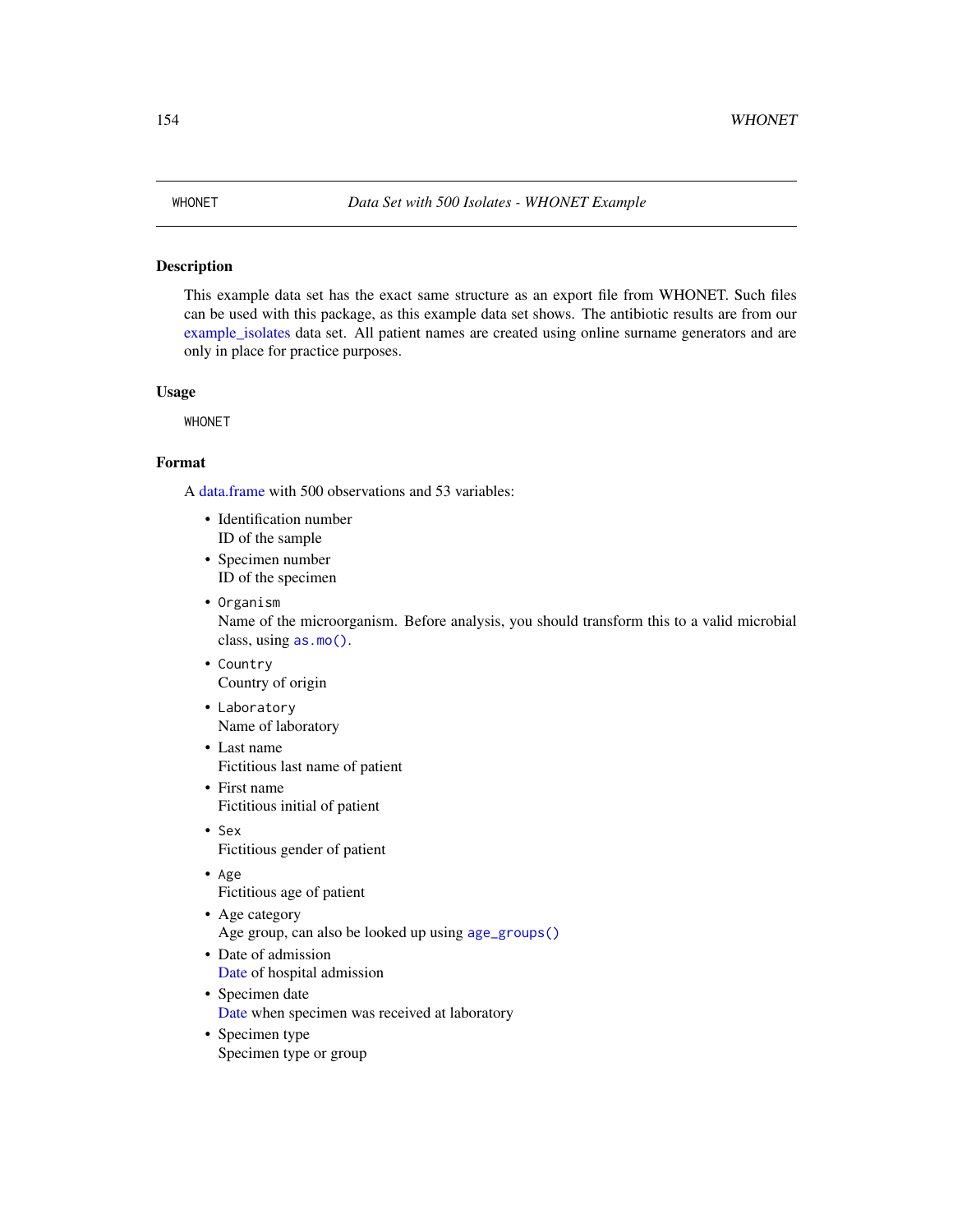WHONET *Data Set with 500 Isolates - WHONET Example*

## Description

This example data set has the exact same structure as an export file from WHONET. Such files can be used with this package, as this example data set shows. The antibiotic results are from our example_isolates data set. All patient names are created using online surname generators and are only in place for practice purposes.

## Usage

```
WHONET
```

## Format

A data.frame with 500 observations and 53 variables:

- Identification number
  ID of the sample
- Specimen number
  ID of the specimen
- `Organism`
  Name of the microorganism. Before analysis, you should transform this to a valid microbial class, using `as.mo()`.
- `Country`
  Country of origin
- `Laboratory`
  Name of laboratory
- Last name
  Fictitious last name of patient
- First name
  Fictitious initial of patient
- `Sex`
  Fictitious gender of patient
- `Age`
  Fictitious age of patient
- Age category
  Age group, can also be looked up using `age_groups()`
- Date of admission
  Date of hospital admission
- Specimen date
  Date when specimen was received at laboratory
- Specimen type
  Specimen type or group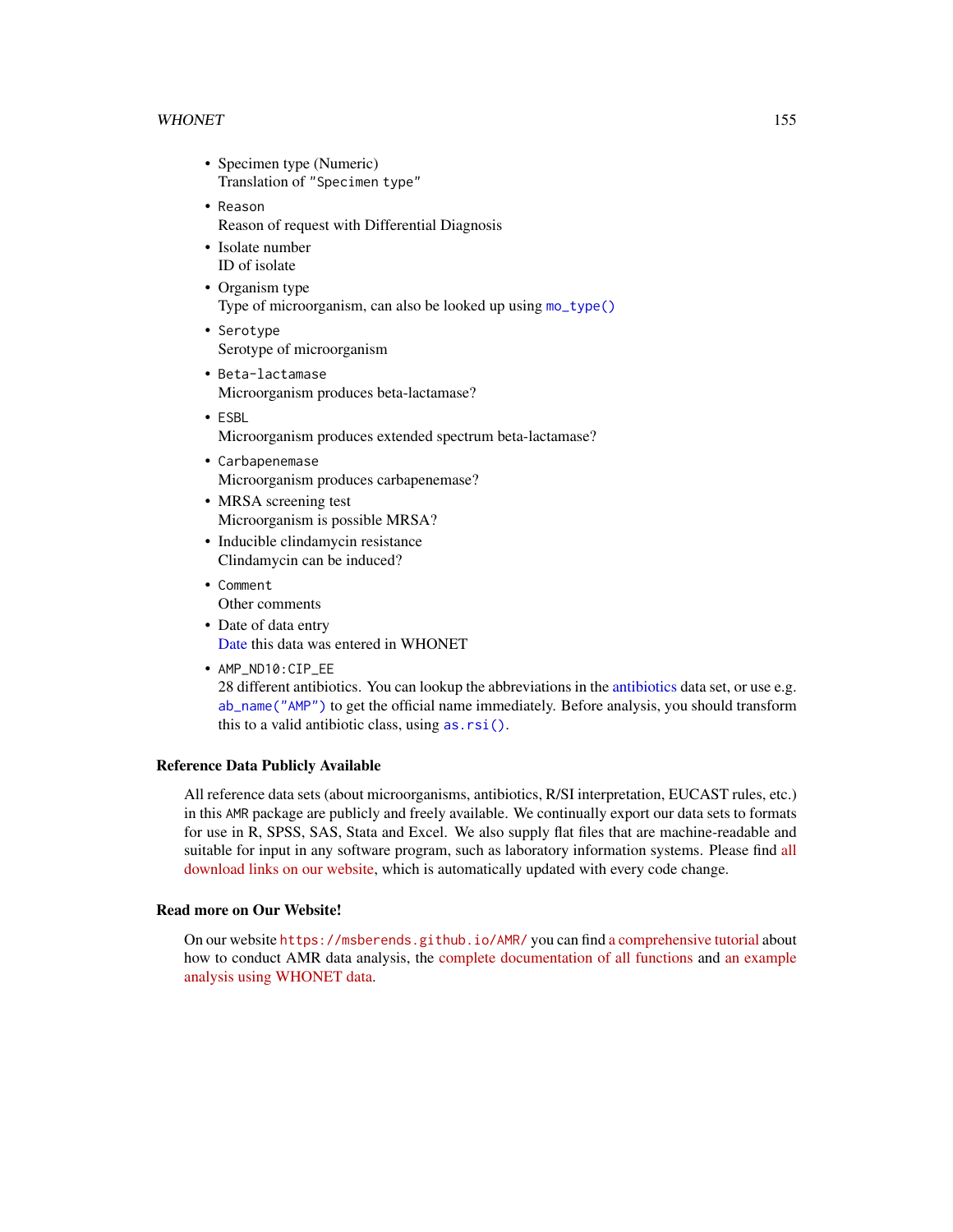- Specimen type (Numeric)
  Translation of `"Specimen type"`
- `Reason`
  Reason of request with Differential Diagnosis
- Isolate number
  ID of isolate
- Organism type
  Type of microorganism, can also be looked up using `mo_type()`
- `Serotype`
  Serotype of microorganism
- `Beta-lactamase`
  Microorganism produces beta-lactamase?
- `ESBL`
  Microorganism produces extended spectrum beta-lactamase?
- `Carbapenemase`
  Microorganism produces carbapenemase?
- MRSA screening test
  Microorganism is possible MRSA?
- Inducible clindamycin resistance
  Clindamycin can be induced?
- `Comment`
  Other comments
- Date of data entry
  Date this data was entered in WHONET
- `AMP_ND10:CIP_EE`
  28 different antibiotics. You can lookup the abbreviations in the antibiotics data set, or use e.g. `ab_name("AMP")` to get the official name immediately. Before analysis, you should transform this to a valid antibiotic class, using `as.rsi()`.

### Reference Data Publicly Available

All reference data sets (about microorganisms, antibiotics, R/SI interpretation, EUCAST rules, etc.) in this `AMR` package are publicly and freely available. We continually export our data sets to formats for use in R, SPSS, SAS, Stata and Excel. We also supply flat files that are machine-readable and suitable for input in any software program, such as laboratory information systems. Please find all download links on our website, which is automatically updated with every code change.

### Read more on Our Website!

On our website `https://msberends.github.io/AMR/` you can find a comprehensive tutorial about how to conduct AMR data analysis, the complete documentation of all functions and an example analysis using WHONET data.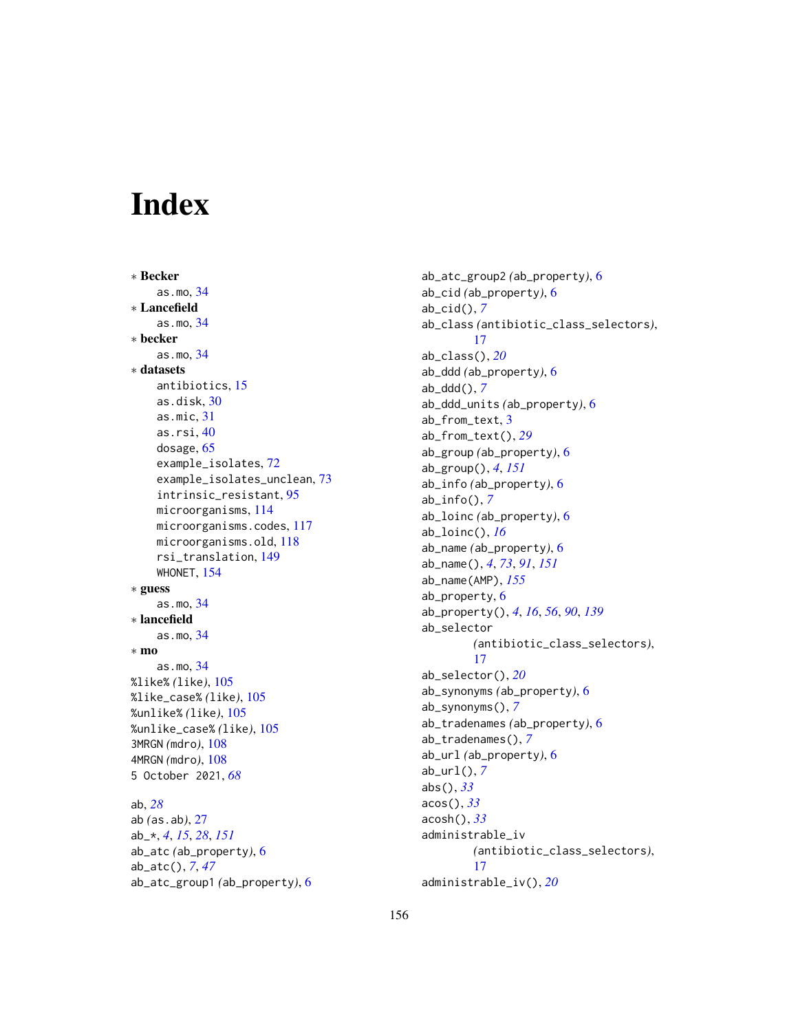# Index

* **Becker**
    as.mo, 34
* **Lancefield**
    as.mo, 34
* **becker**
    as.mo, 34
* **datasets**
    antibiotics, 15
    as.disk, 30
    as.mic, 31
    as.rsi, 40
    dosage, 65
    example_isolates, 72
    example_isolates_unclean, 73
    intrinsic_resistant, 95
    microorganisms, 114
    microorganisms.codes, 117
    microorganisms.old, 118
    rsi_translation, 149
    WHONET, 154
* **guess**
    as.mo, 34
* **lancefield**
    as.mo, 34
* **mo**
    as.mo, 34

%like% *(like)*, 105
%like_case% *(like)*, 105
%unlike% *(like)*, 105
%unlike_case% *(like)*, 105
3MRGN *(mdro)*, 108
4MRGN *(mdro)*, 108
5 October 2021, *68*

ab, *28*
ab *(as.ab)*, 27
ab_*, *4*, *15*, *28*, *151*
ab_atc *(ab_property)*, 6
ab_atc(), *7*, *47*
ab_atc_group1 *(ab_property)*, 6
ab_atc_group2 *(ab_property)*, 6
ab_cid *(ab_property)*, 6
ab_cid(), *7*
ab_class *(antibiotic_class_selectors)*, 17
ab_class(), *20*
ab_ddd *(ab_property)*, 6
ab_ddd(), *7*
ab_ddd_units *(ab_property)*, 6
ab_from_text, 3
ab_from_text(), *29*
ab_group *(ab_property)*, 6
ab_group(), *4*, *151*
ab_info *(ab_property)*, 6
ab_info(), *7*
ab_loinc *(ab_property)*, 6
ab_loinc(), *16*
ab_name *(ab_property)*, 6
ab_name(), *4*, *73*, *91*, *151*
ab_name(AMP), *155*
ab_property, 6
ab_property(), *4*, *16*, *56*, *90*, *139*
ab_selector *(antibiotic_class_selectors)*, 17
ab_selector(), *20*
ab_synonyms *(ab_property)*, 6
ab_synonyms(), *7*
ab_tradenames *(ab_property)*, 6
ab_tradenames(), *7*
ab_url *(ab_property)*, 6
ab_url(), *7*
abs(), *33*
acos(), *33*
acosh(), *33*
administrable_iv *(antibiotic_class_selectors)*, 17
administrable_iv(), *20*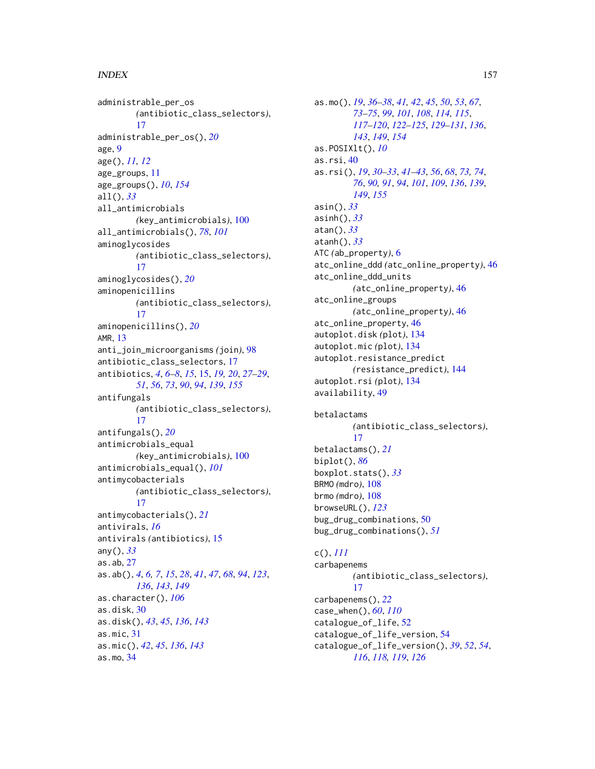administrable_per_os *(antibiotic_class_selectors)*, 17
administrable_per_os(), *20*
age, 9
age(), *11, 12*
age_groups, 11
age_groups(), *10*, *154*
all(), *33*
all_antimicrobials *(key_antimicrobials)*, 100
all_antimicrobials(), *78*, *101*
aminoglycosides *(antibiotic_class_selectors)*, 17
aminoglycosides(), *20*
aminopenicillins *(antibiotic_class_selectors)*, 17
aminopenicillins(), *20*
AMR, 13
anti_join_microorganisms *(join)*, 98
antibiotic_class_selectors, 17
antibiotics, *4*, *6–8*, *15*, 15, *19, 20*, *27–29*, *51*, *56*, *73*, *90*, *94*, *139*, *155*
antifungals *(antibiotic_class_selectors)*, 17
antifungals(), *20*
antimicrobials_equal *(key_antimicrobials)*, 100
antimicrobials_equal(), *101*
antimycobacterials *(antibiotic_class_selectors)*, 17
antimycobacterials(), *21*
antivirals, *16*
antivirals *(antibiotics)*, 15
any(), *33*
as.ab, 27
as.ab(), *4*, *6, 7*, *15*, *28*, *41*, *47*, *68*, *94*, *123*, *136*, *143*, *149*
as.character(), *106*
as.disk, 30
as.disk(), *43*, *45*, *136*, *143*
as.mic, 31
as.mic(), *42*, *45*, *136*, *143*
as.mo, 34
as.mo(), *19*, *36–38*, *41, 42*, *45*, *50*, *53*, *67*, *73–75*, *99*, *101*, *108*, *114, 115*, *117–120*, *122–125*, *129–131*, *136*, *143*, *149*, *154*
as.POSIXlt(), *10*
as.rsi, 40
as.rsi(), *19*, *30–33*, *41–43*, *56*, *68*, *73, 74*, *76*, *90, 91*, *94*, *101*, *109*, *136*, *139*, *149*, *155*
asin(), *33*
asinh(), *33*
atan(), *33*
atanh(), *33*
ATC *(ab_property)*, 6
atc_online_ddd *(atc_online_property)*, 46
atc_online_ddd_units *(atc_online_property)*, 46
atc_online_groups *(atc_online_property)*, 46
atc_online_property, 46
autoplot.disk *(plot)*, 134
autoplot.mic *(plot)*, 134
autoplot.resistance_predict *(resistance_predict)*, 144
autoplot.rsi *(plot)*, 134
availability, 49

betalactams *(antibiotic_class_selectors)*, 17
betalactams(), *21*
biplot(), *86*
boxplot.stats(), *33*
BRMO *(mdro)*, 108
brmo *(mdro)*, 108
browseURL(), *123*
bug_drug_combinations, 50
bug_drug_combinations(), *51*

c(), *111*
carbapenems *(antibiotic_class_selectors)*, 17
carbapenems(), *22*
case_when(), *60*, *110*
catalogue_of_life, 52
catalogue_of_life_version, 54
catalogue_of_life_version(), *39*, *52*, *54*, *116*, *118, 119*, *126*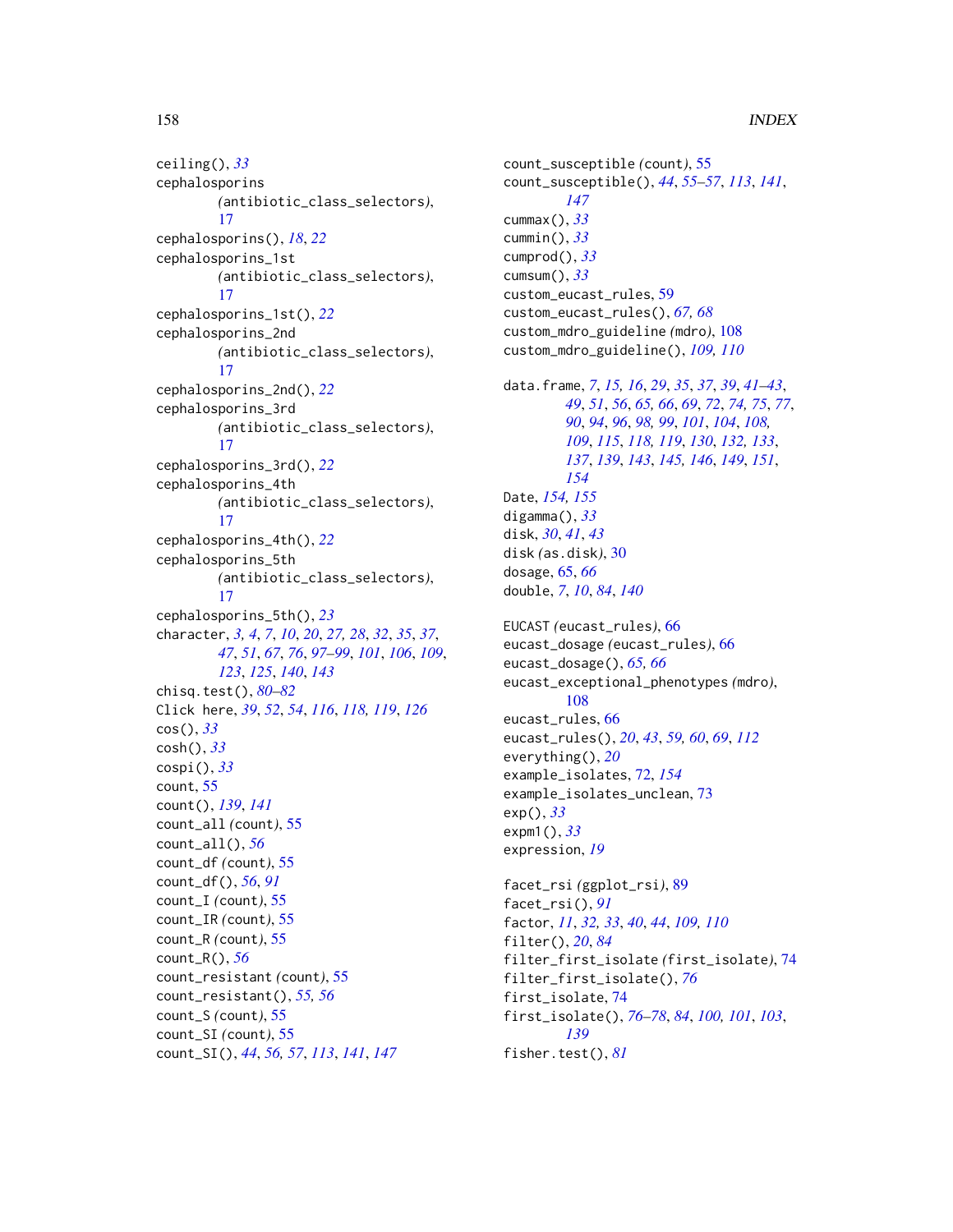ceiling(), *33*
cephalosporins (antibiotic_class_selectors), 17
cephalosporins(), *18*, *22*
cephalosporins_1st (antibiotic_class_selectors), 17
cephalosporins_1st(), *22*
cephalosporins_2nd (antibiotic_class_selectors), 17
cephalosporins_2nd(), *22*
cephalosporins_3rd (antibiotic_class_selectors), 17
cephalosporins_3rd(), *22*
cephalosporins_4th (antibiotic_class_selectors), 17
cephalosporins_4th(), *22*
cephalosporins_5th (antibiotic_class_selectors), 17
cephalosporins_5th(), *23*
character, *3, 4*, *7*, *10*, *20*, *27, 28*, *32*, *35*, *37*, *47*, *51*, *67*, *76*, *97–99*, *101*, *106*, *109*, *123*, *125*, *140*, *143*
chisq.test(), *80–82*
Click here, *39*, *52*, *54*, *116*, *118, 119*, *126*
cos(), *33*
cosh(), *33*
cospi(), *33*
count, 55
count(), *139*, *141*
count_all (count), 55
count_all(), *56*
count_df (count), 55
count_df(), *56*, *91*
count_I (count), 55
count_IR (count), 55
count_R (count), 55
count_R(), *56*
count_resistant (count), 55
count_resistant(), *55, 56*
count_S (count), 55
count_SI (count), 55
count_SI(), *44*, *56, 57*, *113*, *141*, *147*
count_susceptible (count), 55
count_susceptible(), *44*, *55–57*, *113*, *141*, *147*
cummax(), *33*
cummin(), *33*
cumprod(), *33*
cumsum(), *33*
custom_eucast_rules, 59
custom_eucast_rules(), *67, 68*
custom_mdro_guideline (mdro), 108
custom_mdro_guideline(), *109, 110*

data.frame, *7*, *15, 16*, *29*, *35*, *37*, *39*, *41–43*, *49*, *51*, *56*, *65, 66*, *69*, *72*, *74, 75*, *77*, *90*, *94*, *96*, *98, 99*, *101*, *104*, *108, 109*, *115*, *118, 119*, *130*, *132, 133*, *137*, *139*, *143*, *145, 146*, *149*, *151*, *154*
Date, *154, 155*
digamma(), *33*
disk, *30*, *41*, *43*
disk (as.disk), 30
dosage, 65, *66*
double, *7*, *10*, *84*, *140*

EUCAST (eucast_rules), 66
eucast_dosage (eucast_rules), 66
eucast_dosage(), *65, 66*
eucast_exceptional_phenotypes (mdro), 108
eucast_rules, 66
eucast_rules(), *20*, *43*, *59, 60*, *69*, *112*
everything(), *20*
example_isolates, 72, *154*
example_isolates_unclean, 73
exp(), *33*
expm1(), *33*
expression, *19*

facet_rsi (ggplot_rsi), 89
facet_rsi(), *91*
factor, *11*, *32, 33*, *40*, *44*, *109, 110*
filter(), *20*, *84*
filter_first_isolate (first_isolate), 74
filter_first_isolate(), *76*
first_isolate, 74
first_isolate(), *76–78*, *84*, *100, 101*, *103*, *139*
fisher.test(), *81*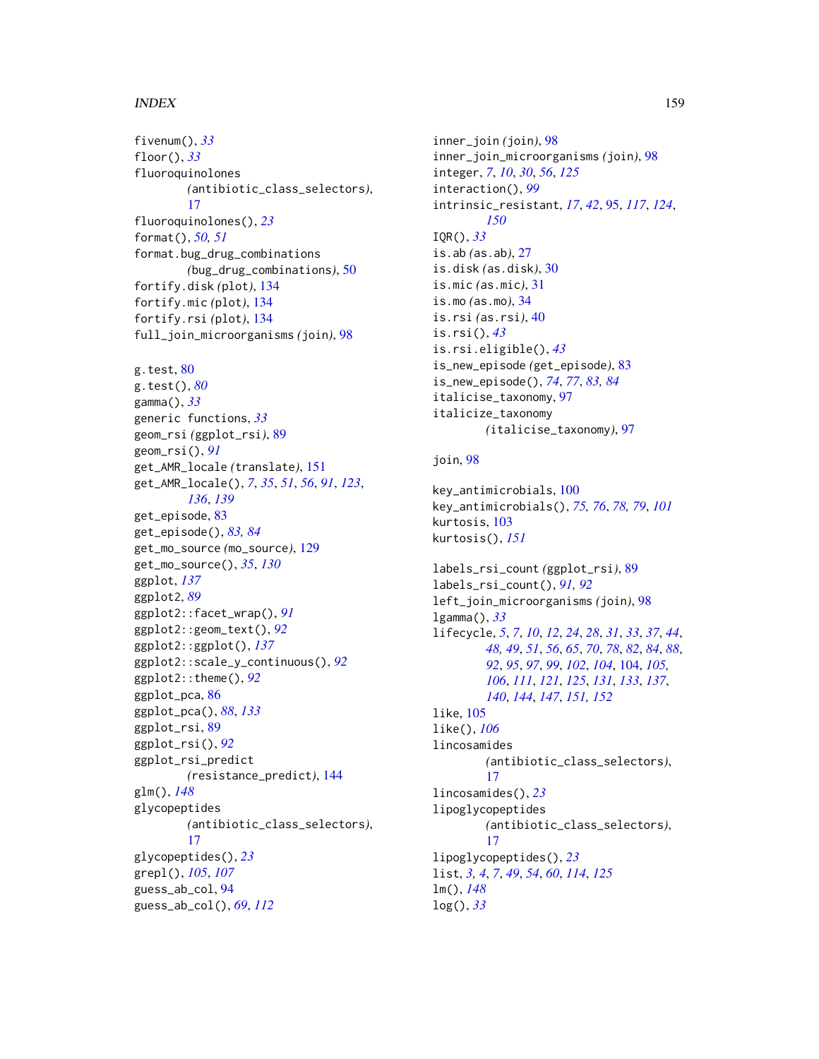fivenum(), *33*
floor(), *33*
fluoroquinolones
 (antibiotic_class_selectors), 17
fluoroquinolones(), *23*
format(), *50, 51*
format.bug_drug_combinations
 (bug_drug_combinations), 50
fortify.disk (plot), 134
fortify.mic (plot), 134
fortify.rsi (plot), 134
full_join_microorganisms (join), 98

g.test, 80
g.test(), *80*
gamma(), *33*
generic functions, *33*
geom_rsi (ggplot_rsi), 89
geom_rsi(), *91*
get_AMR_locale (translate), 151
get_AMR_locale(), *7*, *35*, *51*, *56*, *91*, *123*, *136*, *139*
get_episode, 83
get_episode(), *83, 84*
get_mo_source (mo_source), 129
get_mo_source(), *35*, *130*
ggplot, *137*
ggplot2, *89*
ggplot2::facet_wrap(), *91*
ggplot2::geom_text(), *92*
ggplot2::ggplot(), *137*
ggplot2::scale_y_continuous(), *92*
ggplot2::theme(), *92*
ggplot_pca, 86
ggplot_pca(), *88*, *133*
ggplot_rsi, 89
ggplot_rsi(), *92*
ggplot_rsi_predict
 (resistance_predict), 144
glm(), *148*
glycopeptides
 (antibiotic_class_selectors), 17
glycopeptides(), *23*
grepl(), *105*, *107*
guess_ab_col, 94
guess_ab_col(), *69*, *112*

inner_join (join), 98
inner_join_microorganisms (join), 98
integer, *7*, *10*, *30*, *56*, *125*
interaction(), *99*
intrinsic_resistant, *17*, *42*, 95, *117*, *124*, *150*
IQR(), *33*
is.ab (as.ab), 27
is.disk (as.disk), 30
is.mic (as.mic), 31
is.mo (as.mo), 34
is.rsi (as.rsi), 40
is.rsi(), *43*
is.rsi.eligible(), *43*
is_new_episode (get_episode), 83
is_new_episode(), *74*, *77*, *83, 84*
italicise_taxonomy, 97
italicize_taxonomy
 (italicise_taxonomy), 97

join, 98

key_antimicrobials, 100
key_antimicrobials(), *75, 76*, *78, 79*, *101*
kurtosis, 103
kurtosis(), *151*

labels_rsi_count (ggplot_rsi), 89
labels_rsi_count(), *91, 92*
left_join_microorganisms (join), 98
lgamma(), *33*
lifecycle, *5*, *7*, *10*, *12*, *24*, *28*, *31*, *33*, *37*, *44*, *48, 49*, *51*, *56*, *65*, *70*, *78*, *82*, *84*, *88*, *92*, *95*, *97*, *99*, *102*, *104*, 104, *105, 106*, *111*, *121*, *125*, *131*, *133*, *137*, *140*, *144*, *147*, *151, 152*
like, 105
like(), *106*
lincosamides
 (antibiotic_class_selectors), 17
lincosamides(), *23*
lipoglycopeptides
 (antibiotic_class_selectors), 17
lipoglycopeptides(), *23*
list, *3, 4*, *7*, *49*, *54*, *60*, *114*, *125*
lm(), *148*
log(), *33*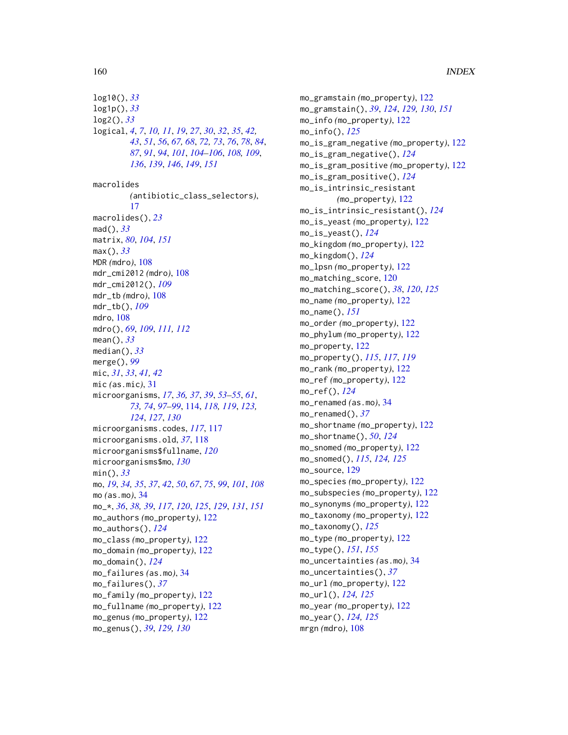log10(), *33*
log1p(), *33*
log2(), *33*
logical, *4*, *7*, *10, 11*, *19*, *27*, *30*, *32*, *35*, *42, 43*, *51*, *56*, *67, 68*, *72, 73*, *76*, *78*, *84*, *87*, *91*, *94*, *101*, *104–106*, *108, 109*, *136*, *139*, *146*, *149*, *151*

macrolides *(antibiotic_class_selectors)*, 17
macrolides(), *23*
mad(), *33*
matrix, *80*, *104*, *151*
max(), *33*
MDR *(mdro)*, 108
mdr_cmi2012 *(mdro)*, 108
mdr_cmi2012(), *109*
mdr_tb *(mdro)*, 108
mdr_tb(), *109*
mdro, 108
mdro(), *69*, *109*, *111, 112*
mean(), *33*
median(), *33*
merge(), *99*
mic, *31*, *33*, *41, 42*
mic *(as.mic)*, 31
microorganisms, *17*, *36, 37*, *39*, *53–55*, *61*, *73, 74*, *97–99*, 114, *118, 119*, *123, 124*, *127*, *130*
microorganisms.codes, *117*, 117
microorganisms.old, *37*, 118
microorganisms$fullname, *120*
microorganisms$mo, *130*
min(), *33*
mo, *19*, *34, 35*, *37*, *42*, *50*, *67*, *75*, *99*, *101*, *108*
mo *(as.mo)*, 34
mo_*, *36*, *38, 39*, *117*, *120*, *125*, *129*, *131*, *151*
mo_authors *(mo_property)*, 122
mo_authors(), *124*
mo_class *(mo_property)*, 122
mo_domain *(mo_property)*, 122
mo_domain(), *124*
mo_failures *(as.mo)*, 34
mo_failures(), *37*
mo_family *(mo_property)*, 122
mo_fullname *(mo_property)*, 122
mo_genus *(mo_property)*, 122
mo_genus(), *39*, *129, 130*
mo_gramstain *(mo_property)*, 122
mo_gramstain(), *39*, *124*, *129, 130*, *151*
mo_info *(mo_property)*, 122
mo_info(), *125*
mo_is_gram_negative *(mo_property)*, 122
mo_is_gram_negative(), *124*
mo_is_gram_positive *(mo_property)*, 122
mo_is_gram_positive(), *124*
mo_is_intrinsic_resistant *(mo_property)*, 122
mo_is_intrinsic_resistant(), *124*
mo_is_yeast *(mo_property)*, 122
mo_is_yeast(), *124*
mo_kingdom *(mo_property)*, 122
mo_kingdom(), *124*
mo_lpsn *(mo_property)*, 122
mo_matching_score, 120
mo_matching_score(), *38*, *120*, *125*
mo_name *(mo_property)*, 122
mo_name(), *151*
mo_order *(mo_property)*, 122
mo_phylum *(mo_property)*, 122
mo_property, 122
mo_property(), *115*, *117*, *119*
mo_rank *(mo_property)*, 122
mo_ref *(mo_property)*, 122
mo_ref(), *124*
mo_renamed *(as.mo)*, 34
mo_renamed(), *37*
mo_shortname *(mo_property)*, 122
mo_shortname(), *50*, *124*
mo_snomed *(mo_property)*, 122
mo_snomed(), *115*, *124, 125*
mo_source, 129
mo_species *(mo_property)*, 122
mo_subspecies *(mo_property)*, 122
mo_synonyms *(mo_property)*, 122
mo_taxonomy *(mo_property)*, 122
mo_taxonomy(), *125*
mo_type *(mo_property)*, 122
mo_type(), *151*, *155*
mo_uncertainties *(as.mo)*, 34
mo_uncertainties(), *37*
mo_url *(mo_property)*, 122
mo_url(), *124, 125*
mo_year *(mo_property)*, 122
mo_year(), *124, 125*
mrgn *(mdro)*, 108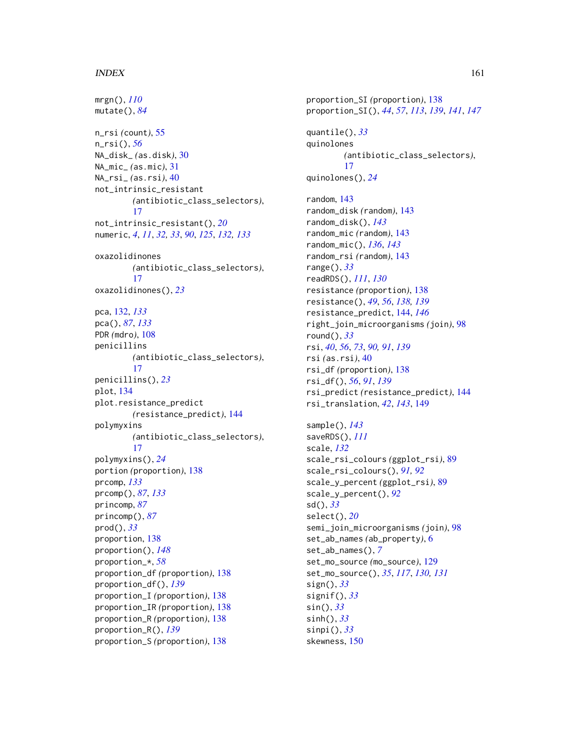mrgn(), *110*
mutate(), *84*

n_rsi *(count)*, 55
n_rsi(), *56*
NA_disk_ *(as.disk)*, 30
NA_mic_ *(as.mic)*, 31
NA_rsi_ *(as.rsi)*, 40
not_intrinsic_resistant *(antibiotic_class_selectors)*, 17
not_intrinsic_resistant(), *20*
numeric, *4*, *11*, *32, 33*, *90*, *125*, *132, 133*

oxazolidinones *(antibiotic_class_selectors)*, 17
oxazolidinones(), *23*

pca, 132, *133*
pca(), *87*, *133*
PDR *(mdro)*, 108
penicillins *(antibiotic_class_selectors)*, 17
penicillins(), *23*
plot, 134
plot.resistance_predict *(resistance_predict)*, 144
polymyxins *(antibiotic_class_selectors)*, 17
polymyxins(), *24*
portion *(proportion)*, 138
prcomp, *133*
prcomp(), *87*, *133*
princomp, *87*
princomp(), *87*
prod(), *33*
proportion, 138
proportion(), *148*
proportion_*, *58*
proportion_df *(proportion)*, 138
proportion_df(), *139*
proportion_I *(proportion)*, 138
proportion_IR *(proportion)*, 138
proportion_R *(proportion)*, 138
proportion_R(), *139*
proportion_S *(proportion)*, 138
proportion_SI *(proportion)*, 138
proportion_SI(), *44*, *57*, *113*, *139*, *141*, *147*

quantile(), *33*
quinolones *(antibiotic_class_selectors)*, 17
quinolones(), *24*

random, 143
random_disk *(random)*, 143
random_disk(), *143*
random_mic *(random)*, 143
random_mic(), *136*, *143*
random_rsi *(random)*, 143
range(), *33*
readRDS(), *111*, *130*
resistance *(proportion)*, 138
resistance(), *49*, *56*, *138, 139*
resistance_predict, 144, *146*
right_join_microorganisms *(join)*, 98
round(), *33*
rsi, *40*, *56*, *73*, *90, 91*, *139*
rsi *(as.rsi)*, 40
rsi_df *(proportion)*, 138
rsi_df(), *56*, *91*, *139*
rsi_predict *(resistance_predict)*, 144
rsi_translation, *42*, *143*, 149

sample(), *143*
saveRDS(), *111*
scale, *132*
scale_rsi_colours *(ggplot_rsi)*, 89
scale_rsi_colours(), *91, 92*
scale_y_percent *(ggplot_rsi)*, 89
scale_y_percent(), *92*
sd(), *33*
select(), *20*
semi_join_microorganisms *(join)*, 98
set_ab_names *(ab_property)*, 6
set_ab_names(), *7*
set_mo_source *(mo_source)*, 129
set_mo_source(), *35*, *117*, *130, 131*
sign(), *33*
signif(), *33*
sin(), *33*
sinh(), *33*
sinpi(), *33*
skewness, 150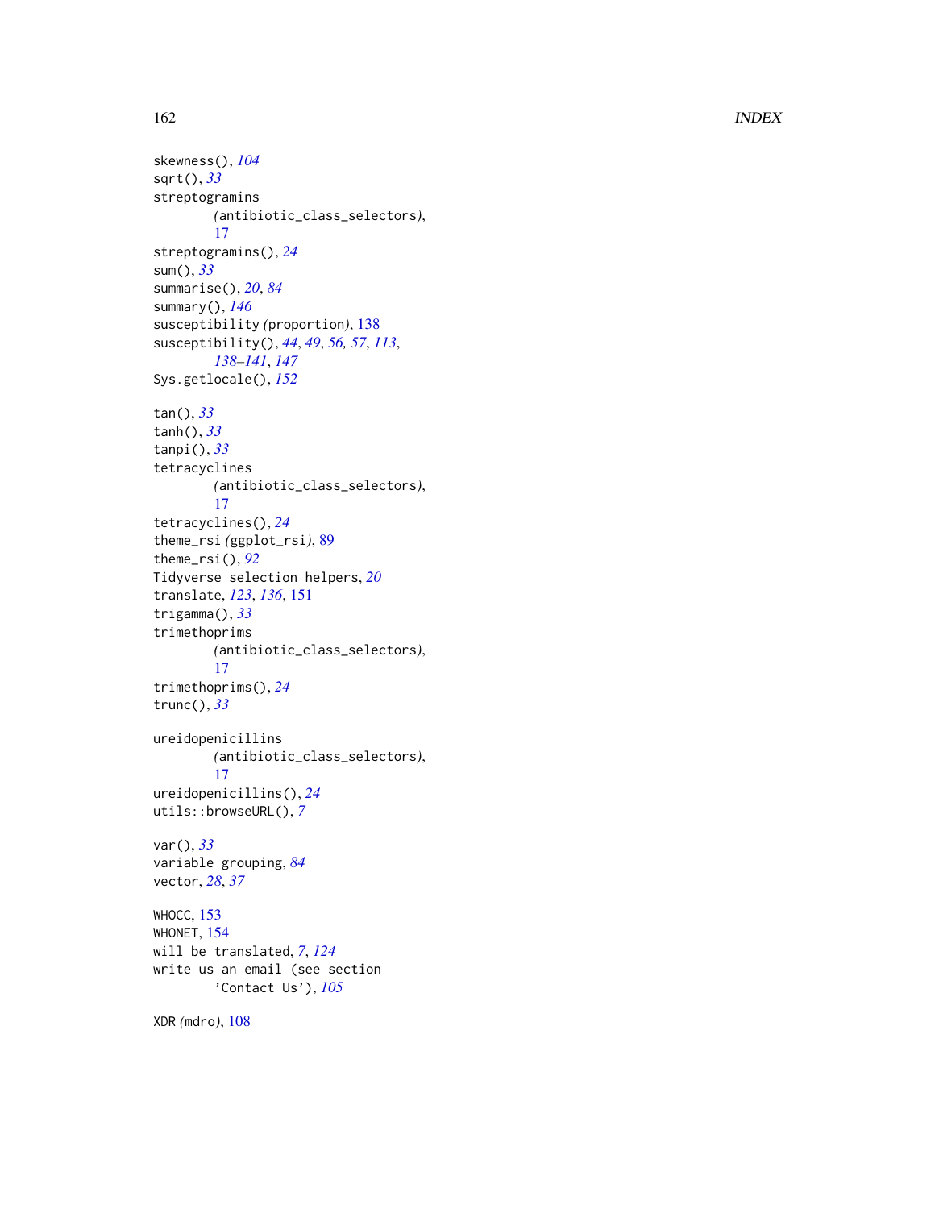skewness(), *104*
sqrt(), *33*
streptogramins
    *(*antibiotic_class_selectors*)*,
    17
streptogramins(), *24*
sum(), *33*
summarise(), *20*, *84*
summary(), *146*
susceptibility *(*proportion*)*, 138
susceptibility(), *44*, *49*, *56, 57*, *113*,
    *138–141*, *147*
Sys.getlocale(), *152*

tan(), *33*
tanh(), *33*
tanpi(), *33*
tetracyclines
    *(*antibiotic_class_selectors*)*,
    17
tetracyclines(), *24*
theme_rsi *(*ggplot_rsi*)*, 89
theme_rsi(), *92*
Tidyverse selection helpers, *20*
translate, *123*, *136*, 151
trigamma(), *33*
trimethoprims
    *(*antibiotic_class_selectors*)*,
    17
trimethoprims(), *24*
trunc(), *33*

ureidopenicillins
    *(*antibiotic_class_selectors*)*,
    17
ureidopenicillins(), *24*
utils::browseURL(), *7*

var(), *33*
variable grouping, *84*
vector, *28*, *37*

WHOCC, 153
WHONET, 154
will be translated, *7*, *124*
write us an email (see section
    'Contact Us'), *105*

XDR *(*mdro*)*, 108